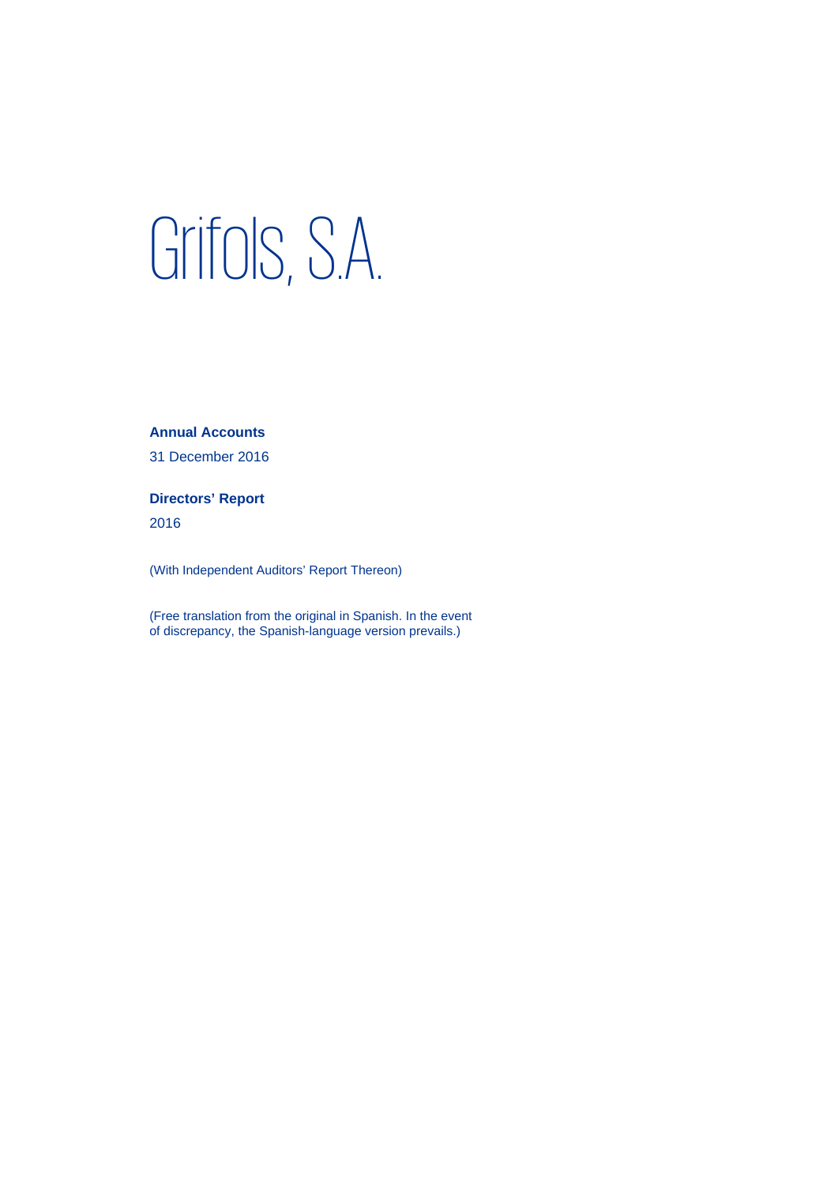# Grifols, S.A.

**Annual Accounts**

31 December 2016

**Directors' Report**

2016

(With Independent Auditors' Report Thereon)

(Free translation from the original in Spanish. In the event of discrepancy, the Spanish-language version prevails.)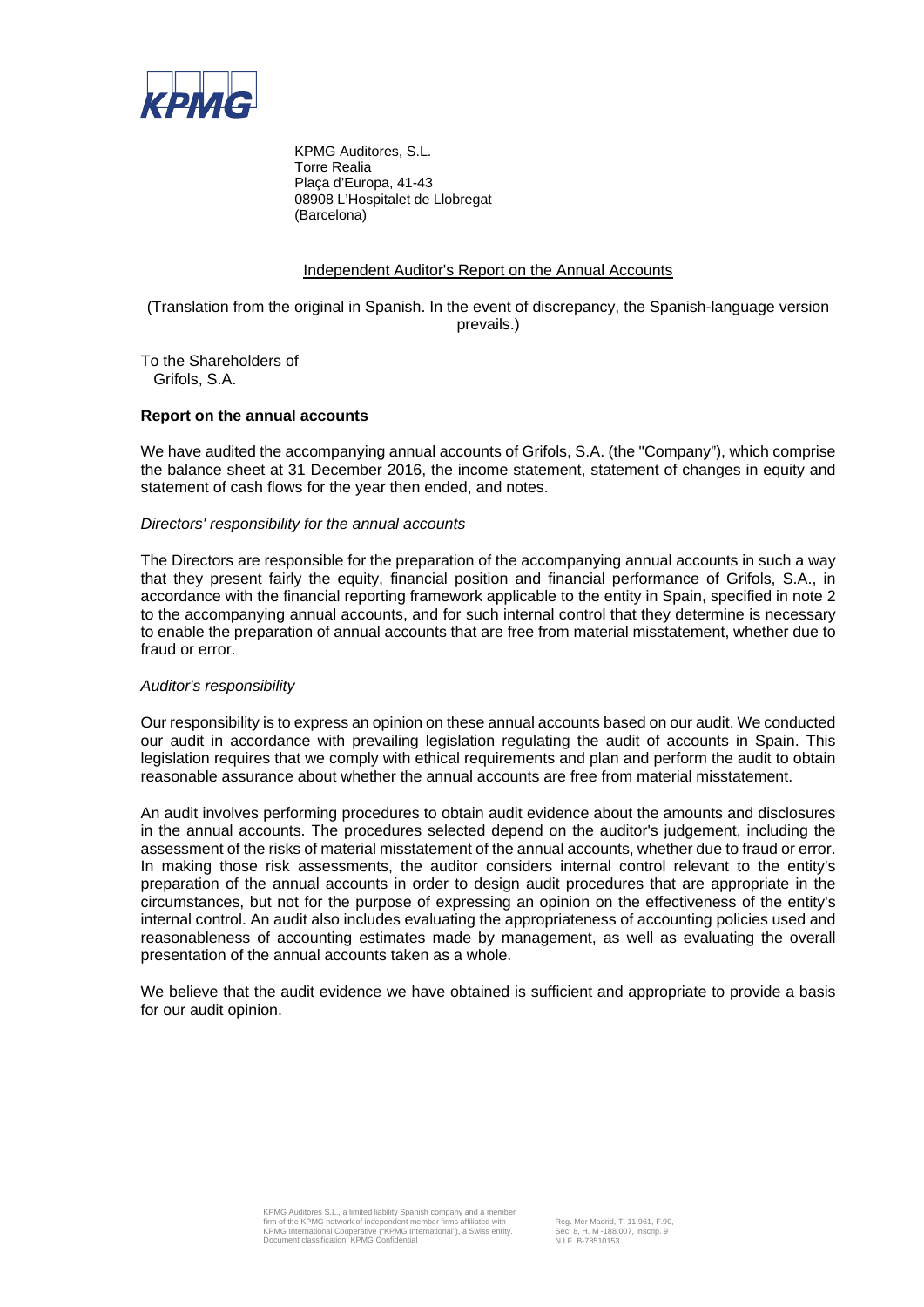KPMG

KPMG Auditores, S.L.
Torre Realia
Plaça d'Europa, 41-43
08908 L'Hospitalet de Llobregat
(Barcelona)

## Independent Auditor's Report on the Annual Accounts

(Translation from the original in Spanish. In the event of discrepancy, the Spanish-language version prevails.)

To the Shareholders of
Grifols, S.A.

**Report on the annual accounts**

We have audited the accompanying annual accounts of Grifols, S.A. (the "Company"), which comprise the balance sheet at 31 December 2016, the income statement, statement of changes in equity and statement of cash flows for the year then ended, and notes.

*Directors' responsibility for the annual accounts*

The Directors are responsible for the preparation of the accompanying annual accounts in such a way that they present fairly the equity, financial position and financial performance of Grifols, S.A., in accordance with the financial reporting framework applicable to the entity in Spain, specified in note 2 to the accompanying annual accounts, and for such internal control that they determine is necessary to enable the preparation of annual accounts that are free from material misstatement, whether due to fraud or error.

*Auditor's responsibility*

Our responsibility is to express an opinion on these annual accounts based on our audit. We conducted our audit in accordance with prevailing legislation regulating the audit of accounts in Spain. This legislation requires that we comply with ethical requirements and plan and perform the audit to obtain reasonable assurance about whether the annual accounts are free from material misstatement.

An audit involves performing procedures to obtain audit evidence about the amounts and disclosures in the annual accounts. The procedures selected depend on the auditor's judgement, including the assessment of the risks of material misstatement of the annual accounts, whether due to fraud or error. In making those risk assessments, the auditor considers internal control relevant to the entity's preparation of the annual accounts in order to design audit procedures that are appropriate in the circumstances, but not for the purpose of expressing an opinion on the effectiveness of the entity's internal control. An audit also includes evaluating the appropriateness of accounting policies used and reasonableness of accounting estimates made by management, as well as evaluating the overall presentation of the annual accounts taken as a whole.

We believe that the audit evidence we have obtained is sufficient and appropriate to provide a basis for our audit opinion.

KPMG Auditores S.L., a limited liability Spanish company and a member firm of the KPMG network of independent member firms affiliated with KPMG International Cooperative ("KPMG International"), a Swiss entity. Document classification: KPMG Confidential

Reg. Mer Madrid, T. 11.961, F.90, Sec. 8, H. M -188.007, Inscrip. 9 N.I.F. B-78510153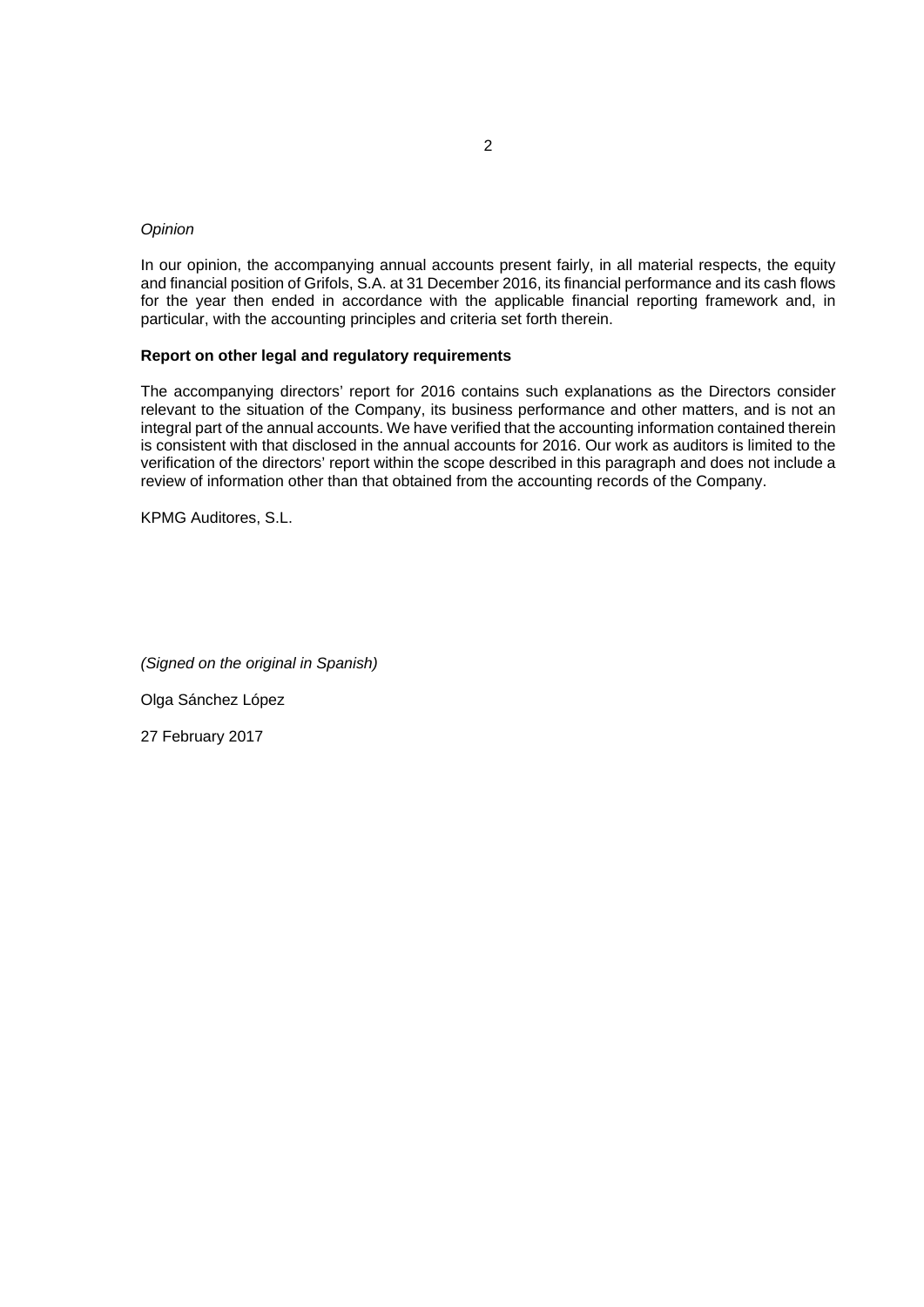*Opinion*

In our opinion, the accompanying annual accounts present fairly, in all material respects, the equity and financial position of Grifols, S.A. at 31 December 2016, its financial performance and its cash flows for the year then ended in accordance with the applicable financial reporting framework and, in particular, with the accounting principles and criteria set forth therein.

**Report on other legal and regulatory requirements**

The accompanying directors' report for 2016 contains such explanations as the Directors consider relevant to the situation of the Company, its business performance and other matters, and is not an integral part of the annual accounts. We have verified that the accounting information contained therein is consistent with that disclosed in the annual accounts for 2016. Our work as auditors is limited to the verification of the directors' report within the scope described in this paragraph and does not include a review of information other than that obtained from the accounting records of the Company.

KPMG Auditores, S.L.

*(Signed on the original in Spanish)*

Olga Sánchez López

27 February 2017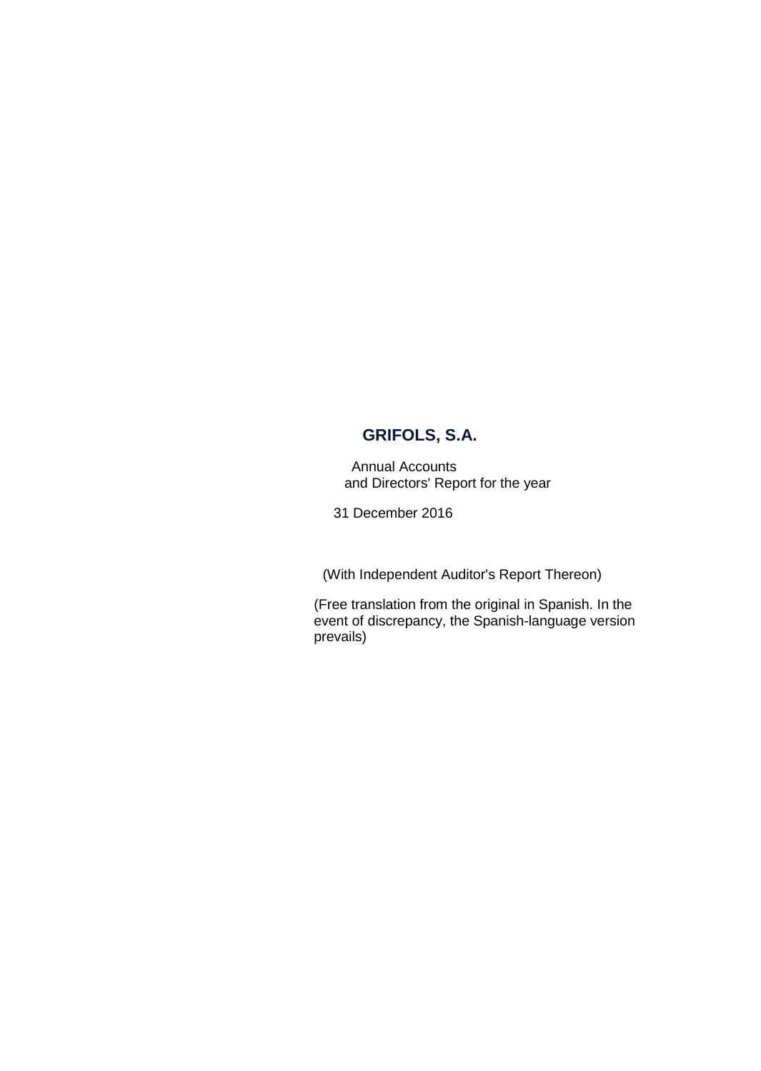# GRIFOLS, S.A.

Annual Accounts
and Directors' Report for the year

31 December 2016

(With Independent Auditor's Report Thereon)

(Free translation from the original in Spanish. In the event of discrepancy, the Spanish-language version prevails)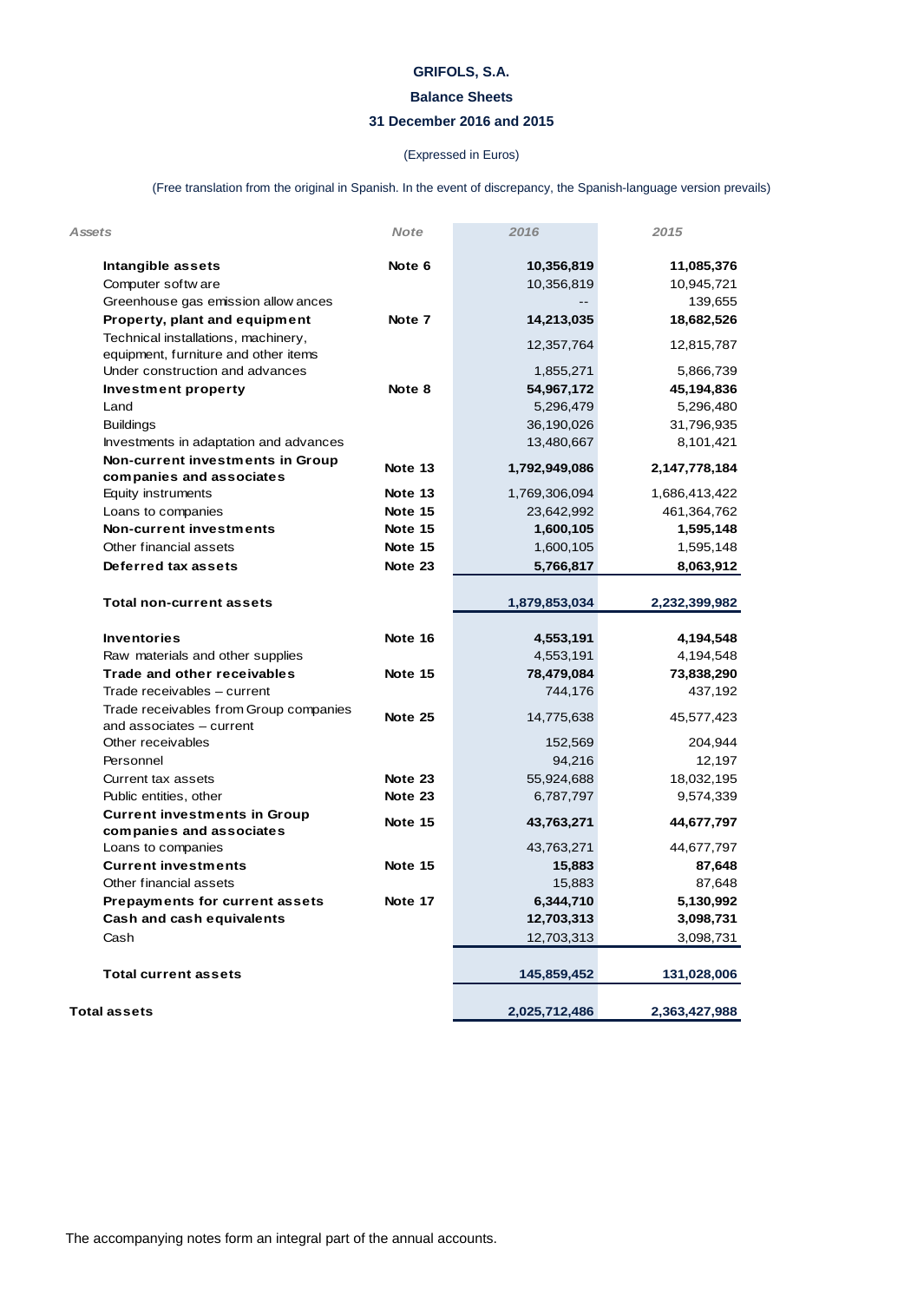# GRIFOLS, S.A.

## Balance Sheets

## 31 December 2016 and 2015

(Expressed in Euros)

(Free translation from the original in Spanish. In the event of discrepancy, the Spanish-language version prevails)

| *Assets* | *Note* | *2016* | *2015* |
|---|---|---|---|
| **Intangible assets** | **Note 6** | **10,356,819** | **11,085,376** |
| Computer software | | 10,356,819 | 10,945,721 |
| Greenhouse gas emission allowances | | -- | 139,655 |
| **Property, plant and equipment** | **Note 7** | **14,213,035** | **18,682,526** |
| Technical installations, machinery, equipment, furniture and other items | | 12,357,764 | 12,815,787 |
| Under construction and advances | | 1,855,271 | 5,866,739 |
| **Investment property** | **Note 8** | **54,967,172** | **45,194,836** |
| Land | | 5,296,479 | 5,296,480 |
| Buildings | | 36,190,026 | 31,796,935 |
| Investments in adaptation and advances | | 13,480,667 | 8,101,421 |
| **Non-current investments in Group companies and associates** | **Note 13** | **1,792,949,086** | **2,147,778,184** |
| Equity instruments | Note 13 | 1,769,306,094 | 1,686,413,422 |
| Loans to companies | Note 15 | 23,642,992 | 461,364,762 |
| **Non-current investments** | **Note 15** | **1,600,105** | **1,595,148** |
| Other financial assets | Note 15 | 1,600,105 | 1,595,148 |
| **Deferred tax assets** | **Note 23** | **5,766,817** | **8,063,912** |
| **Total non-current assets** | | **1,879,853,034** | **2,232,399,982** |
| **Inventories** | **Note 16** | **4,553,191** | **4,194,548** |
| Raw materials and other supplies | | 4,553,191 | 4,194,548 |
| **Trade and other receivables** | **Note 15** | **78,479,084** | **73,838,290** |
| Trade receivables – current | | 744,176 | 437,192 |
| Trade receivables from Group companies and associates – current | Note 25 | 14,775,638 | 45,577,423 |
| Other receivables | | 152,569 | 204,944 |
| Personnel | | 94,216 | 12,197 |
| Current tax assets | Note 23 | 55,924,688 | 18,032,195 |
| Public entities, other | Note 23 | 6,787,797 | 9,574,339 |
| **Current investments in Group companies and associates** | **Note 15** | **43,763,271** | **44,677,797** |
| Loans to companies | | 43,763,271 | 44,677,797 |
| **Current investments** | **Note 15** | **15,883** | **87,648** |
| Other financial assets | | 15,883 | 87,648 |
| **Prepayments for current assets** | **Note 17** | **6,344,710** | **5,130,992** |
| **Cash and cash equivalents** | | **12,703,313** | **3,098,731** |
| Cash | | 12,703,313 | 3,098,731 |
| **Total current assets** | | **145,859,452** | **131,028,006** |
| **Total assets** | | **2,025,712,486** | **2,363,427,988** |

The accompanying notes form an integral part of the annual accounts.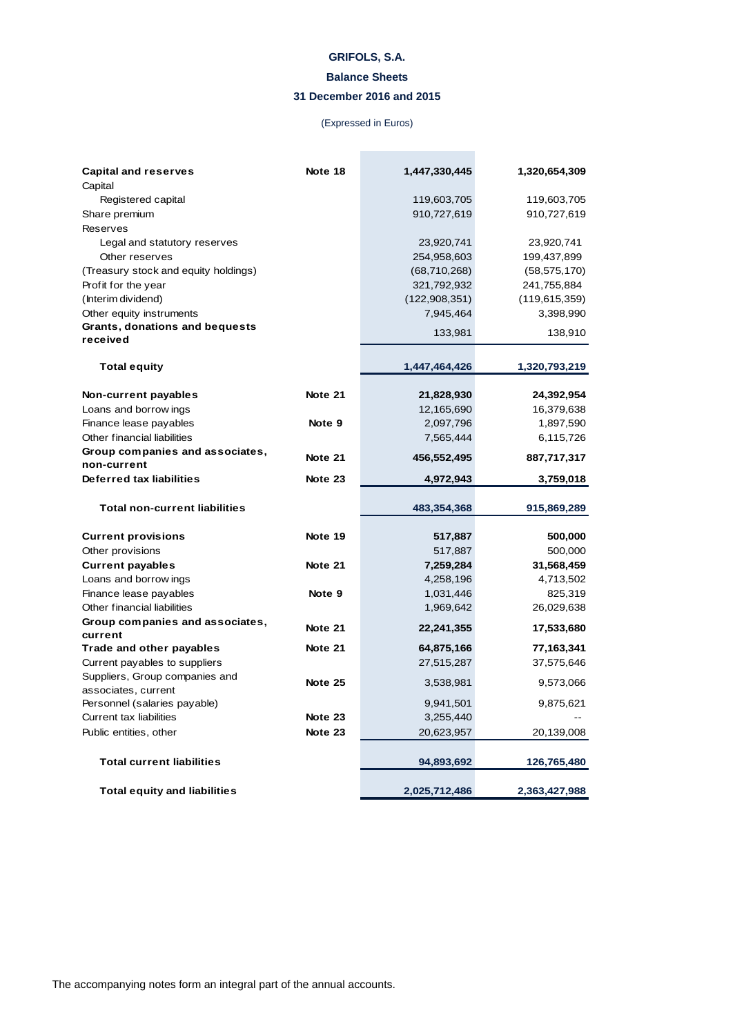**GRIFOLS, S.A.**

**Balance Sheets**

**31 December 2016 and 2015**

(Expressed in Euros)

| | | | |
|---|---|---|---|
| **Capital and reserves** | **Note 18** | **1,447,330,445** | **1,320,654,309** |
| Capital | | | |
| Registered capital | | 119,603,705 | 119,603,705 |
| Share premium | | 910,727,619 | 910,727,619 |
| Reserves | | | |
| Legal and statutory reserves | | 23,920,741 | 23,920,741 |
| Other reserves | | 254,958,603 | 199,437,899 |
| (Treasury stock and equity holdings) | | (68,710,268) | (58,575,170) |
| Profit for the year | | 321,792,932 | 241,755,884 |
| (Interim dividend) | | (122,908,351) | (119,615,359) |
| Other equity instruments | | 7,945,464 | 3,398,990 |
| **Grants, donations and bequests received** | | 133,981 | 138,910 |
| **Total equity** | | **1,447,464,426** | **1,320,793,219** |
| **Non-current payables** | **Note 21** | **21,828,930** | **24,392,954** |
| Loans and borrowings | | 12,165,690 | 16,379,638 |
| Finance lease payables | **Note 9** | 2,097,796 | 1,897,590 |
| Other financial liabilities | | 7,565,444 | 6,115,726 |
| **Group companies and associates, non-current** | **Note 21** | **456,552,495** | **887,717,317** |
| **Deferred tax liabilities** | **Note 23** | **4,972,943** | **3,759,018** |
| **Total non-current liabilities** | | **483,354,368** | **915,869,289** |
| **Current provisions** | **Note 19** | **517,887** | **500,000** |
| Other provisions | | 517,887 | 500,000 |
| **Current payables** | **Note 21** | **7,259,284** | **31,568,459** |
| Loans and borrowings | | 4,258,196 | 4,713,502 |
| Finance lease payables | **Note 9** | 1,031,446 | 825,319 |
| Other financial liabilities | | 1,969,642 | 26,029,638 |
| **Group companies and associates, current** | **Note 21** | **22,241,355** | **17,533,680** |
| **Trade and other payables** | **Note 21** | **64,875,166** | **77,163,341** |
| Current payables to suppliers | | 27,515,287 | 37,575,646 |
| Suppliers, Group companies and associates, current | **Note 25** | 3,538,981 | 9,573,066 |
| Personnel (salaries payable) | | 9,941,501 | 9,875,621 |
| Current tax liabilities | **Note 23** | 3,255,440 | -- |
| Public entities, other | **Note 23** | 20,623,957 | 20,139,008 |
| **Total current liabilities** | | **94,893,692** | **126,765,480** |
| **Total equity and liabilities** | | **2,025,712,486** | **2,363,427,988** |

The accompanying notes form an integral part of the annual accounts.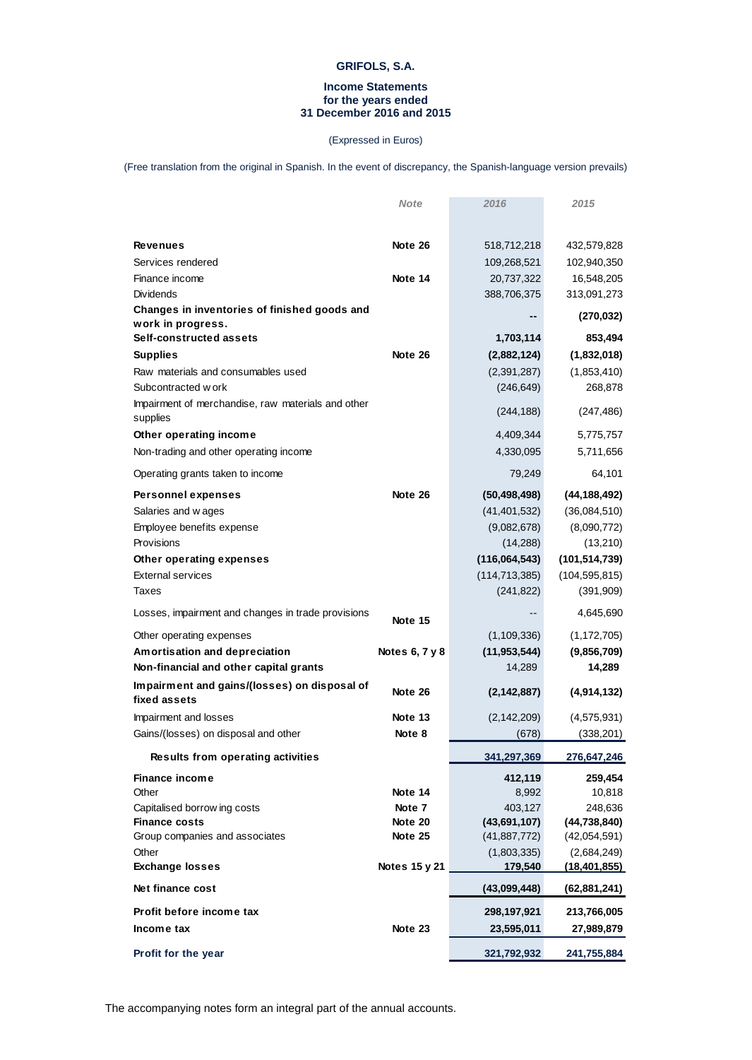**GRIFOLS, S.A.**

**Income Statements**
**for the years ended**
**31 December 2016 and 2015**

(Expressed in Euros)

(Free translation from the original in Spanish. In the event of discrepancy, the Spanish-language version prevails)

| | *Note* | *2016* | *2015* |
|---|---|---|---|
| **Revenues** | **Note 26** | 518,712,218 | 432,579,828 |
| Services rendered | | 109,268,521 | 102,940,350 |
| Finance income | **Note 14** | 20,737,322 | 16,548,205 |
| Dividends | | 388,706,375 | 313,091,273 |
| **Changes in inventories of finished goods and work in progress.** | | **--** | **(270,032)** |
| **Self-constructed assets** | | **1,703,114** | **853,494** |
| **Supplies** | **Note 26** | **(2,882,124)** | **(1,832,018)** |
| Raw materials and consumables used | | (2,391,287) | (1,853,410) |
| Subcontracted work | | (246,649) | 268,878 |
| Impairment of merchandise, raw materials and other supplies | | (244,188) | (247,486) |
| **Other operating income** | | 4,409,344 | 5,775,757 |
| Non-trading and other operating income | | 4,330,095 | 5,711,656 |
| Operating grants taken to income | | 79,249 | 64,101 |
| **Personnel expenses** | **Note 26** | **(50,498,498)** | **(44,188,492)** |
| Salaries and wages | | (41,401,532) | (36,084,510) |
| Employee benefits expense | | (9,082,678) | (8,090,772) |
| Provisions | | (14,288) | (13,210) |
| **Other operating expenses** | | **(116,064,543)** | **(101,514,739)** |
| External services | | (114,713,385) | (104,595,815) |
| Taxes | | (241,822) | (391,909) |
| Losses, impairment and changes in trade provisions | **Note 15** | -- | 4,645,690 |
| Other operating expenses | | (1,109,336) | (1,172,705) |
| **Amortisation and depreciation** | **Notes 6, 7 y 8** | **(11,953,544)** | **(9,856,709)** |
| **Non-financial and other capital grants** | | 14,289 | **14,289** |
| **Impairment and gains/(losses) on disposal of fixed assets** | **Note 26** | **(2,142,887)** | **(4,914,132)** |
| Impairment and losses | **Note 13** | (2,142,209) | (4,575,931) |
| Gains/(losses) on disposal and other | **Note 8** | (678) | (338,201) |
| **Results from operating activities** | | **341,297,369** | **276,647,246** |
| **Finance income** | | **412,119** | **259,454** |
| Other | **Note 14** | 8,992 | 10,818 |
| Capitalised borrowing costs | **Note 7** | 403,127 | 248,636 |
| **Finance costs** | **Note 20** | **(43,691,107)** | **(44,738,840)** |
| Group companies and associates | **Note 25** | (41,887,772) | (42,054,591) |
| Other | | (1,803,335) | (2,684,249) |
| **Exchange losses** | **Notes 15 y 21** | **179,540** | **(18,401,855)** |
| **Net finance cost** | | **(43,099,448)** | **(62,881,241)** |
| **Profit before income tax** | | **298,197,921** | **213,766,005** |
| **Income tax** | **Note 23** | **23,595,011** | **27,989,879** |
| **Profit for the year** | | **321,792,932** | **241,755,884** |

The accompanying notes form an integral part of the annual accounts.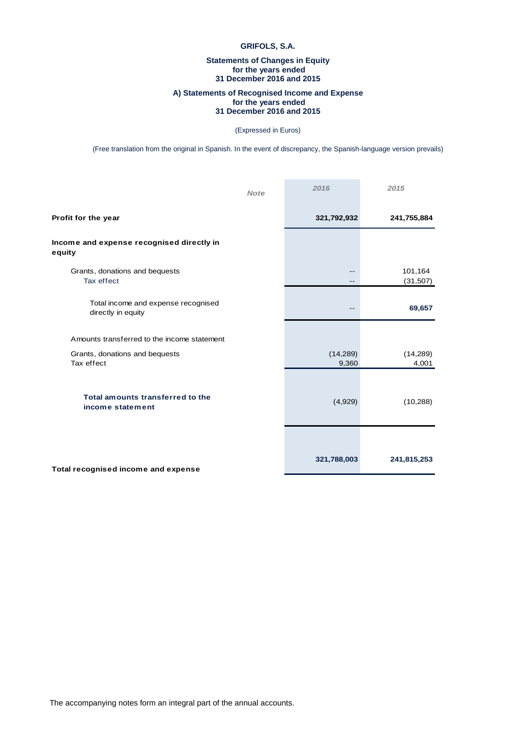**GRIFOLS, S.A.**

**Statements of Changes in Equity for the years ended 31 December 2016 and 2015**

**A) Statements of Recognised Income and Expense for the years ended 31 December 2016 and 2015**

(Expressed in Euros)

(Free translation from the original in Spanish. In the event of discrepancy, the Spanish-language version prevails)

| | Note | 2016 | 2015 |
|---|---|---|---|
| **Profit for the year** | | **321,792,932** | **241,755,884** |
| **Income and expense recognised directly in equity** | | | |
| Grants, donations and bequests | | -- | 101,164 |
| Tax effect | | -- | (31,507) |
| Total income and expense recognised directly in equity | | -- | **69,657** |
| Amounts transferred to the income statement | | | |
| Grants, donations and bequests | | (14,289) | (14,289) |
| Tax effect | | 9,360 | 4,001 |
| **Total amounts transferred to the income statement** | | (4,929) | (10,288) |
| **Total recognised income and expense** | | **321,788,003** | **241,815,253** |

The accompanying notes form an integral part of the annual accounts.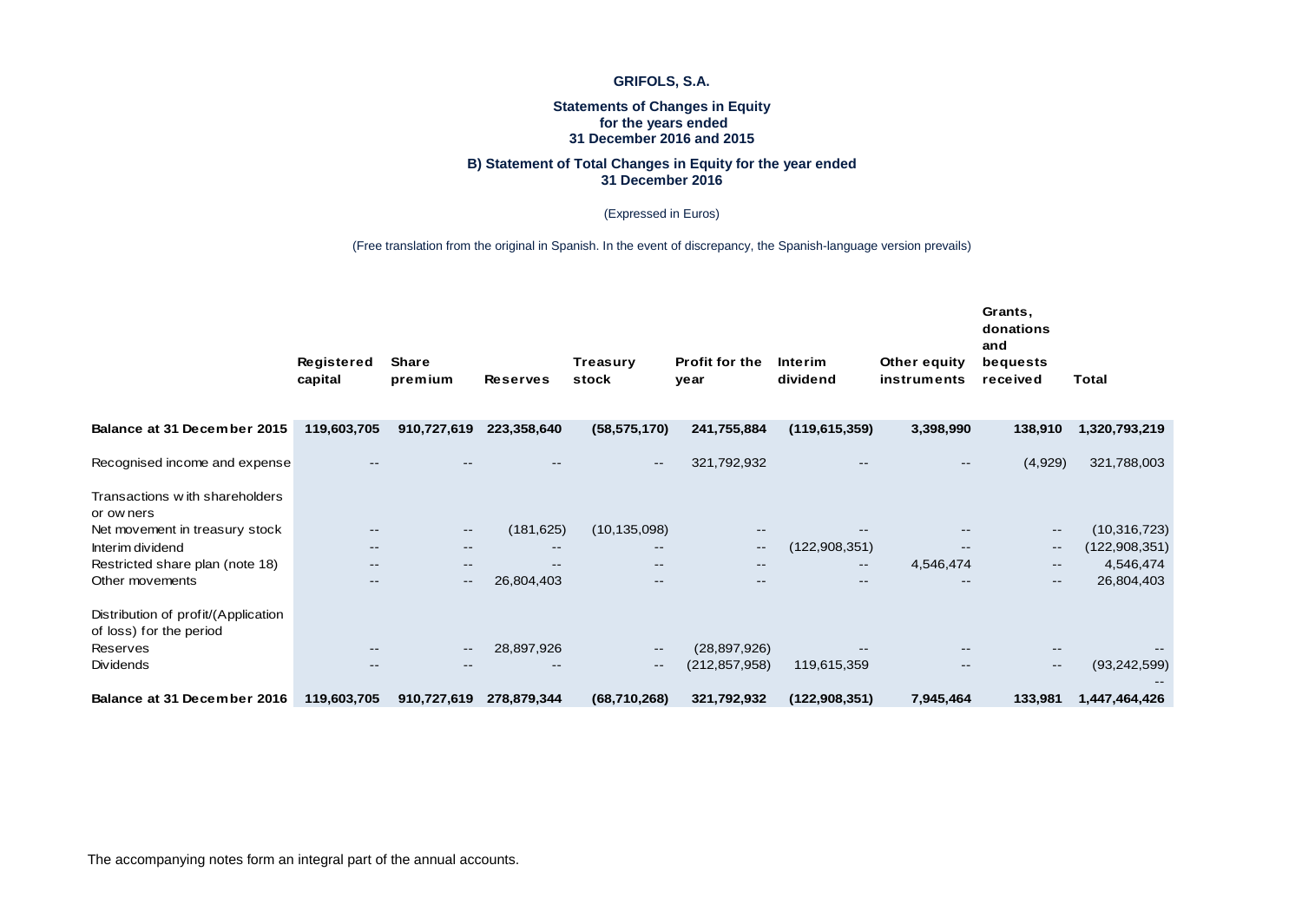**GRIFOLS, S.A.**

**Statements of Changes in Equity for the years ended 31 December 2016 and 2015**

**B) Statement of Total Changes in Equity for the year ended 31 December 2016**

(Expressed in Euros)

(Free translation from the original in Spanish. In the event of discrepancy, the Spanish-language version prevails)

| | Registered capital | Share premium | Reserves | Treasury stock | Profit for the year | Interim dividend | Other equity instruments | Grants, donations and bequests received | Total |
|---|---|---|---|---|---|---|---|---|---|
| **Balance at 31 December 2015** | **119,603,705** | **910,727,619** | **223,358,640** | **(58,575,170)** | **241,755,884** | **(119,615,359)** | **3,398,990** | **138,910** | **1,320,793,219** |
| Recognised income and expense | -- | -- | -- | -- | 321,792,932 | -- | -- | (4,929) | 321,788,003 |
| Transactions with shareholders or owners | | | | | | | | | |
| Net movement in treasury stock | -- | -- | (181,625) | (10,135,098) | -- | -- | -- | -- | (10,316,723) |
| Interim dividend | -- | -- | -- | -- | -- | (122,908,351) | -- | -- | (122,908,351) |
| Restricted share plan (note 18) | -- | -- | -- | -- | -- | -- | 4,546,474 | -- | 4,546,474 |
| Other movements | -- | -- | 26,804,403 | -- | -- | -- | -- | -- | 26,804,403 |
| Distribution of profit/(Application of loss) for the period | | | | | | | | | |
| Reserves | -- | -- | 28,897,926 | -- | (28,897,926) | -- | -- | -- | -- |
| Dividends | -- | -- | -- | -- | (212,857,958) | 119,615,359 | -- | -- | (93,242,599) |
| **Balance at 31 December 2016** | **119,603,705** | **910,727,619** | **278,879,344** | **(68,710,268)** | **321,792,932** | **(122,908,351)** | **7,945,464** | **133,981** | **1,447,464,426** |

The accompanying notes form an integral part of the annual accounts.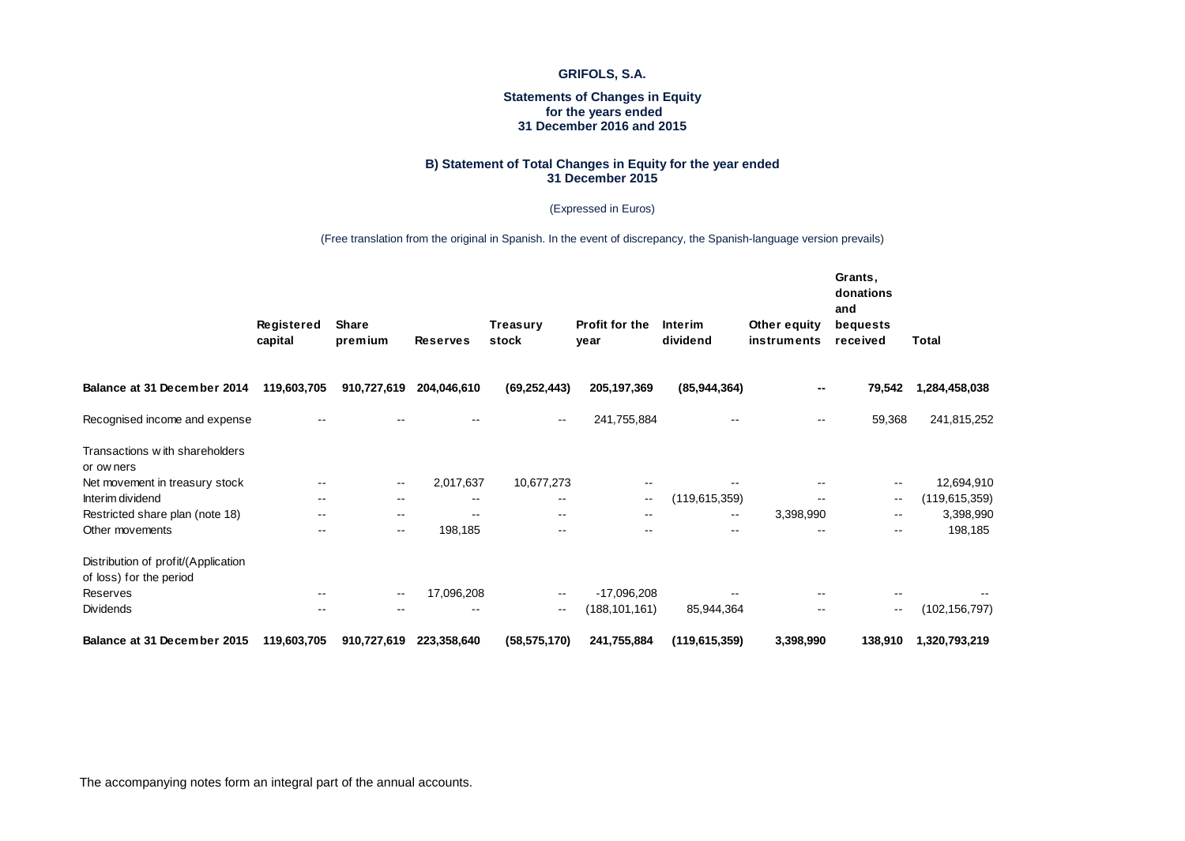**GRIFOLS, S.A.**

**Statements of Changes in Equity for the years ended 31 December 2016 and 2015**

**B) Statement of Total Changes in Equity for the year ended 31 December 2015**

(Expressed in Euros)

(Free translation from the original in Spanish. In the event of discrepancy, the Spanish-language version prevails)

| | Registered capital | Share premium | Reserves | Treasury stock | Profit for the year | Interim dividend | Other equity instruments | Grants, donations and bequests received | Total |
|---|---|---|---|---|---|---|---|---|---|
| **Balance at 31 December 2014** | **119,603,705** | **910,727,619** | **204,046,610** | **(69,252,443)** | **205,197,369** | **(85,944,364)** | **--** | **79,542** | **1,284,458,038** |
| Recognised income and expense | -- | -- | -- | -- | 241,755,884 | -- | -- | 59,368 | 241,815,252 |
| Transactions with shareholders or owners | | | | | | | | | |
| Net movement in treasury stock | -- | -- | 2,017,637 | 10,677,273 | -- | -- | -- | -- | 12,694,910 |
| Interim dividend | -- | -- | -- | -- | -- | (119,615,359) | -- | -- | (119,615,359) |
| Restricted share plan (note 18) | -- | -- | -- | -- | -- | -- | 3,398,990 | -- | 3,398,990 |
| Other movements | -- | -- | 198,185 | -- | -- | -- | -- | -- | 198,185 |
| Distribution of profit/(Application of loss) for the period | | | | | | | | | |
| Reserves | -- | -- | 17,096,208 | -- | -17,096,208 | -- | -- | -- | -- |
| Dividends | -- | -- | -- | -- | (188,101,161) | 85,944,364 | -- | -- | (102,156,797) |
| **Balance at 31 December 2015** | **119,603,705** | **910,727,619** | **223,358,640** | **(58,575,170)** | **241,755,884** | **(119,615,359)** | **3,398,990** | **138,910** | **1,320,793,219** |

The accompanying notes form an integral part of the annual accounts.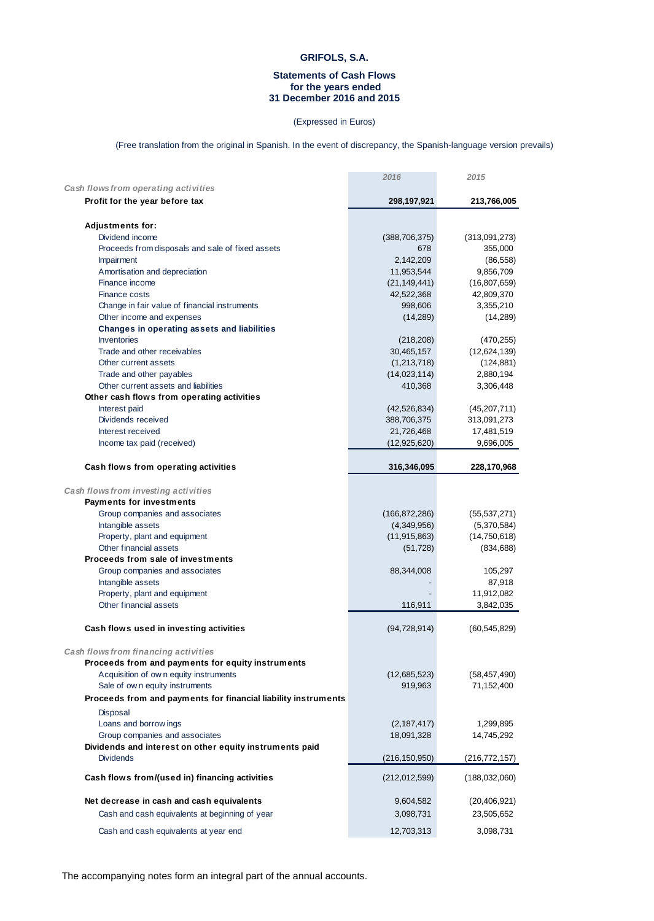**GRIFOLS, S.A.**

**Statements of Cash Flows for the years ended 31 December 2016 and 2015**

(Expressed in Euros)

(Free translation from the original in Spanish. In the event of discrepancy, the Spanish-language version prevails)

| | 2016 | 2015 |
|---|---|---|
| *Cash flows from operating activities* | | |
| **Profit for the year before tax** | **298,197,921** | **213,766,005** |
| **Adjustments for:** | | |
| Dividend income | (388,706,375) | (313,091,273) |
| Proceeds from disposals and sale of fixed assets | 678 | 355,000 |
| Impairment | 2,142,209 | (86,558) |
| Amortisation and depreciation | 11,953,544 | 9,856,709 |
| Finance income | (21,149,441) | (16,807,659) |
| Finance costs | 42,522,368 | 42,809,370 |
| Change in fair value of financial instruments | 998,606 | 3,355,210 |
| Other income and expenses | (14,289) | (14,289) |
| **Changes in operating assets and liabilities** | | |
| Inventories | (218,208) | (470,255) |
| Trade and other receivables | 30,465,157 | (12,624,139) |
| Other current assets | (1,213,718) | (124,881) |
| Trade and other payables | (14,023,114) | 2,880,194 |
| Other current assets and liabilities | 410,368 | 3,306,448 |
| **Other cash flows from operating activities** | | |
| Interest paid | (42,526,834) | (45,207,711) |
| Dividends received | 388,706,375 | 313,091,273 |
| Interest received | 21,726,468 | 17,481,519 |
| Income tax paid (received) | (12,925,620) | 9,696,005 |
| **Cash flows from operating activities** | **316,346,095** | **228,170,968** |
| *Cash flows from investing activities* | | |
| **Payments for investments** | | |
| Group companies and associates | (166,872,286) | (55,537,271) |
| Intangible assets | (4,349,956) | (5,370,584) |
| Property, plant and equipment | (11,915,863) | (14,750,618) |
| Other financial assets | (51,728) | (834,688) |
| **Proceeds from sale of investments** | | |
| Group companies and associates | 88,344,008 | 105,297 |
| Intangible assets | - | 87,918 |
| Property, plant and equipment | - | 11,912,082 |
| Other financial assets | 116,911 | 3,842,035 |
| **Cash flows used in investing activities** | (94,728,914) | (60,545,829) |
| *Cash flows from financing activities* | | |
| **Proceeds from and payments for equity instruments** | | |
| Acquisition of own equity instruments | (12,685,523) | (58,457,490) |
| Sale of own equity instruments | 919,963 | 71,152,400 |
| **Proceeds from and payments for financial liability instruments** | | |
| Disposal | | |
| Loans and borrowings | (2,187,417) | 1,299,895 |
| Group companies and associates | 18,091,328 | 14,745,292 |
| **Dividends and interest on other equity instruments paid** | | |
| Dividends | (216,150,950) | (216,772,157) |
| **Cash flows from/(used in) financing activities** | (212,012,599) | (188,032,060) |
| **Net decrease in cash and cash equivalents** | 9,604,582 | (20,406,921) |
| Cash and cash equivalents at beginning of year | 3,098,731 | 23,505,652 |
| Cash and cash equivalents at year end | 12,703,313 | 3,098,731 |

The accompanying notes form an integral part of the annual accounts.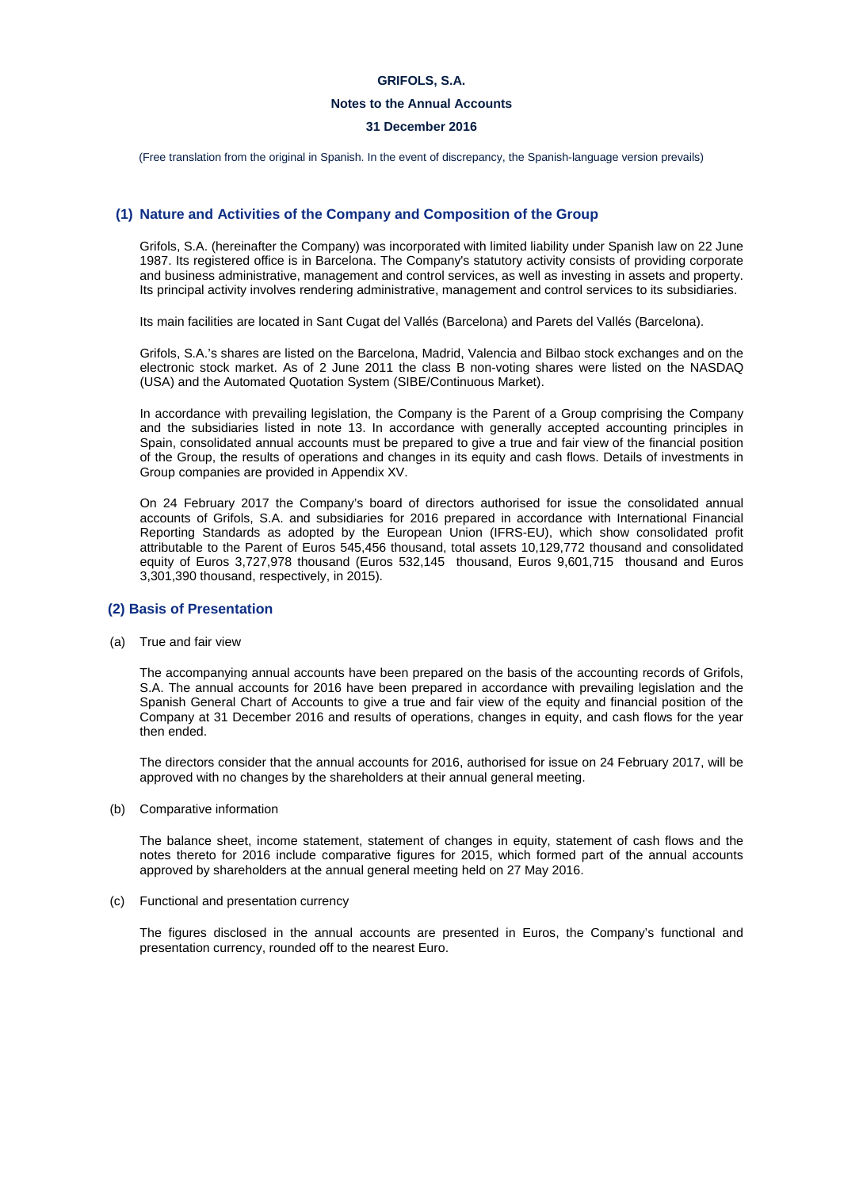**GRIFOLS, S.A.**

**Notes to the Annual Accounts**

**31 December 2016**

(Free translation from the original in Spanish. In the event of discrepancy, the Spanish-language version prevails)

## (1) Nature and Activities of the Company and Composition of the Group

Grifols, S.A. (hereinafter the Company) was incorporated with limited liability under Spanish law on 22 June 1987. Its registered office is in Barcelona. The Company's statutory activity consists of providing corporate and business administrative, management and control services, as well as investing in assets and property. Its principal activity involves rendering administrative, management and control services to its subsidiaries.

Its main facilities are located in Sant Cugat del Vallés (Barcelona) and Parets del Vallés (Barcelona).

Grifols, S.A.'s shares are listed on the Barcelona, Madrid, Valencia and Bilbao stock exchanges and on the electronic stock market. As of 2 June 2011 the class B non-voting shares were listed on the NASDAQ (USA) and the Automated Quotation System (SIBE/Continuous Market).

In accordance with prevailing legislation, the Company is the Parent of a Group comprising the Company and the subsidiaries listed in note 13. In accordance with generally accepted accounting principles in Spain, consolidated annual accounts must be prepared to give a true and fair view of the financial position of the Group, the results of operations and changes in its equity and cash flows. Details of investments in Group companies are provided in Appendix XV.

On 24 February 2017 the Company's board of directors authorised for issue the consolidated annual accounts of Grifols, S.A. and subsidiaries for 2016 prepared in accordance with International Financial Reporting Standards as adopted by the European Union (IFRS-EU), which show consolidated profit attributable to the Parent of Euros 545,456 thousand, total assets 10,129,772 thousand and consolidated equity of Euros 3,727,978 thousand (Euros 532,145 thousand, Euros 9,601,715 thousand and Euros 3,301,390 thousand, respectively, in 2015).

## (2) Basis of Presentation

(a) True and fair view

The accompanying annual accounts have been prepared on the basis of the accounting records of Grifols, S.A. The annual accounts for 2016 have been prepared in accordance with prevailing legislation and the Spanish General Chart of Accounts to give a true and fair view of the equity and financial position of the Company at 31 December 2016 and results of operations, changes in equity, and cash flows for the year then ended.

The directors consider that the annual accounts for 2016, authorised for issue on 24 February 2017, will be approved with no changes by the shareholders at their annual general meeting.

(b) Comparative information

The balance sheet, income statement, statement of changes in equity, statement of cash flows and the notes thereto for 2016 include comparative figures for 2015, which formed part of the annual accounts approved by shareholders at the annual general meeting held on 27 May 2016.

(c) Functional and presentation currency

The figures disclosed in the annual accounts are presented in Euros, the Company's functional and presentation currency, rounded off to the nearest Euro.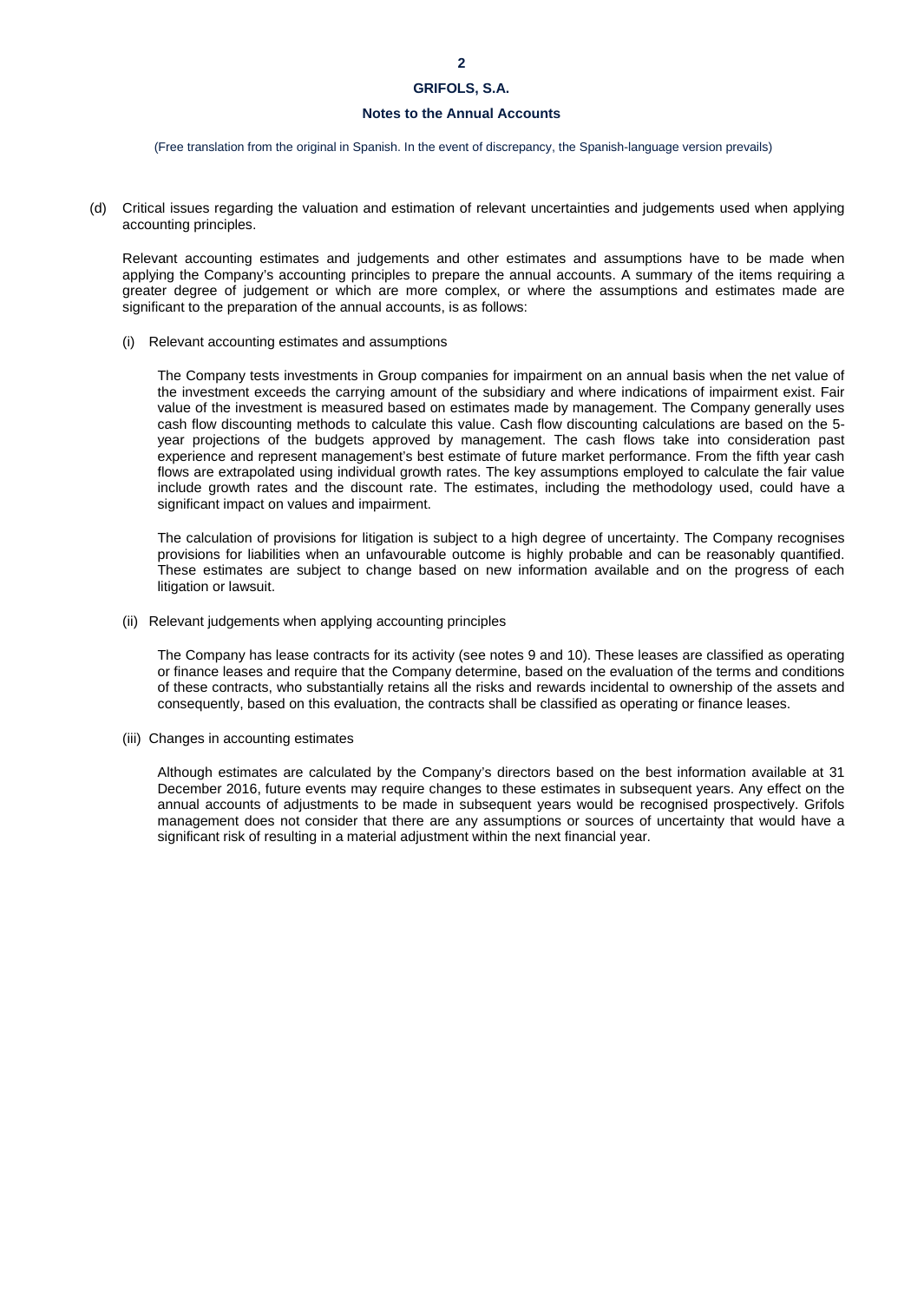(Free translation from the original in Spanish. In the event of discrepancy, the Spanish-language version prevails)

(d) Critical issues regarding the valuation and estimation of relevant uncertainties and judgements used when applying accounting principles.

Relevant accounting estimates and judgements and other estimates and assumptions have to be made when applying the Company's accounting principles to prepare the annual accounts. A summary of the items requiring a greater degree of judgement or which are more complex, or where the assumptions and estimates made are significant to the preparation of the annual accounts, is as follows:

(i) Relevant accounting estimates and assumptions

The Company tests investments in Group companies for impairment on an annual basis when the net value of the investment exceeds the carrying amount of the subsidiary and where indications of impairment exist. Fair value of the investment is measured based on estimates made by management. The Company generally uses cash flow discounting methods to calculate this value. Cash flow discounting calculations are based on the 5-year projections of the budgets approved by management. The cash flows take into consideration past experience and represent management's best estimate of future market performance. From the fifth year cash flows are extrapolated using individual growth rates. The key assumptions employed to calculate the fair value include growth rates and the discount rate. The estimates, including the methodology used, could have a significant impact on values and impairment.

The calculation of provisions for litigation is subject to a high degree of uncertainty. The Company recognises provisions for liabilities when an unfavourable outcome is highly probable and can be reasonably quantified. These estimates are subject to change based on new information available and on the progress of each litigation or lawsuit.

(ii) Relevant judgements when applying accounting principles

The Company has lease contracts for its activity (see notes 9 and 10). These leases are classified as operating or finance leases and require that the Company determine, based on the evaluation of the terms and conditions of these contracts, who substantially retains all the risks and rewards incidental to ownership of the assets and consequently, based on this evaluation, the contracts shall be classified as operating or finance leases.

(iii) Changes in accounting estimates

Although estimates are calculated by the Company's directors based on the best information available at 31 December 2016, future events may require changes to these estimates in subsequent years. Any effect on the annual accounts of adjustments to be made in subsequent years would be recognised prospectively. Grifols management does not consider that there are any assumptions or sources of uncertainty that would have a significant risk of resulting in a material adjustment within the next financial year.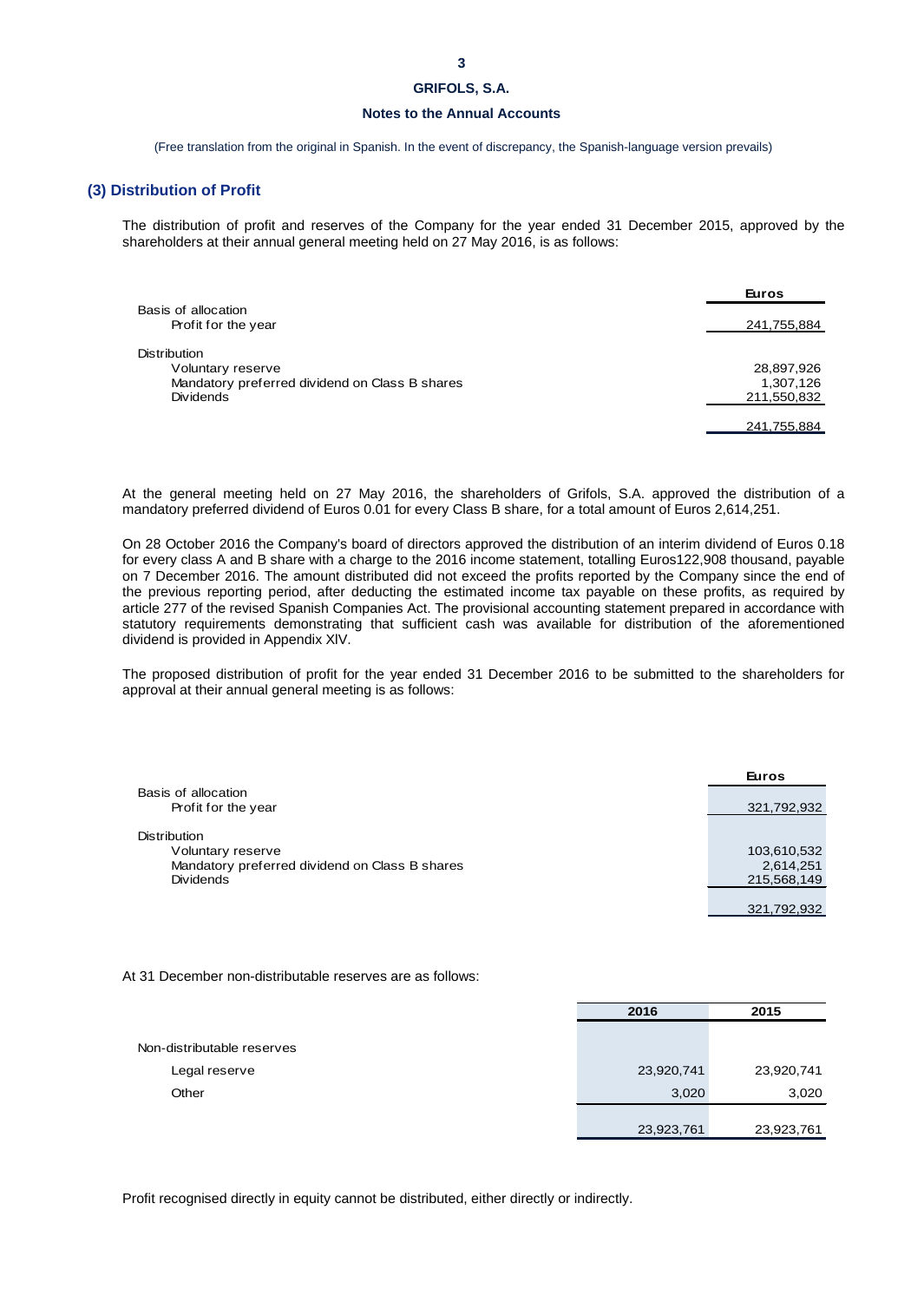## (3) Distribution of Profit

The distribution of profit and reserves of the Company for the year ended 31 December 2015, approved by the shareholders at their annual general meeting held on 27 May 2016, is as follows:

| | Euros |
|---|---|
| Basis of allocation | |
| Profit for the year | 241,755,884 |
| Distribution | |
| Voluntary reserve | 28,897,926 |
| Mandatory preferred dividend on Class B shares | 1,307,126 |
| Dividends | 211,550,832 |
| | 241,755,884 |

At the general meeting held on 27 May 2016, the shareholders of Grifols, S.A. approved the distribution of a mandatory preferred dividend of Euros 0.01 for every Class B share, for a total amount of Euros 2,614,251.

On 28 October 2016 the Company's board of directors approved the distribution of an interim dividend of Euros 0.18 for every class A and B share with a charge to the 2016 income statement, totalling Euros122,908 thousand, payable on 7 December 2016. The amount distributed did not exceed the profits reported by the Company since the end of the previous reporting period, after deducting the estimated income tax payable on these profits, as required by article 277 of the revised Spanish Companies Act. The provisional accounting statement prepared in accordance with statutory requirements demonstrating that sufficient cash was available for distribution of the aforementioned dividend is provided in Appendix XIV.

The proposed distribution of profit for the year ended 31 December 2016 to be submitted to the shareholders for approval at their annual general meeting is as follows:

| | Euros |
|---|---|
| Basis of allocation | |
| Profit for the year | 321,792,932 |
| Distribution | |
| Voluntary reserve | 103,610,532 |
| Mandatory preferred dividend on Class B shares | 2,614,251 |
| Dividends | 215,568,149 |
| | 321,792,932 |

At 31 December non-distributable reserves are as follows:

| | 2016 | 2015 |
|---|---|---|
| Non-distributable reserves | | |
| Legal reserve | 23,920,741 | 23,920,741 |
| Other | 3,020 | 3,020 |
| | 23,923,761 | 23,923,761 |

Profit recognised directly in equity cannot be distributed, either directly or indirectly.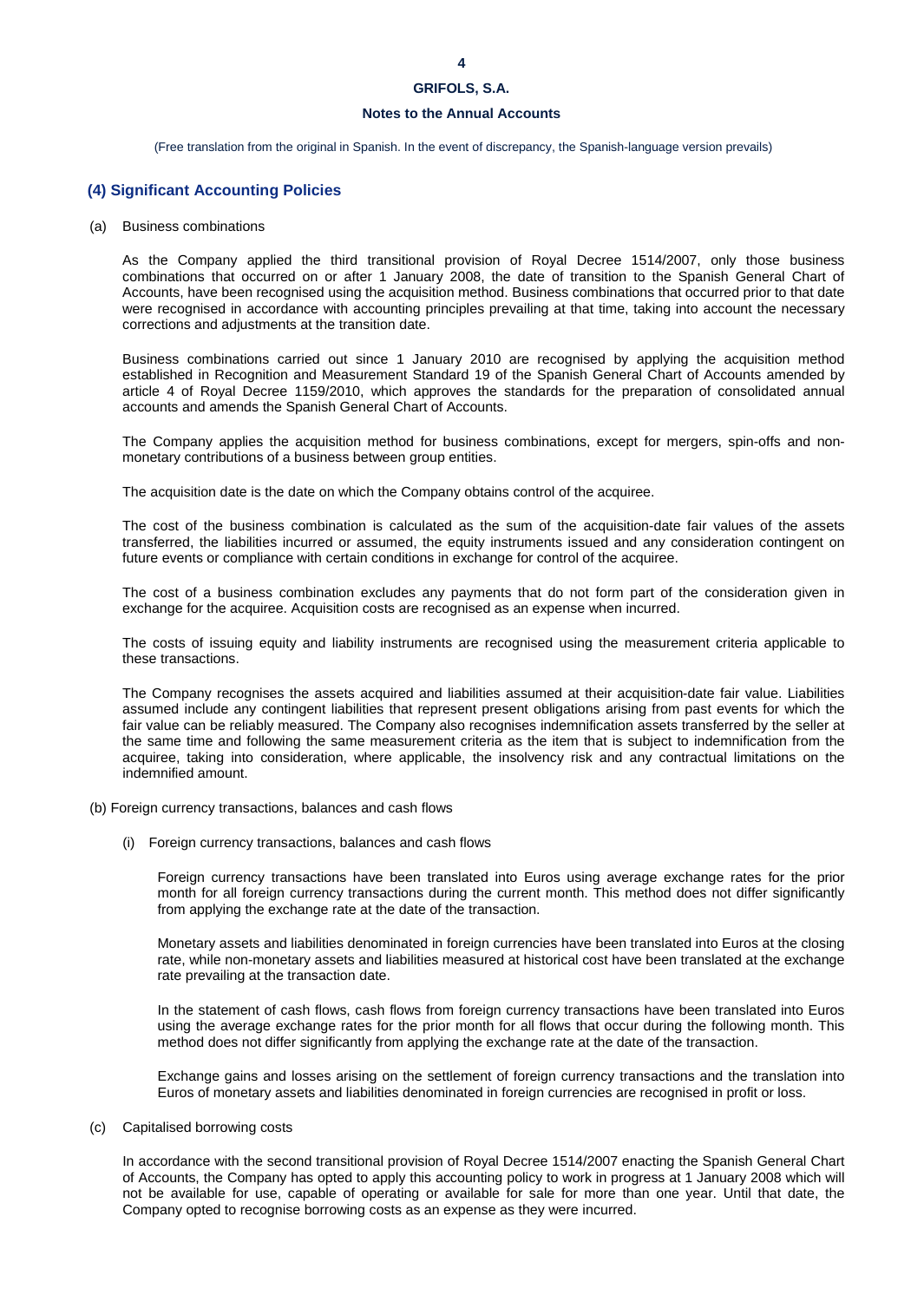(Free translation from the original in Spanish. In the event of discrepancy, the Spanish-language version prevails)

## (4) Significant Accounting Policies

(a) Business combinations

As the Company applied the third transitional provision of Royal Decree 1514/2007, only those business combinations that occurred on or after 1 January 2008, the date of transition to the Spanish General Chart of Accounts, have been recognised using the acquisition method. Business combinations that occurred prior to that date were recognised in accordance with accounting principles prevailing at that time, taking into account the necessary corrections and adjustments at the transition date.

Business combinations carried out since 1 January 2010 are recognised by applying the acquisition method established in Recognition and Measurement Standard 19 of the Spanish General Chart of Accounts amended by article 4 of Royal Decree 1159/2010, which approves the standards for the preparation of consolidated annual accounts and amends the Spanish General Chart of Accounts.

The Company applies the acquisition method for business combinations, except for mergers, spin-offs and non-monetary contributions of a business between group entities.

The acquisition date is the date on which the Company obtains control of the acquiree.

The cost of the business combination is calculated as the sum of the acquisition-date fair values of the assets transferred, the liabilities incurred or assumed, the equity instruments issued and any consideration contingent on future events or compliance with certain conditions in exchange for control of the acquiree.

The cost of a business combination excludes any payments that do not form part of the consideration given in exchange for the acquiree. Acquisition costs are recognised as an expense when incurred.

The costs of issuing equity and liability instruments are recognised using the measurement criteria applicable to these transactions.

The Company recognises the assets acquired and liabilities assumed at their acquisition-date fair value. Liabilities assumed include any contingent liabilities that represent present obligations arising from past events for which the fair value can be reliably measured. The Company also recognises indemnification assets transferred by the seller at the same time and following the same measurement criteria as the item that is subject to indemnification from the acquiree, taking into consideration, where applicable, the insolvency risk and any contractual limitations on the indemnified amount.

(b) Foreign currency transactions, balances and cash flows

(i) Foreign currency transactions, balances and cash flows

Foreign currency transactions have been translated into Euros using average exchange rates for the prior month for all foreign currency transactions during the current month. This method does not differ significantly from applying the exchange rate at the date of the transaction.

Monetary assets and liabilities denominated in foreign currencies have been translated into Euros at the closing rate, while non-monetary assets and liabilities measured at historical cost have been translated at the exchange rate prevailing at the transaction date.

In the statement of cash flows, cash flows from foreign currency transactions have been translated into Euros using the average exchange rates for the prior month for all flows that occur during the following month. This method does not differ significantly from applying the exchange rate at the date of the transaction.

Exchange gains and losses arising on the settlement of foreign currency transactions and the translation into Euros of monetary assets and liabilities denominated in foreign currencies are recognised in profit or loss.

(c) Capitalised borrowing costs

In accordance with the second transitional provision of Royal Decree 1514/2007 enacting the Spanish General Chart of Accounts, the Company has opted to apply this accounting policy to work in progress at 1 January 2008 which will not be available for use, capable of operating or available for sale for more than one year. Until that date, the Company opted to recognise borrowing costs as an expense as they were incurred.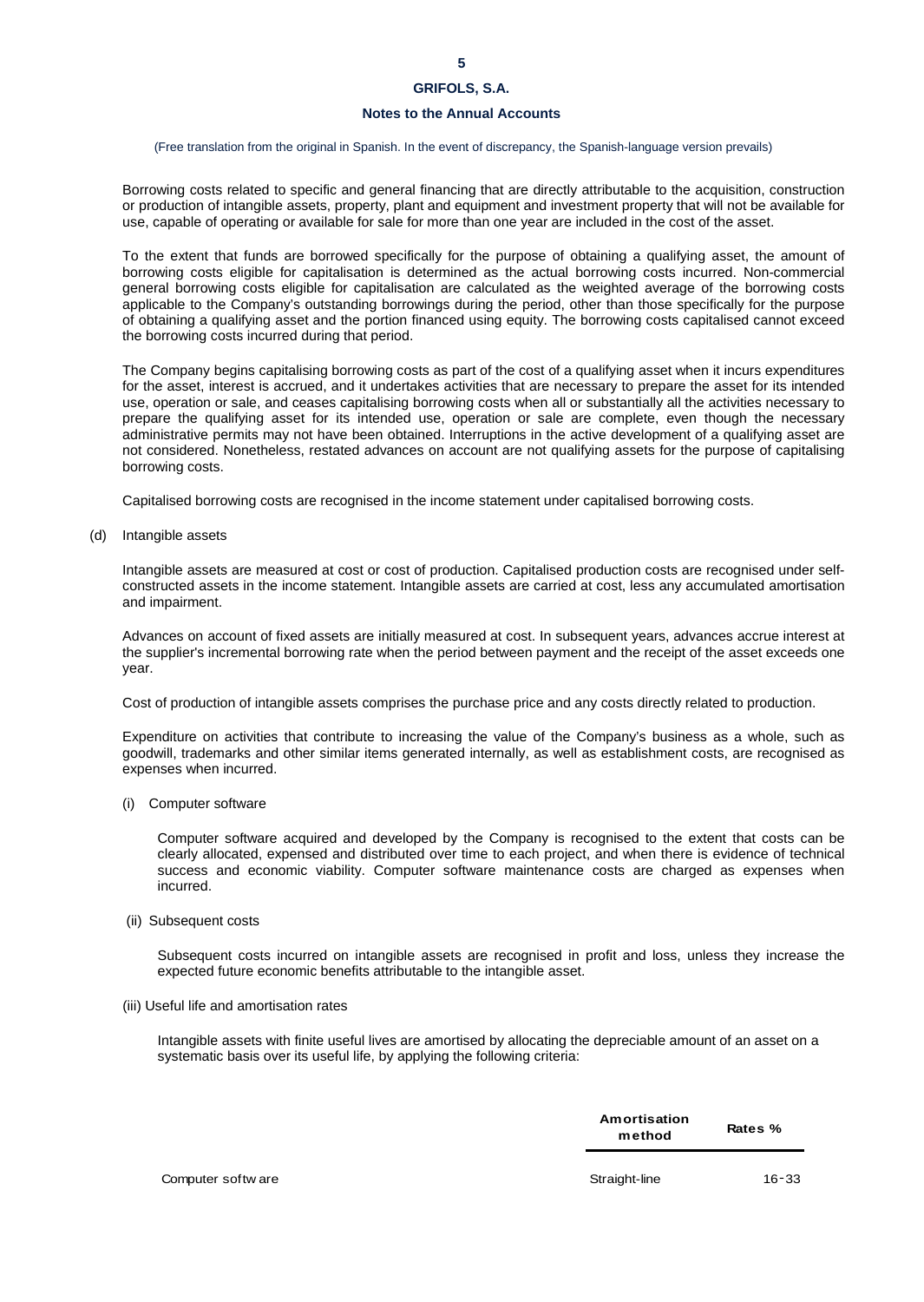Borrowing costs related to specific and general financing that are directly attributable to the acquisition, construction or production of intangible assets, property, plant and equipment and investment property that will not be available for use, capable of operating or available for sale for more than one year are included in the cost of the asset.

To the extent that funds are borrowed specifically for the purpose of obtaining a qualifying asset, the amount of borrowing costs eligible for capitalisation is determined as the actual borrowing costs incurred. Non-commercial general borrowing costs eligible for capitalisation are calculated as the weighted average of the borrowing costs applicable to the Company's outstanding borrowings during the period, other than those specifically for the purpose of obtaining a qualifying asset and the portion financed using equity. The borrowing costs capitalised cannot exceed the borrowing costs incurred during that period.

The Company begins capitalising borrowing costs as part of the cost of a qualifying asset when it incurs expenditures for the asset, interest is accrued, and it undertakes activities that are necessary to prepare the asset for its intended use, operation or sale, and ceases capitalising borrowing costs when all or substantially all the activities necessary to prepare the qualifying asset for its intended use, operation or sale are complete, even though the necessary administrative permits may not have been obtained. Interruptions in the active development of a qualifying asset are not considered. Nonetheless, restated advances on account are not qualifying assets for the purpose of capitalising borrowing costs.

Capitalised borrowing costs are recognised in the income statement under capitalised borrowing costs.

(d) Intangible assets

Intangible assets are measured at cost or cost of production. Capitalised production costs are recognised under self-constructed assets in the income statement. Intangible assets are carried at cost, less any accumulated amortisation and impairment.

Advances on account of fixed assets are initially measured at cost. In subsequent years, advances accrue interest at the supplier's incremental borrowing rate when the period between payment and the receipt of the asset exceeds one year.

Cost of production of intangible assets comprises the purchase price and any costs directly related to production.

Expenditure on activities that contribute to increasing the value of the Company's business as a whole, such as goodwill, trademarks and other similar items generated internally, as well as establishment costs, are recognised as expenses when incurred.

(i) Computer software

Computer software acquired and developed by the Company is recognised to the extent that costs can be clearly allocated, expensed and distributed over time to each project, and when there is evidence of technical success and economic viability. Computer software maintenance costs are charged as expenses when incurred.

(ii) Subsequent costs

Subsequent costs incurred on intangible assets are recognised in profit and loss, unless they increase the expected future economic benefits attributable to the intangible asset.

(iii) Useful life and amortisation rates

Intangible assets with finite useful lives are amortised by allocating the depreciable amount of an asset on a systematic basis over its useful life, by applying the following criteria:

| | Amortisation method | Rates % |
|---|---|---|
| Computer software | Straight-line | 16 - 33 |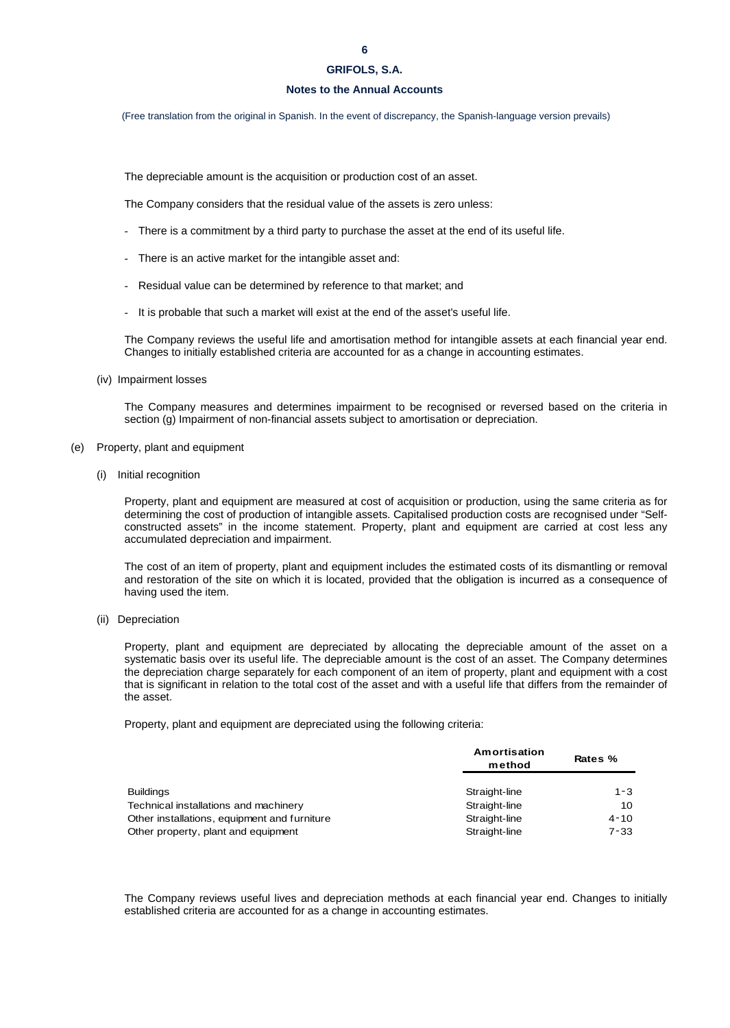The depreciable amount is the acquisition or production cost of an asset.

The Company considers that the residual value of the assets is zero unless:

- There is a commitment by a third party to purchase the asset at the end of its useful life.
- There is an active market for the intangible asset and:
- Residual value can be determined by reference to that market; and
- It is probable that such a market will exist at the end of the asset's useful life.

The Company reviews the useful life and amortisation method for intangible assets at each financial year end. Changes to initially established criteria are accounted for as a change in accounting estimates.

(iv) Impairment losses

The Company measures and determines impairment to be recognised or reversed based on the criteria in section (g) Impairment of non-financial assets subject to amortisation or depreciation.

(e) Property, plant and equipment

(i) Initial recognition

Property, plant and equipment are measured at cost of acquisition or production, using the same criteria as for determining the cost of production of intangible assets. Capitalised production costs are recognised under "Self-constructed assets" in the income statement. Property, plant and equipment are carried at cost less any accumulated depreciation and impairment.

The cost of an item of property, plant and equipment includes the estimated costs of its dismantling or removal and restoration of the site on which it is located, provided that the obligation is incurred as a consequence of having used the item.

(ii) Depreciation

Property, plant and equipment are depreciated by allocating the depreciable amount of the asset on a systematic basis over its useful life. The depreciable amount is the cost of an asset. The Company determines the depreciation charge separately for each component of an item of property, plant and equipment with a cost that is significant in relation to the total cost of the asset and with a useful life that differs from the remainder of the asset.

Property, plant and equipment are depreciated using the following criteria:

| | Amortisation method | Rates % |
|---|---|---|
| Buildings | Straight-line | 1 - 3 |
| Technical installations and machinery | Straight-line | 10 |
| Other installations, equipment and furniture | Straight-line | 4 - 10 |
| Other property, plant and equipment | Straight-line | 7 - 33 |

The Company reviews useful lives and depreciation methods at each financial year end. Changes to initially established criteria are accounted for as a change in accounting estimates.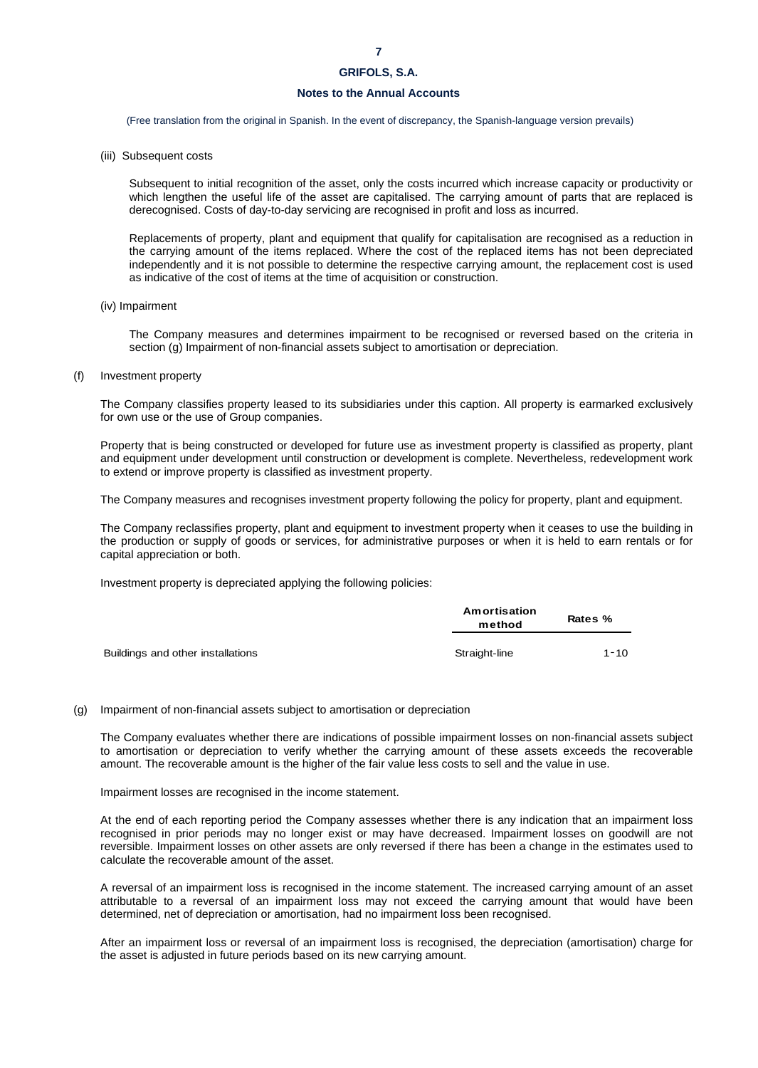(Free translation from the original in Spanish. In the event of discrepancy, the Spanish-language version prevails)

(iii) Subsequent costs

Subsequent to initial recognition of the asset, only the costs incurred which increase capacity or productivity or which lengthen the useful life of the asset are capitalised. The carrying amount of parts that are replaced is derecognised. Costs of day-to-day servicing are recognised in profit and loss as incurred.

Replacements of property, plant and equipment that qualify for capitalisation are recognised as a reduction in the carrying amount of the items replaced. Where the cost of the replaced items has not been depreciated independently and it is not possible to determine the respective carrying amount, the replacement cost is used as indicative of the cost of items at the time of acquisition or construction.

(iv) Impairment

The Company measures and determines impairment to be recognised or reversed based on the criteria in section (g) Impairment of non-financial assets subject to amortisation or depreciation.

(f) Investment property

The Company classifies property leased to its subsidiaries under this caption. All property is earmarked exclusively for own use or the use of Group companies.

Property that is being constructed or developed for future use as investment property is classified as property, plant and equipment under development until construction or development is complete. Nevertheless, redevelopment work to extend or improve property is classified as investment property.

The Company measures and recognises investment property following the policy for property, plant and equipment.

The Company reclassifies property, plant and equipment to investment property when it ceases to use the building in the production or supply of goods or services, for administrative purposes or when it is held to earn rentals or for capital appreciation or both.

Investment property is depreciated applying the following policies:

| | Amortisation method | Rates % |
|---|---|---|
| Buildings and other installations | Straight-line | 1 - 10 |

(g) Impairment of non-financial assets subject to amortisation or depreciation

The Company evaluates whether there are indications of possible impairment losses on non-financial assets subject to amortisation or depreciation to verify whether the carrying amount of these assets exceeds the recoverable amount. The recoverable amount is the higher of the fair value less costs to sell and the value in use.

Impairment losses are recognised in the income statement.

At the end of each reporting period the Company assesses whether there is any indication that an impairment loss recognised in prior periods may no longer exist or may have decreased. Impairment losses on goodwill are not reversible. Impairment losses on other assets are only reversed if there has been a change in the estimates used to calculate the recoverable amount of the asset.

A reversal of an impairment loss is recognised in the income statement. The increased carrying amount of an asset attributable to a reversal of an impairment loss may not exceed the carrying amount that would have been determined, net of depreciation or amortisation, had no impairment loss been recognised.

After an impairment loss or reversal of an impairment loss is recognised, the depreciation (amortisation) charge for the asset is adjusted in future periods based on its new carrying amount.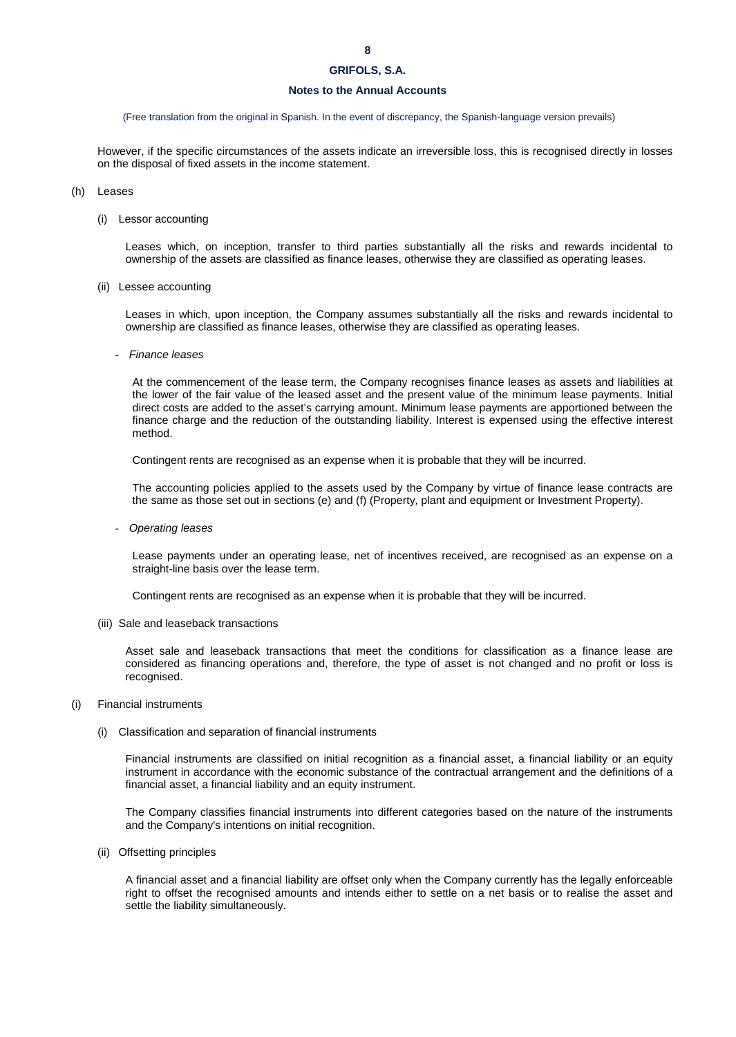However, if the specific circumstances of the assets indicate an irreversible loss, this is recognised directly in losses on the disposal of fixed assets in the income statement.

(h) Leases

(i) Lessor accounting

Leases which, on inception, transfer to third parties substantially all the risks and rewards incidental to ownership of the assets are classified as finance leases, otherwise they are classified as operating leases.

(ii) Lessee accounting

Leases in which, upon inception, the Company assumes substantially all the risks and rewards incidental to ownership are classified as finance leases, otherwise they are classified as operating leases.

- *Finance leases*

At the commencement of the lease term, the Company recognises finance leases as assets and liabilities at the lower of the fair value of the leased asset and the present value of the minimum lease payments. Initial direct costs are added to the asset's carrying amount. Minimum lease payments are apportioned between the finance charge and the reduction of the outstanding liability. Interest is expensed using the effective interest method.

Contingent rents are recognised as an expense when it is probable that they will be incurred.

The accounting policies applied to the assets used by the Company by virtue of finance lease contracts are the same as those set out in sections (e) and (f) (Property, plant and equipment or Investment Property).

- *Operating leases*

Lease payments under an operating lease, net of incentives received, are recognised as an expense on a straight-line basis over the lease term.

Contingent rents are recognised as an expense when it is probable that they will be incurred.

(iii) Sale and leaseback transactions

Asset sale and leaseback transactions that meet the conditions for classification as a finance lease are considered as financing operations and, therefore, the type of asset is not changed and no profit or loss is recognised.

(i) Financial instruments

(i) Classification and separation of financial instruments

Financial instruments are classified on initial recognition as a financial asset, a financial liability or an equity instrument in accordance with the economic substance of the contractual arrangement and the definitions of a financial asset, a financial liability and an equity instrument.

The Company classifies financial instruments into different categories based on the nature of the instruments and the Company's intentions on initial recognition.

(ii) Offsetting principles

A financial asset and a financial liability are offset only when the Company currently has the legally enforceable right to offset the recognised amounts and intends either to settle on a net basis or to realise the asset and settle the liability simultaneously.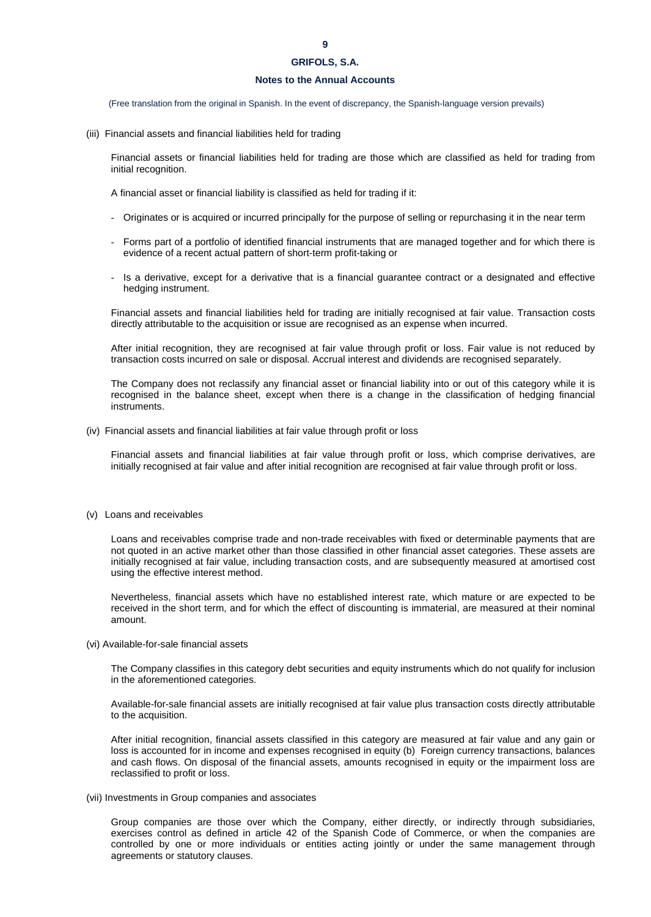(Free translation from the original in Spanish. In the event of discrepancy, the Spanish-language version prevails)

(iii) Financial assets and financial liabilities held for trading

Financial assets or financial liabilities held for trading are those which are classified as held for trading from initial recognition.

A financial asset or financial liability is classified as held for trading if it:

- Originates or is acquired or incurred principally for the purpose of selling or repurchasing it in the near term
- Forms part of a portfolio of identified financial instruments that are managed together and for which there is evidence of a recent actual pattern of short-term profit-taking or
- Is a derivative, except for a derivative that is a financial guarantee contract or a designated and effective hedging instrument.

Financial assets and financial liabilities held for trading are initially recognised at fair value. Transaction costs directly attributable to the acquisition or issue are recognised as an expense when incurred.

After initial recognition, they are recognised at fair value through profit or loss. Fair value is not reduced by transaction costs incurred on sale or disposal. Accrual interest and dividends are recognised separately.

The Company does not reclassify any financial asset or financial liability into or out of this category while it is recognised in the balance sheet, except when there is a change in the classification of hedging financial instruments.

(iv) Financial assets and financial liabilities at fair value through profit or loss

Financial assets and financial liabilities at fair value through profit or loss, which comprise derivatives, are initially recognised at fair value and after initial recognition are recognised at fair value through profit or loss.

(v) Loans and receivables

Loans and receivables comprise trade and non-trade receivables with fixed or determinable payments that are not quoted in an active market other than those classified in other financial asset categories. These assets are initially recognised at fair value, including transaction costs, and are subsequently measured at amortised cost using the effective interest method.

Nevertheless, financial assets which have no established interest rate, which mature or are expected to be received in the short term, and for which the effect of discounting is immaterial, are measured at their nominal amount.

(vi) Available-for-sale financial assets

The Company classifies in this category debt securities and equity instruments which do not qualify for inclusion in the aforementioned categories.

Available-for-sale financial assets are initially recognised at fair value plus transaction costs directly attributable to the acquisition.

After initial recognition, financial assets classified in this category are measured at fair value and any gain or loss is accounted for in income and expenses recognised in equity (b) Foreign currency transactions, balances and cash flows. On disposal of the financial assets, amounts recognised in equity or the impairment loss are reclassified to profit or loss.

(vii) Investments in Group companies and associates

Group companies are those over which the Company, either directly, or indirectly through subsidiaries, exercises control as defined in article 42 of the Spanish Code of Commerce, or when the companies are controlled by one or more individuals or entities acting jointly or under the same management through agreements or statutory clauses.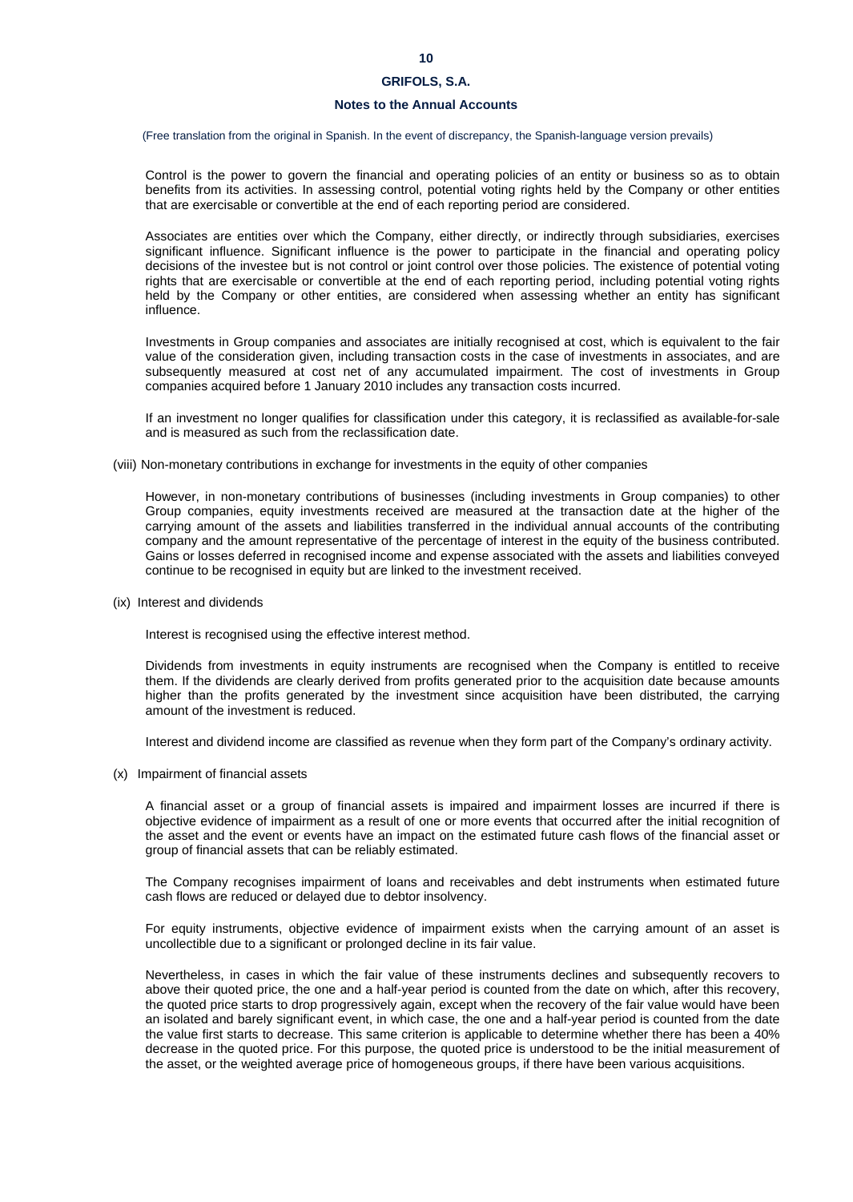Control is the power to govern the financial and operating policies of an entity or business so as to obtain benefits from its activities. In assessing control, potential voting rights held by the Company or other entities that are exercisable or convertible at the end of each reporting period are considered.

Associates are entities over which the Company, either directly, or indirectly through subsidiaries, exercises significant influence. Significant influence is the power to participate in the financial and operating policy decisions of the investee but is not control or joint control over those policies. The existence of potential voting rights that are exercisable or convertible at the end of each reporting period, including potential voting rights held by the Company or other entities, are considered when assessing whether an entity has significant influence.

Investments in Group companies and associates are initially recognised at cost, which is equivalent to the fair value of the consideration given, including transaction costs in the case of investments in associates, and are subsequently measured at cost net of any accumulated impairment. The cost of investments in Group companies acquired before 1 January 2010 includes any transaction costs incurred.

If an investment no longer qualifies for classification under this category, it is reclassified as available-for-sale and is measured as such from the reclassification date.

(viii) Non-monetary contributions in exchange for investments in the equity of other companies

However, in non-monetary contributions of businesses (including investments in Group companies) to other Group companies, equity investments received are measured at the transaction date at the higher of the carrying amount of the assets and liabilities transferred in the individual annual accounts of the contributing company and the amount representative of the percentage of interest in the equity of the business contributed. Gains or losses deferred in recognised income and expense associated with the assets and liabilities conveyed continue to be recognised in equity but are linked to the investment received.

(ix) Interest and dividends

Interest is recognised using the effective interest method.

Dividends from investments in equity instruments are recognised when the Company is entitled to receive them. If the dividends are clearly derived from profits generated prior to the acquisition date because amounts higher than the profits generated by the investment since acquisition have been distributed, the carrying amount of the investment is reduced.

Interest and dividend income are classified as revenue when they form part of the Company's ordinary activity.

(x) Impairment of financial assets

A financial asset or a group of financial assets is impaired and impairment losses are incurred if there is objective evidence of impairment as a result of one or more events that occurred after the initial recognition of the asset and the event or events have an impact on the estimated future cash flows of the financial asset or group of financial assets that can be reliably estimated.

The Company recognises impairment of loans and receivables and debt instruments when estimated future cash flows are reduced or delayed due to debtor insolvency.

For equity instruments, objective evidence of impairment exists when the carrying amount of an asset is uncollectible due to a significant or prolonged decline in its fair value.

Nevertheless, in cases in which the fair value of these instruments declines and subsequently recovers to above their quoted price, the one and a half-year period is counted from the date on which, after this recovery, the quoted price starts to drop progressively again, except when the recovery of the fair value would have been an isolated and barely significant event, in which case, the one and a half-year period is counted from the date the value first starts to decrease. This same criterion is applicable to determine whether there has been a 40% decrease in the quoted price. For this purpose, the quoted price is understood to be the initial measurement of the asset, or the weighted average price of homogeneous groups, if there have been various acquisitions.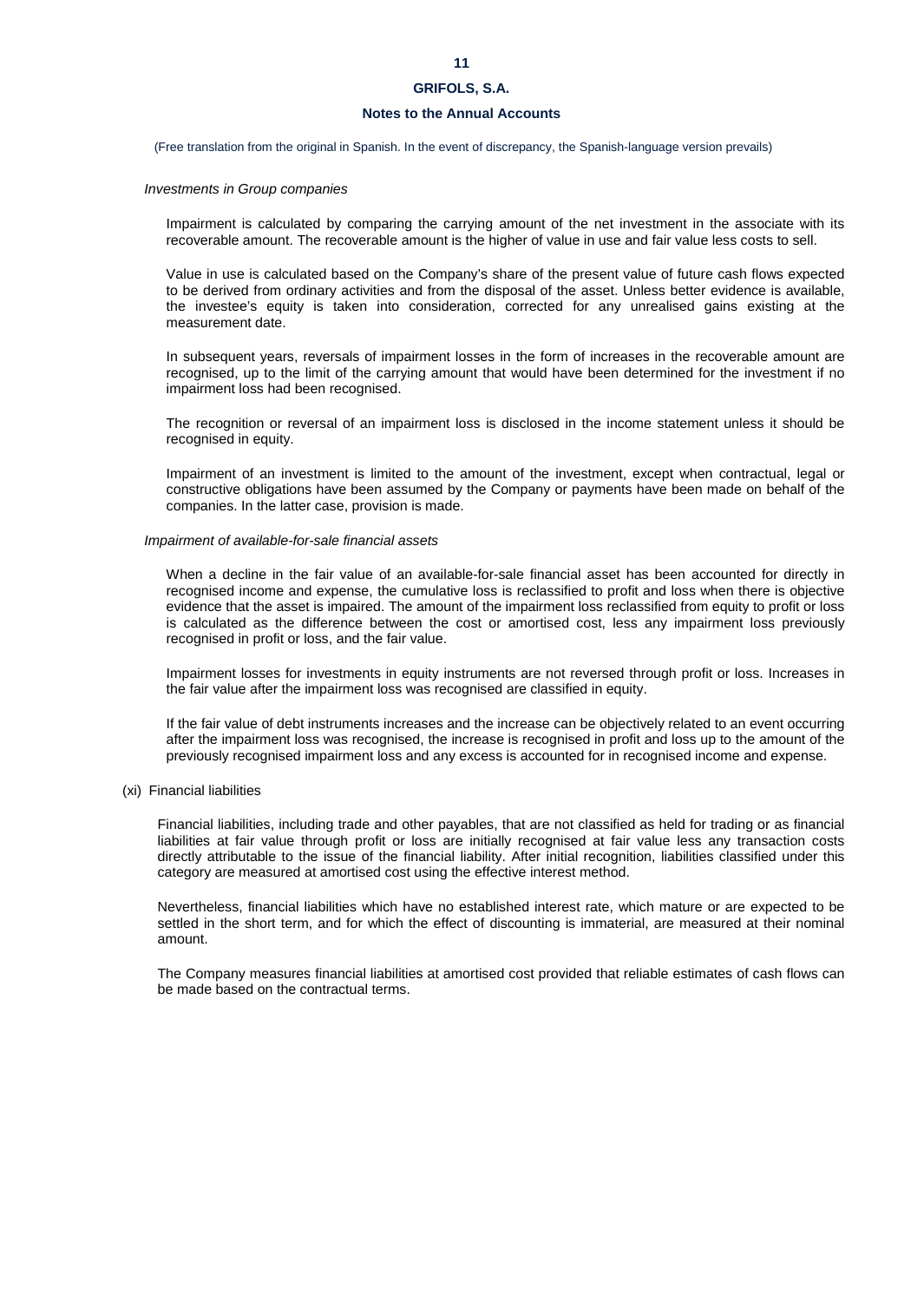*Investments in Group companies*

Impairment is calculated by comparing the carrying amount of the net investment in the associate with its recoverable amount. The recoverable amount is the higher of value in use and fair value less costs to sell.

Value in use is calculated based on the Company's share of the present value of future cash flows expected to be derived from ordinary activities and from the disposal of the asset. Unless better evidence is available, the investee's equity is taken into consideration, corrected for any unrealised gains existing at the measurement date.

In subsequent years, reversals of impairment losses in the form of increases in the recoverable amount are recognised, up to the limit of the carrying amount that would have been determined for the investment if no impairment loss had been recognised.

The recognition or reversal of an impairment loss is disclosed in the income statement unless it should be recognised in equity.

Impairment of an investment is limited to the amount of the investment, except when contractual, legal or constructive obligations have been assumed by the Company or payments have been made on behalf of the companies. In the latter case, provision is made.

*Impairment of available-for-sale financial assets*

When a decline in the fair value of an available-for-sale financial asset has been accounted for directly in recognised income and expense, the cumulative loss is reclassified to profit and loss when there is objective evidence that the asset is impaired. The amount of the impairment loss reclassified from equity to profit or loss is calculated as the difference between the cost or amortised cost, less any impairment loss previously recognised in profit or loss, and the fair value.

Impairment losses for investments in equity instruments are not reversed through profit or loss. Increases in the fair value after the impairment loss was recognised are classified in equity.

If the fair value of debt instruments increases and the increase can be objectively related to an event occurring after the impairment loss was recognised, the increase is recognised in profit and loss up to the amount of the previously recognised impairment loss and any excess is accounted for in recognised income and expense.

(xi) Financial liabilities

Financial liabilities, including trade and other payables, that are not classified as held for trading or as financial liabilities at fair value through profit or loss are initially recognised at fair value less any transaction costs directly attributable to the issue of the financial liability. After initial recognition, liabilities classified under this category are measured at amortised cost using the effective interest method.

Nevertheless, financial liabilities which have no established interest rate, which mature or are expected to be settled in the short term, and for which the effect of discounting is immaterial, are measured at their nominal amount.

The Company measures financial liabilities at amortised cost provided that reliable estimates of cash flows can be made based on the contractual terms.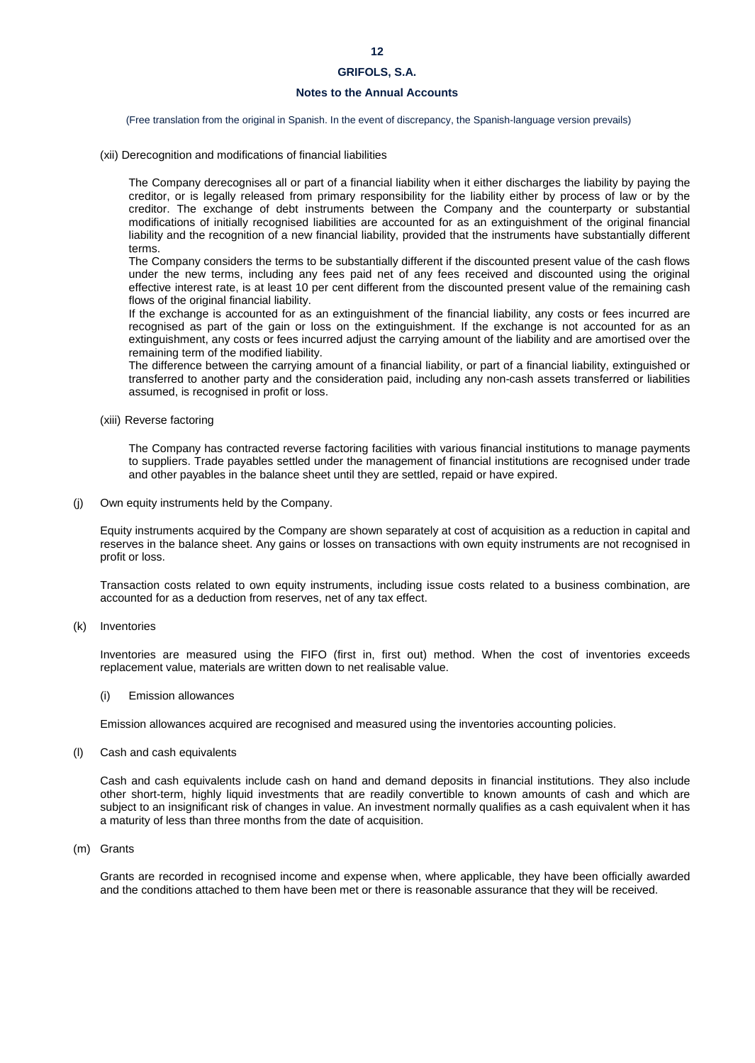(xii) Derecognition and modifications of financial liabilities

The Company derecognises all or part of a financial liability when it either discharges the liability by paying the creditor, or is legally released from primary responsibility for the liability either by process of law or by the creditor. The exchange of debt instruments between the Company and the counterparty or substantial modifications of initially recognised liabilities are accounted for as an extinguishment of the original financial liability and the recognition of a new financial liability, provided that the instruments have substantially different terms.

The Company considers the terms to be substantially different if the discounted present value of the cash flows under the new terms, including any fees paid net of any fees received and discounted using the original effective interest rate, is at least 10 per cent different from the discounted present value of the remaining cash flows of the original financial liability.

If the exchange is accounted for as an extinguishment of the financial liability, any costs or fees incurred are recognised as part of the gain or loss on the extinguishment. If the exchange is not accounted for as an extinguishment, any costs or fees incurred adjust the carrying amount of the liability and are amortised over the remaining term of the modified liability.

The difference between the carrying amount of a financial liability, or part of a financial liability, extinguished or transferred to another party and the consideration paid, including any non-cash assets transferred or liabilities assumed, is recognised in profit or loss.

(xiii) Reverse factoring

The Company has contracted reverse factoring facilities with various financial institutions to manage payments to suppliers. Trade payables settled under the management of financial institutions are recognised under trade and other payables in the balance sheet until they are settled, repaid or have expired.

(j) Own equity instruments held by the Company.

Equity instruments acquired by the Company are shown separately at cost of acquisition as a reduction in capital and reserves in the balance sheet. Any gains or losses on transactions with own equity instruments are not recognised in profit or loss.

Transaction costs related to own equity instruments, including issue costs related to a business combination, are accounted for as a deduction from reserves, net of any tax effect.

(k) Inventories

Inventories are measured using the FIFO (first in, first out) method. When the cost of inventories exceeds replacement value, materials are written down to net realisable value.

(i) Emission allowances

Emission allowances acquired are recognised and measured using the inventories accounting policies.

(l) Cash and cash equivalents

Cash and cash equivalents include cash on hand and demand deposits in financial institutions. They also include other short-term, highly liquid investments that are readily convertible to known amounts of cash and which are subject to an insignificant risk of changes in value. An investment normally qualifies as a cash equivalent when it has a maturity of less than three months from the date of acquisition.

(m) Grants

Grants are recorded in recognised income and expense when, where applicable, they have been officially awarded and the conditions attached to them have been met or there is reasonable assurance that they will be received.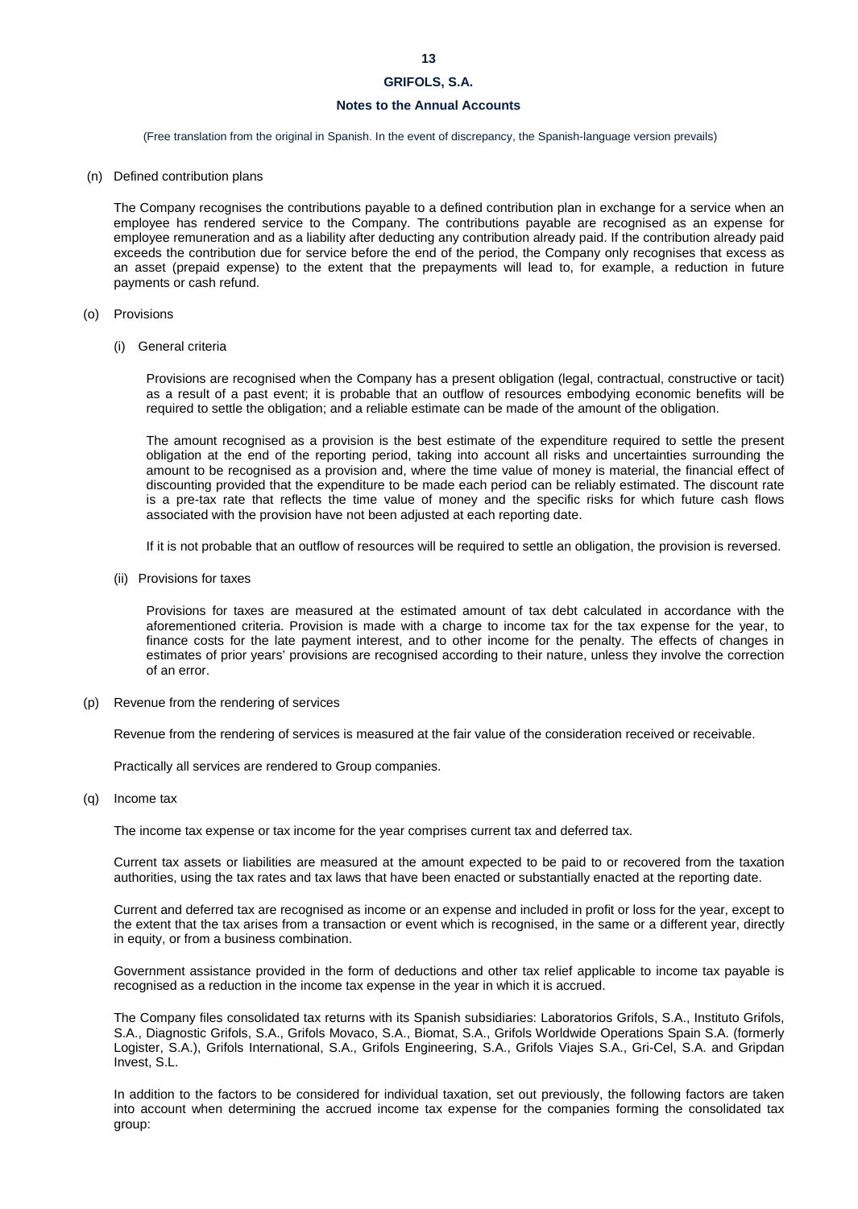(Free translation from the original in Spanish. In the event of discrepancy, the Spanish-language version prevails)

(n) Defined contribution plans

The Company recognises the contributions payable to a defined contribution plan in exchange for a service when an employee has rendered service to the Company. The contributions payable are recognised as an expense for employee remuneration and as a liability after deducting any contribution already paid. If the contribution already paid exceeds the contribution due for service before the end of the period, the Company only recognises that excess as an asset (prepaid expense) to the extent that the prepayments will lead to, for example, a reduction in future payments or cash refund.

(o) Provisions

(i) General criteria

Provisions are recognised when the Company has a present obligation (legal, contractual, constructive or tacit) as a result of a past event; it is probable that an outflow of resources embodying economic benefits will be required to settle the obligation; and a reliable estimate can be made of the amount of the obligation.

The amount recognised as a provision is the best estimate of the expenditure required to settle the present obligation at the end of the reporting period, taking into account all risks and uncertainties surrounding the amount to be recognised as a provision and, where the time value of money is material, the financial effect of discounting provided that the expenditure to be made each period can be reliably estimated. The discount rate is a pre-tax rate that reflects the time value of money and the specific risks for which future cash flows associated with the provision have not been adjusted at each reporting date.

If it is not probable that an outflow of resources will be required to settle an obligation, the provision is reversed.

(ii) Provisions for taxes

Provisions for taxes are measured at the estimated amount of tax debt calculated in accordance with the aforementioned criteria. Provision is made with a charge to income tax for the tax expense for the year, to finance costs for the late payment interest, and to other income for the penalty. The effects of changes in estimates of prior years' provisions are recognised according to their nature, unless they involve the correction of an error.

(p) Revenue from the rendering of services

Revenue from the rendering of services is measured at the fair value of the consideration received or receivable.

Practically all services are rendered to Group companies.

(q) Income tax

The income tax expense or tax income for the year comprises current tax and deferred tax.

Current tax assets or liabilities are measured at the amount expected to be paid to or recovered from the taxation authorities, using the tax rates and tax laws that have been enacted or substantially enacted at the reporting date.

Current and deferred tax are recognised as income or an expense and included in profit or loss for the year, except to the extent that the tax arises from a transaction or event which is recognised, in the same or a different year, directly in equity, or from a business combination.

Government assistance provided in the form of deductions and other tax relief applicable to income tax payable is recognised as a reduction in the income tax expense in the year in which it is accrued.

The Company files consolidated tax returns with its Spanish subsidiaries: Laboratorios Grifols, S.A., Instituto Grifols, S.A., Diagnostic Grifols, S.A., Grifols Movaco, S.A., Biomat, S.A., Grifols Worldwide Operations Spain S.A. (formerly Logister, S.A.), Grifols International, S.A., Grifols Engineering, S.A., Grifols Viajes S.A., Gri-Cel, S.A. and Gripdan Invest, S.L.

In addition to the factors to be considered for individual taxation, set out previously, the following factors are taken into account when determining the accrued income tax expense for the companies forming the consolidated tax group: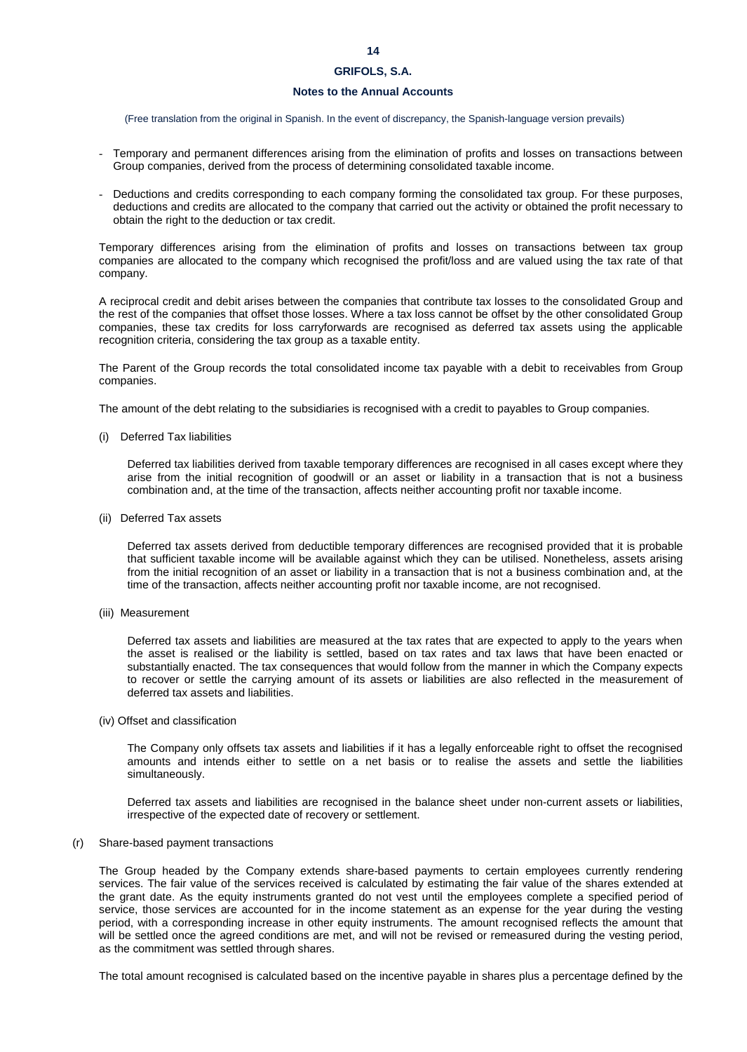(Free translation from the original in Spanish. In the event of discrepancy, the Spanish-language version prevails)

- Temporary and permanent differences arising from the elimination of profits and losses on transactions between Group companies, derived from the process of determining consolidated taxable income.
- Deductions and credits corresponding to each company forming the consolidated tax group. For these purposes, deductions and credits are allocated to the company that carried out the activity or obtained the profit necessary to obtain the right to the deduction or tax credit.

Temporary differences arising from the elimination of profits and losses on transactions between tax group companies are allocated to the company which recognised the profit/loss and are valued using the tax rate of that company.

A reciprocal credit and debit arises between the companies that contribute tax losses to the consolidated Group and the rest of the companies that offset those losses. Where a tax loss cannot be offset by the other consolidated Group companies, these tax credits for loss carryforwards are recognised as deferred tax assets using the applicable recognition criteria, considering the tax group as a taxable entity.

The Parent of the Group records the total consolidated income tax payable with a debit to receivables from Group companies.

The amount of the debt relating to the subsidiaries is recognised with a credit to payables to Group companies.

(i) Deferred Tax liabilities

Deferred tax liabilities derived from taxable temporary differences are recognised in all cases except where they arise from the initial recognition of goodwill or an asset or liability in a transaction that is not a business combination and, at the time of the transaction, affects neither accounting profit nor taxable income.

(ii) Deferred Tax assets

Deferred tax assets derived from deductible temporary differences are recognised provided that it is probable that sufficient taxable income will be available against which they can be utilised. Nonetheless, assets arising from the initial recognition of an asset or liability in a transaction that is not a business combination and, at the time of the transaction, affects neither accounting profit nor taxable income, are not recognised.

(iii) Measurement

Deferred tax assets and liabilities are measured at the tax rates that are expected to apply to the years when the asset is realised or the liability is settled, based on tax rates and tax laws that have been enacted or substantially enacted. The tax consequences that would follow from the manner in which the Company expects to recover or settle the carrying amount of its assets or liabilities are also reflected in the measurement of deferred tax assets and liabilities.

(iv) Offset and classification

The Company only offsets tax assets and liabilities if it has a legally enforceable right to offset the recognised amounts and intends either to settle on a net basis or to realise the assets and settle the liabilities simultaneously.

Deferred tax assets and liabilities are recognised in the balance sheet under non-current assets or liabilities, irrespective of the expected date of recovery or settlement.

(r) Share-based payment transactions

The Group headed by the Company extends share-based payments to certain employees currently rendering services. The fair value of the services received is calculated by estimating the fair value of the shares extended at the grant date. As the equity instruments granted do not vest until the employees complete a specified period of service, those services are accounted for in the income statement as an expense for the year during the vesting period, with a corresponding increase in other equity instruments. The amount recognised reflects the amount that will be settled once the agreed conditions are met, and will not be revised or remeasured during the vesting period, as the commitment was settled through shares.

The total amount recognised is calculated based on the incentive payable in shares plus a percentage defined by the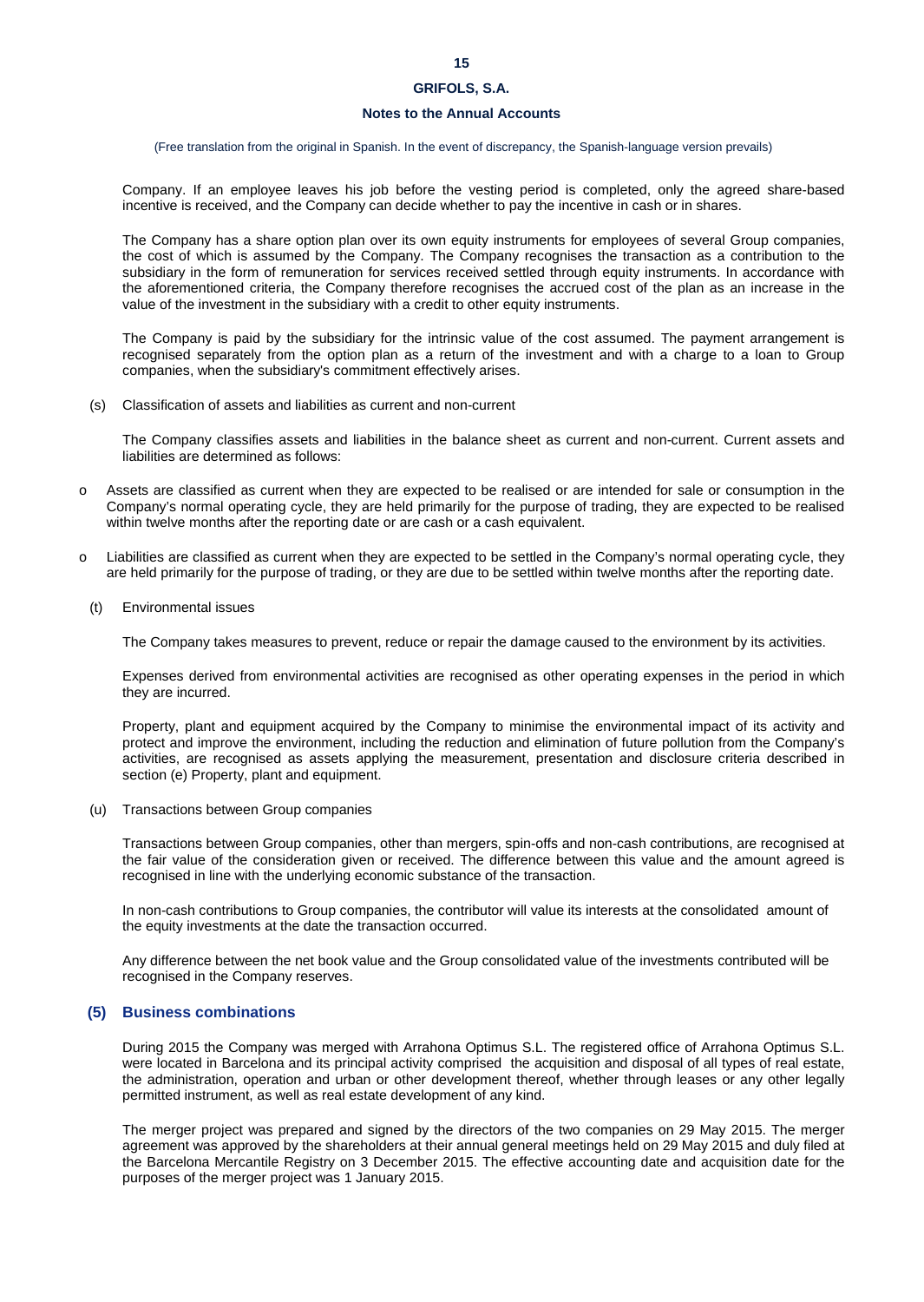(Free translation from the original in Spanish. In the event of discrepancy, the Spanish-language version prevails)

Company. If an employee leaves his job before the vesting period is completed, only the agreed share-based incentive is received, and the Company can decide whether to pay the incentive in cash or in shares.

The Company has a share option plan over its own equity instruments for employees of several Group companies, the cost of which is assumed by the Company. The Company recognises the transaction as a contribution to the subsidiary in the form of remuneration for services received settled through equity instruments. In accordance with the aforementioned criteria, the Company therefore recognises the accrued cost of the plan as an increase in the value of the investment in the subsidiary with a credit to other equity instruments.

The Company is paid by the subsidiary for the intrinsic value of the cost assumed. The payment arrangement is recognised separately from the option plan as a return of the investment and with a charge to a loan to Group companies, when the subsidiary's commitment effectively arises.

(s) Classification of assets and liabilities as current and non-current

The Company classifies assets and liabilities in the balance sheet as current and non-current. Current assets and liabilities are determined as follows:

- Assets are classified as current when they are expected to be realised or are intended for sale or consumption in the Company's normal operating cycle, they are held primarily for the purpose of trading, they are expected to be realised within twelve months after the reporting date or are cash or a cash equivalent.
- Liabilities are classified as current when they are expected to be settled in the Company's normal operating cycle, they are held primarily for the purpose of trading, or they are due to be settled within twelve months after the reporting date.

(t) Environmental issues

The Company takes measures to prevent, reduce or repair the damage caused to the environment by its activities.

Expenses derived from environmental activities are recognised as other operating expenses in the period in which they are incurred.

Property, plant and equipment acquired by the Company to minimise the environmental impact of its activity and protect and improve the environment, including the reduction and elimination of future pollution from the Company's activities, are recognised as assets applying the measurement, presentation and disclosure criteria described in section (e) Property, plant and equipment.

(u) Transactions between Group companies

Transactions between Group companies, other than mergers, spin-offs and non-cash contributions, are recognised at the fair value of the consideration given or received. The difference between this value and the amount agreed is recognised in line with the underlying economic substance of the transaction.

In non-cash contributions to Group companies, the contributor will value its interests at the consolidated amount of the equity investments at the date the transaction occurred.

Any difference between the net book value and the Group consolidated value of the investments contributed will be recognised in the Company reserves.

## (5) Business combinations

During 2015 the Company was merged with Arrahona Optimus S.L. The registered office of Arrahona Optimus S.L. were located in Barcelona and its principal activity comprised the acquisition and disposal of all types of real estate, the administration, operation and urban or other development thereof, whether through leases or any other legally permitted instrument, as well as real estate development of any kind.

The merger project was prepared and signed by the directors of the two companies on 29 May 2015. The merger agreement was approved by the shareholders at their annual general meetings held on 29 May 2015 and duly filed at the Barcelona Mercantile Registry on 3 December 2015. The effective accounting date and acquisition date for the purposes of the merger project was 1 January 2015.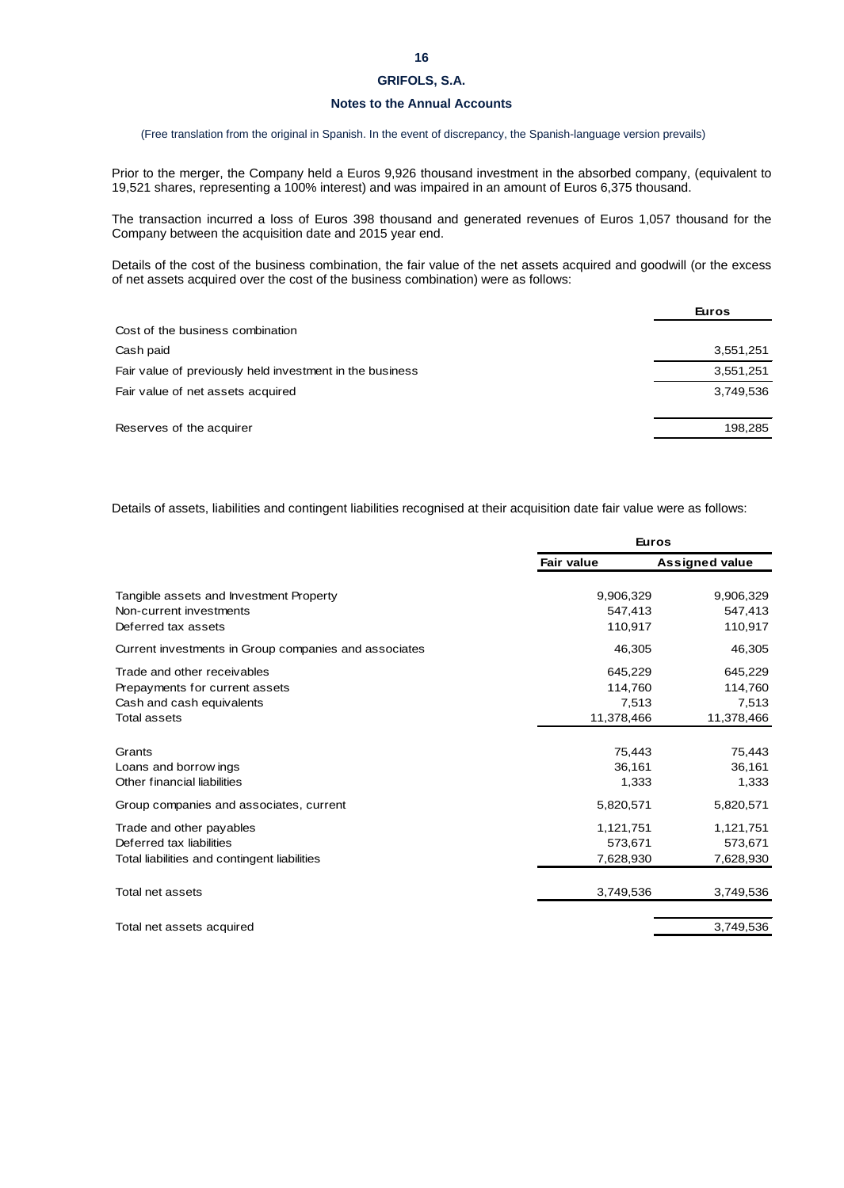(Free translation from the original in Spanish. In the event of discrepancy, the Spanish-language version prevails)

Prior to the merger, the Company held a Euros 9,926 thousand investment in the absorbed company, (equivalent to 19,521 shares, representing a 100% interest) and was impaired in an amount of Euros 6,375 thousand.

The transaction incurred a loss of Euros 398 thousand and generated revenues of Euros 1,057 thousand for the Company between the acquisition date and 2015 year end.

Details of the cost of the business combination, the fair value of the net assets acquired and goodwill (or the excess of net assets acquired over the cost of the business combination) were as follows:

| | Euros |
|---|---|
| Cost of the business combination | |
| Cash paid | 3,551,251 |
| Fair value of previously held investment in the business | 3,551,251 |
| Fair value of net assets acquired | 3,749,536 |
| Reserves of the acquirer | 198,285 |

Details of assets, liabilities and contingent liabilities recognised at their acquisition date fair value were as follows:

| | Euros | |
|---|---|---|
| | Fair value | Assigned value |
| Tangible assets and Investment Property | 9,906,329 | 9,906,329 |
| Non-current investments | 547,413 | 547,413 |
| Deferred tax assets | 110,917 | 110,917 |
| Current investments in Group companies and associates | 46,305 | 46,305 |
| Trade and other receivables | 645,229 | 645,229 |
| Prepayments for current assets | 114,760 | 114,760 |
| Cash and cash equivalents | 7,513 | 7,513 |
| Total assets | 11,378,466 | 11,378,466 |
| Grants | 75,443 | 75,443 |
| Loans and borrowings | 36,161 | 36,161 |
| Other financial liabilities | 1,333 | 1,333 |
| Group companies and associates, current | 5,820,571 | 5,820,571 |
| Trade and other payables | 1,121,751 | 1,121,751 |
| Deferred tax liabilities | 573,671 | 573,671 |
| Total liabilities and contingent liabilities | 7,628,930 | 7,628,930 |
| Total net assets | 3,749,536 | 3,749,536 |
| Total net assets acquired | | 3,749,536 |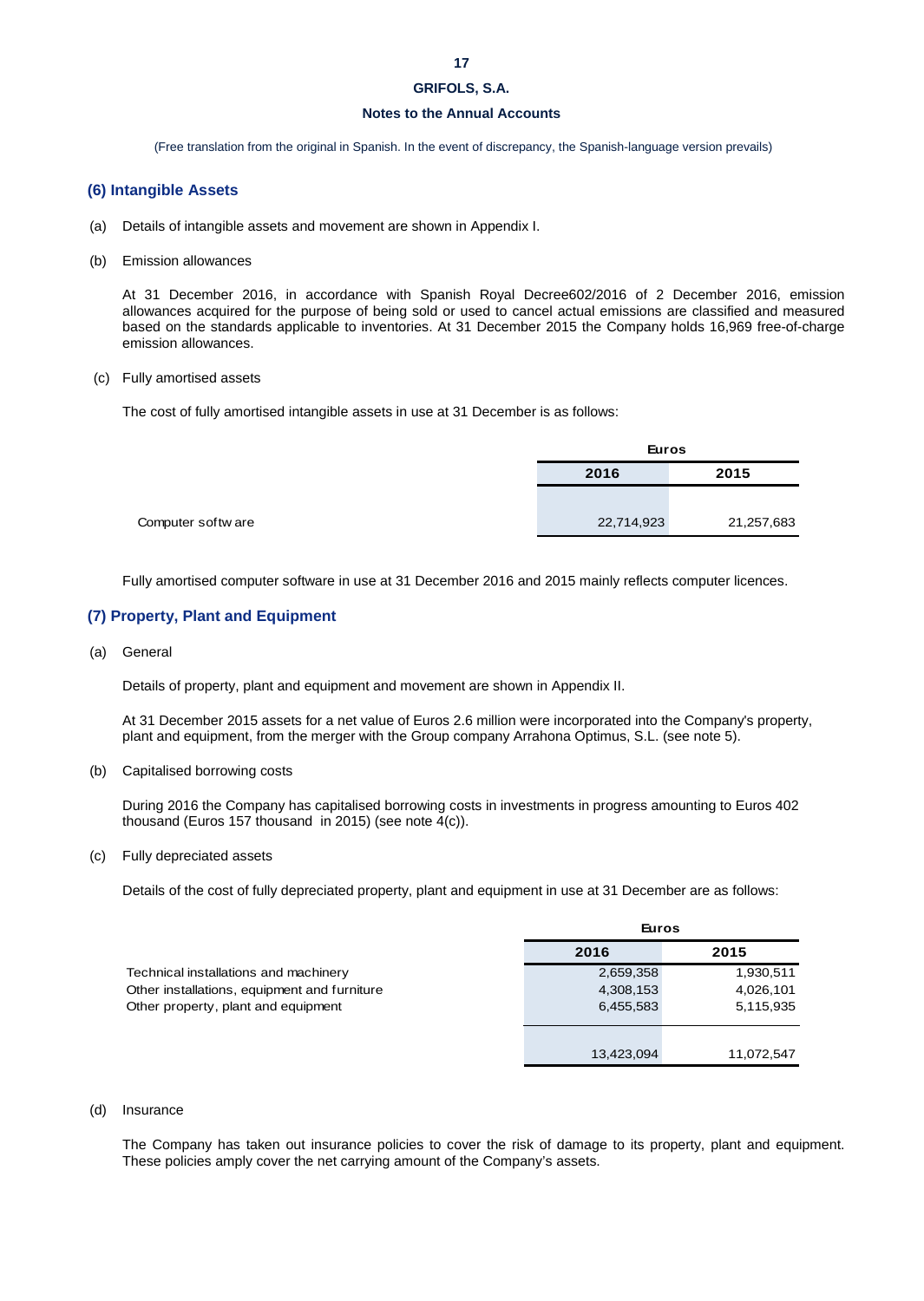## (6) Intangible Assets

(a) Details of intangible assets and movement are shown in Appendix I.

(b) Emission allowances

At 31 December 2016, in accordance with Spanish Royal Decree602/2016 of 2 December 2016, emission allowances acquired for the purpose of being sold or used to cancel actual emissions are classified and measured based on the standards applicable to inventories. At 31 December 2015 the Company holds 16,969 free-of-charge emission allowances.

(c) Fully amortised assets

The cost of fully amortised intangible assets in use at 31 December is as follows:

| | Euros | |
|---|---|---|
| | **2016** | **2015** |
| Computer software | 22,714,923 | 21,257,683 |

Fully amortised computer software in use at 31 December 2016 and 2015 mainly reflects computer licences.

## (7) Property, Plant and Equipment

(a) General

Details of property, plant and equipment and movement are shown in Appendix II.

At 31 December 2015 assets for a net value of Euros 2.6 million were incorporated into the Company's property, plant and equipment, from the merger with the Group company Arrahona Optimus, S.L. (see note 5).

(b) Capitalised borrowing costs

During 2016 the Company has capitalised borrowing costs in investments in progress amounting to Euros 402 thousand (Euros 157 thousand in 2015) (see note 4(c)).

(c) Fully depreciated assets

Details of the cost of fully depreciated property, plant and equipment in use at 31 December are as follows:

| | Euros | |
|---|---|---|
| | **2016** | **2015** |
| Technical installations and machinery | 2,659,358 | 1,930,511 |
| Other installations, equipment and furniture | 4,308,153 | 4,026,101 |
| Other property, plant and equipment | 6,455,583 | 5,115,935 |
| | 13,423,094 | 11,072,547 |

(d) Insurance

The Company has taken out insurance policies to cover the risk of damage to its property, plant and equipment. These policies amply cover the net carrying amount of the Company's assets.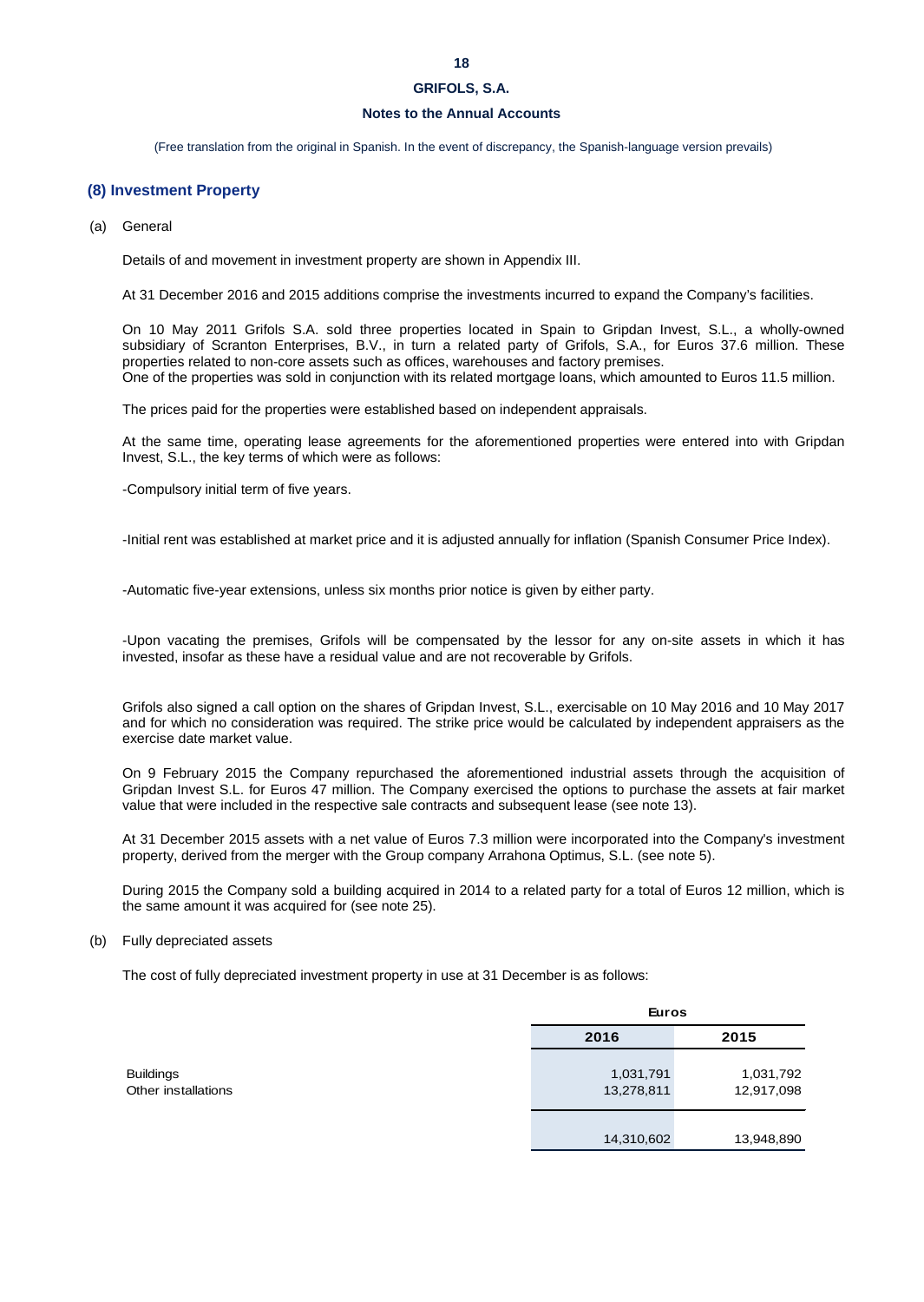(Free translation from the original in Spanish. In the event of discrepancy, the Spanish-language version prevails)

## (8) Investment Property

(a) General

Details of and movement in investment property are shown in Appendix III.

At 31 December 2016 and 2015 additions comprise the investments incurred to expand the Company's facilities.

On 10 May 2011 Grifols S.A. sold three properties located in Spain to Gripdan Invest, S.L., a wholly-owned subsidiary of Scranton Enterprises, B.V., in turn a related party of Grifols, S.A., for Euros 37.6 million. These properties related to non-core assets such as offices, warehouses and factory premises.
One of the properties was sold in conjunction with its related mortgage loans, which amounted to Euros 11.5 million.

The prices paid for the properties were established based on independent appraisals.

At the same time, operating lease agreements for the aforementioned properties were entered into with Gripdan Invest, S.L., the key terms of which were as follows:

-Compulsory initial term of five years.

-Initial rent was established at market price and it is adjusted annually for inflation (Spanish Consumer Price Index).

-Automatic five-year extensions, unless six months prior notice is given by either party.

-Upon vacating the premises, Grifols will be compensated by the lessor for any on-site assets in which it has invested, insofar as these have a residual value and are not recoverable by Grifols.

Grifols also signed a call option on the shares of Gripdan Invest, S.L., exercisable on 10 May 2016 and 10 May 2017 and for which no consideration was required. The strike price would be calculated by independent appraisers as the exercise date market value.

On 9 February 2015 the Company repurchased the aforementioned industrial assets through the acquisition of Gripdan Invest S.L. for Euros 47 million. The Company exercised the options to purchase the assets at fair market value that were included in the respective sale contracts and subsequent lease (see note 13).

At 31 December 2015 assets with a net value of Euros 7.3 million were incorporated into the Company's investment property, derived from the merger with the Group company Arrahona Optimus, S.L. (see note 5).

During 2015 the Company sold a building acquired in 2014 to a related party for a total of Euros 12 million, which is the same amount it was acquired for (see note 25).

(b) Fully depreciated assets

The cost of fully depreciated investment property in use at 31 December is as follows:

| | Euros | |
|---|---|---|
| | 2016 | 2015 |
| Buildings | 1,031,791 | 1,031,792 |
| Other installations | 13,278,811 | 12,917,098 |
| | 14,310,602 | 13,948,890 |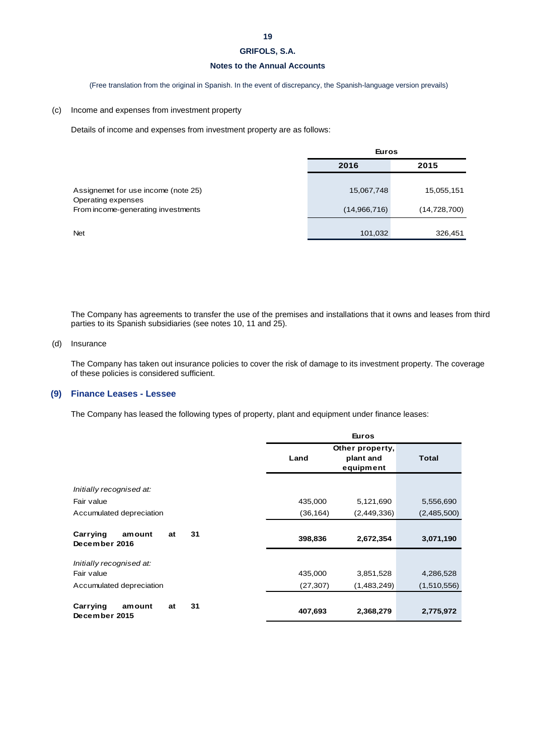(Free translation from the original in Spanish. In the event of discrepancy, the Spanish-language version prevails)

(c) Income and expenses from investment property

Details of income and expenses from investment property are as follows:

| | Euros | |
|---|---|---|
| | 2016 | 2015 |
| Assignemet for use income (note 25) | 15,067,748 | 15,055,151 |
| Operating expenses From income-generating investments | (14,966,716) | (14,728,700) |
| Net | 101,032 | 326,451 |

The Company has agreements to transfer the use of the premises and installations that it owns and leases from third parties to its Spanish subsidiaries (see notes 10, 11 and 25).

(d) Insurance

The Company has taken out insurance policies to cover the risk of damage to its investment property. The coverage of these policies is considered sufficient.

## (9) Finance Leases - Lessee

The Company has leased the following types of property, plant and equipment under finance leases:

| | Euros | | |
|---|---|---|---|
| | Land | Other property, plant and equipment | Total |
| *Initially recognised at:* | | | |
| Fair value | 435,000 | 5,121,690 | 5,556,690 |
| Accumulated depreciation | (36,164) | (2,449,336) | (2,485,500) |
| **Carrying amount at 31 December 2016** | **398,836** | **2,672,354** | **3,071,190** |
| *Initially recognised at:* | | | |
| Fair value | 435,000 | 3,851,528 | 4,286,528 |
| Accumulated depreciation | (27,307) | (1,483,249) | (1,510,556) |
| **Carrying amount at 31 December 2015** | **407,693** | **2,368,279** | **2,775,972** |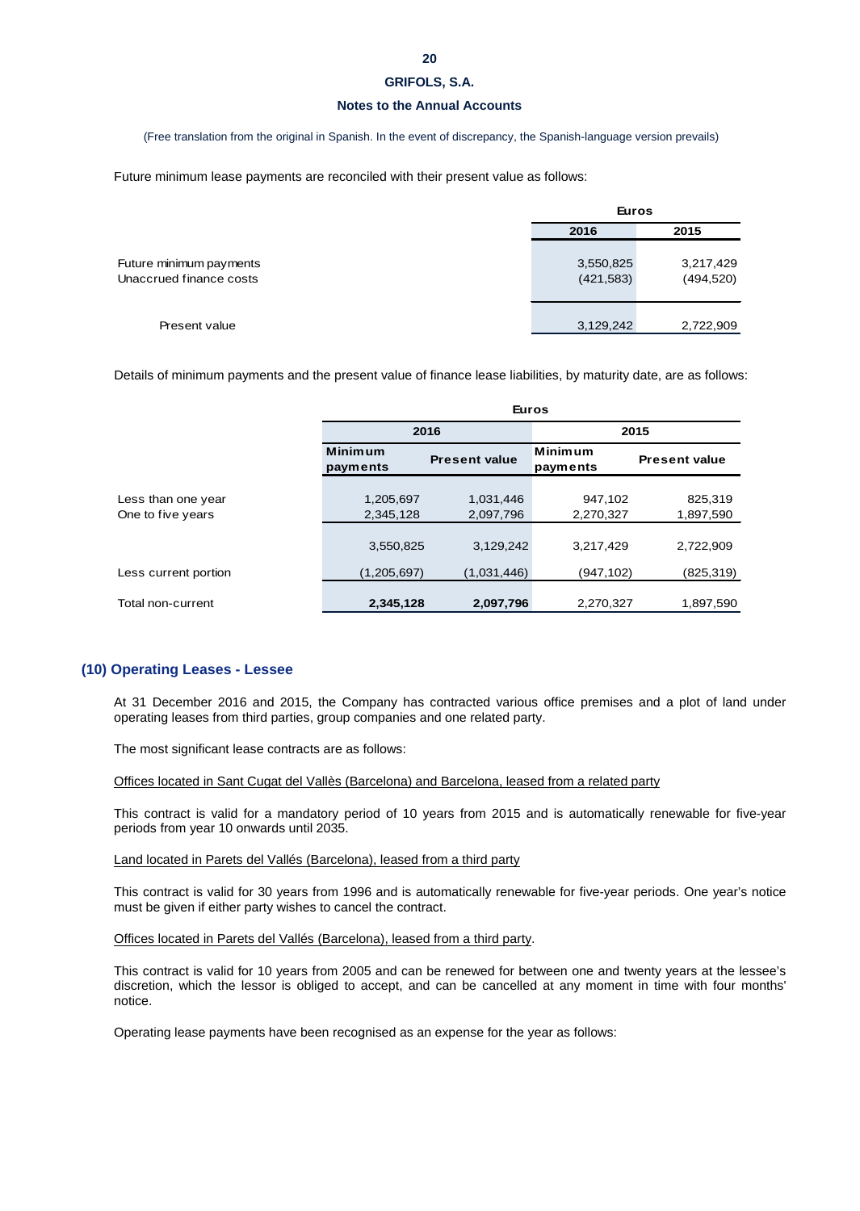(Free translation from the original in Spanish. In the event of discrepancy, the Spanish-language version prevails)

Future minimum lease payments are reconciled with their present value as follows:

| | Euros | |
|---|---|---|
| | 2016 | 2015 |
| Future minimum payments | 3,550,825 | 3,217,429 |
| Unaccrued finance costs | (421,583) | (494,520) |
| Present value | 3,129,242 | 2,722,909 |

Details of minimum payments and the present value of finance lease liabilities, by maturity date, are as follows:

| | Euros | | | |
|---|---|---|---|---|
| | 2016 | | 2015 | |
| | Minimum payments | Present value | Minimum payments | Present value |
| Less than one year | 1,205,697 | 1,031,446 | 947,102 | 825,319 |
| One to five years | 2,345,128 | 2,097,796 | 2,270,327 | 1,897,590 |
| | 3,550,825 | 3,129,242 | 3,217,429 | 2,722,909 |
| Less current portion | (1,205,697) | (1,031,446) | (947,102) | (825,319) |
| Total non-current | **2,345,128** | **2,097,796** | 2,270,327 | 1,897,590 |

## (10) Operating Leases - Lessee

At 31 December 2016 and 2015, the Company has contracted various office premises and a plot of land under operating leases from third parties, group companies and one related party.

The most significant lease contracts are as follows:

Offices located in Sant Cugat del Vallès (Barcelona) and Barcelona, leased from a related party

This contract is valid for a mandatory period of 10 years from 2015 and is automatically renewable for five-year periods from year 10 onwards until 2035.

Land located in Parets del Vallés (Barcelona), leased from a third party

This contract is valid for 30 years from 1996 and is automatically renewable for five-year periods. One year's notice must be given if either party wishes to cancel the contract.

Offices located in Parets del Vallés (Barcelona), leased from a third party.

This contract is valid for 10 years from 2005 and can be renewed for between one and twenty years at the lessee's discretion, which the lessor is obliged to accept, and can be cancelled at any moment in time with four months' notice.

Operating lease payments have been recognised as an expense for the year as follows: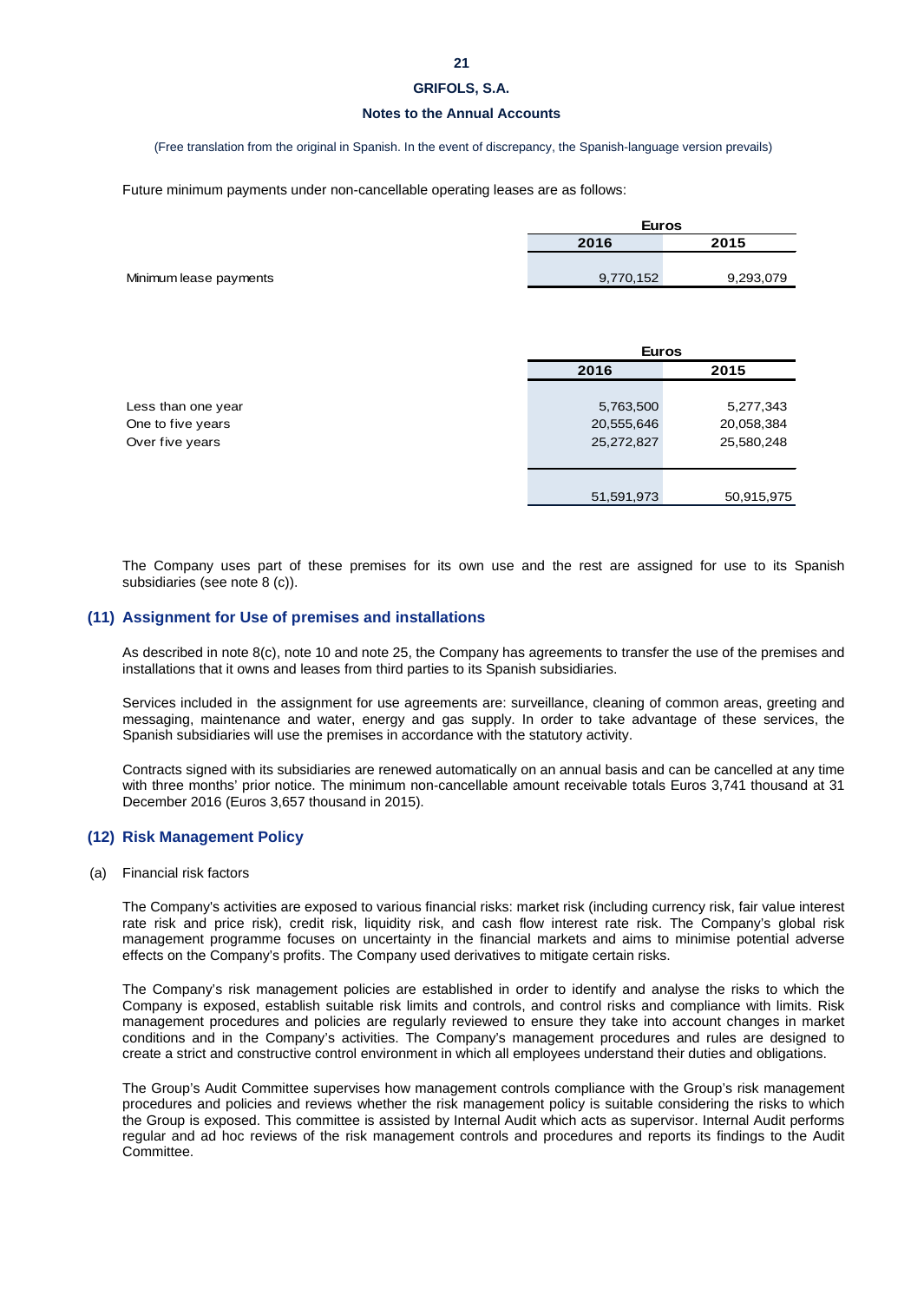(Free translation from the original in Spanish. In the event of discrepancy, the Spanish-language version prevails)

Future minimum payments under non-cancellable operating leases are as follows:

| | Euros | |
|---|---|---|
| | 2016 | 2015 |
| Minimum lease payments | 9,770,152 | 9,293,079 |

| | Euros | |
|---|---|---|
| | 2016 | 2015 |
| Less than one year | 5,763,500 | 5,277,343 |
| One to five years | 20,555,646 | 20,058,384 |
| Over five years | 25,272,827 | 25,580,248 |
| | 51,591,973 | 50,915,975 |

The Company uses part of these premises for its own use and the rest are assigned for use to its Spanish subsidiaries (see note 8 (c)).

## (11) Assignment for Use of premises and installations

As described in note 8(c), note 10 and note 25, the Company has agreements to transfer the use of the premises and installations that it owns and leases from third parties to its Spanish subsidiaries.

Services included in the assignment for use agreements are: surveillance, cleaning of common areas, greeting and messaging, maintenance and water, energy and gas supply. In order to take advantage of these services, the Spanish subsidiaries will use the premises in accordance with the statutory activity.

Contracts signed with its subsidiaries are renewed automatically on an annual basis and can be cancelled at any time with three months' prior notice. The minimum non-cancellable amount receivable totals Euros 3,741 thousand at 31 December 2016 (Euros 3,657 thousand in 2015).

## (12) Risk Management Policy

(a) Financial risk factors

The Company's activities are exposed to various financial risks: market risk (including currency risk, fair value interest rate risk and price risk), credit risk, liquidity risk, and cash flow interest rate risk. The Company's global risk management programme focuses on uncertainty in the financial markets and aims to minimise potential adverse effects on the Company's profits. The Company used derivatives to mitigate certain risks.

The Company's risk management policies are established in order to identify and analyse the risks to which the Company is exposed, establish suitable risk limits and controls, and control risks and compliance with limits. Risk management procedures and policies are regularly reviewed to ensure they take into account changes in market conditions and in the Company's activities. The Company's management procedures and rules are designed to create a strict and constructive control environment in which all employees understand their duties and obligations.

The Group's Audit Committee supervises how management controls compliance with the Group's risk management procedures and policies and reviews whether the risk management policy is suitable considering the risks to which the Group is exposed. This committee is assisted by Internal Audit which acts as supervisor. Internal Audit performs regular and ad hoc reviews of the risk management controls and procedures and reports its findings to the Audit Committee.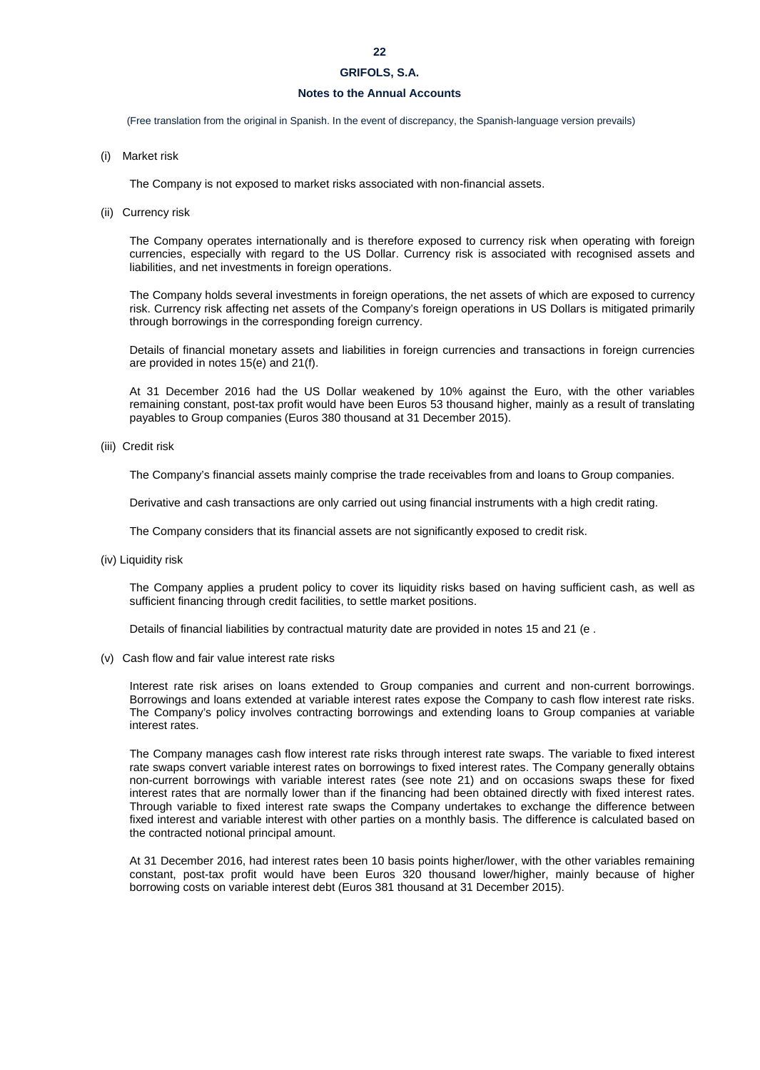(Free translation from the original in Spanish. In the event of discrepancy, the Spanish-language version prevails)

(i) Market risk

The Company is not exposed to market risks associated with non-financial assets.

(ii) Currency risk

The Company operates internationally and is therefore exposed to currency risk when operating with foreign currencies, especially with regard to the US Dollar. Currency risk is associated with recognised assets and liabilities, and net investments in foreign operations.

The Company holds several investments in foreign operations, the net assets of which are exposed to currency risk. Currency risk affecting net assets of the Company's foreign operations in US Dollars is mitigated primarily through borrowings in the corresponding foreign currency.

Details of financial monetary assets and liabilities in foreign currencies and transactions in foreign currencies are provided in notes 15(e) and 21(f).

At 31 December 2016 had the US Dollar weakened by 10% against the Euro, with the other variables remaining constant, post-tax profit would have been Euros 53 thousand higher, mainly as a result of translating payables to Group companies (Euros 380 thousand at 31 December 2015).

(iii) Credit risk

The Company's financial assets mainly comprise the trade receivables from and loans to Group companies.

Derivative and cash transactions are only carried out using financial instruments with a high credit rating.

The Company considers that its financial assets are not significantly exposed to credit risk.

(iv) Liquidity risk

The Company applies a prudent policy to cover its liquidity risks based on having sufficient cash, as well as sufficient financing through credit facilities, to settle market positions.

Details of financial liabilities by contractual maturity date are provided in notes 15 and 21 (e .

(v) Cash flow and fair value interest rate risks

Interest rate risk arises on loans extended to Group companies and current and non-current borrowings. Borrowings and loans extended at variable interest rates expose the Company to cash flow interest rate risks. The Company's policy involves contracting borrowings and extending loans to Group companies at variable interest rates.

The Company manages cash flow interest rate risks through interest rate swaps. The variable to fixed interest rate swaps convert variable interest rates on borrowings to fixed interest rates. The Company generally obtains non-current borrowings with variable interest rates (see note 21) and on occasions swaps these for fixed interest rates that are normally lower than if the financing had been obtained directly with fixed interest rates. Through variable to fixed interest rate swaps the Company undertakes to exchange the difference between fixed interest and variable interest with other parties on a monthly basis. The difference is calculated based on the contracted notional principal amount.

At 31 December 2016, had interest rates been 10 basis points higher/lower, with the other variables remaining constant, post-tax profit would have been Euros 320 thousand lower/higher, mainly because of higher borrowing costs on variable interest debt (Euros 381 thousand at 31 December 2015).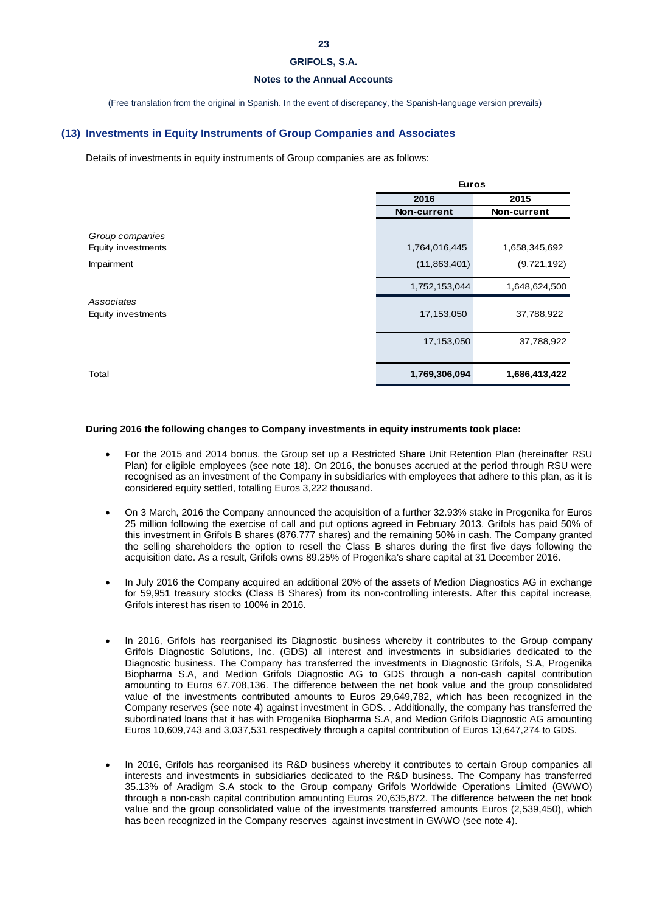GRIFOLS, S.A.

Notes to the Annual Accounts

(Free translation from the original in Spanish. In the event of discrepancy, the Spanish-language version prevails)

## (13) Investments in Equity Instruments of Group Companies and Associates

Details of investments in equity instruments of Group companies are as follows:

| | Euros | |
|---|---|---|
| | 2016 | 2015 |
| | Non-current | Non-current |
| *Group companies* | | |
| Equity investments | 1,764,016,445 | 1,658,345,692 |
| Impairment | (11,863,401) | (9,721,192) |
| | 1,752,153,044 | 1,648,624,500 |
| *Associates* | | |
| Equity investments | 17,153,050 | 37,788,922 |
| | 17,153,050 | 37,788,922 |
| Total | **1,769,306,094** | **1,686,413,422** |

**During 2016 the following changes to Company investments in equity instruments took place:**

- For the 2015 and 2014 bonus, the Group set up a Restricted Share Unit Retention Plan (hereinafter RSU Plan) for eligible employees (see note 18). On 2016, the bonuses accrued at the period through RSU were recognised as an investment of the Company in subsidiaries with employees that adhere to this plan, as it is considered equity settled, totalling Euros 3,222 thousand.

- On 3 March, 2016 the Company announced the acquisition of a further 32.93% stake in Progenika for Euros 25 million following the exercise of call and put options agreed in February 2013. Grifols has paid 50% of this investment in Grifols B shares (876,777 shares) and the remaining 50% in cash. The Company granted the selling shareholders the option to resell the Class B shares during the first five days following the acquisition date. As a result, Grifols owns 89.25% of Progenika's share capital at 31 December 2016.

- In July 2016 the Company acquired an additional 20% of the assets of Medion Diagnostics AG in exchange for 59,951 treasury stocks (Class B Shares) from its non-controlling interests. After this capital increase, Grifols interest has risen to 100% in 2016.

- In 2016, Grifols has reorganised its Diagnostic business whereby it contributes to the Group company Grifols Diagnostic Solutions, Inc. (GDS) all interest and investments in subsidiaries dedicated to the Diagnostic business. The Company has transferred the investments in Diagnostic Grifols, S.A, Progenika Biopharma S.A, and Medion Grifols Diagnostic AG to GDS through a non-cash capital contribution amounting to Euros 67,708,136. The difference between the net book value and the group consolidated value of the investments contributed amounts to Euros 29,649,782, which has been recognized in the Company reserves (see note 4) against investment in GDS. . Additionally, the company has transferred the subordinated loans that it has with Progenika Biopharma S.A, and Medion Grifols Diagnostic AG amounting Euros 10,609,743 and 3,037,531 respectively through a capital contribution of Euros 13,647,274 to GDS.

- In 2016, Grifols has reorganised its R&D business whereby it contributes to certain Group companies all interests and investments in subsidiaries dedicated to the R&D business. The Company has transferred 35.13% of Aradigm S.A stock to the Group company Grifols Worldwide Operations Limited (GWWO) through a non-cash capital contribution amounting Euros 20,635,872. The difference between the net book value and the group consolidated value of the investments transferred amounts Euros (2,539,450), which has been recognized in the Company reserves against investment in GWWO (see note 4).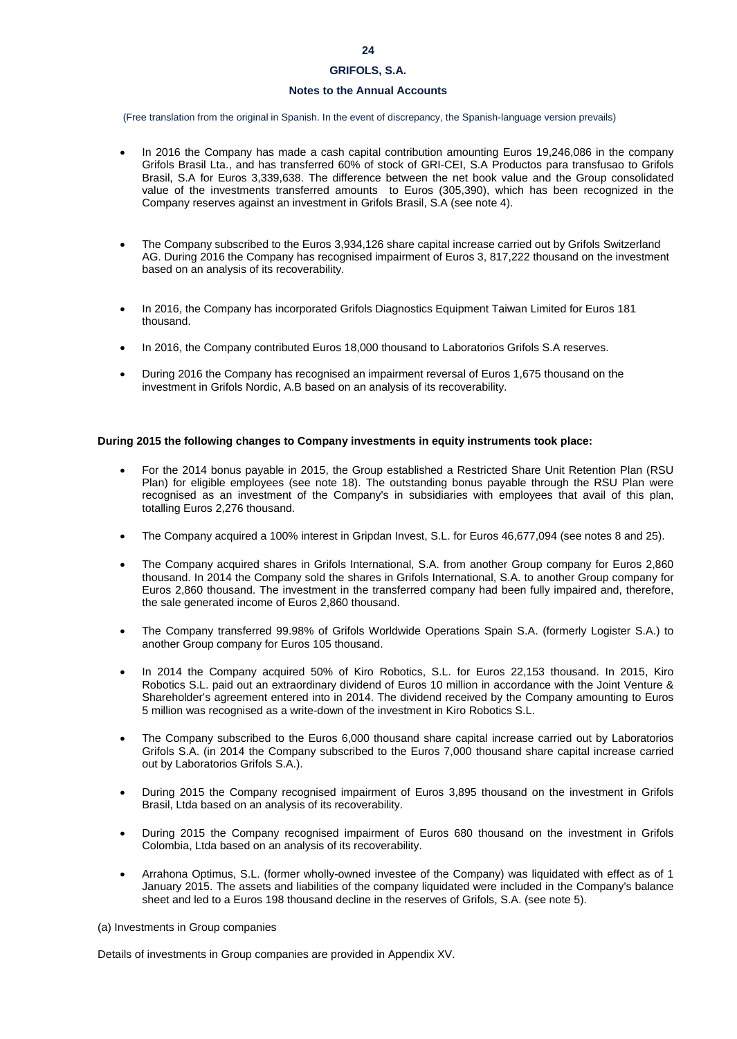(Free translation from the original in Spanish. In the event of discrepancy, the Spanish-language version prevails)

- In 2016 the Company has made a cash capital contribution amounting Euros 19,246,086 in the company Grifols Brasil Lta., and has transferred 60% of stock of GRI-CEI, S.A Productos para transfusao to Grifols Brasil, S.A for Euros 3,339,638. The difference between the net book value and the Group consolidated value of the investments transferred amounts to Euros (305,390), which has been recognized in the Company reserves against an investment in Grifols Brasil, S.A (see note 4).

- The Company subscribed to the Euros 3,934,126 share capital increase carried out by Grifols Switzerland AG. During 2016 the Company has recognised impairment of Euros 3, 817,222 thousand on the investment based on an analysis of its recoverability.

- In 2016, the Company has incorporated Grifols Diagnostics Equipment Taiwan Limited for Euros 181 thousand.

- In 2016, the Company contributed Euros 18,000 thousand to Laboratorios Grifols S.A reserves.

- During 2016 the Company has recognised an impairment reversal of Euros 1,675 thousand on the investment in Grifols Nordic, A.B based on an analysis of its recoverability.

**During 2015 the following changes to Company investments in equity instruments took place:**

- For the 2014 bonus payable in 2015, the Group established a Restricted Share Unit Retention Plan (RSU Plan) for eligible employees (see note 18). The outstanding bonus payable through the RSU Plan were recognised as an investment of the Company's in subsidiaries with employees that avail of this plan, totalling Euros 2,276 thousand.

- The Company acquired a 100% interest in Gripdan Invest, S.L. for Euros 46,677,094 (see notes 8 and 25).

- The Company acquired shares in Grifols International, S.A. from another Group company for Euros 2,860 thousand. In 2014 the Company sold the shares in Grifols International, S.A. to another Group company for Euros 2,860 thousand. The investment in the transferred company had been fully impaired and, therefore, the sale generated income of Euros 2,860 thousand.

- The Company transferred 99.98% of Grifols Worldwide Operations Spain S.A. (formerly Logister S.A.) to another Group company for Euros 105 thousand.

- In 2014 the Company acquired 50% of Kiro Robotics, S.L. for Euros 22,153 thousand. In 2015, Kiro Robotics S.L. paid out an extraordinary dividend of Euros 10 million in accordance with the Joint Venture & Shareholder's agreement entered into in 2014. The dividend received by the Company amounting to Euros 5 million was recognised as a write-down of the investment in Kiro Robotics S.L.

- The Company subscribed to the Euros 6,000 thousand share capital increase carried out by Laboratorios Grifols S.A. (in 2014 the Company subscribed to the Euros 7,000 thousand share capital increase carried out by Laboratorios Grifols S.A.).

- During 2015 the Company recognised impairment of Euros 3,895 thousand on the investment in Grifols Brasil, Ltda based on an analysis of its recoverability.

- During 2015 the Company recognised impairment of Euros 680 thousand on the investment in Grifols Colombia, Ltda based on an analysis of its recoverability.

- Arrahona Optimus, S.L. (former wholly-owned investee of the Company) was liquidated with effect as of 1 January 2015. The assets and liabilities of the company liquidated were included in the Company's balance sheet and led to a Euros 198 thousand decline in the reserves of Grifols, S.A. (see note 5).

(a) Investments in Group companies

Details of investments in Group companies are provided in Appendix XV.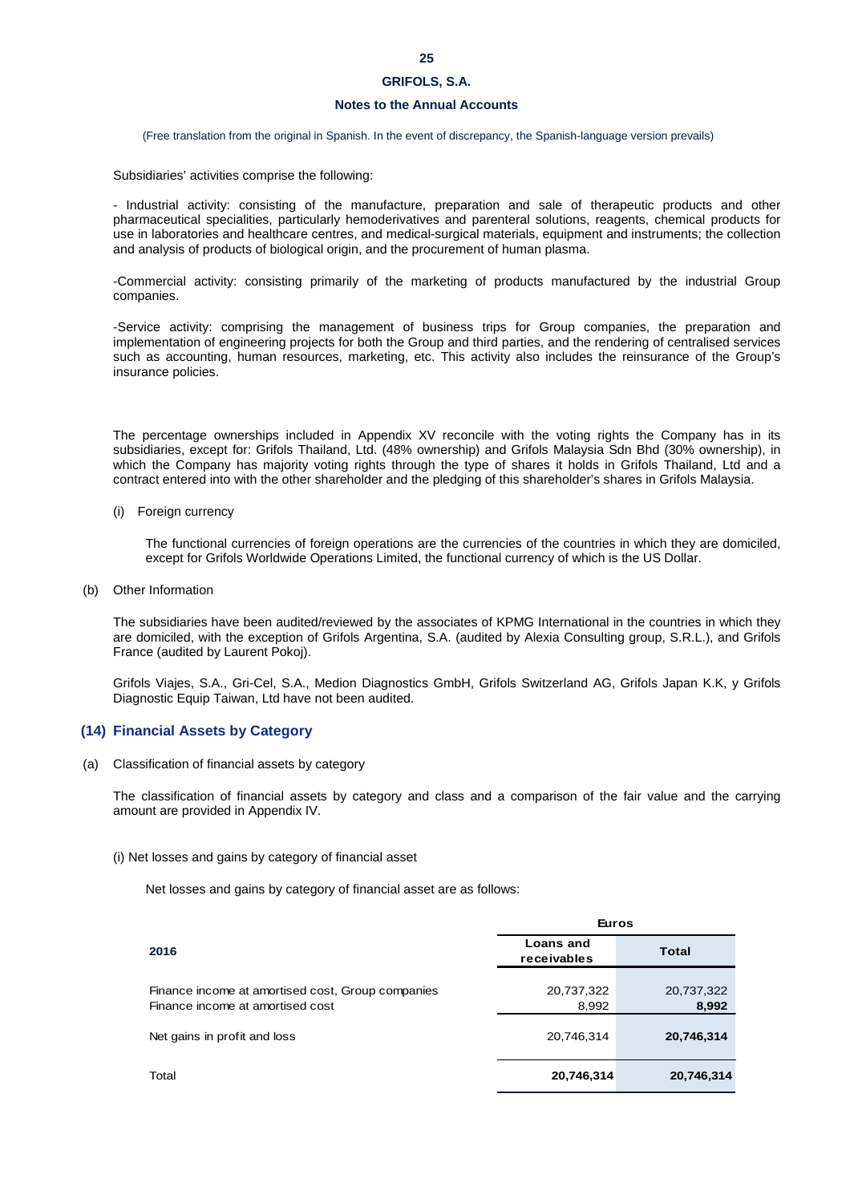Subsidiaries' activities comprise the following:

- Industrial activity: consisting of the manufacture, preparation and sale of therapeutic products and other pharmaceutical specialities, particularly hemoderivatives and parenteral solutions, reagents, chemical products for use in laboratories and healthcare centres, and medical-surgical materials, equipment and instruments; the collection and analysis of products of biological origin, and the procurement of human plasma.

-Commercial activity: consisting primarily of the marketing of products manufactured by the industrial Group companies.

-Service activity: comprising the management of business trips for Group companies, the preparation and implementation of engineering projects for both the Group and third parties, and the rendering of centralised services such as accounting, human resources, marketing, etc. This activity also includes the reinsurance of the Group's insurance policies.

The percentage ownerships included in Appendix XV reconcile with the voting rights the Company has in its subsidiaries, except for: Grifols Thailand, Ltd. (48% ownership) and Grifols Malaysia Sdn Bhd (30% ownership), in which the Company has majority voting rights through the type of shares it holds in Grifols Thailand, Ltd and a contract entered into with the other shareholder and the pledging of this shareholder's shares in Grifols Malaysia.

(i) Foreign currency

The functional currencies of foreign operations are the currencies of the countries in which they are domiciled, except for Grifols Worldwide Operations Limited, the functional currency of which is the US Dollar.

(b) Other Information

The subsidiaries have been audited/reviewed by the associates of KPMG International in the countries in which they are domiciled, with the exception of Grifols Argentina, S.A. (audited by Alexia Consulting group, S.R.L.), and Grifols France (audited by Laurent Pokoj).

Grifols Viajes, S.A., Gri-Cel, S.A., Medion Diagnostics GmbH, Grifols Switzerland AG, Grifols Japan K.K, y Grifols Diagnostic Equip Taiwan, Ltd have not been audited.

## (14) Financial Assets by Category

(a) Classification of financial assets by category

The classification of financial assets by category and class and a comparison of the fair value and the carrying amount are provided in Appendix IV.

(i) Net losses and gains by category of financial asset

Net losses and gains by category of financial asset are as follows:

| | Euros | |
|---|---|---|
| **2016** | **Loans and receivables** | **Total** |
| Finance income at amortised cost, Group companies | 20,737,322 | 20,737,322 |
| Finance income at amortised cost | 8,992 | **8,992** |
| Net gains in profit and loss | 20,746,314 | **20,746,314** |
| Total | **20,746,314** | **20,746,314** |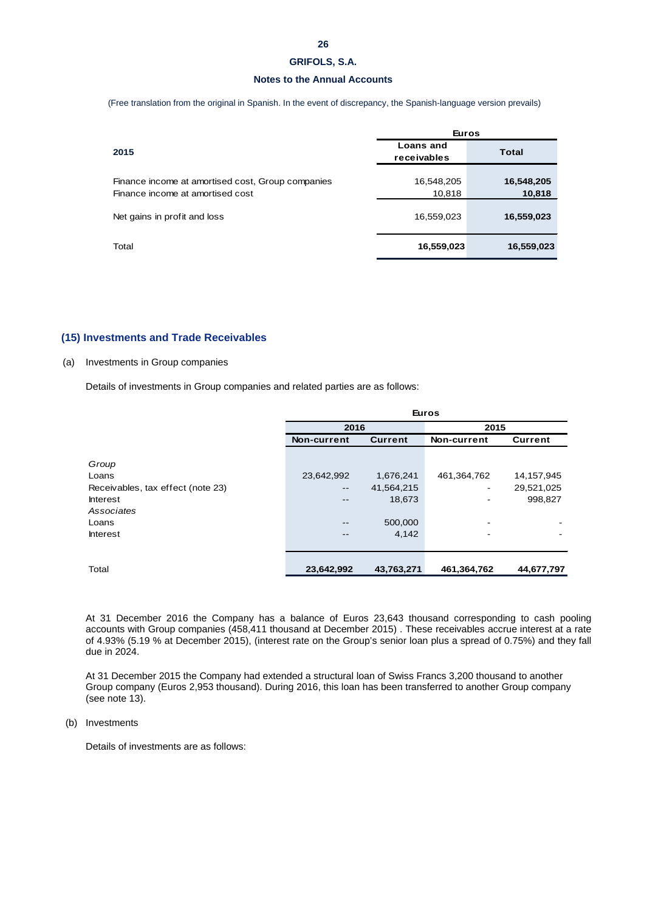(Free translation from the original in Spanish. In the event of discrepancy, the Spanish-language version prevails)

| 2015 | Euros | |
|---|---|---|
| | Loans and receivables | Total |
| Finance income at amortised cost, Group companies | 16,548,205 | **16,548,205** |
| Finance income at amortised cost | 10,818 | **10,818** |
| Net gains in profit and loss | 16,559,023 | **16,559,023** |
| Total | **16,559,023** | **16,559,023** |

## (15) Investments and Trade Receivables

(a) Investments in Group companies

Details of investments in Group companies and related parties are as follows:

| | Euros | | | |
|---|---|---|---|---|
| | 2016 | | 2015 | |
| | Non-current | Current | Non-current | Current |
| *Group* | | | | |
| Loans | 23,642,992 | 1,676,241 | 461,364,762 | 14,157,945 |
| Receivables, tax effect (note 23) | -- | 41,564,215 | - | 29,521,025 |
| Interest | -- | 18,673 | - | 998,827 |
| *Associates* | | | | |
| Loans | -- | 500,000 | - | - |
| Interest | -- | 4,142 | - | - |
| Total | **23,642,992** | **43,763,271** | **461,364,762** | **44,677,797** |

At 31 December 2016 the Company has a balance of Euros 23,643 thousand corresponding to cash pooling accounts with Group companies (458,411 thousand at December 2015) . These receivables accrue interest at a rate of 4.93% (5.19 % at December 2015), (interest rate on the Group's senior loan plus a spread of 0.75%) and they fall due in 2024.

At 31 December 2015 the Company had extended a structural loan of Swiss Francs 3,200 thousand to another Group company (Euros 2,953 thousand). During 2016, this loan has been transferred to another Group company (see note 13).

(b) Investments

Details of investments are as follows: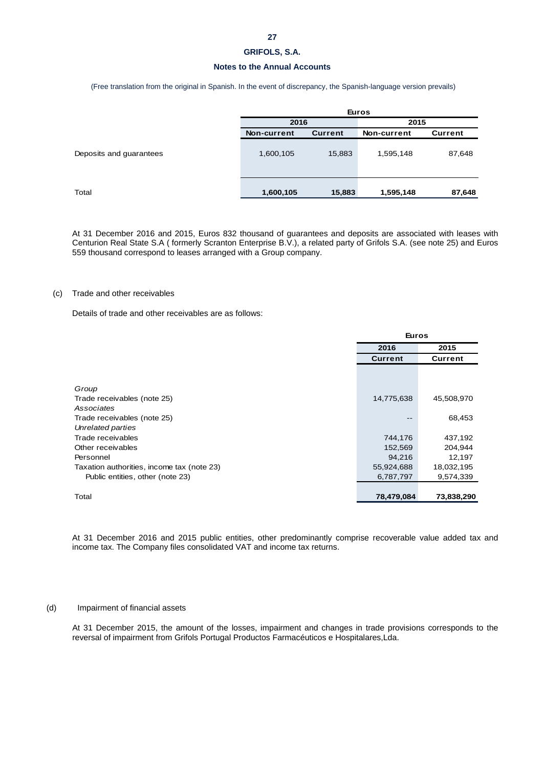(Free translation from the original in Spanish. In the event of discrepancy, the Spanish-language version prevails)

| | Euros | | | |
|---|---|---|---|---|
| | 2016 | | 2015 | |
| | Non-current | Current | Non-current | Current |
| Deposits and guarantees | 1,600,105 | 15,883 | 1,595,148 | 87,648 |
| Total | **1,600,105** | **15,883** | **1,595,148** | **87,648** |

At 31 December 2016 and 2015, Euros 832 thousand of guarantees and deposits are associated with leases with Centurion Real State S.A ( formerly Scranton Enterprise B.V.), a related party of Grifols S.A. (see note 25) and Euros 559 thousand correspond to leases arranged with a Group company.

(c) Trade and other receivables

Details of trade and other receivables are as follows:

| | Euros | |
|---|---|---|
| | 2016 | 2015 |
| | Current | Current |
| *Group* | | |
| Trade receivables (note 25) | 14,775,638 | 45,508,970 |
| *Associates* | | |
| Trade receivables (note 25) | -- | 68,453 |
| *Unrelated parties* | | |
| Trade receivables | 744,176 | 437,192 |
| Other receivables | 152,569 | 204,944 |
| Personnel | 94,216 | 12,197 |
| Taxation authorities, income tax (note 23) | 55,924,688 | 18,032,195 |
| Public entities, other (note 23) | 6,787,797 | 9,574,339 |
| Total | **78,479,084** | **73,838,290** |

At 31 December 2016 and 2015 public entities, other predominantly comprise recoverable value added tax and income tax. The Company files consolidated VAT and income tax returns.

(d) Impairment of financial assets

At 31 December 2015, the amount of the losses, impairment and changes in trade provisions corresponds to the reversal of impairment from Grifols Portugal Productos Farmacéuticos e Hospitalares,Lda.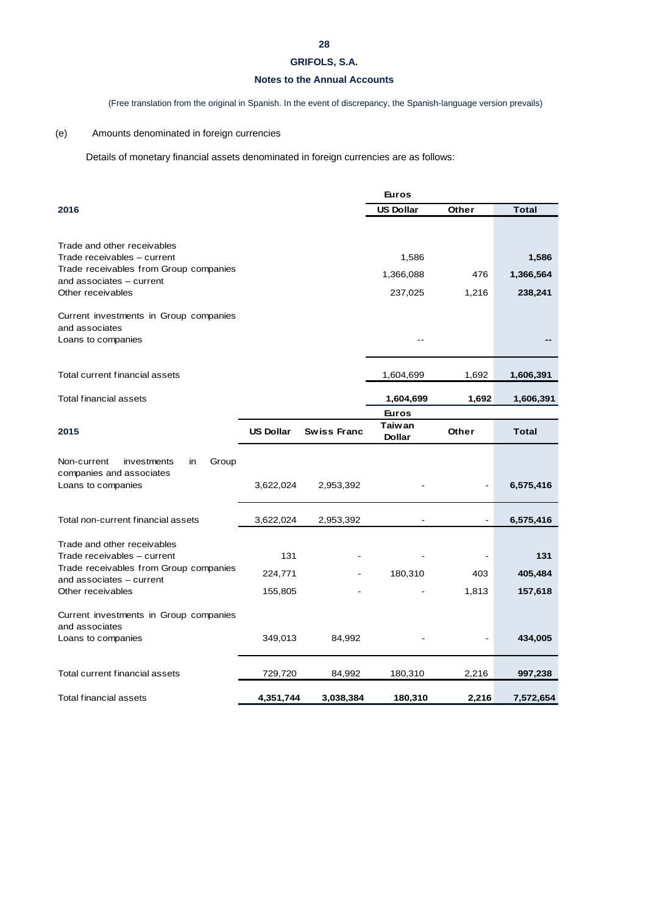GRIFOLS, S.A.

Notes to the Annual Accounts

(Free translation from the original in Spanish. In the event of discrepancy, the Spanish-language version prevails)

(e) Amounts denominated in foreign currencies

Details of monetary financial assets denominated in foreign currencies are as follows:

| | Euros | | |
|---|---|---|---|
| **2016** | **US Dollar** | **Other** | **Total** |
| Trade and other receivables | | | |
| Trade receivables – current | 1,586 | | **1,586** |
| Trade receivables from Group companies and associates – current | 1,366,088 | 476 | **1,366,564** |
| Other receivables | 237,025 | 1,216 | **238,241** |
| Current investments in Group companies and associates | | | |
| Loans to companies | -- | | **--** |
| Total current financial assets | 1,604,699 | 1,692 | **1,606,391** |
| Total financial assets | **1,604,699** | **1,692** | **1,606,391** |

| | Euros | | | | |
|---|---|---|---|---|---|
| **2015** | **US Dollar** | **Swiss Franc** | **Taiwan Dollar** | **Other** | **Total** |
| Non-current investments in Group companies and associates | | | | | |
| Loans to companies | 3,622,024 | 2,953,392 | - | - | **6,575,416** |
| Total non-current financial assets | 3,622,024 | 2,953,392 | - | - | **6,575,416** |
| Trade and other receivables | | | | | |
| Trade receivables – current | 131 | - | - | - | **131** |
| Trade receivables from Group companies and associates – current | 224,771 | - | 180,310 | 403 | **405,484** |
| Other receivables | 155,805 | - | - | 1,813 | **157,618** |
| Current investments in Group companies and associates | | | | | |
| Loans to companies | 349,013 | 84,992 | - | - | **434,005** |
| Total current financial assets | 729,720 | 84,992 | 180,310 | 2,216 | **997,238** |
| Total financial assets | **4,351,744** | **3,038,384** | **180,310** | **2,216** | **7,572,654** |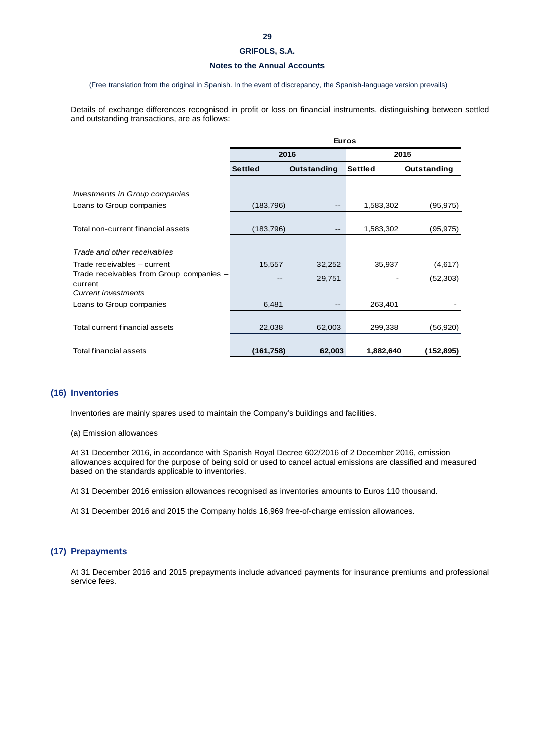# GRIFOLS, S.A.

## Notes to the Annual Accounts

(Free translation from the original in Spanish. In the event of discrepancy, the Spanish-language version prevails)

Details of exchange differences recognised in profit or loss on financial instruments, distinguishing between settled and outstanding transactions, are as follows:

| | Euros | | | |
|---|---|---|---|---|
| | 2016 | | 2015 | |
| | Settled | Outstanding | Settled | Outstanding |
| *Investments in Group companies* | | | | |
| Loans to Group companies | (183,796) | -- | 1,583,302 | (95,975) |
| Total non-current financial assets | (183,796) | -- | 1,583,302 | (95,975) |
| *Trade and other receivables* | | | | |
| Trade receivables – current | 15,557 | 32,252 | 35,937 | (4,617) |
| Trade receivables from Group companies – current | -- | 29,751 | - | (52,303) |
| *Current investments* | | | | |
| Loans to Group companies | 6,481 | -- | 263,401 | - |
| Total current financial assets | 22,038 | 62,003 | 299,338 | (56,920) |
| Total financial assets | **(161,758)** | **62,003** | **1,882,640** | **(152,895)** |

## (16) Inventories

Inventories are mainly spares used to maintain the Company's buildings and facilities.

(a) Emission allowances

At 31 December 2016, in accordance with Spanish Royal Decree 602/2016 of 2 December 2016, emission allowances acquired for the purpose of being sold or used to cancel actual emissions are classified and measured based on the standards applicable to inventories.

At 31 December 2016 emission allowances recognised as inventories amounts to Euros 110 thousand.

At 31 December 2016 and 2015 the Company holds 16,969 free-of-charge emission allowances.

## (17) Prepayments

At 31 December 2016 and 2015 prepayments include advanced payments for insurance premiums and professional service fees.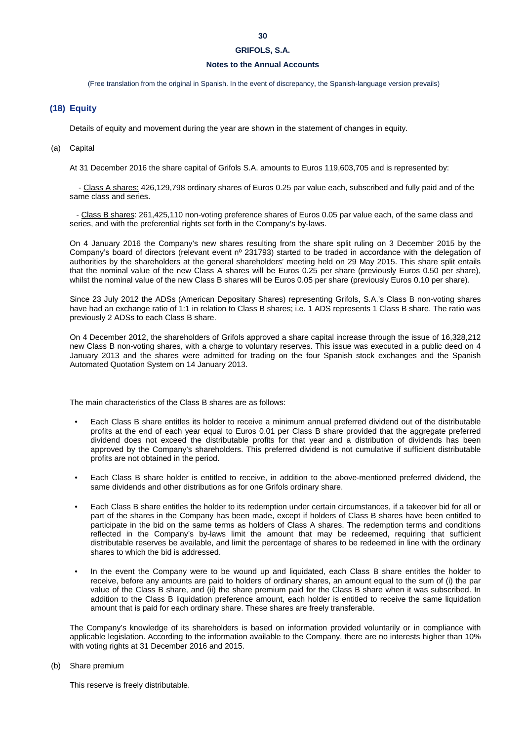## (18) Equity

Details of equity and movement during the year are shown in the statement of changes in equity.

(a) Capital

At 31 December 2016 the share capital of Grifols S.A. amounts to Euros 119,603,705 and is represented by:

- Class A shares: 426,129,798 ordinary shares of Euros 0.25 par value each, subscribed and fully paid and of the same class and series.

- Class B shares: 261,425,110 non-voting preference shares of Euros 0.05 par value each, of the same class and series, and with the preferential rights set forth in the Company's by-laws.

On 4 January 2016 the Company's new shares resulting from the share split ruling on 3 December 2015 by the Company's board of directors (relevant event nº 231793) started to be traded in accordance with the delegation of authorities by the shareholders at the general shareholders' meeting held on 29 May 2015. This share split entails that the nominal value of the new Class A shares will be Euros 0.25 per share (previously Euros 0.50 per share), whilst the nominal value of the new Class B shares will be Euros 0.05 per share (previously Euros 0.10 per share).

Since 23 July 2012 the ADSs (American Depositary Shares) representing Grifols, S.A.'s Class B non-voting shares have had an exchange ratio of 1:1 in relation to Class B shares; i.e. 1 ADS represents 1 Class B share. The ratio was previously 2 ADSs to each Class B share.

On 4 December 2012, the shareholders of Grifols approved a share capital increase through the issue of 16,328,212 new Class B non-voting shares, with a charge to voluntary reserves. This issue was executed in a public deed on 4 January 2013 and the shares were admitted for trading on the four Spanish stock exchanges and the Spanish Automated Quotation System on 14 January 2013.

The main characteristics of the Class B shares are as follows:

- Each Class B share entitles its holder to receive a minimum annual preferred dividend out of the distributable profits at the end of each year equal to Euros 0.01 per Class B share provided that the aggregate preferred dividend does not exceed the distributable profits for that year and a distribution of dividends has been approved by the Company's shareholders. This preferred dividend is not cumulative if sufficient distributable profits are not obtained in the period.

- Each Class B share holder is entitled to receive, in addition to the above-mentioned preferred dividend, the same dividends and other distributions as for one Grifols ordinary share.

- Each Class B share entitles the holder to its redemption under certain circumstances, if a takeover bid for all or part of the shares in the Company has been made, except if holders of Class B shares have been entitled to participate in the bid on the same terms as holders of Class A shares. The redemption terms and conditions reflected in the Company's by-laws limit the amount that may be redeemed, requiring that sufficient distributable reserves be available, and limit the percentage of shares to be redeemed in line with the ordinary shares to which the bid is addressed.

- In the event the Company were to be wound up and liquidated, each Class B share entitles the holder to receive, before any amounts are paid to holders of ordinary shares, an amount equal to the sum of (i) the par value of the Class B share, and (ii) the share premium paid for the Class B share when it was subscribed. In addition to the Class B liquidation preference amount, each holder is entitled to receive the same liquidation amount that is paid for each ordinary share. These shares are freely transferable.

The Company's knowledge of its shareholders is based on information provided voluntarily or in compliance with applicable legislation. According to the information available to the Company, there are no interests higher than 10% with voting rights at 31 December 2016 and 2015.

(b) Share premium

This reserve is freely distributable.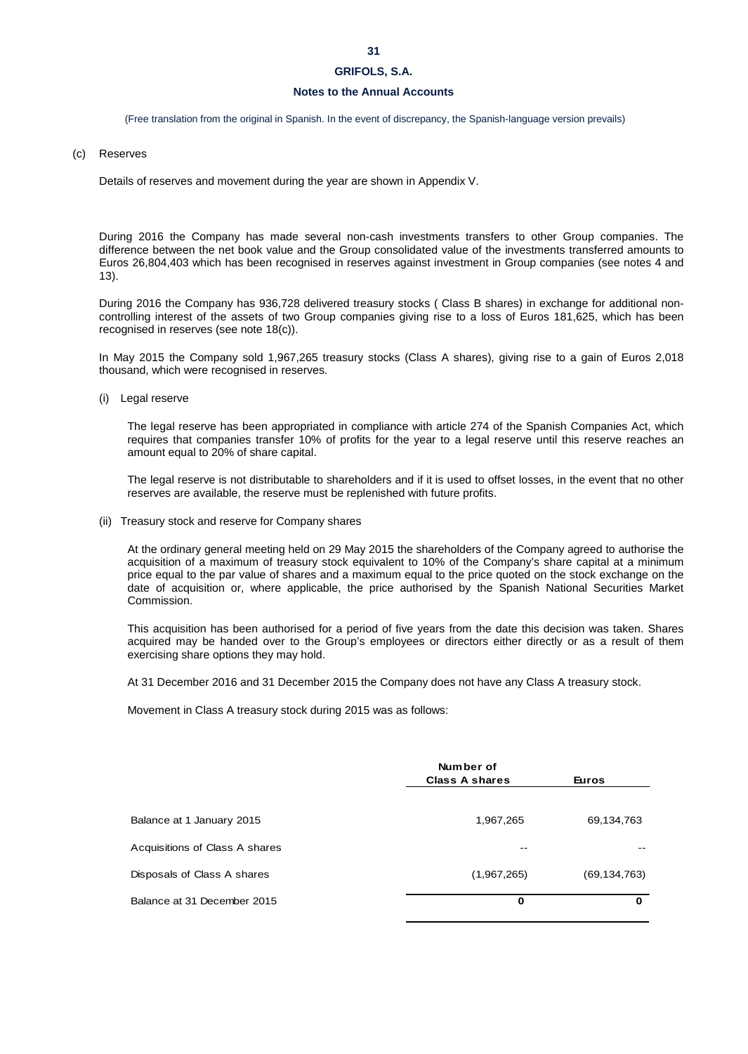(c) Reserves

Details of reserves and movement during the year are shown in Appendix V.

During 2016 the Company has made several non-cash investments transfers to other Group companies. The difference between the net book value and the Group consolidated value of the investments transferred amounts to Euros 26,804,403 which has been recognised in reserves against investment in Group companies (see notes 4 and 13).

During 2016 the Company has 936,728 delivered treasury stocks ( Class B shares) in exchange for additional non-controlling interest of the assets of two Group companies giving rise to a loss of Euros 181,625, which has been recognised in reserves (see note 18(c)).

In May 2015 the Company sold 1,967,265 treasury stocks (Class A shares), giving rise to a gain of Euros 2,018 thousand, which were recognised in reserves.

(i) Legal reserve

The legal reserve has been appropriated in compliance with article 274 of the Spanish Companies Act, which requires that companies transfer 10% of profits for the year to a legal reserve until this reserve reaches an amount equal to 20% of share capital.

The legal reserve is not distributable to shareholders and if it is used to offset losses, in the event that no other reserves are available, the reserve must be replenished with future profits.

(ii) Treasury stock and reserve for Company shares

At the ordinary general meeting held on 29 May 2015 the shareholders of the Company agreed to authorise the acquisition of a maximum of treasury stock equivalent to 10% of the Company's share capital at a minimum price equal to the par value of shares and a maximum equal to the price quoted on the stock exchange on the date of acquisition or, where applicable, the price authorised by the Spanish National Securities Market Commission.

This acquisition has been authorised for a period of five years from the date this decision was taken. Shares acquired may be handed over to the Group's employees or directors either directly or as a result of them exercising share options they may hold.

At 31 December 2016 and 31 December 2015 the Company does not have any Class A treasury stock.

Movement in Class A treasury stock during 2015 was as follows:

| | Number of Class A shares | Euros |
|---|---|---|
| Balance at 1 January 2015 | 1,967,265 | 69,134,763 |
| Acquisitions of Class A shares | -- | -- |
| Disposals of Class A shares | (1,967,265) | (69,134,763) |
| Balance at 31 December 2015 | **0** | **0** |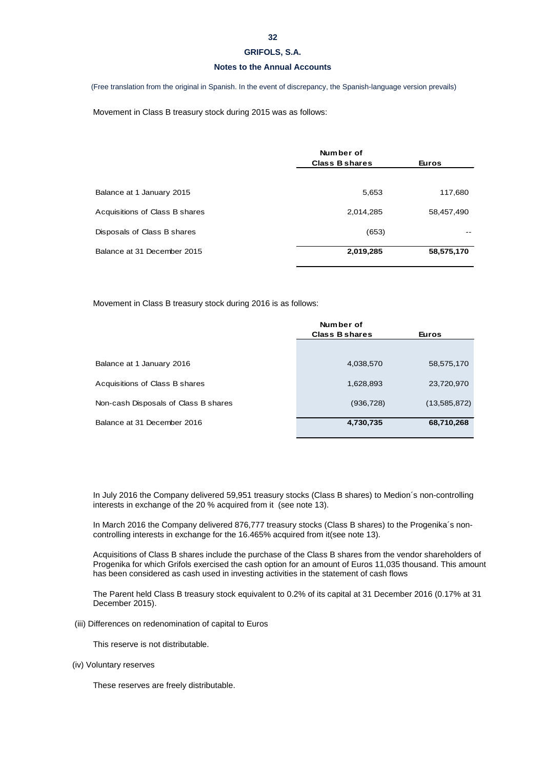(Free translation from the original in Spanish. In the event of discrepancy, the Spanish-language version prevails)

Movement in Class B treasury stock during 2015 was as follows:

| | Number of Class B shares | Euros |
|---|---|---|
| Balance at 1 January 2015 | 5,653 | 117,680 |
| Acquisitions of Class B shares | 2,014,285 | 58,457,490 |
| Disposals of Class B shares | (653) | -- |
| Balance at 31 December 2015 | **2,019,285** | **58,575,170** |

Movement in Class B treasury stock during 2016 is as follows:

| | Number of Class B shares | Euros |
|---|---|---|
| Balance at 1 January 2016 | 4,038,570 | 58,575,170 |
| Acquisitions of Class B shares | 1,628,893 | 23,720,970 |
| Non-cash Disposals of Class B shares | (936,728) | (13,585,872) |
| Balance at 31 December 2016 | **4,730,735** | **68,710,268** |

In July 2016 the Company delivered 59,951 treasury stocks (Class B shares) to Medion´s non-controlling interests in exchange of the 20 % acquired from it (see note 13).

In March 2016 the Company delivered 876,777 treasury stocks (Class B shares) to the Progenika´s non-controlling interests in exchange for the 16.465% acquired from it(see note 13).

Acquisitions of Class B shares include the purchase of the Class B shares from the vendor shareholders of Progenika for which Grifols exercised the cash option for an amount of Euros 11,035 thousand. This amount has been considered as cash used in investing activities in the statement of cash flows

The Parent held Class B treasury stock equivalent to 0.2% of its capital at 31 December 2016 (0.17% at 31 December 2015).

(iii) Differences on redenomination of capital to Euros

This reserve is not distributable.

(iv) Voluntary reserves

These reserves are freely distributable.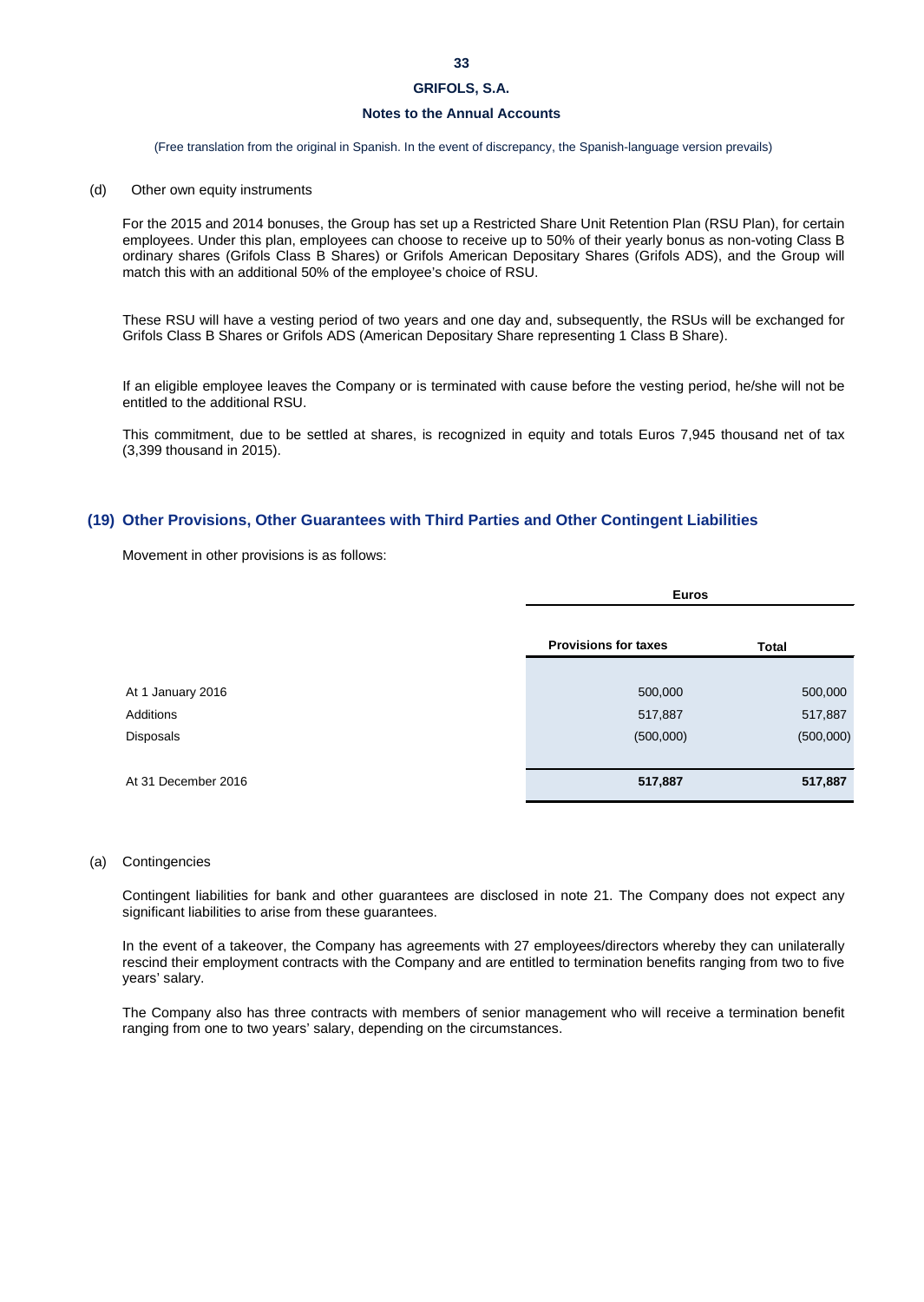(Free translation from the original in Spanish. In the event of discrepancy, the Spanish-language version prevails)

(d) Other own equity instruments

For the 2015 and 2014 bonuses, the Group has set up a Restricted Share Unit Retention Plan (RSU Plan), for certain employees. Under this plan, employees can choose to receive up to 50% of their yearly bonus as non-voting Class B ordinary shares (Grifols Class B Shares) or Grifols American Depositary Shares (Grifols ADS), and the Group will match this with an additional 50% of the employee's choice of RSU.

These RSU will have a vesting period of two years and one day and, subsequently, the RSUs will be exchanged for Grifols Class B Shares or Grifols ADS (American Depositary Share representing 1 Class B Share).

If an eligible employee leaves the Company or is terminated with cause before the vesting period, he/she will not be entitled to the additional RSU.

This commitment, due to be settled at shares, is recognized in equity and totals Euros 7,945 thousand net of tax (3,399 thousand in 2015).

## (19) Other Provisions, Other Guarantees with Third Parties and Other Contingent Liabilities

Movement in other provisions is as follows:

| | Euros | |
|---|---|---|
| | **Provisions for taxes** | **Total** |
| At 1 January 2016 | 500,000 | 500,000 |
| Additions | 517,887 | 517,887 |
| Disposals | (500,000) | (500,000) |
| At 31 December 2016 | **517,887** | **517,887** |

(a) Contingencies

Contingent liabilities for bank and other guarantees are disclosed in note 21. The Company does not expect any significant liabilities to arise from these guarantees.

In the event of a takeover, the Company has agreements with 27 employees/directors whereby they can unilaterally rescind their employment contracts with the Company and are entitled to termination benefits ranging from two to five years' salary.

The Company also has three contracts with members of senior management who will receive a termination benefit ranging from one to two years' salary, depending on the circumstances.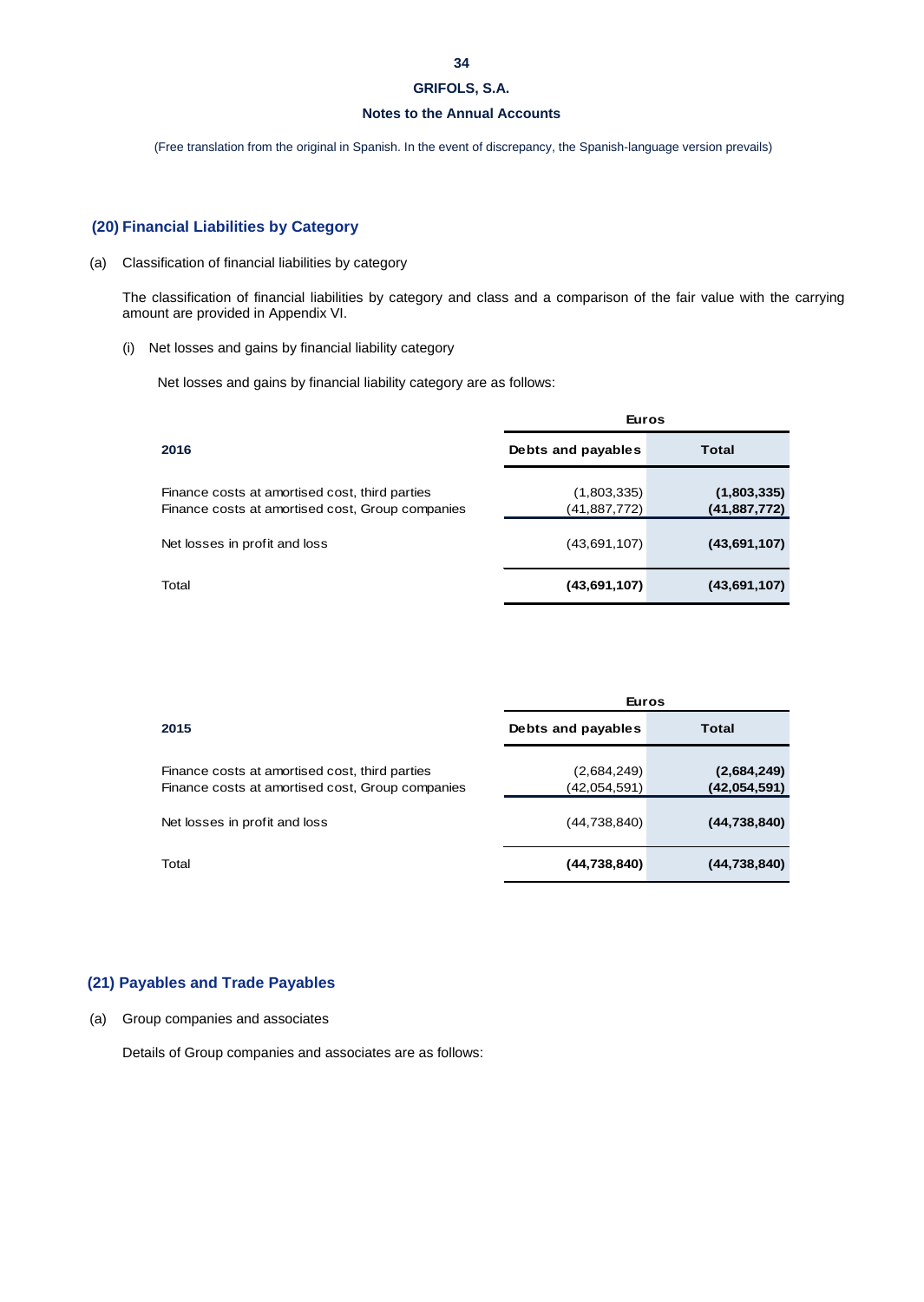## (20) Financial Liabilities by Category

(a) Classification of financial liabilities by category

The classification of financial liabilities by category and class and a comparison of the fair value with the carrying amount are provided in Appendix VI.

(i) Net losses and gains by financial liability category

Net losses and gains by financial liability category are as follows:

| | Euros | |
|---|---|---|
| **2016** | **Debts and payables** | **Total** |
| Finance costs at amortised cost, third parties | (1,803,335) | **(1,803,335)** |
| Finance costs at amortised cost, Group companies | (41,887,772) | **(41,887,772)** |
| Net losses in profit and loss | (43,691,107) | **(43,691,107)** |
| Total | **(43,691,107)** | **(43,691,107)** |

| | Euros | |
|---|---|---|
| **2015** | **Debts and payables** | **Total** |
| Finance costs at amortised cost, third parties | (2,684,249) | **(2,684,249)** |
| Finance costs at amortised cost, Group companies | (42,054,591) | **(42,054,591)** |
| Net losses in profit and loss | (44,738,840) | **(44,738,840)** |
| Total | **(44,738,840)** | **(44,738,840)** |

## (21) Payables and Trade Payables

(a) Group companies and associates

Details of Group companies and associates are as follows: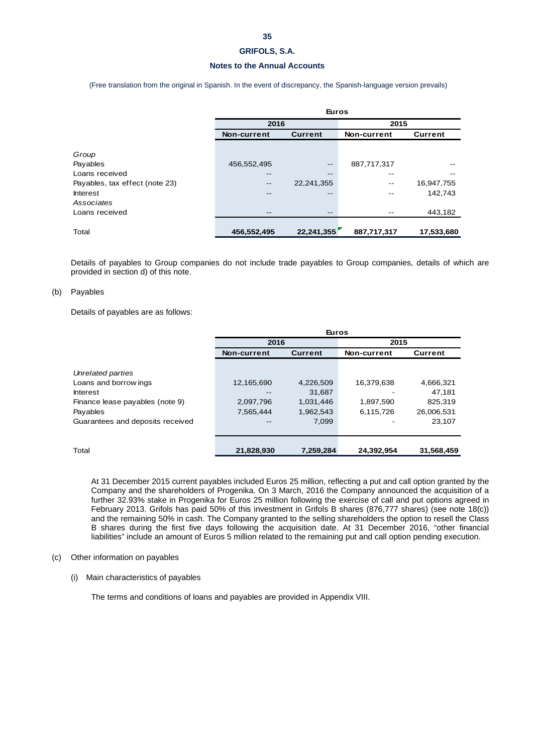(Free translation from the original in Spanish. In the event of discrepancy, the Spanish-language version prevails)

| | Euros | | | |
|---|---|---|---|---|
| | 2016 | | 2015 | |
| | Non-current | Current | Non-current | Current |
| *Group* | | | | |
| Payables | 456,552,495 | -- | 887,717,317 | -- |
| Loans received | -- | -- | -- | -- |
| Payables, tax effect (note 23) | -- | 22,241,355 | -- | 16,947,755 |
| Interest | -- | -- | -- | 142,743 |
| *Associates* | | | | |
| Loans received | -- | -- | -- | 443,182 |
| Total | **456,552,495** | **22,241,355** | **887,717,317** | **17,533,680** |

Details of payables to Group companies do not include trade payables to Group companies, details of which are provided in section d) of this note.

(b) Payables

Details of payables are as follows:

| | Euros | | | |
|---|---|---|---|---|
| | 2016 | | 2015 | |
| | Non-current | Current | Non-current | Current |
| *Unrelated parties* | | | | |
| Loans and borrowings | 12,165,690 | 4,226,509 | 16,379,638 | 4,666,321 |
| Interest | -- | 31,687 | - | 47,181 |
| Finance lease payables (note 9) | 2,097,796 | 1,031,446 | 1,897,590 | 825,319 |
| Payables | 7,565,444 | 1,962,543 | 6,115,726 | 26,006,531 |
| Guarantees and deposits received | -- | 7,099 | - | 23,107 |
| Total | **21,828,930** | **7,259,284** | **24,392,954** | **31,568,459** |

At 31 December 2015 current payables included Euros 25 million, reflecting a put and call option granted by the Company and the shareholders of Progenika. On 3 March, 2016 the Company announced the acquisition of a further 32.93% stake in Progenika for Euros 25 million following the exercise of call and put options agreed in February 2013. Grifols has paid 50% of this investment in Grifols B shares (876,777 shares) (see note 18(c)) and the remaining 50% in cash. The Company granted to the selling shareholders the option to resell the Class B shares during the first five days following the acquisition date. At 31 December 2016, "other financial liabilities" include an amount of Euros 5 million related to the remaining put and call option pending execution.

(c) Other information on payables

(i) Main characteristics of payables

The terms and conditions of loans and payables are provided in Appendix VIII.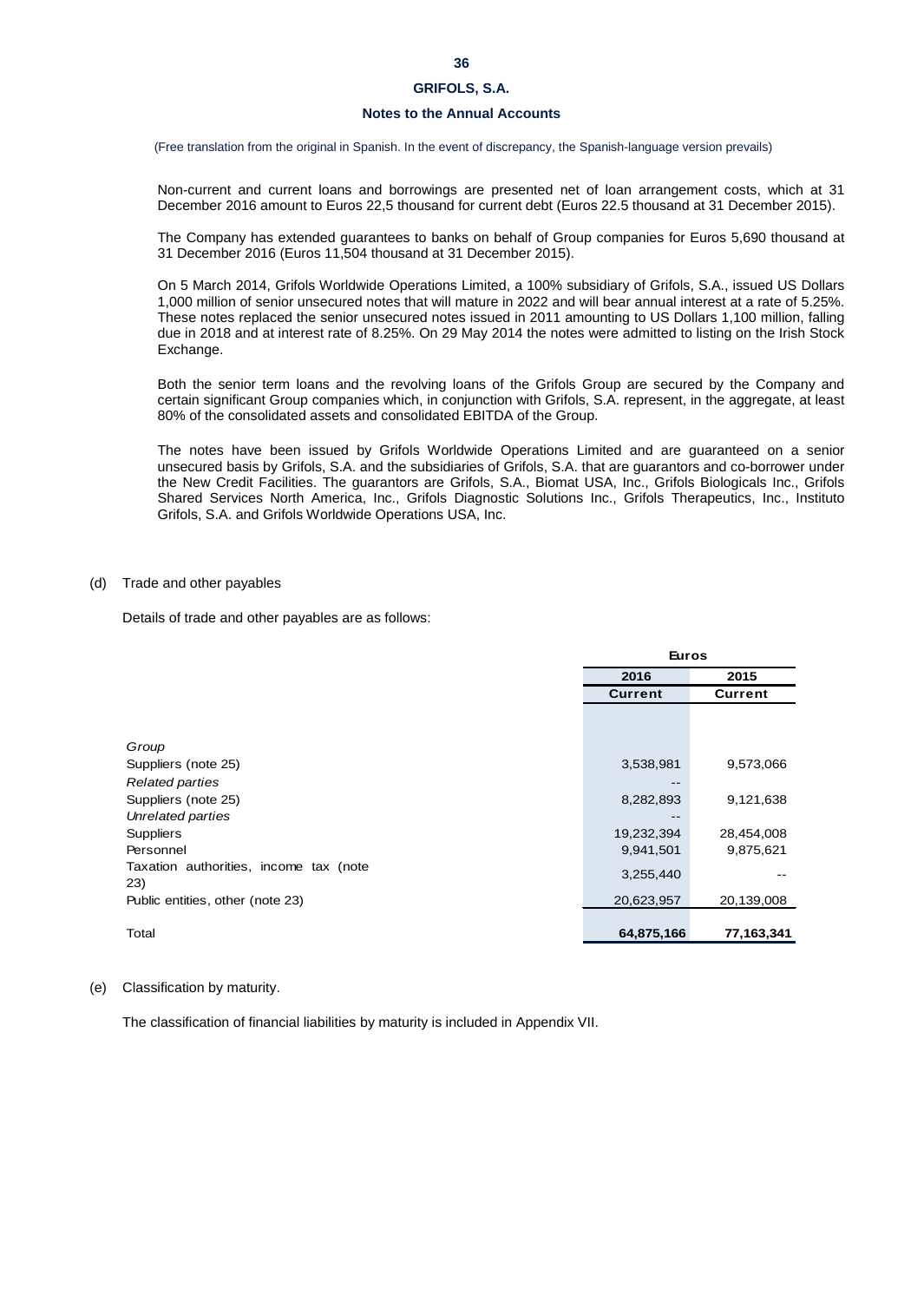(Free translation from the original in Spanish. In the event of discrepancy, the Spanish-language version prevails)

Non-current and current loans and borrowings are presented net of loan arrangement costs, which at 31 December 2016 amount to Euros 22,5 thousand for current debt (Euros 22.5 thousand at 31 December 2015).

The Company has extended guarantees to banks on behalf of Group companies for Euros 5,690 thousand at 31 December 2016 (Euros 11,504 thousand at 31 December 2015).

On 5 March 2014, Grifols Worldwide Operations Limited, a 100% subsidiary of Grifols, S.A., issued US Dollars 1,000 million of senior unsecured notes that will mature in 2022 and will bear annual interest at a rate of 5.25%. These notes replaced the senior unsecured notes issued in 2011 amounting to US Dollars 1,100 million, falling due in 2018 and at interest rate of 8.25%. On 29 May 2014 the notes were admitted to listing on the Irish Stock Exchange.

Both the senior term loans and the revolving loans of the Grifols Group are secured by the Company and certain significant Group companies which, in conjunction with Grifols, S.A. represent, in the aggregate, at least 80% of the consolidated assets and consolidated EBITDA of the Group.

The notes have been issued by Grifols Worldwide Operations Limited and are guaranteed on a senior unsecured basis by Grifols, S.A. and the subsidiaries of Grifols, S.A. that are guarantors and co-borrower under the New Credit Facilities. The guarantors are Grifols, S.A., Biomat USA, Inc., Grifols Biologicals Inc., Grifols Shared Services North America, Inc., Grifols Diagnostic Solutions Inc., Grifols Therapeutics, Inc., Instituto Grifols, S.A. and Grifols Worldwide Operations USA, Inc.

(d) Trade and other payables

Details of trade and other payables are as follows:

| | Euros | |
|---|---|---|
| | 2016 | 2015 |
| | Current | Current |
| *Group* | | |
| Suppliers (note 25) | 3,538,981 | 9,573,066 |
| *Related parties* | -- | |
| Suppliers (note 25) | 8,282,893 | 9,121,638 |
| *Unrelated parties* | -- | |
| Suppliers | 19,232,394 | 28,454,008 |
| Personnel | 9,941,501 | 9,875,621 |
| Taxation authorities, income tax (note 23) | 3,255,440 | -- |
| Public entities, other (note 23) | 20,623,957 | 20,139,008 |
| Total | **64,875,166** | **77,163,341** |

(e) Classification by maturity.

The classification of financial liabilities by maturity is included in Appendix VII.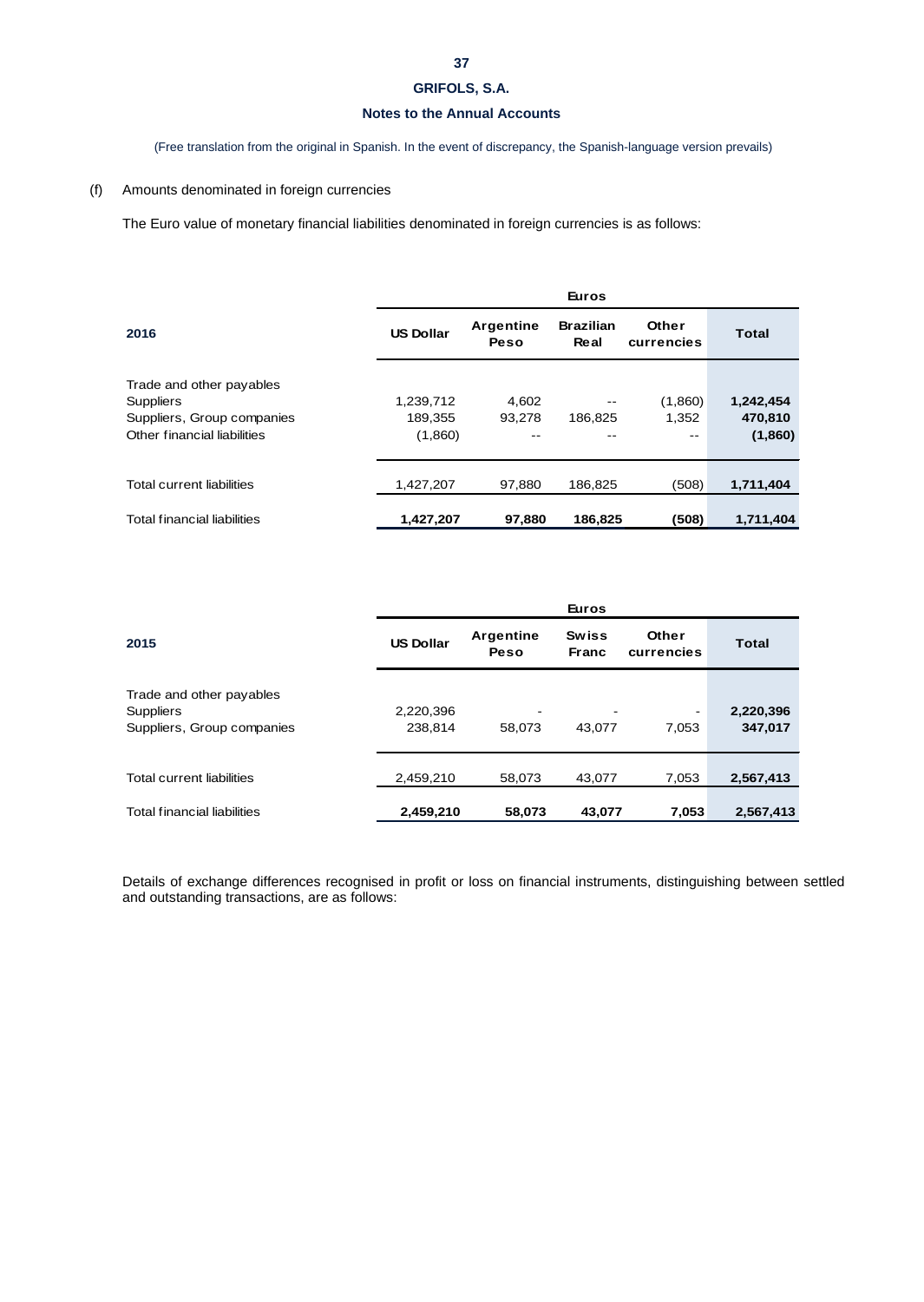(Free translation from the original in Spanish. In the event of discrepancy, the Spanish-language version prevails)

(f) Amounts denominated in foreign currencies

The Euro value of monetary financial liabilities denominated in foreign currencies is as follows:

| | Euros | | | | |
|---|---|---|---|---|---|
| **2016** | **US Dollar** | **Argentine Peso** | **Brazilian Real** | **Other currencies** | **Total** |
| Trade and other payables | | | | | |
| Suppliers | 1,239,712 | 4,602 | -- | (1,860) | **1,242,454** |
| Suppliers, Group companies | 189,355 | 93,278 | 186,825 | 1,352 | **470,810** |
| Other financial liabilities | (1,860) | -- | -- | -- | **(1,860)** |
| Total current liabilities | 1,427,207 | 97,880 | 186,825 | (508) | **1,711,404** |
| Total financial liabilities | **1,427,207** | **97,880** | **186,825** | **(508)** | **1,711,404** |

| | Euros | | | | |
|---|---|---|---|---|---|
| **2015** | **US Dollar** | **Argentine Peso** | **Swiss Franc** | **Other currencies** | **Total** |
| Trade and other payables | | | | | |
| Suppliers | 2,220,396 | - | - | - | **2,220,396** |
| Suppliers, Group companies | 238,814 | 58,073 | 43,077 | 7,053 | **347,017** |
| Total current liabilities | 2,459,210 | 58,073 | 43,077 | 7,053 | **2,567,413** |
| Total financial liabilities | **2,459,210** | **58,073** | **43,077** | **7,053** | **2,567,413** |

Details of exchange differences recognised in profit or loss on financial instruments, distinguishing between settled and outstanding transactions, are as follows: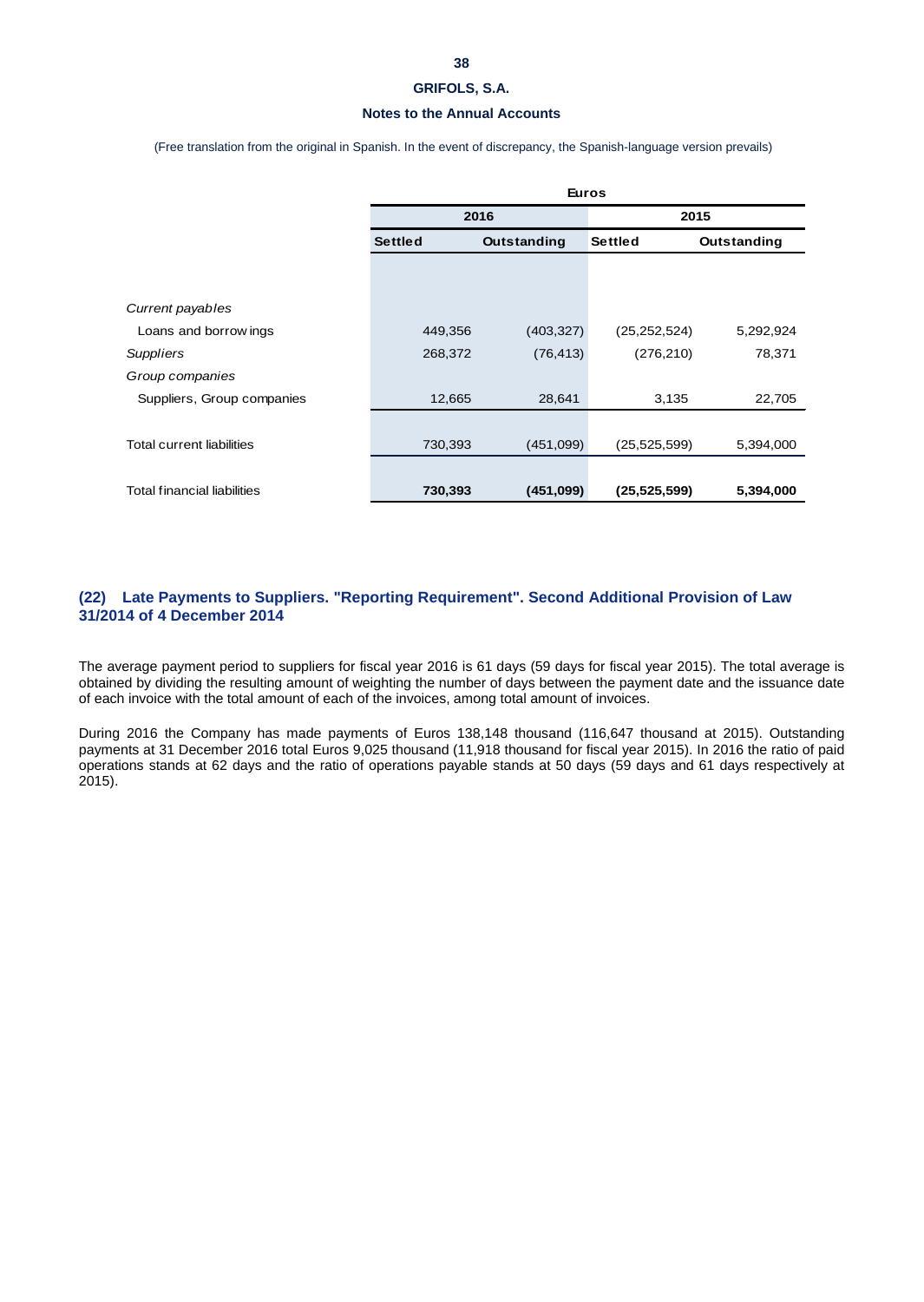(Free translation from the original in Spanish. In the event of discrepancy, the Spanish-language version prevails)

| | Euros | | | |
|---|---|---|---|---|
| | 2016 | | 2015 | |
| | Settled | Outstanding | Settled | Outstanding |
| *Current payables* | | | | |
| Loans and borrowings | 449,356 | (403,327) | (25,252,524) | 5,292,924 |
| *Suppliers* | 268,372 | (76,413) | (276,210) | 78,371 |
| *Group companies* | | | | |
| Suppliers, Group companies | 12,665 | 28,641 | 3,135 | 22,705 |
| Total current liabilities | 730,393 | (451,099) | (25,525,599) | 5,394,000 |
| Total financial liabilities | **730,393** | **(451,099)** | **(25,525,599)** | **5,394,000** |

## (22) Late Payments to Suppliers. "Reporting Requirement". Second Additional Provision of Law 31/2014 of 4 December 2014

The average payment period to suppliers for fiscal year 2016 is 61 days (59 days for fiscal year 2015). The total average is obtained by dividing the resulting amount of weighting the number of days between the payment date and the issuance date of each invoice with the total amount of each of the invoices, among total amount of invoices.

During 2016 the Company has made payments of Euros 138,148 thousand (116,647 thousand at 2015). Outstanding payments at 31 December 2016 total Euros 9,025 thousand (11,918 thousand for fiscal year 2015). In 2016 the ratio of paid operations stands at 62 days and the ratio of operations payable stands at 50 days (59 days and 61 days respectively at 2015).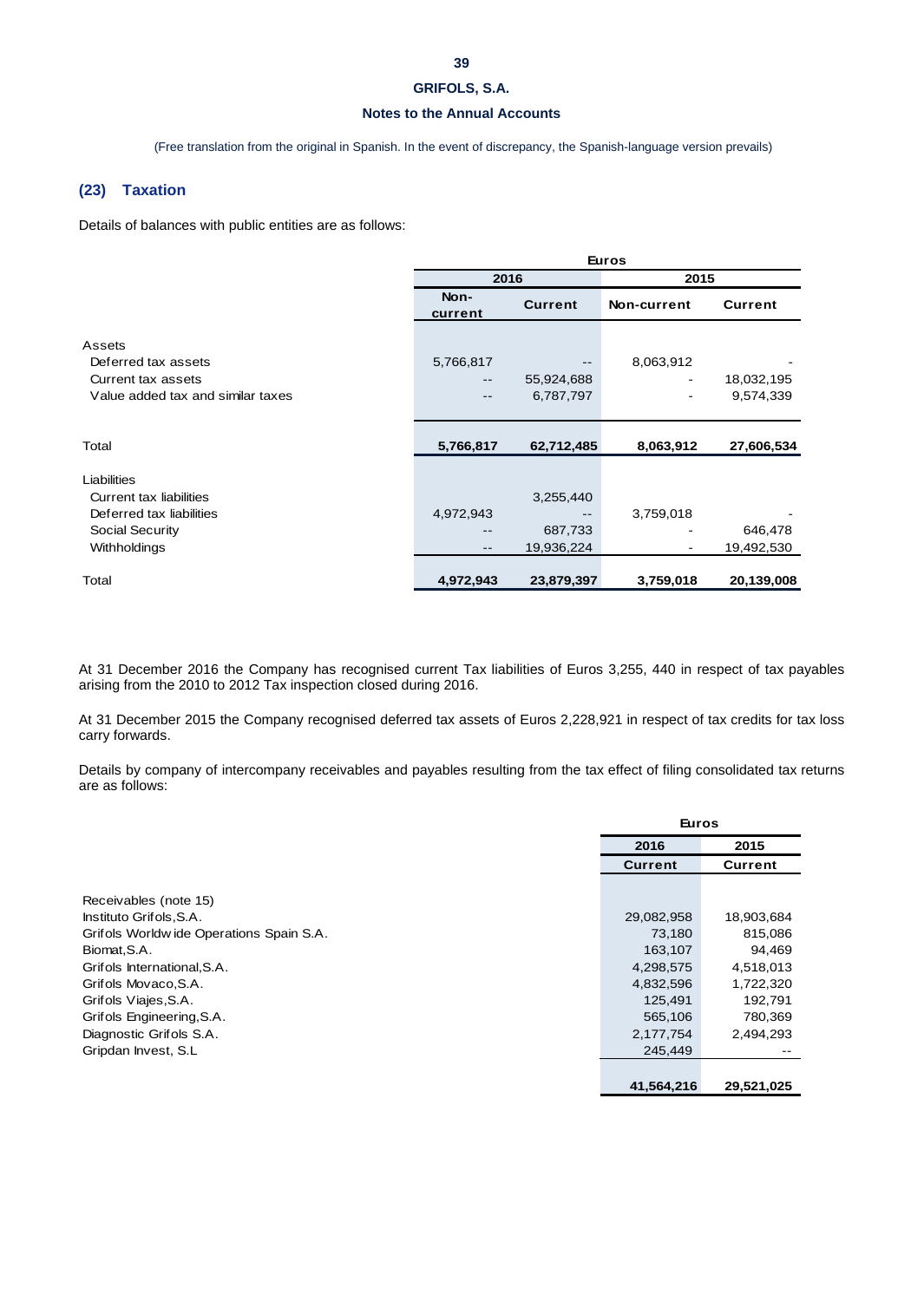GRIFOLS, S.A.

Notes to the Annual Accounts

(Free translation from the original in Spanish. In the event of discrepancy, the Spanish-language version prevails)

## (23) Taxation

Details of balances with public entities are as follows:

| | Euros | | | |
|---|---|---|---|---|
| | 2016 | | 2015 | |
| | Non-current | Current | Non-current | Current |
| **Assets** | | | | |
| Deferred tax assets | 5,766,817 | -- | 8,063,912 | - |
| Current tax assets | -- | 55,924,688 | - | 18,032,195 |
| Value added tax and similar taxes | -- | 6,787,797 | - | 9,574,339 |
| Total | **5,766,817** | **62,712,485** | **8,063,912** | **27,606,534** |
| **Liabilities** | | | | |
| Current tax liabilities | | 3,255,440 | | |
| Deferred tax liabilities | 4,972,943 | -- | 3,759,018 | - |
| Social Security | -- | 687,733 | - | 646,478 |
| Withholdings | -- | 19,936,224 | - | 19,492,530 |
| Total | **4,972,943** | **23,879,397** | **3,759,018** | **20,139,008** |

At 31 December 2016 the Company has recognised current Tax liabilities of Euros 3,255, 440 in respect of tax payables arising from the 2010 to 2012 Tax inspection closed during 2016.

At 31 December 2015 the Company recognised deferred tax assets of Euros 2,228,921 in respect of tax credits for tax loss carry forwards.

Details by company of intercompany receivables and payables resulting from the tax effect of filing consolidated tax returns are as follows:

| | Euros | |
|---|---|---|
| | 2016 | 2015 |
| | Current | Current |
| Receivables (note 15) | | |
| Instituto Grifols,S.A. | 29,082,958 | 18,903,684 |
| Grifols Worldwide Operations Spain S.A. | 73,180 | 815,086 |
| Biomat,S.A. | 163,107 | 94,469 |
| Grifols International,S.A. | 4,298,575 | 4,518,013 |
| Grifols Movaco,S.A. | 4,832,596 | 1,722,320 |
| Grifols Viajes,S.A. | 125,491 | 192,791 |
| Grifols Engineering,S.A. | 565,106 | 780,369 |
| Diagnostic Grifols S.A. | 2,177,754 | 2,494,293 |
| Gripdan Invest, S.L | 245,449 | -- |
| | **41,564,216** | **29,521,025** |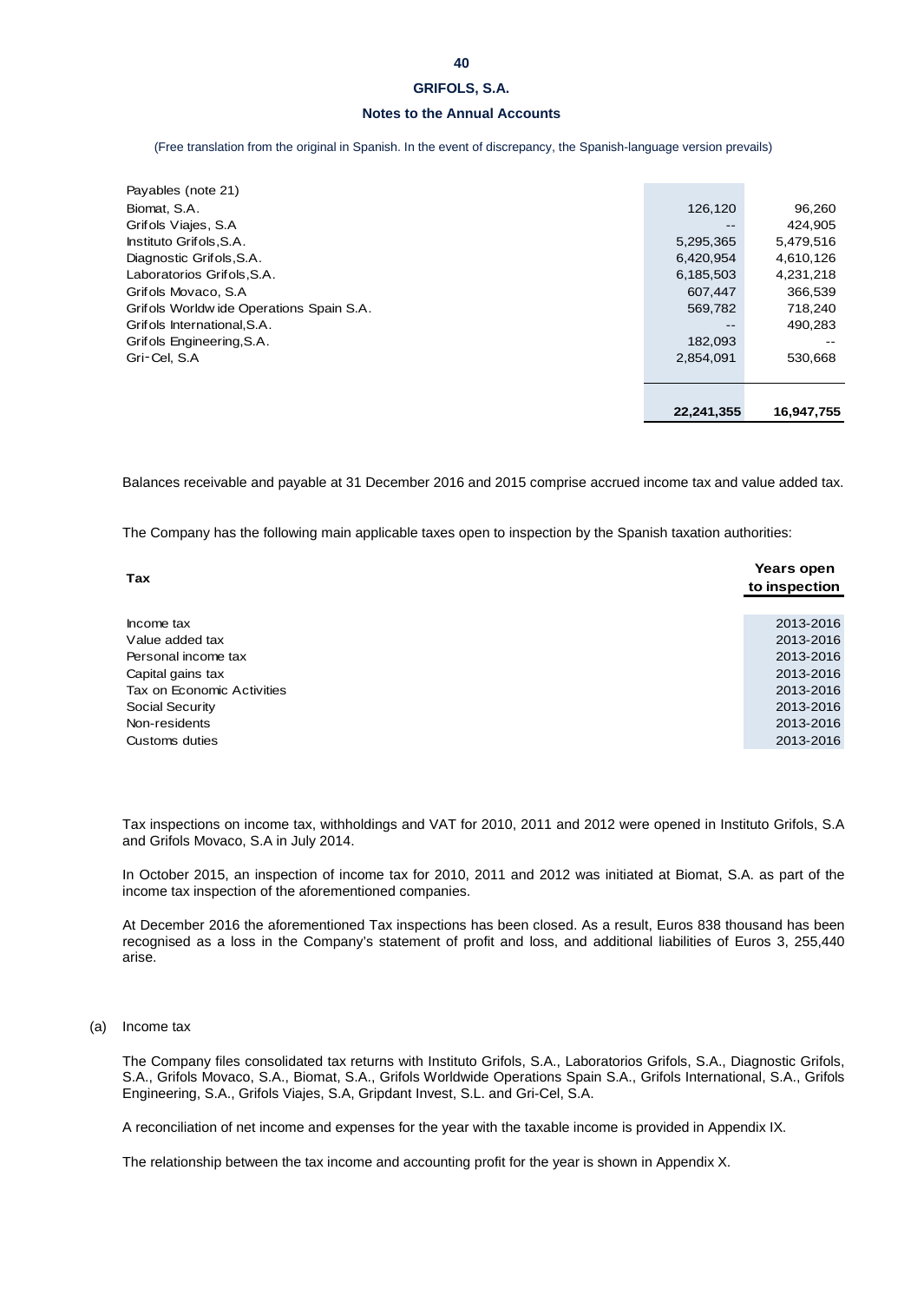| Payables (note 21) | | |
|---|---|---|
| Biomat, S.A. | 126,120 | 96,260 |
| Grifols Viajes, S.A | -- | 424,905 |
| Instituto Grifols,S.A. | 5,295,365 | 5,479,516 |
| Diagnostic Grifols,S.A. | 6,420,954 | 4,610,126 |
| Laboratorios Grifols,S.A. | 6,185,503 | 4,231,218 |
| Grifols Movaco, S.A | 607,447 | 366,539 |
| Grifols Worldwide Operations Spain S.A. | 569,782 | 718,240 |
| Grifols International,S.A. | -- | 490,283 |
| Grifols Engineering,S.A. | 182,093 | -- |
| Gri-Cel, S.A | 2,854,091 | 530,668 |
| | **22,241,355** | **16,947,755** |

Balances receivable and payable at 31 December 2016 and 2015 comprise accrued income tax and value added tax.

The Company has the following main applicable taxes open to inspection by the Spanish taxation authorities:

| Tax | Years open to inspection |
|---|---|
| Income tax | 2013-2016 |
| Value added tax | 2013-2016 |
| Personal income tax | 2013-2016 |
| Capital gains tax | 2013-2016 |
| Tax on Economic Activities | 2013-2016 |
| Social Security | 2013-2016 |
| Non-residents | 2013-2016 |
| Customs duties | 2013-2016 |

Tax inspections on income tax, withholdings and VAT for 2010, 2011 and 2012 were opened in Instituto Grifols, S.A and Grifols Movaco, S.A in July 2014.

In October 2015, an inspection of income tax for 2010, 2011 and 2012 was initiated at Biomat, S.A. as part of the income tax inspection of the aforementioned companies.

At December 2016 the aforementioned Tax inspections has been closed. As a result, Euros 838 thousand has been recognised as a loss in the Company's statement of profit and loss, and additional liabilities of Euros 3, 255,440 arise.

(a) Income tax

The Company files consolidated tax returns with Instituto Grifols, S.A., Laboratorios Grifols, S.A., Diagnostic Grifols, S.A., Grifols Movaco, S.A., Biomat, S.A., Grifols Worldwide Operations Spain S.A., Grifols International, S.A., Grifols Engineering, S.A., Grifols Viajes, S.A, Gripdant Invest, S.L. and Gri-Cel, S.A.

A reconciliation of net income and expenses for the year with the taxable income is provided in Appendix IX.

The relationship between the tax income and accounting profit for the year is shown in Appendix X.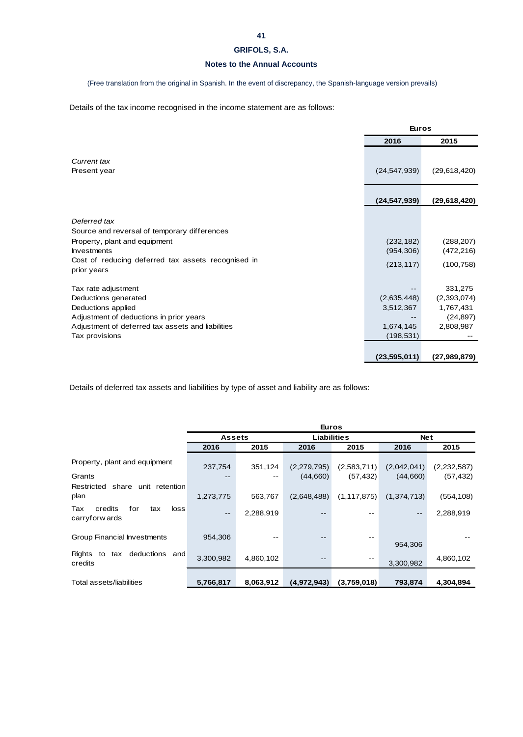GRIFOLS, S.A.

**Notes to the Annual Accounts**

(Free translation from the original in Spanish. In the event of discrepancy, the Spanish-language version prevails)

Details of the tax income recognised in the income statement are as follows:

| | Euros | |
|---|---|---|
| | **2016** | **2015** |
| *Current tax* | | |
| Present year | (24,547,939) | (29,618,420) |
| | **(24,547,939)** | **(29,618,420)** |
| *Deferred tax* | | |
| Source and reversal of temporary differences | | |
| Property, plant and equipment | (232,182) | (288,207) |
| Investments | (954,306) | (472,216) |
| Cost of reducing deferred tax assets recognised in prior years | (213,117) | (100,758) |
| Tax rate adjustment | -- | 331,275 |
| Deductions generated | (2,635,448) | (2,393,074) |
| Deductions applied | 3,512,367 | 1,767,431 |
| Adjustment of deductions in prior years | -- | (24,897) |
| Adjustment of deferred tax assets and liabilities | 1,674,145 | 2,808,987 |
| Tax provisions | (198,531) | -- |
| | **(23,595,011)** | **(27,989,879)** |

Details of deferred tax assets and liabilities by type of asset and liability are as follows:

| | Euros | | | | | |
|---|---|---|---|---|---|---|
| | **Assets** | | **Liabilities** | | **Net** | |
| | **2016** | **2015** | **2016** | **2015** | **2016** | **2015** |
| Property, plant and equipment | 237,754 | 351,124 | (2,279,795) | (2,583,711) | (2,042,041) | (2,232,587) |
| Grants | -- | -- | (44,660) | (57,432) | (44,660) | (57,432) |
| Restricted share unit retention plan | 1,273,775 | 563,767 | (2,648,488) | (1,117,875) | (1,374,713) | (554,108) |
| Tax credits for tax loss carryforwards | -- | 2,288,919 | -- | -- | -- | 2,288,919 |
| Group Financial Investments | 954,306 | -- | -- | -- | 954,306 | -- |
| Rights to tax deductions and credits | 3,300,982 | 4,860,102 | -- | -- | 3,300,982 | 4,860,102 |
| Total assets/liabilities | **5,766,817** | **8,063,912** | **(4,972,943)** | **(3,759,018)** | **793,874** | **4,304,894** |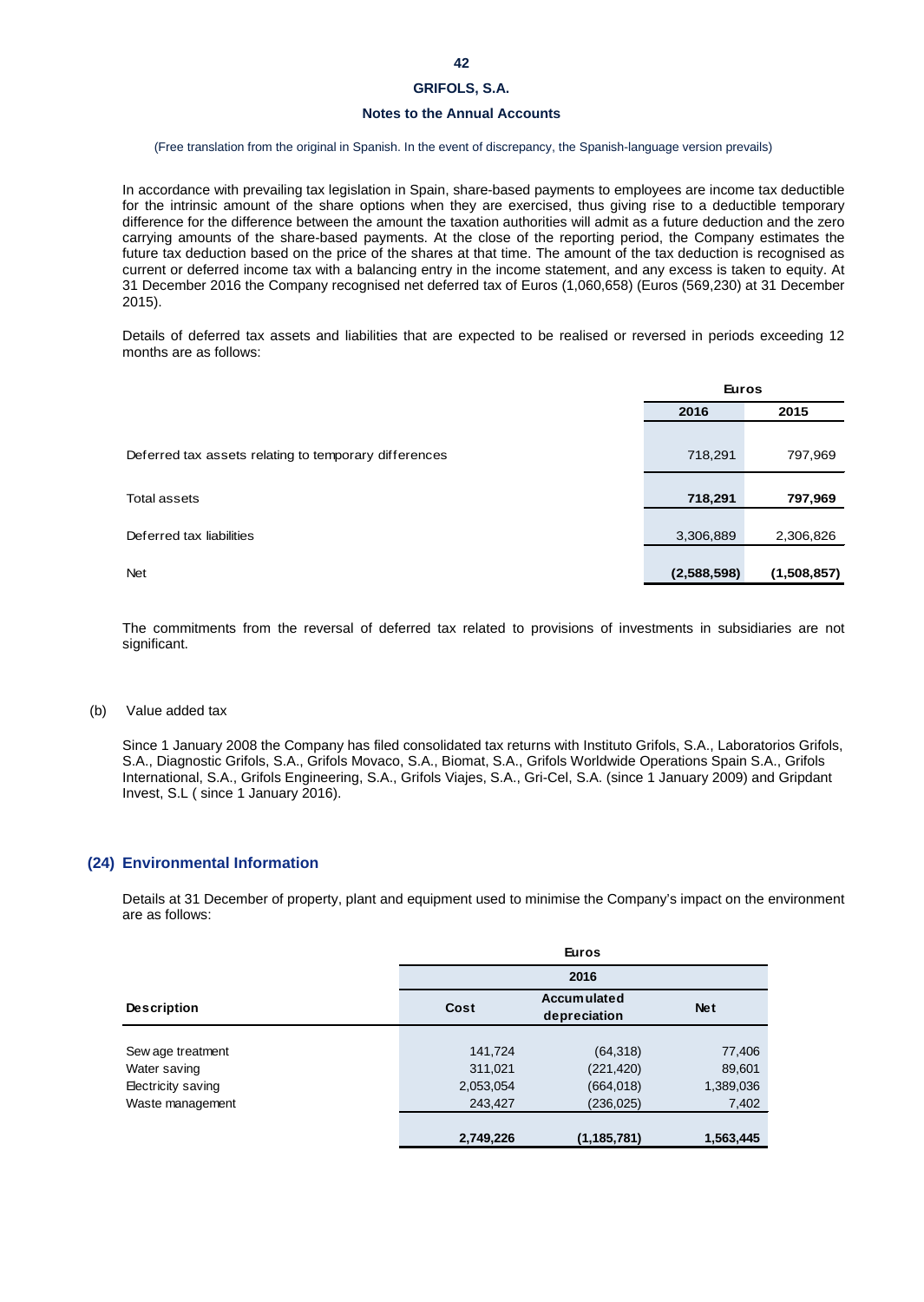(Free translation from the original in Spanish. In the event of discrepancy, the Spanish-language version prevails)

In accordance with prevailing tax legislation in Spain, share-based payments to employees are income tax deductible for the intrinsic amount of the share options when they are exercised, thus giving rise to a deductible temporary difference for the difference between the amount the taxation authorities will admit as a future deduction and the zero carrying amounts of the share-based payments. At the close of the reporting period, the Company estimates the future tax deduction based on the price of the shares at that time. The amount of the tax deduction is recognised as current or deferred income tax with a balancing entry in the income statement, and any excess is taken to equity. At 31 December 2016 the Company recognised net deferred tax of Euros (1,060,658) (Euros (569,230) at 31 December 2015).

Details of deferred tax assets and liabilities that are expected to be realised or reversed in periods exceeding 12 months are as follows:

| | Euros | |
|---|---|---|
| | 2016 | 2015 |
| Deferred tax assets relating to temporary differences | 718,291 | 797,969 |
| Total assets | **718,291** | **797,969** |
| Deferred tax liabilities | 3,306,889 | 2,306,826 |
| Net | **(2,588,598)** | **(1,508,857)** |

The commitments from the reversal of deferred tax related to provisions of investments in subsidiaries are not significant.

(b) Value added tax

Since 1 January 2008 the Company has filed consolidated tax returns with Instituto Grifols, S.A., Laboratorios Grifols, S.A., Diagnostic Grifols, S.A., Grifols Movaco, S.A., Biomat, S.A., Grifols Worldwide Operations Spain S.A., Grifols International, S.A., Grifols Engineering, S.A., Grifols Viajes, S.A., Gri-Cel, S.A. (since 1 January 2009) and Gripdant Invest, S.L ( since 1 January 2016).

## (24) Environmental Information

Details at 31 December of property, plant and equipment used to minimise the Company's impact on the environment are as follows:

| | Euros | | |
|---|---|---|---|
| | 2016 | | |
| **Description** | **Cost** | **Accumulated depreciation** | **Net** |
| Sewage treatment | 141,724 | (64,318) | 77,406 |
| Water saving | 311,021 | (221,420) | 89,601 |
| Electricity saving | 2,053,054 | (664,018) | 1,389,036 |
| Waste management | 243,427 | (236,025) | 7,402 |
| | **2,749,226** | **(1,185,781)** | **1,563,445** |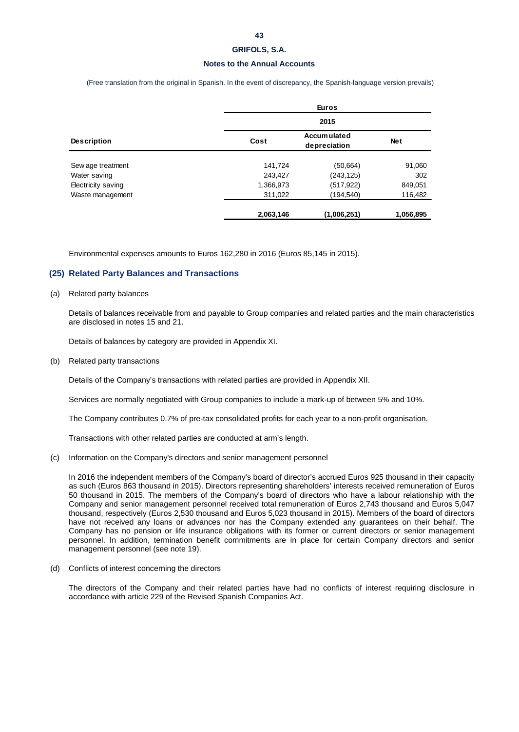(Free translation from the original in Spanish. In the event of discrepancy, the Spanish-language version prevails)

| | Euros | | |
|---|---|---|---|
| | 2015 | | |
| Description | Cost | Accumulated depreciation | Net |
| Sewage treatment | 141,724 | (50,664) | 91,060 |
| Water saving | 243,427 | (243,125) | 302 |
| Electricity saving | 1,366,973 | (517,922) | 849,051 |
| Waste management | 311,022 | (194,540) | 116,482 |
| | **2,063,146** | **(1,006,251)** | **1,056,895** |

Environmental expenses amounts to Euros 162,280 in 2016 (Euros 85,145 in 2015).

## (25) Related Party Balances and Transactions

(a) Related party balances

Details of balances receivable from and payable to Group companies and related parties and the main characteristics are disclosed in notes 15 and 21.

Details of balances by category are provided in Appendix XI.

(b) Related party transactions

Details of the Company's transactions with related parties are provided in Appendix XII.

Services are normally negotiated with Group companies to include a mark-up of between 5% and 10%.

The Company contributes 0.7% of pre-tax consolidated profits for each year to a non-profit organisation.

Transactions with other related parties are conducted at arm's length.

(c) Information on the Company's directors and senior management personnel

In 2016 the independent members of the Company's board of director's accrued Euros 925 thousand in their capacity as such (Euros 863 thousand in 2015). Directors representing shareholders' interests received remuneration of Euros 50 thousand in 2015. The members of the Company's board of directors who have a labour relationship with the Company and senior management personnel received total remuneration of Euros 2,743 thousand and Euros 5,047 thousand, respectively (Euros 2,530 thousand and Euros 5,023 thousand in 2015). Members of the board of directors have not received any loans or advances nor has the Company extended any guarantees on their behalf. The Company has no pension or life insurance obligations with its former or current directors or senior management personnel. In addition, termination benefit commitments are in place for certain Company directors and senior management personnel (see note 19).

(d) Conflicts of interest concerning the directors

The directors of the Company and their related parties have had no conflicts of interest requiring disclosure in accordance with article 229 of the Revised Spanish Companies Act.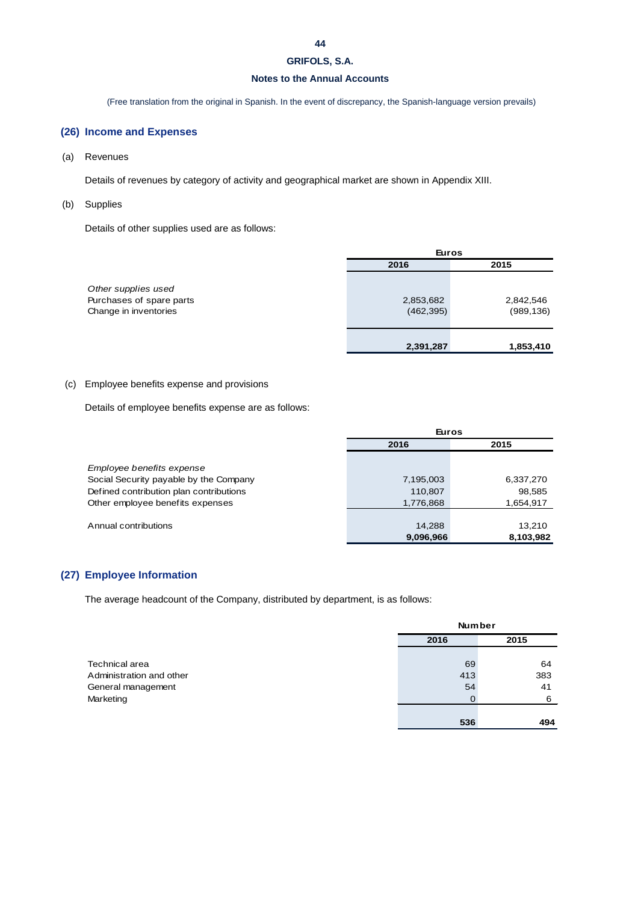GRIFOLS, S.A.

Notes to the Annual Accounts

(Free translation from the original in Spanish. In the event of discrepancy, the Spanish-language version prevails)

## (26) Income and Expenses

(a) Revenues

Details of revenues by category of activity and geographical market are shown in Appendix XIII.

(b) Supplies

Details of other supplies used are as follows:

| | Euros | |
|---|---|---|
| | 2016 | 2015 |
| *Other supplies used* | | |
| Purchases of spare parts | 2,853,682 | 2,842,546 |
| Change in inventories | (462,395) | (989,136) |
| | **2,391,287** | **1,853,410** |

(c) Employee benefits expense and provisions

Details of employee benefits expense are as follows:

| | Euros | |
|---|---|---|
| | 2016 | 2015 |
| *Employee benefits expense* | | |
| Social Security payable by the Company | 7,195,003 | 6,337,270 |
| Defined contribution plan contributions | 110,807 | 98,585 |
| Other employee benefits expenses | 1,776,868 | 1,654,917 |
| Annual contributions | 14,288 | 13,210 |
| | **9,096,966** | **8,103,982** |

## (27) Employee Information

The average headcount of the Company, distributed by department, is as follows:

| | Number | |
|---|---|---|
| | 2016 | 2015 |
| Technical area | 69 | 64 |
| Administration and other | 413 | 383 |
| General management | 54 | 41 |
| Marketing | 0 | 6 |
| | **536** | **494** |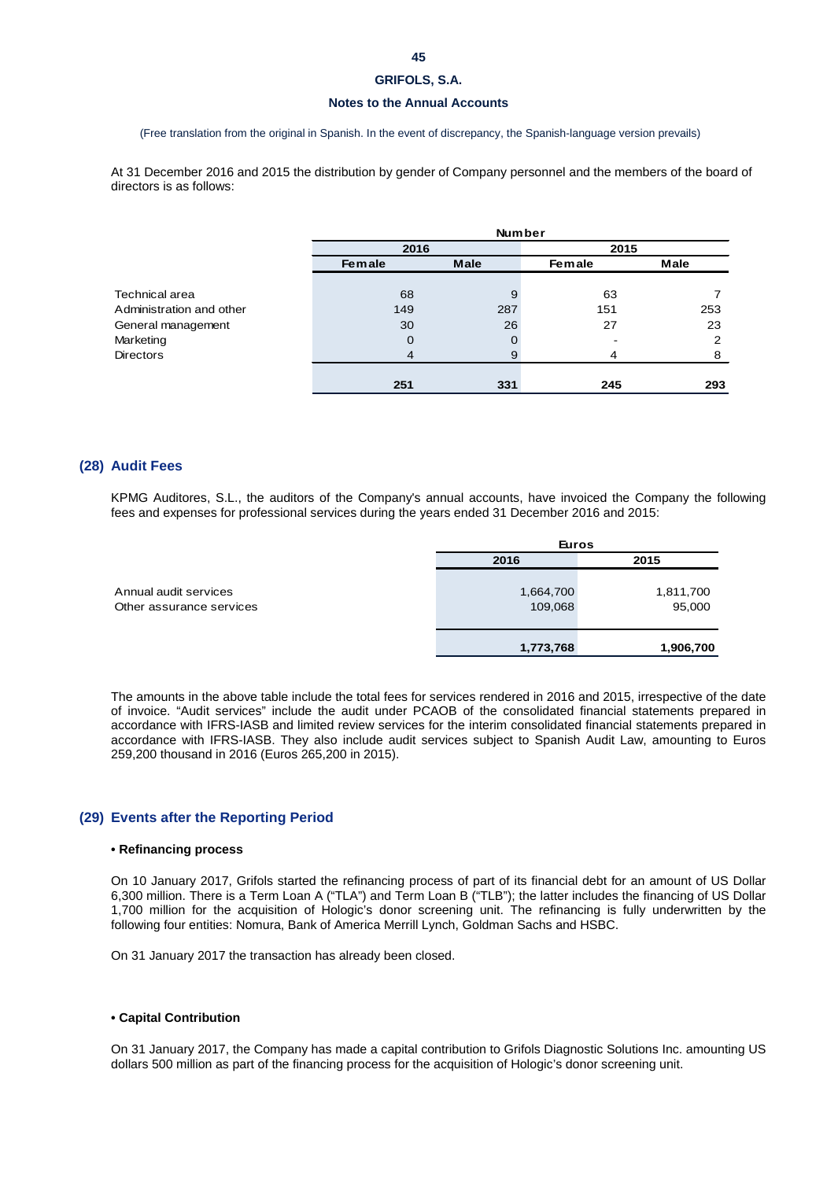(Free translation from the original in Spanish. In the event of discrepancy, the Spanish-language version prevails)

At 31 December 2016 and 2015 the distribution by gender of Company personnel and the members of the board of directors is as follows:

| | Number | | | |
|---|---|---|---|---|
| | 2016 | | 2015 | |
| | Female | Male | Female | Male |
| Technical area | 68 | 9 | 63 | 7 |
| Administration and other | 149 | 287 | 151 | 253 |
| General management | 30 | 26 | 27 | 23 |
| Marketing | 0 | 0 | - | 2 |
| Directors | 4 | 9 | 4 | 8 |
| | **251** | **331** | **245** | **293** |

## (28) Audit Fees

KPMG Auditores, S.L., the auditors of the Company's annual accounts, have invoiced the Company the following fees and expenses for professional services during the years ended 31 December 2016 and 2015:

| | Euros | |
|---|---|---|
| | 2016 | 2015 |
| Annual audit services | 1,664,700 | 1,811,700 |
| Other assurance services | 109,068 | 95,000 |
| | **1,773,768** | **1,906,700** |

The amounts in the above table include the total fees for services rendered in 2016 and 2015, irrespective of the date of invoice. "Audit services" include the audit under PCAOB of the consolidated financial statements prepared in accordance with IFRS-IASB and limited review services for the interim consolidated financial statements prepared in accordance with IFRS-IASB. They also include audit services subject to Spanish Audit Law, amounting to Euros 259,200 thousand in 2016 (Euros 265,200 in 2015).

## (29) Events after the Reporting Period

**• Refinancing process**

On 10 January 2017, Grifols started the refinancing process of part of its financial debt for an amount of US Dollar 6,300 million. There is a Term Loan A ("TLA") and Term Loan B ("TLB"); the latter includes the financing of US Dollar 1,700 million for the acquisition of Hologic's donor screening unit. The refinancing is fully underwritten by the following four entities: Nomura, Bank of America Merrill Lynch, Goldman Sachs and HSBC.

On 31 January 2017 the transaction has already been closed.

**• Capital Contribution**

On 31 January 2017, the Company has made a capital contribution to Grifols Diagnostic Solutions Inc. amounting US dollars 500 million as part of the financing process for the acquisition of Hologic's donor screening unit.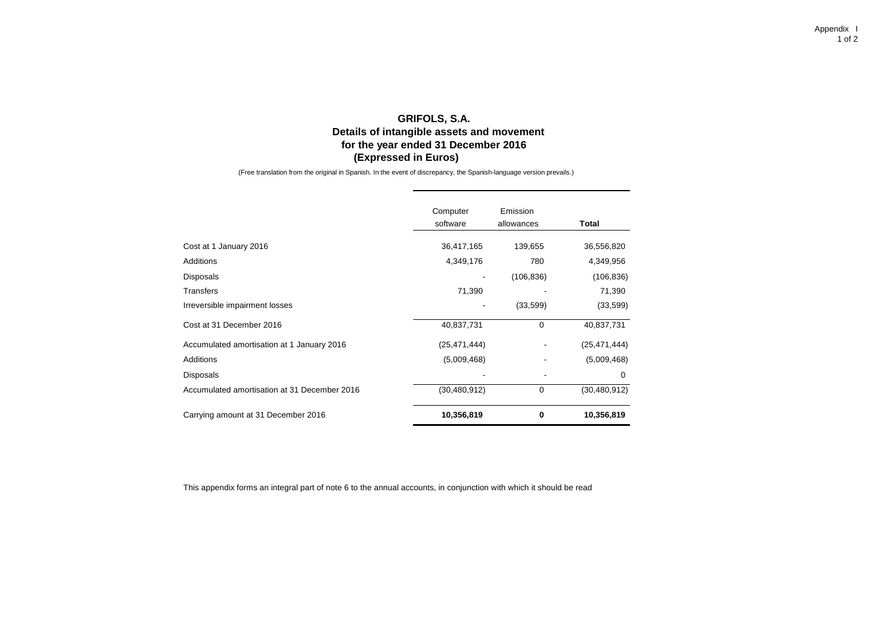Appendix I

# GRIFOLS, S.A.
## Details of intangible assets and movement for the year ended 31 December 2016 (Expressed in Euros)

(Free translation from the original in Spanish. In the event of discrepancy, the Spanish-language version prevails.)

| | Computer software | Emission allowances | **Total** |
|---|---|---|---|
| Cost at 1 January 2016 | 36,417,165 | 139,655 | 36,556,820 |
| Additions | 4,349,176 | 780 | 4,349,956 |
| Disposals | - | (106,836) | (106,836) |
| Transfers | 71,390 | - | 71,390 |
| Irreversible impairment losses | - | (33,599) | (33,599) |
| Cost at 31 December 2016 | 40,837,731 | 0 | 40,837,731 |
| Accumulated amortisation at 1 January 2016 | (25,471,444) | - | (25,471,444) |
| Additions | (5,009,468) | - | (5,009,468) |
| Disposals | - | - | 0 |
| Accumulated amortisation at 31 December 2016 | (30,480,912) | 0 | (30,480,912) |
| Carrying amount at 31 December 2016 | **10,356,819** | **0** | **10,356,819** |

This appendix forms an integral part of note 6 to the annual accounts, in conjunction with which it should be read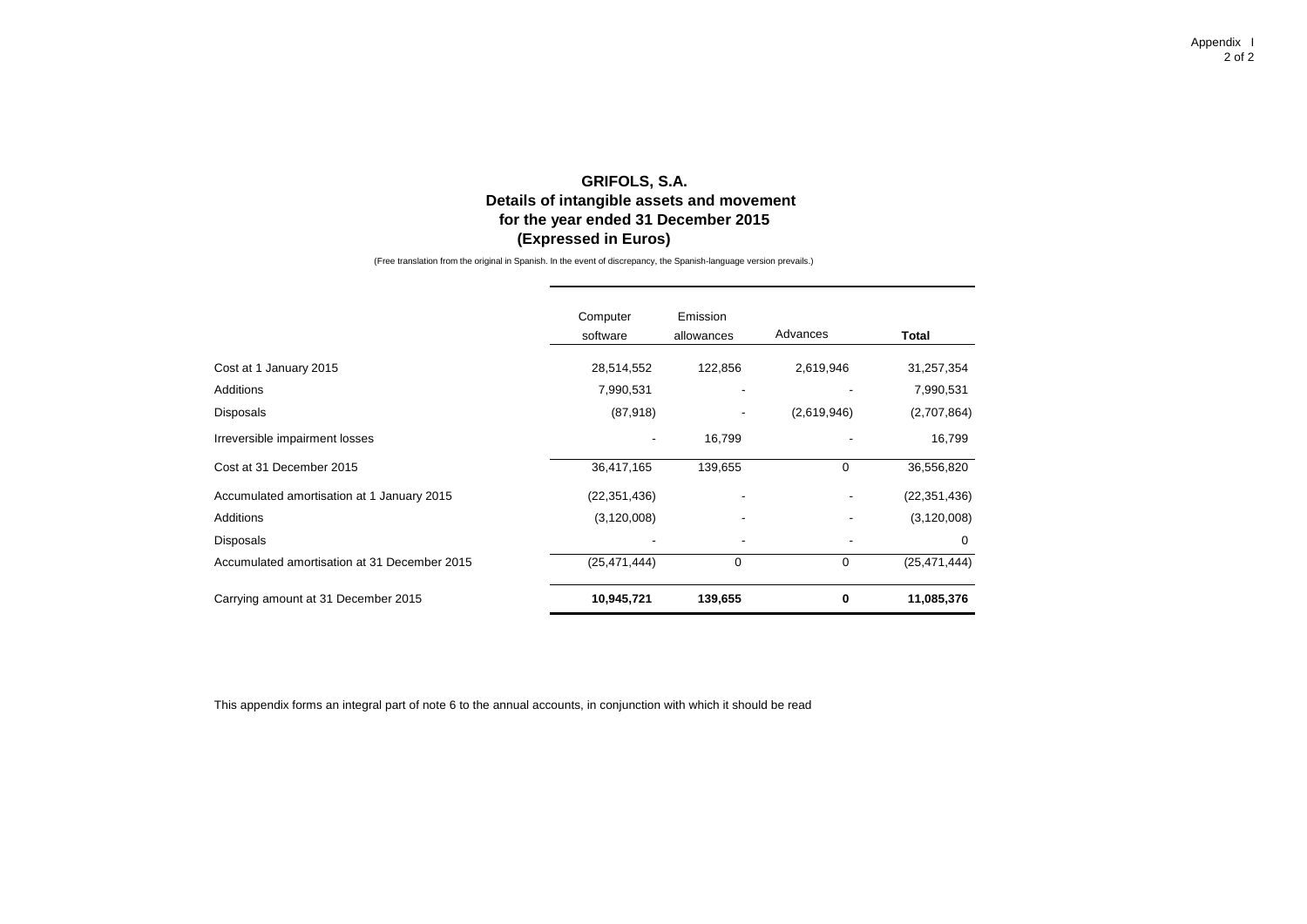Appendix I

# GRIFOLS, S.A.
## Details of intangible assets and movement for the year ended 31 December 2015
### (Expressed in Euros)

(Free translation from the original in Spanish. In the event of discrepancy, the Spanish-language version prevails.)

| | Computer software | Emission allowances | Advances | Total |
|---|---|---|---|---|
| Cost at 1 January 2015 | 28,514,552 | 122,856 | 2,619,946 | 31,257,354 |
| Additions | 7,990,531 | - | - | 7,990,531 |
| Disposals | (87,918) | - | (2,619,946) | (2,707,864) |
| Irreversible impairment losses | - | 16,799 | - | 16,799 |
| Cost at 31 December 2015 | 36,417,165 | 139,655 | 0 | 36,556,820 |
| Accumulated amortisation at 1 January 2015 | (22,351,436) | - | - | (22,351,436) |
| Additions | (3,120,008) | - | - | (3,120,008) |
| Disposals | - | - | - | 0 |
| Accumulated amortisation at 31 December 2015 | (25,471,444) | 0 | 0 | (25,471,444) |
| Carrying amount at 31 December 2015 | **10,945,721** | **139,655** | **0** | **11,085,376** |

This appendix forms an integral part of note 6 to the annual accounts, in conjunction with which it should be read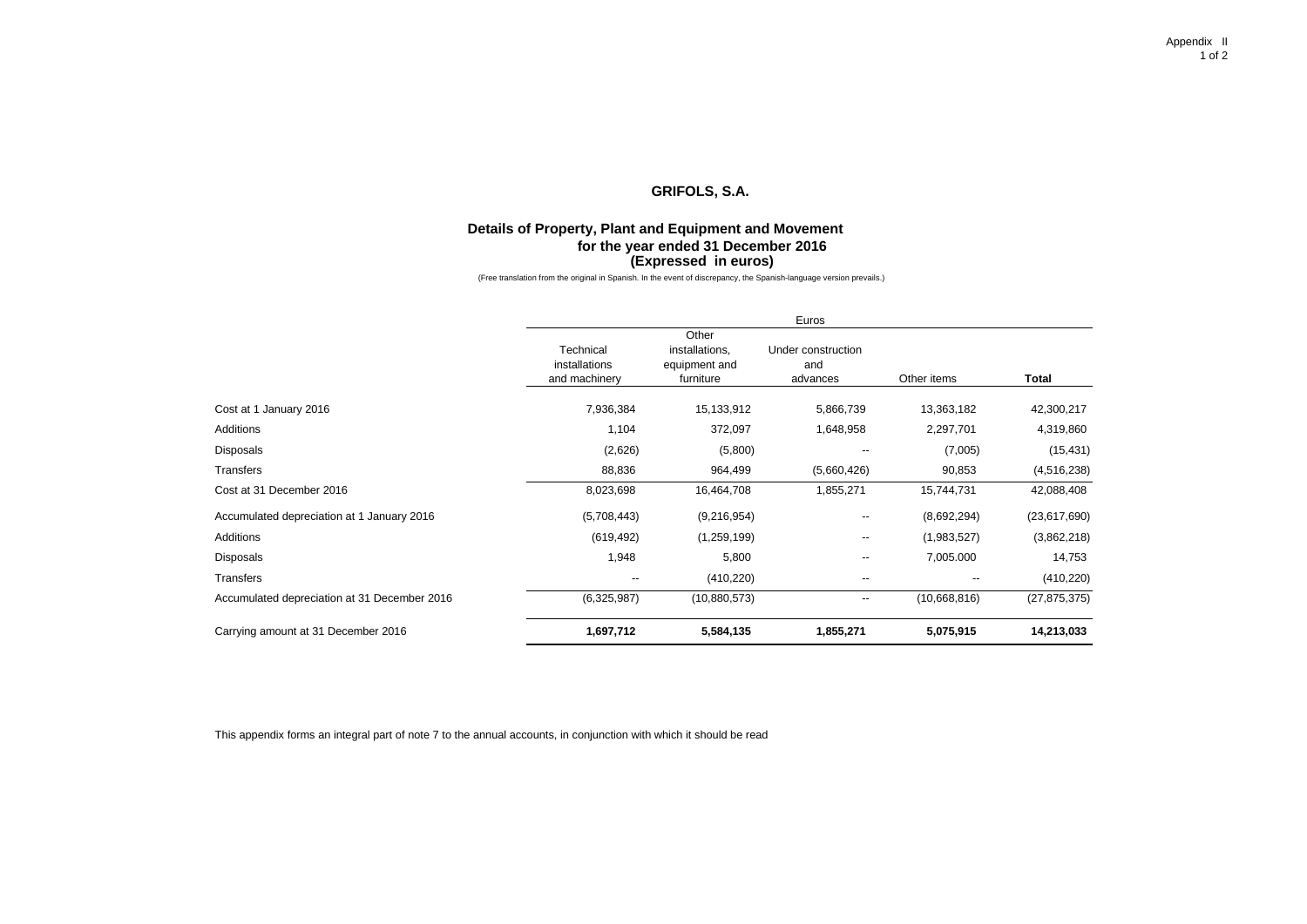Appendix II

# GRIFOLS, S.A.

## Details of Property, Plant and Equipment and Movement for the year ended 31 December 2016 (Expressed in euros)

(Free translation from the original in Spanish. In the event of discrepancy, the Spanish-language version prevails.)

| | Euros | | | | |
|---|---|---|---|---|---|
| | Technical installations and machinery | Other installations, equipment and furniture | Under construction and advances | Other items | **Total** |
| Cost at 1 January 2016 | 7,936,384 | 15,133,912 | 5,866,739 | 13,363,182 | 42,300,217 |
| Additions | 1,104 | 372,097 | 1,648,958 | 2,297,701 | 4,319,860 |
| Disposals | (2,626) | (5,800) | -- | (7,005) | (15,431) |
| Transfers | 88,836 | 964,499 | (5,660,426) | 90,853 | (4,516,238) |
| Cost at 31 December 2016 | 8,023,698 | 16,464,708 | 1,855,271 | 15,744,731 | 42,088,408 |
| Accumulated depreciation at 1 January 2016 | (5,708,443) | (9,216,954) | -- | (8,692,294) | (23,617,690) |
| Additions | (619,492) | (1,259,199) | -- | (1,983,527) | (3,862,218) |
| Disposals | 1,948 | 5,800 | -- | 7,005.000 | 14,753 |
| Transfers | -- | (410,220) | -- | -- | (410,220) |
| Accumulated depreciation at 31 December 2016 | (6,325,987) | (10,880,573) | -- | (10,668,816) | (27,875,375) |
| Carrying amount at 31 December 2016 | **1,697,712** | **5,584,135** | **1,855,271** | **5,075,915** | **14,213,033** |

This appendix forms an integral part of note 7 to the annual accounts, in conjunction with which it should be read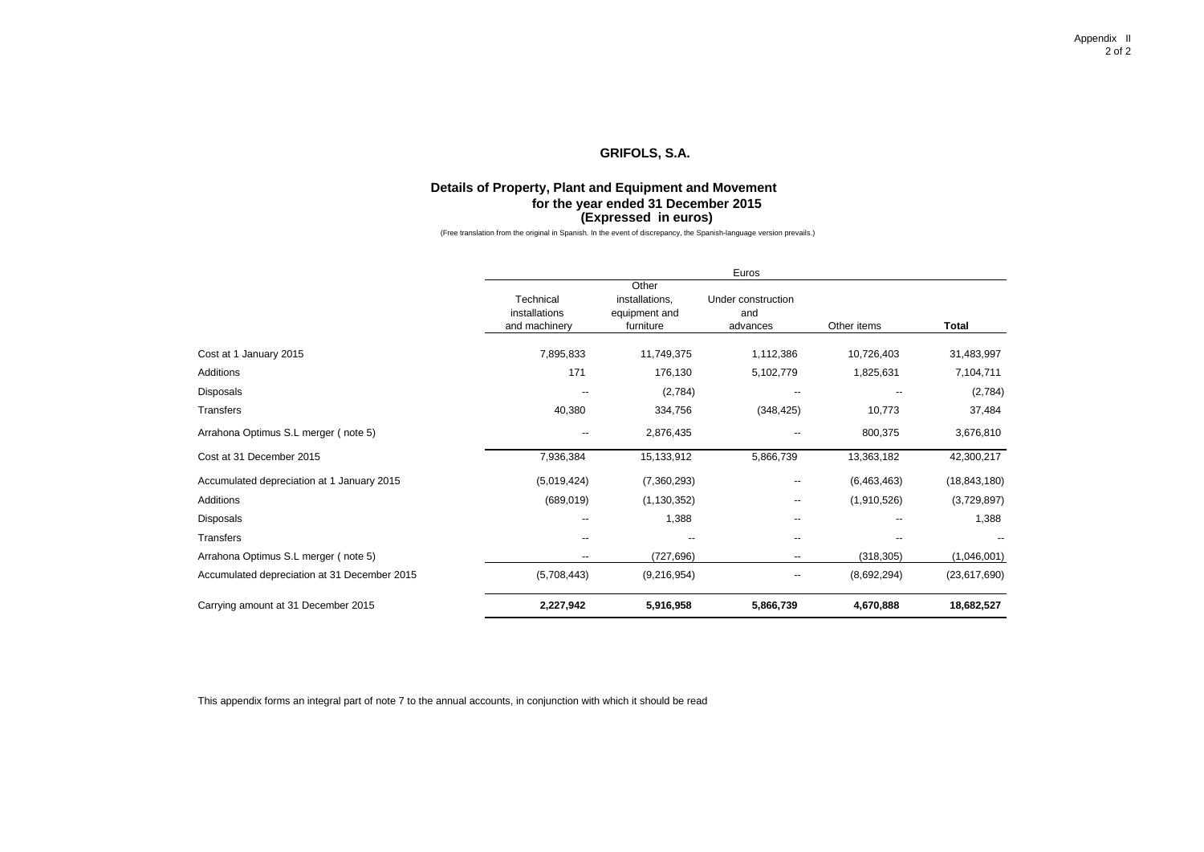# GRIFOLS, S.A.

## Details of Property, Plant and Equipment and Movement for the year ended 31 December 2015 (Expressed in euros)

(Free translation from the original in Spanish. In the event of discrepancy, the Spanish-language version prevails.)

| | Euros | | | | |
|---|---|---|---|---|---|
| | Technical installations and machinery | Other installations, equipment and furniture | Under construction and advances | Other items | **Total** |
| Cost at 1 January 2015 | 7,895,833 | 11,749,375 | 1,112,386 | 10,726,403 | 31,483,997 |
| Additions | 171 | 176,130 | 5,102,779 | 1,825,631 | 7,104,711 |
| Disposals | -- | (2,784) | -- | -- | (2,784) |
| Transfers | 40,380 | 334,756 | (348,425) | 10,773 | 37,484 |
| Arrahona Optimus S.L merger ( note 5) | -- | 2,876,435 | -- | 800,375 | 3,676,810 |
| Cost at 31 December 2015 | 7,936,384 | 15,133,912 | 5,866,739 | 13,363,182 | 42,300,217 |
| Accumulated depreciation at 1 January 2015 | (5,019,424) | (7,360,293) | -- | (6,463,463) | (18,843,180) |
| Additions | (689,019) | (1,130,352) | -- | (1,910,526) | (3,729,897) |
| Disposals | -- | 1,388 | -- | -- | 1,388 |
| Transfers | -- | -- | -- | -- | -- |
| Arrahona Optimus S.L merger ( note 5) | -- | (727,696) | -- | (318,305) | (1,046,001) |
| Accumulated depreciation at 31 December 2015 | (5,708,443) | (9,216,954) | -- | (8,692,294) | (23,617,690) |
| Carrying amount at 31 December 2015 | **2,227,942** | **5,916,958** | **5,866,739** | **4,670,888** | **18,682,527** |

This appendix forms an integral part of note 7 to the annual accounts, in conjunction with which it should be read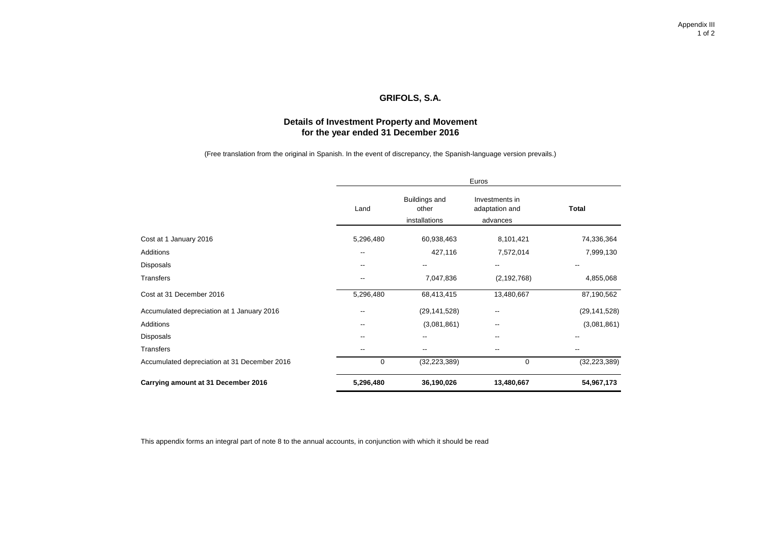Appendix III

# GRIFOLS, S.A.

## Details of Investment Property and Movement for the year ended 31 December 2016

(Free translation from the original in Spanish. In the event of discrepancy, the Spanish-language version prevails.)

| | Euros | | | |
|---|---|---|---|---|
| | Land | Buildings and other installations | Investments in adaptation and advances | **Total** |
| Cost at 1 January 2016 | 5,296,480 | 60,938,463 | 8,101,421 | 74,336,364 |
| Additions | -- | 427,116 | 7,572,014 | 7,999,130 |
| Disposals | -- | -- | -- | -- |
| Transfers | -- | 7,047,836 | (2,192,768) | 4,855,068 |
| Cost at 31 December 2016 | 5,296,480 | 68,413,415 | 13,480,667 | 87,190,562 |
| Accumulated depreciation at 1 January 2016 | -- | (29,141,528) | -- | (29,141,528) |
| Additions | -- | (3,081,861) | -- | (3,081,861) |
| Disposals | -- | -- | -- | -- |
| Transfers | -- | -- | -- | -- |
| Accumulated depreciation at 31 December 2016 | 0 | (32,223,389) | 0 | (32,223,389) |
| **Carrying amount at 31 December 2016** | **5,296,480** | **36,190,026** | **13,480,667** | **54,967,173** |

This appendix forms an integral part of note 8 to the annual accounts, in conjunction with which it should be read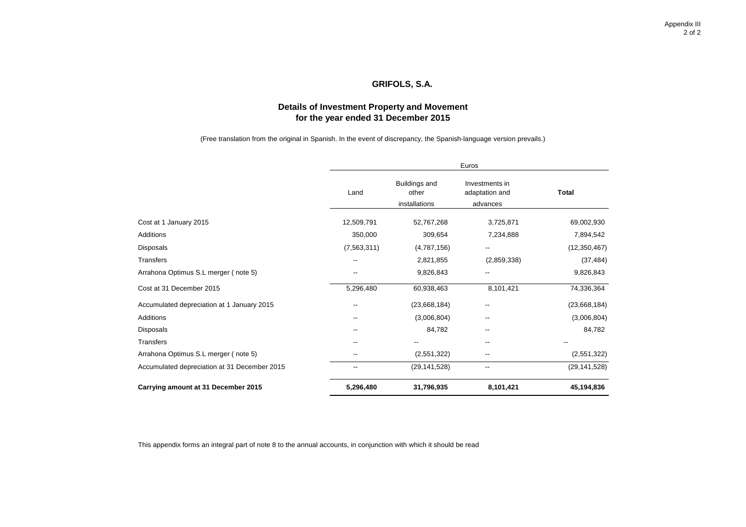# GRIFOLS, S.A.

## Details of Investment Property and Movement for the year ended 31 December 2015

(Free translation from the original in Spanish. In the event of discrepancy, the Spanish-language version prevails.)

| | Euros | | | |
|---|---|---|---|---|
| | Land | Buildings and other installations | Investments in adaptation and advances | **Total** |
| Cost at 1 January 2015 | 12,509,791 | 52,767,268 | 3,725,871 | 69,002,930 |
| Additions | 350,000 | 309,654 | 7,234,888 | 7,894,542 |
| Disposals | (7,563,311) | (4,787,156) | -- | (12,350,467) |
| Transfers | -- | 2,821,855 | (2,859,338) | (37,484) |
| Arrahona Optimus S.L merger ( note 5) | -- | 9,826,843 | -- | 9,826,843 |
| Cost at 31 December 2015 | 5,296,480 | 60,938,463 | 8,101,421 | 74,336,364 |
| Accumulated depreciation at 1 January 2015 | -- | (23,668,184) | -- | (23,668,184) |
| Additions | -- | (3,006,804) | -- | (3,006,804) |
| Disposals | -- | 84,782 | -- | 84,782 |
| Transfers | -- | -- | -- | -- |
| Arrahona Optimus S.L merger ( note 5) | -- | (2,551,322) | -- | (2,551,322) |
| Accumulated depreciation at 31 December 2015 | -- | (29,141,528) | -- | (29,141,528) |
| **Carrying amount at 31 December 2015** | **5,296,480** | **31,796,935** | **8,101,421** | **45,194,836** |

This appendix forms an integral part of note 8 to the annual accounts, in conjunction with which it should be read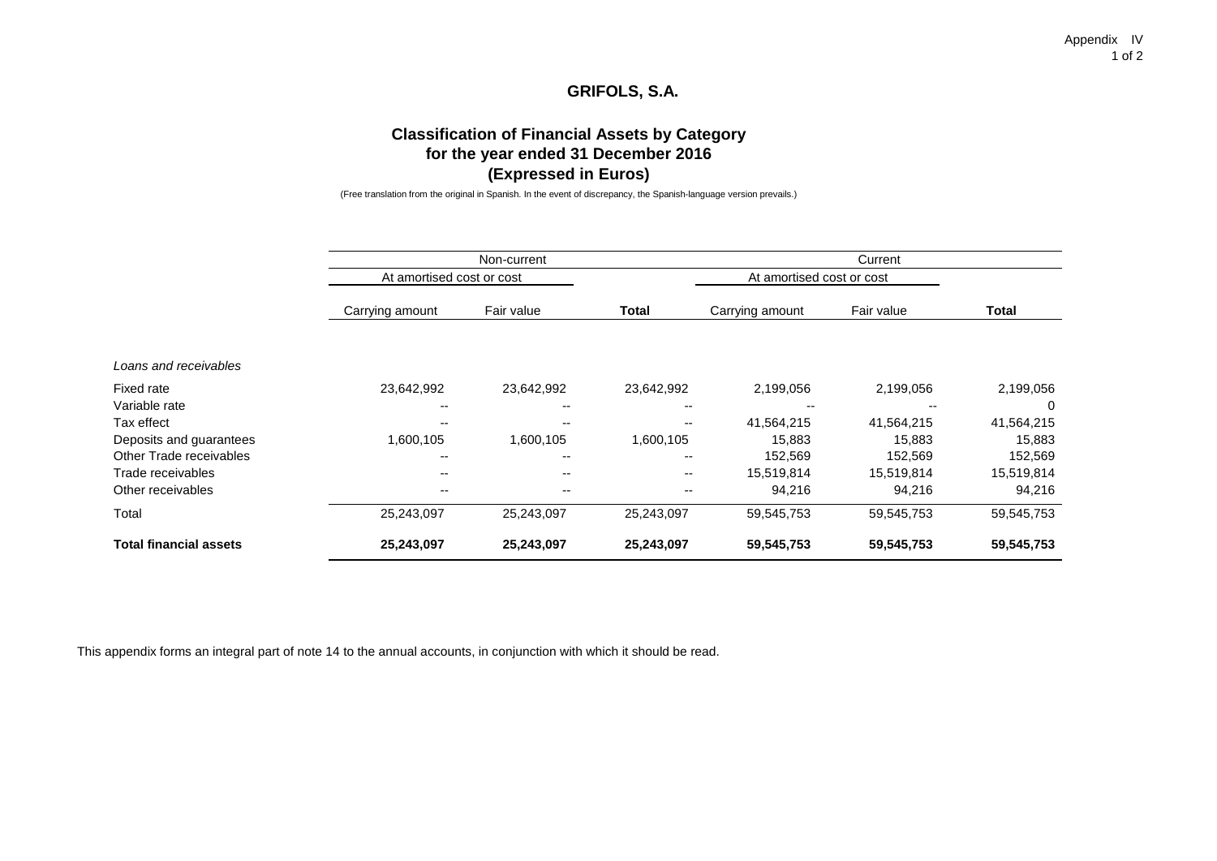# GRIFOLS, S.A.

## Classification of Financial Assets by Category for the year ended 31 December 2016 (Expressed in Euros)

(Free translation from the original in Spanish. In the event of discrepancy, the Spanish-language version prevails.)

| | Non-current | | | Current | | |
|---|---|---|---|---|---|---|
| | At amortised cost or cost | | | At amortised cost or cost | | |
| | Carrying amount | Fair value | **Total** | Carrying amount | Fair value | **Total** |
| *Loans and receivables* | | | | | | |
| Fixed rate | 23,642,992 | 23,642,992 | 23,642,992 | 2,199,056 | 2,199,056 | 2,199,056 |
| Variable rate | -- | -- | -- | -- | -- | 0 |
| Tax effect | -- | -- | -- | 41,564,215 | 41,564,215 | 41,564,215 |
| Deposits and guarantees | 1,600,105 | 1,600,105 | 1,600,105 | 15,883 | 15,883 | 15,883 |
| Other Trade receivables | -- | -- | -- | 152,569 | 152,569 | 152,569 |
| Trade receivables | -- | -- | -- | 15,519,814 | 15,519,814 | 15,519,814 |
| Other receivables | -- | -- | -- | 94,216 | 94,216 | 94,216 |
| Total | 25,243,097 | 25,243,097 | 25,243,097 | 59,545,753 | 59,545,753 | 59,545,753 |
| **Total financial assets** | **25,243,097** | **25,243,097** | **25,243,097** | **59,545,753** | **59,545,753** | **59,545,753** |

This appendix forms an integral part of note 14 to the annual accounts, in conjunction with which it should be read.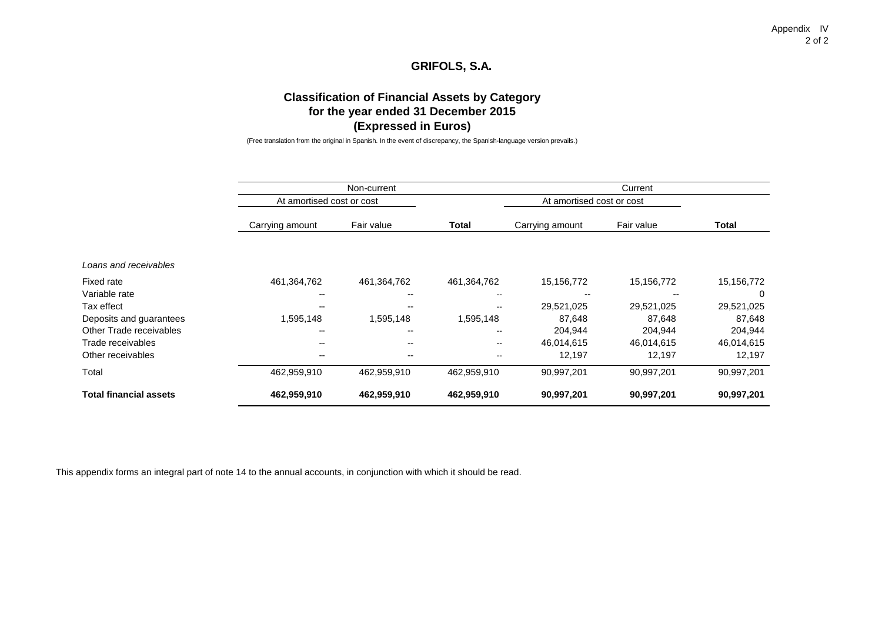Appendix IV

# GRIFOLS, S.A.

## Classification of Financial Assets by Category for the year ended 31 December 2015 (Expressed in Euros)

(Free translation from the original in Spanish. In the event of discrepancy, the Spanish-language version prevails.)

| | Non-current | | | Current | | |
|---|---|---|---|---|---|---|
| | At amortised cost or cost | | | At amortised cost or cost | | |
| | Carrying amount | Fair value | **Total** | Carrying amount | Fair value | **Total** |
| *Loans and receivables* | | | | | | |
| Fixed rate | 461,364,762 | 461,364,762 | 461,364,762 | 15,156,772 | 15,156,772 | 15,156,772 |
| Variable rate | -- | -- | -- | -- | -- | 0 |
| Tax effect | -- | -- | -- | 29,521,025 | 29,521,025 | 29,521,025 |
| Deposits and guarantees | 1,595,148 | 1,595,148 | 1,595,148 | 87,648 | 87,648 | 87,648 |
| Other Trade receivables | -- | -- | -- | 204,944 | 204,944 | 204,944 |
| Trade receivables | -- | -- | -- | 46,014,615 | 46,014,615 | 46,014,615 |
| Other receivables | -- | -- | -- | 12,197 | 12,197 | 12,197 |
| Total | 462,959,910 | 462,959,910 | 462,959,910 | 90,997,201 | 90,997,201 | 90,997,201 |
| **Total financial assets** | **462,959,910** | **462,959,910** | **462,959,910** | **90,997,201** | **90,997,201** | **90,997,201** |

This appendix forms an integral part of note 14 to the annual accounts, in conjunction with which it should be read.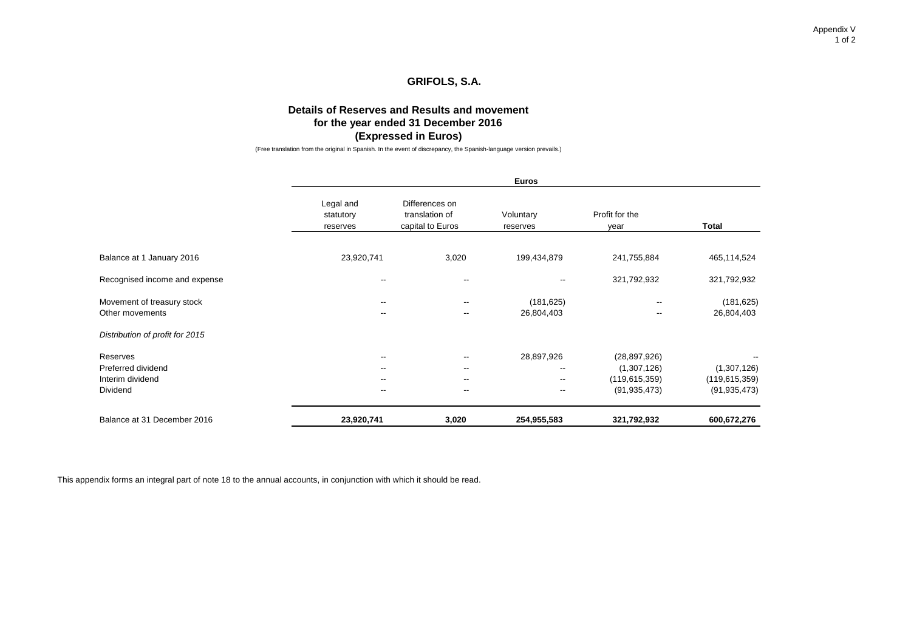Appendix V

# GRIFOLS, S.A.

## Details of Reserves and Results and movement for the year ended 31 December 2016 (Expressed in Euros)

(Free translation from the original in Spanish. In the event of discrepancy, the Spanish-language version prevails.)

| | Euros | | | | |
|---|---|---|---|---|---|
| | Legal and statutory reserves | Differences on translation of capital to Euros | Voluntary reserves | Profit for the year | Total |
| Balance at 1 January 2016 | 23,920,741 | 3,020 | 199,434,879 | 241,755,884 | 465,114,524 |
| Recognised income and expense | -- | -- | -- | 321,792,932 | 321,792,932 |
| Movement of treasury stock | -- | -- | (181,625) | -- | (181,625) |
| Other movements | -- | -- | 26,804,403 | -- | 26,804,403 |
| *Distribution of profit for 2015* | | | | | |
| Reserves | -- | -- | 28,897,926 | (28,897,926) | -- |
| Preferred dividend | -- | -- | -- | (1,307,126) | (1,307,126) |
| Interim dividend | -- | -- | -- | (119,615,359) | (119,615,359) |
| Dividend | -- | -- | -- | (91,935,473) | (91,935,473) |
| Balance at 31 December 2016 | **23,920,741** | **3,020** | **254,955,583** | **321,792,932** | **600,672,276** |

This appendix forms an integral part of note 18 to the annual accounts, in conjunction with which it should be read.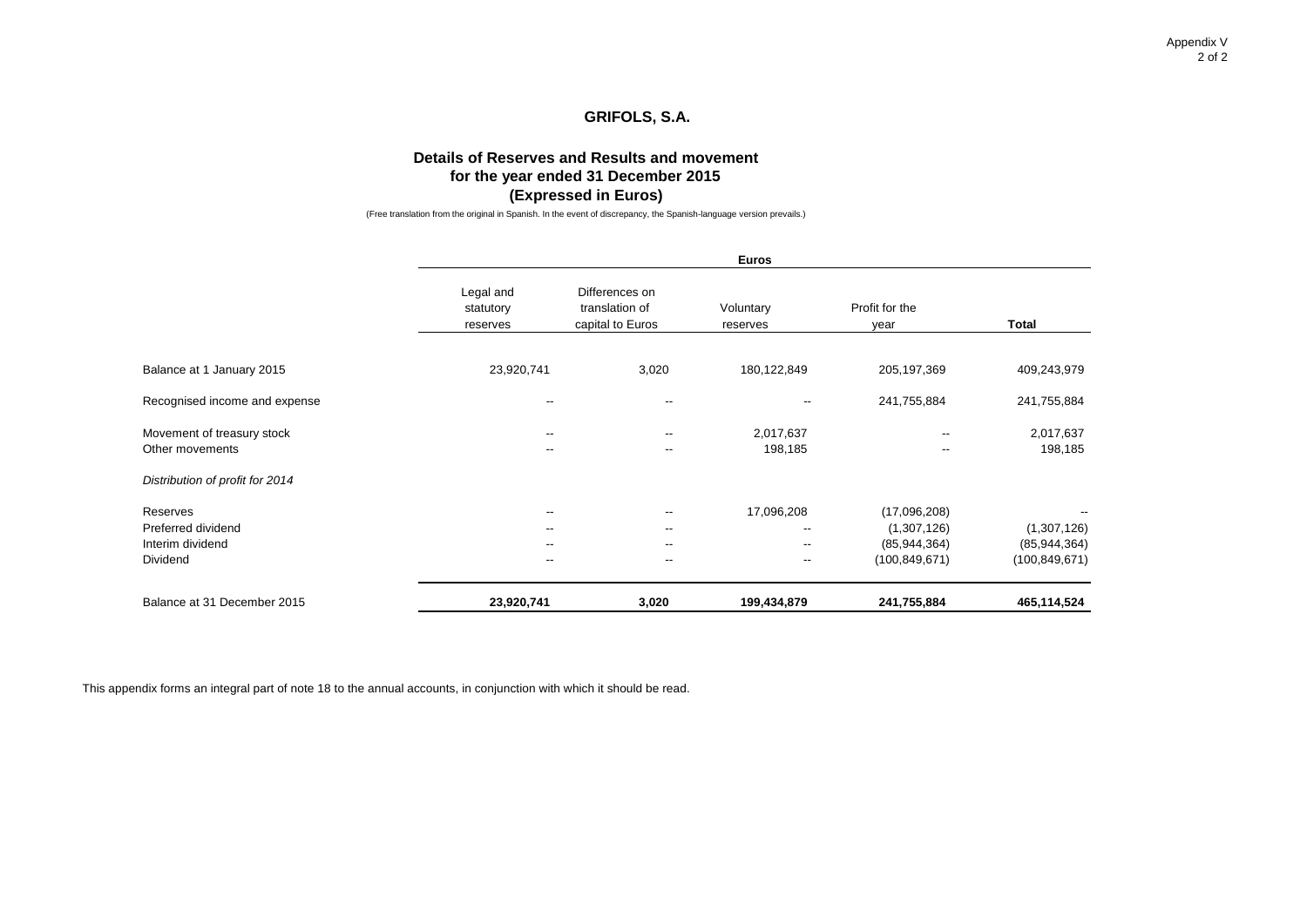Appendix V

# GRIFOLS, S.A.

## Details of Reserves and Results and movement for the year ended 31 December 2015 (Expressed in Euros)

(Free translation from the original in Spanish. In the event of discrepancy, the Spanish-language version prevails.)

| | Euros | | | | |
|---|---|---|---|---|---|
| | Legal and statutory reserves | Differences on translation of capital to Euros | Voluntary reserves | Profit for the year | Total |
| Balance at 1 January 2015 | 23,920,741 | 3,020 | 180,122,849 | 205,197,369 | 409,243,979 |
| Recognised income and expense | -- | -- | -- | 241,755,884 | 241,755,884 |
| Movement of treasury stock | -- | -- | 2,017,637 | -- | 2,017,637 |
| Other movements | -- | -- | 198,185 | -- | 198,185 |
| *Distribution of profit for 2014* | | | | | |
| Reserves | -- | -- | 17,096,208 | (17,096,208) | -- |
| Preferred dividend | -- | -- | -- | (1,307,126) | (1,307,126) |
| Interim dividend | -- | -- | -- | (85,944,364) | (85,944,364) |
| Dividend | -- | -- | -- | (100,849,671) | (100,849,671) |
| Balance at 31 December 2015 | **23,920,741** | **3,020** | **199,434,879** | **241,755,884** | **465,114,524** |

This appendix forms an integral part of note 18 to the annual accounts, in conjunction with which it should be read.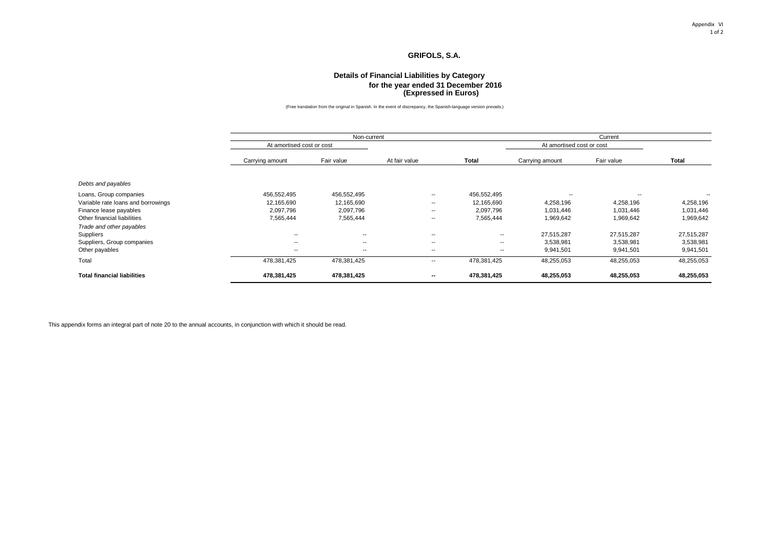# GRIFOLS, S.A.

## Details of Financial Liabilities by Category for the year ended 31 December 2016 (Expressed in Euros)

(Free translation from the original in Spanish. In the event of discrepancy, the Spanish-language version prevails.)

| | Non-current | | | | Current | | |
|---|---|---|---|---|---|---|---|
| | At amortised cost or cost | | | | At amortised cost or cost | | |
| | Carrying amount | Fair value | At fair value | **Total** | Carrying amount | Fair value | **Total** |
| *Debts and payables* | | | | | | | |
| Loans, Group companies | 456,552,495 | 456,552,495 | -- | 456,552,495 | -- | -- | -- |
| Variable rate loans and borrowings | 12,165,690 | 12,165,690 | -- | 12,165,690 | 4,258,196 | 4,258,196 | 4,258,196 |
| Finance lease payables | 2,097,796 | 2,097,796 | -- | 2,097,796 | 1,031,446 | 1,031,446 | 1,031,446 |
| Other financial liabilities | 7,565,444 | 7,565,444 | -- | 7,565,444 | 1,969,642 | 1,969,642 | 1,969,642 |
| *Trade and other payables* | | | | | | | |
| Suppliers | -- | -- | -- | -- | 27,515,287 | 27,515,287 | 27,515,287 |
| Suppliers, Group companies | -- | -- | -- | -- | 3,538,981 | 3,538,981 | 3,538,981 |
| Other payables | -- | -- | -- | -- | 9,941,501 | 9,941,501 | 9,941,501 |
| Total | 478,381,425 | 478,381,425 | -- | 478,381,425 | 48,255,053 | 48,255,053 | 48,255,053 |
| **Total financial liabilities** | **478,381,425** | **478,381,425** | **--** | **478,381,425** | **48,255,053** | **48,255,053** | **48,255,053** |

This appendix forms an integral part of note 20 to the annual accounts, in conjunction with which it should be read.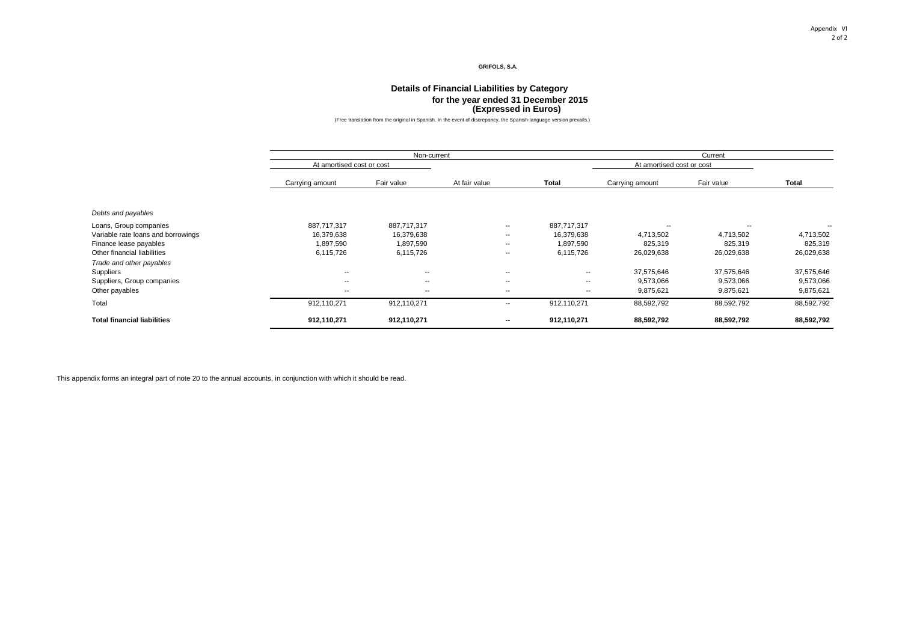Appendix VI

**GRIFOLS, S.A.**

**Details of Financial Liabilities by Category**
**for the year ended 31 December 2015**
**(Expressed in Euros)**

(Free translation from the original in Spanish. In the event of discrepancy, the Spanish-language version prevails.)

| | Non-current | | | | Current | | |
|---|---|---|---|---|---|---|---|
| | At amortised cost or cost | | | | At amortised cost or cost | | |
| | Carrying amount | Fair value | At fair value | **Total** | Carrying amount | Fair value | **Total** |
| *Debts and payables* | | | | | | | |
| Loans, Group companies | 887,717,317 | 887,717,317 | -- | 887,717,317 | -- | -- | -- |
| Variable rate loans and borrowings | 16,379,638 | 16,379,638 | -- | 16,379,638 | 4,713,502 | 4,713,502 | 4,713,502 |
| Finance lease payables | 1,897,590 | 1,897,590 | -- | 1,897,590 | 825,319 | 825,319 | 825,319 |
| Other financial liabilities | 6,115,726 | 6,115,726 | -- | 6,115,726 | 26,029,638 | 26,029,638 | 26,029,638 |
| *Trade and other payables* | | | | | | | |
| Suppliers | -- | -- | -- | -- | 37,575,646 | 37,575,646 | 37,575,646 |
| Suppliers, Group companies | -- | -- | -- | -- | 9,573,066 | 9,573,066 | 9,573,066 |
| Other payables | -- | -- | -- | -- | 9,875,621 | 9,875,621 | 9,875,621 |
| Total | 912,110,271 | 912,110,271 | -- | 912,110,271 | 88,592,792 | 88,592,792 | 88,592,792 |
| **Total financial liabilities** | **912,110,271** | **912,110,271** | **--** | **912,110,271** | **88,592,792** | **88,592,792** | **88,592,792** |

This appendix forms an integral part of note 20 to the annual accounts, in conjunction with which it should be read.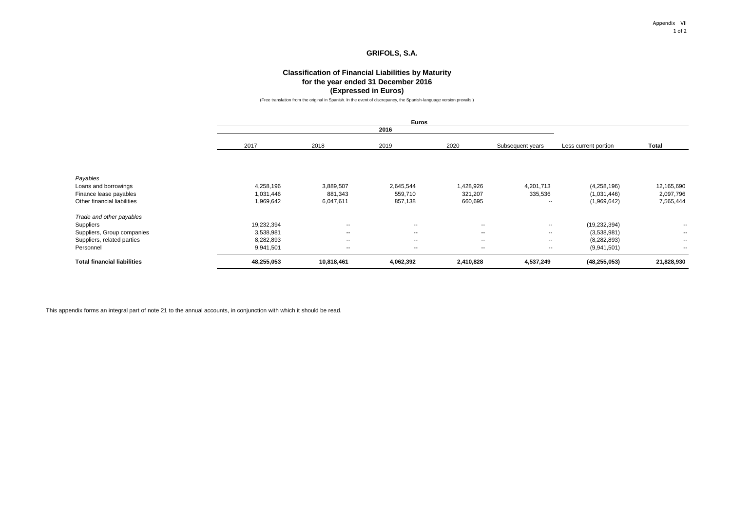Appendix VII

# GRIFOLS, S.A.

## Classification of Financial Liabilities by Maturity for the year ended 31 December 2016 (Expressed in Euros)

(Free translation from the original in Spanish. In the event of discrepancy, the Spanish-language version prevails.)

| | Euros | | | | | | |
|---|---|---|---|---|---|---|---|
| | 2016 | | | | | | |
| | 2017 | 2018 | 2019 | 2020 | Subsequent years | Less current portion | **Total** |
| *Payables* | | | | | | | |
| Loans and borrowings | 4,258,196 | 3,889,507 | 2,645,544 | 1,428,926 | 4,201,713 | (4,258,196) | 12,165,690 |
| Finance lease payables | 1,031,446 | 881,343 | 559,710 | 321,207 | 335,536 | (1,031,446) | 2,097,796 |
| Other financial liabilities | 1,969,642 | 6,047,611 | 857,138 | 660,695 | -- | (1,969,642) | 7,565,444 |
| *Trade and other payables* | | | | | | | |
| Suppliers | 19,232,394 | -- | -- | -- | -- | (19,232,394) | -- |
| Suppliers, Group companies | 3,538,981 | -- | -- | -- | -- | (3,538,981) | -- |
| Suppliers, related parties | 8,282,893 | -- | -- | -- | -- | (8,282,893) | -- |
| Personnel | 9,941,501 | -- | -- | -- | -- | (9,941,501) | -- |
| **Total financial liabilities** | **48,255,053** | **10,818,461** | **4,062,392** | **2,410,828** | **4,537,249** | **(48,255,053)** | **21,828,930** |

This appendix forms an integral part of note 21 to the annual accounts, in conjunction with which it should be read.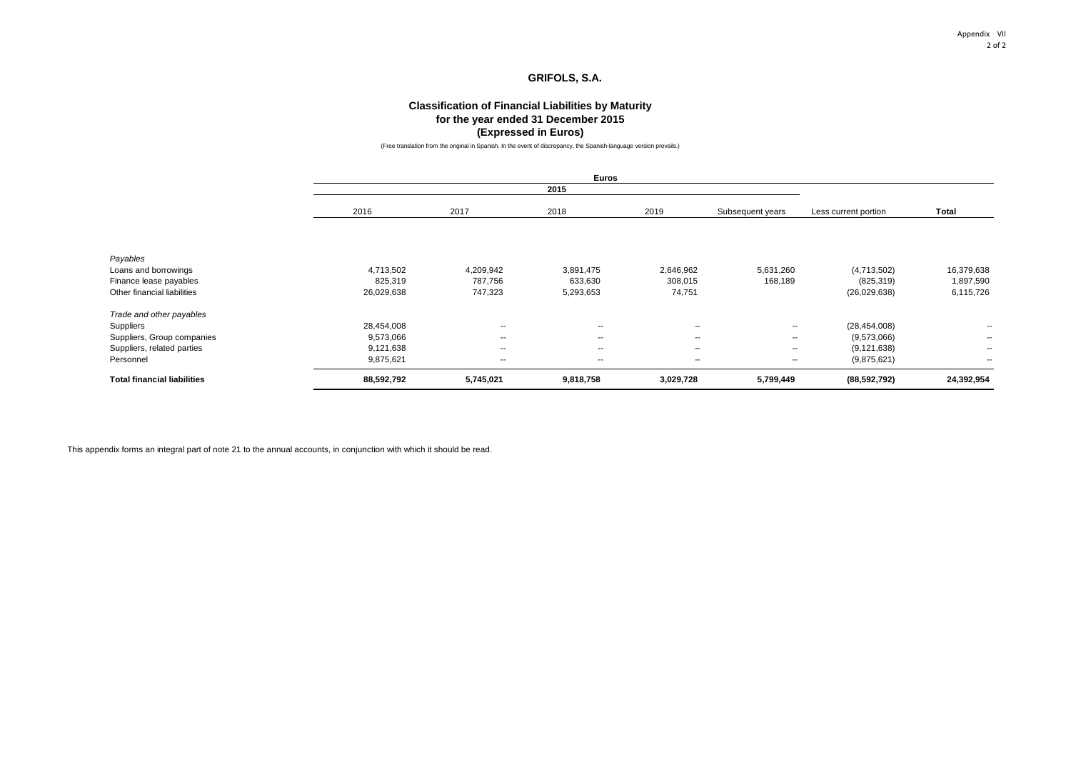Appendix VII

## GRIFOLS, S.A.

### Classification of Financial Liabilities by Maturity for the year ended 31 December 2015 (Expressed in Euros)

(Free translation from the original in Spanish. In the event of discrepancy, the Spanish-language version prevails.)

| | Euros | | | | | | |
|---|---|---|---|---|---|---|---|
| | 2015 | | | | | | |
| | 2016 | 2017 | 2018 | 2019 | Subsequent years | Less current portion | **Total** |
| *Payables* | | | | | | | |
| Loans and borrowings | 4,713,502 | 4,209,942 | 3,891,475 | 2,646,962 | 5,631,260 | (4,713,502) | 16,379,638 |
| Finance lease payables | 825,319 | 787,756 | 633,630 | 308,015 | 168,189 | (825,319) | 1,897,590 |
| Other financial liabilities | 26,029,638 | 747,323 | 5,293,653 | 74,751 | | (26,029,638) | 6,115,726 |
| *Trade and other payables* | | | | | | | |
| Suppliers | 28,454,008 | -- | -- | -- | -- | (28,454,008) | -- |
| Suppliers, Group companies | 9,573,066 | -- | -- | -- | -- | (9,573,066) | -- |
| Suppliers, related parties | 9,121,638 | -- | -- | -- | -- | (9,121,638) | -- |
| Personnel | 9,875,621 | -- | -- | -- | -- | (9,875,621) | -- |
| **Total financial liabilities** | **88,592,792** | **5,745,021** | **9,818,758** | **3,029,728** | **5,799,449** | **(88,592,792)** | **24,392,954** |

This appendix forms an integral part of note 21 to the annual accounts, in conjunction with which it should be read.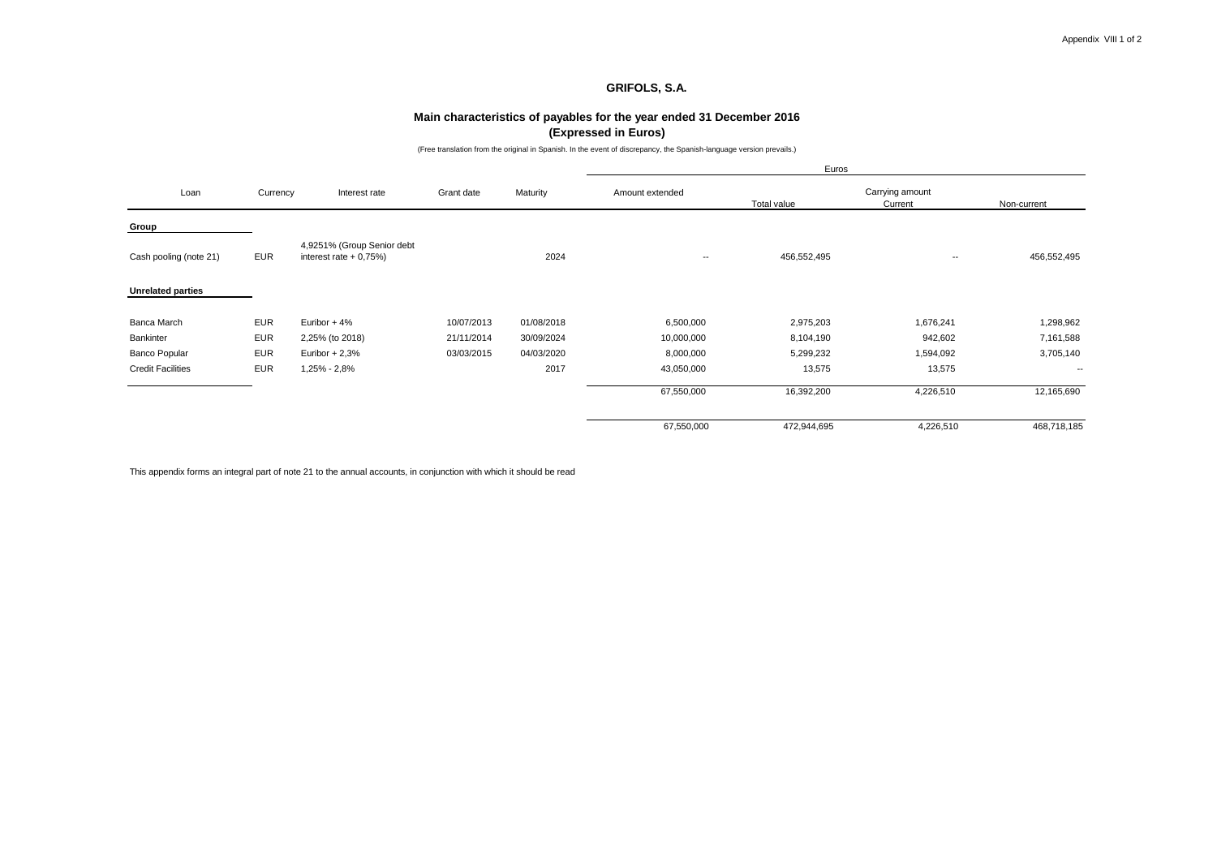# GRIFOLS, S.A.

## Main characteristics of payables for the year ended 31 December 2016
## (Expressed in Euros)

(Free translation from the original in Spanish. In the event of discrepancy, the Spanish-language version prevails.)

| Loan | Currency | Interest rate | Grant date | Maturity | Euros | | | |
|---|---|---|---|---|---|---|---|---|
| | | | | | Amount extended | Total value | Carrying amount Current | Non-current |
| **Group** | | | | | | | | |
| Cash pooling (note 21) | EUR | 4,9251% (Group Senior debt interest rate + 0,75%) | | 2024 | -- | 456,552,495 | -- | 456,552,495 |
| **Unrelated parties** | | | | | | | | |
| Banca March | EUR | Euribor + 4% | 10/07/2013 | 01/08/2018 | 6,500,000 | 2,975,203 | 1,676,241 | 1,298,962 |
| Bankinter | EUR | 2,25% (to 2018) | 21/11/2014 | 30/09/2024 | 10,000,000 | 8,104,190 | 942,602 | 7,161,588 |
| Banco Popular | EUR | Euribor + 2,3% | 03/03/2015 | 04/03/2020 | 8,000,000 | 5,299,232 | 1,594,092 | 3,705,140 |
| Credit Facilities | EUR | 1,25% - 2,8% | | 2017 | 43,050,000 | 13,575 | 13,575 | -- |
| | | | | | 67,550,000 | 16,392,200 | 4,226,510 | 12,165,690 |
| | | | | | 67,550,000 | 472,944,695 | 4,226,510 | 468,718,185 |

This appendix forms an integral part of note 21 to the annual accounts, in conjunction with which it should be read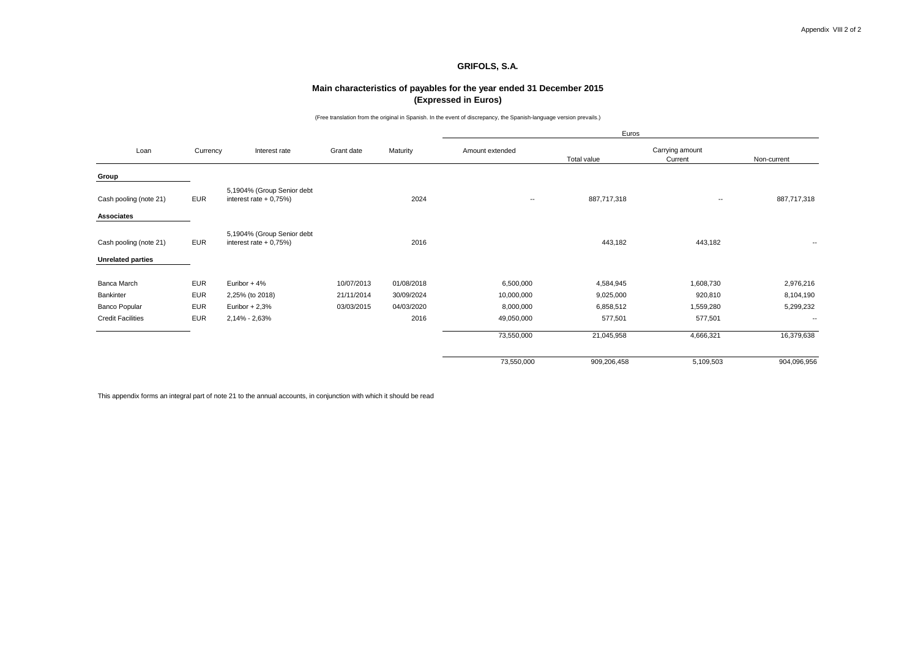## GRIFOLS, S.A.

### Main characteristics of payables for the year ended 31 December 2015
### (Expressed in Euros)

(Free translation from the original in Spanish. In the event of discrepancy, the Spanish-language version prevails.)

| Loan | Currency | Interest rate | Grant date | Maturity | Euros | | | |
|---|---|---|---|---|---|---|---|---|
| | | | | | Amount extended | Carrying amount | | |
| | | | | | | Total value | Current | Non-current |
| **Group** | | | | | | | | |
| Cash pooling (note 21) | EUR | 5,1904% (Group Senior debt interest rate + 0,75%) | | 2024 | -- | 887,717,318 | -- | 887,717,318 |
| **Associates** | | | | | | | | |
| Cash pooling (note 21) | EUR | 5,1904% (Group Senior debt interest rate + 0,75%) | | 2016 | | 443,182 | 443,182 | -- |
| **Unrelated parties** | | | | | | | | |
| Banca March | EUR | Euribor + 4% | 10/07/2013 | 01/08/2018 | 6,500,000 | 4,584,945 | 1,608,730 | 2,976,216 |
| Bankinter | EUR | 2,25% (to 2018) | 21/11/2014 | 30/09/2024 | 10,000,000 | 9,025,000 | 920,810 | 8,104,190 |
| Banco Popular | EUR | Euribor + 2,3% | 03/03/2015 | 04/03/2020 | 8,000,000 | 6,858,512 | 1,559,280 | 5,299,232 |
| Credit Facilities | EUR | 2,14% - 2,63% | | 2016 | 49,050,000 | 577,501 | 577,501 | -- |
| | | | | | 73,550,000 | 21,045,958 | 4,666,321 | 16,379,638 |
| | | | | | 73,550,000 | 909,206,458 | 5,109,503 | 904,096,956 |

This appendix forms an integral part of note 21 to the annual accounts, in conjunction with which it should be read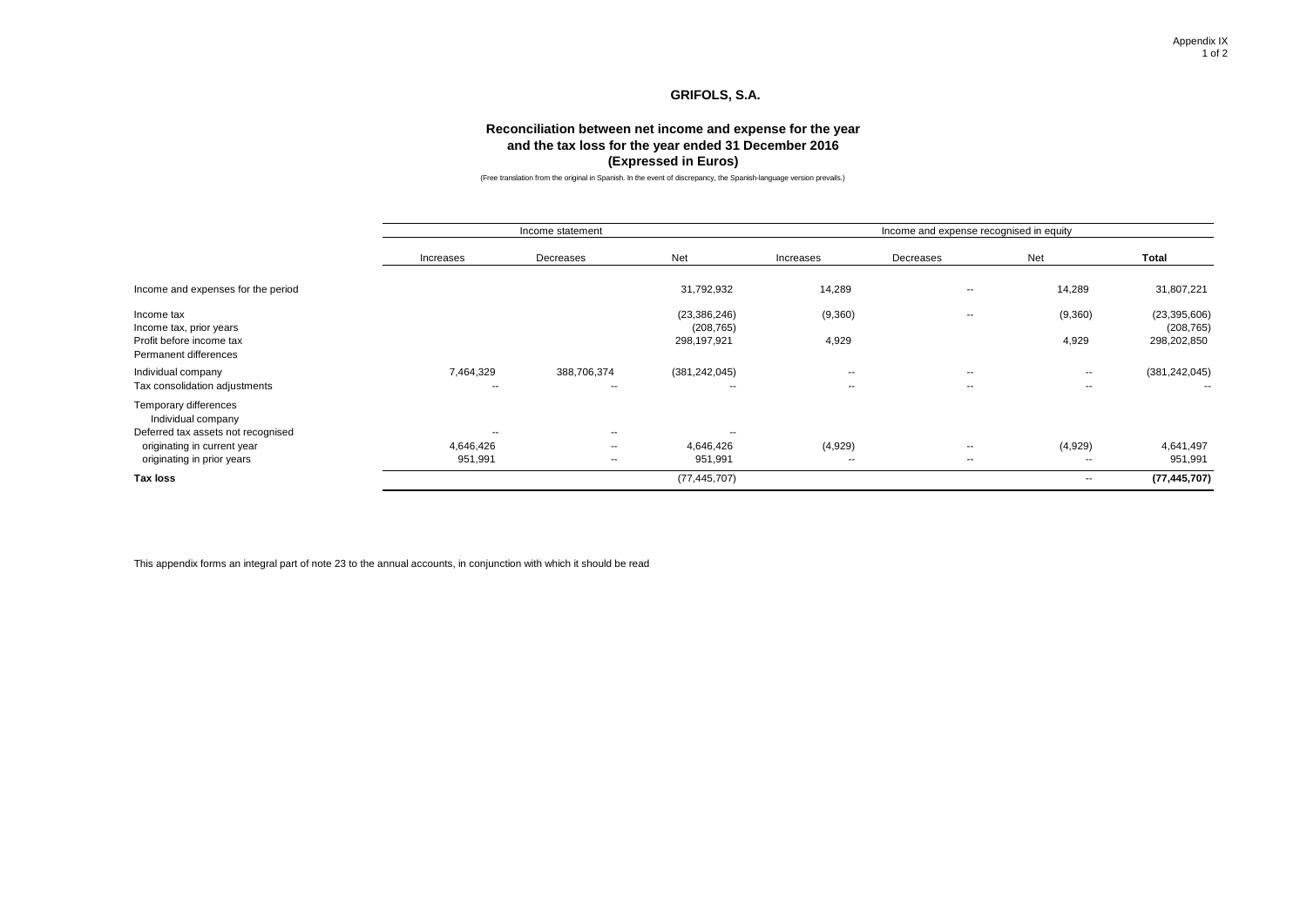Appendix IX

## GRIFOLS, S.A.

### Reconciliation between net income and expense for the year and the tax loss for the year ended 31 December 2016 (Expressed in Euros)

(Free translation from the original in Spanish. In the event of discrepancy, the Spanish-language version prevails.)

| | Income statement | | | Income and expense recognised in equity | | | |
|---|---|---|---|---|---|---|---|
| | Increases | Decreases | Net | Increases | Decreases | Net | **Total** |
| Income and expenses for the period | | | 31,792,932 | 14,289 | -- | 14,289 | 31,807,221 |
| Income tax | | | (23,386,246) | (9,360) | -- | (9,360) | (23,395,606) |
| Income tax, prior years | | | (208,765) | | | | (208,765) |
| Profit before income tax | | | 298,197,921 | 4,929 | | 4,929 | 298,202,850 |
| Permanent differences | | | | | | | |
| Individual company | 7,464,329 | 388,706,374 | (381,242,045) | -- | -- | -- | (381,242,045) |
| Tax consolidation adjustments | -- | -- | -- | -- | -- | -- | -- |
| Temporary differences | | | | | | | |
| Individual company | | | | | | | |
| Deferred tax assets not recognised | -- | -- | -- | | | | |
| originating in current year | 4,646,426 | -- | 4,646,426 | (4,929) | -- | (4,929) | 4,641,497 |
| originating in prior years | 951,991 | -- | 951,991 | -- | -- | -- | 951,991 |
| **Tax loss** | | | (77,445,707) | | | -- | **(77,445,707)** |

This appendix forms an integral part of note 23 to the annual accounts, in conjunction with which it should be read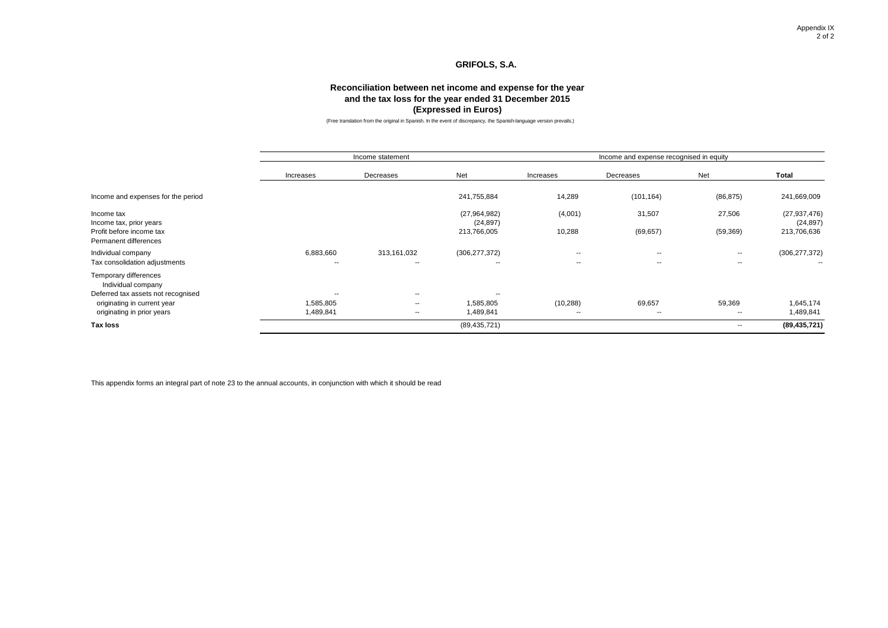Appendix IX

## GRIFOLS, S.A.

### Reconciliation between net income and expense for the year and the tax loss for the year ended 31 December 2015 (Expressed in Euros)

(Free translation from the original in Spanish. In the event of discrepancy, the Spanish-language version prevails.)

| | Income statement | | | Income and expense recognised in equity | | | |
|---|---|---|---|---|---|---|---|
| | Increases | Decreases | Net | Increases | Decreases | Net | **Total** |
| Income and expenses for the period | | | 241,755,884 | 14,289 | (101,164) | (86,875) | 241,669,009 |
| Income tax | | | (27,964,982) | (4,001) | 31,507 | 27,506 | (27,937,476) |
| Income tax, prior years | | | (24,897) | | | | (24,897) |
| Profit before income tax | | | 213,766,005 | 10,288 | (69,657) | (59,369) | 213,706,636 |
| Permanent differences | | | | | | | |
| Individual company | 6,883,660 | 313,161,032 | (306,277,372) | -- | -- | -- | (306,277,372) |
| Tax consolidation adjustments | -- | -- | -- | -- | -- | -- | -- |
| Temporary differences | | | | | | | |
| Individual company | | | | | | | |
| Deferred tax assets not recognised | -- | -- | -- | | | | |
| originating in current year | 1,585,805 | -- | 1,585,805 | (10,288) | 69,657 | 59,369 | 1,645,174 |
| originating in prior years | 1,489,841 | -- | 1,489,841 | -- | -- | -- | 1,489,841 |
| **Tax loss** | | | (89,435,721) | | | -- | **(89,435,721)** |

This appendix forms an integral part of note 23 to the annual accounts, in conjunction with which it should be read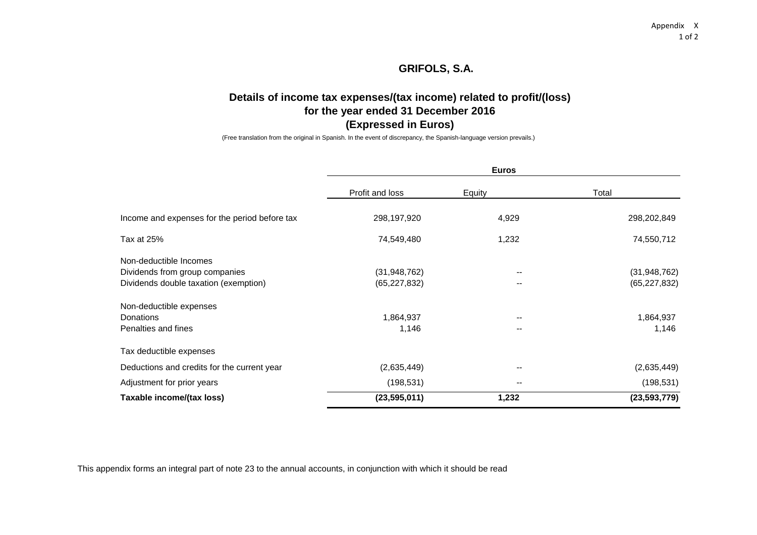Appendix X

# GRIFOLS, S.A.

## Details of income tax expenses/(tax income) related to profit/(loss) for the year ended 31 December 2016 (Expressed in Euros)

(Free translation from the original in Spanish. In the event of discrepancy, the Spanish-language version prevails.)

| | Euros | | |
|---|---|---|---|
| | Profit and loss | Equity | Total |
| Income and expenses for the period before tax | 298,197,920 | 4,929 | 298,202,849 |
| Tax at 25% | 74,549,480 | 1,232 | 74,550,712 |
| Non-deductible Incomes | | | |
| Dividends from group companies | (31,948,762) | -- | (31,948,762) |
| Dividends double taxation (exemption) | (65,227,832) | -- | (65,227,832) |
| Non-deductible expenses | | | |
| Donations | 1,864,937 | -- | 1,864,937 |
| Penalties and fines | 1,146 | -- | 1,146 |
| Tax deductible expenses | | | |
| Deductions and credits for the current year | (2,635,449) | -- | (2,635,449) |
| Adjustment for prior years | (198,531) | -- | (198,531) |
| **Taxable income/(tax loss)** | **(23,595,011)** | **1,232** | **(23,593,779)** |

This appendix forms an integral part of note 23 to the annual accounts, in conjunction with which it should be read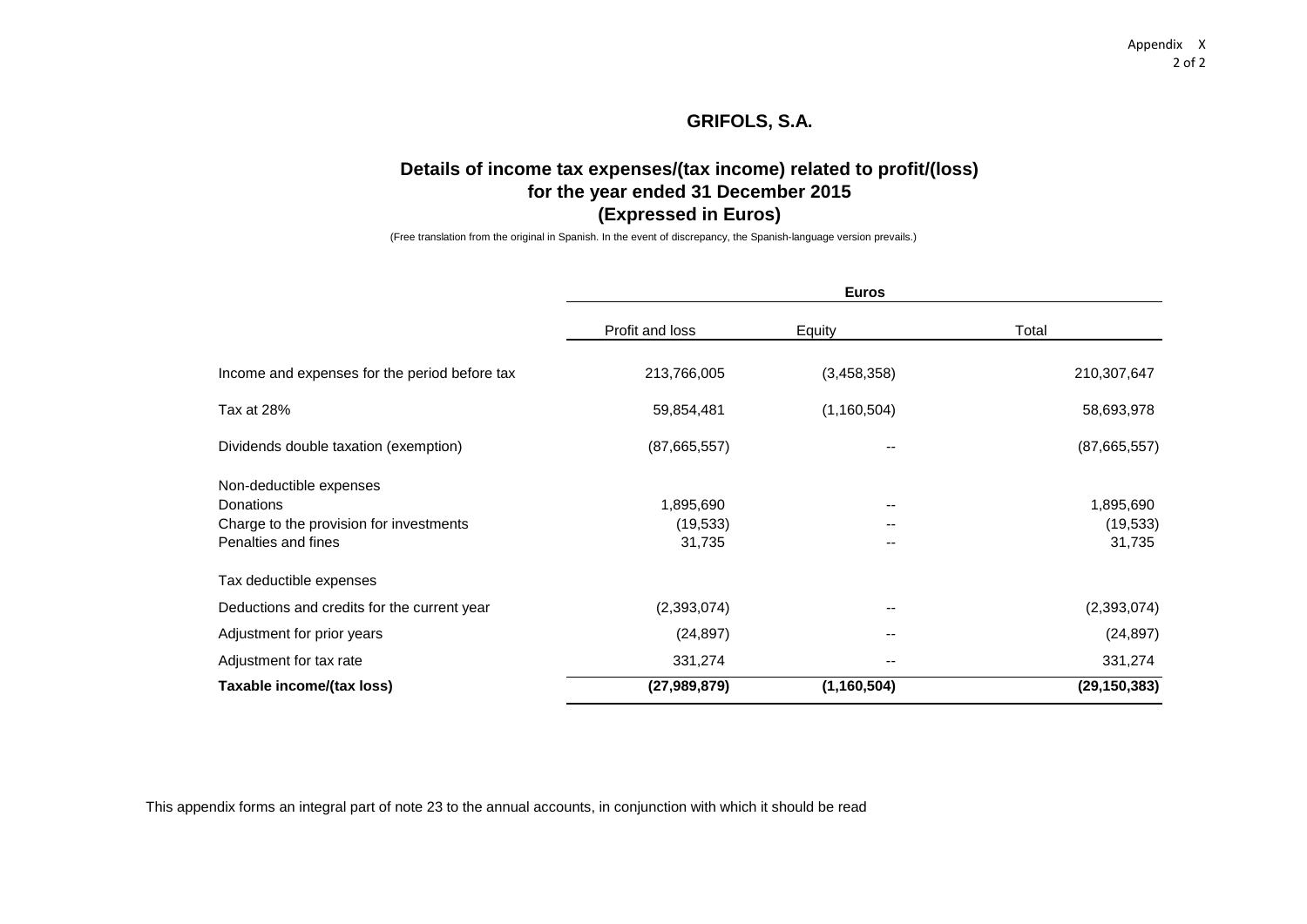Appendix X

## GRIFOLS, S.A.

### Details of income tax expenses/(tax income) related to profit/(loss) for the year ended 31 December 2015 (Expressed in Euros)

(Free translation from the original in Spanish. In the event of discrepancy, the Spanish-language version prevails.)

| | Euros | | |
|---|---|---|---|
| | Profit and loss | Equity | Total |
| Income and expenses for the period before tax | 213,766,005 | (3,458,358) | 210,307,647 |
| Tax at 28% | 59,854,481 | (1,160,504) | 58,693,978 |
| Dividends double taxation (exemption) | (87,665,557) | -- | (87,665,557) |
| Non-deductible expenses | | | |
| Donations | 1,895,690 | -- | 1,895,690 |
| Charge to the provision for investments | (19,533) | -- | (19,533) |
| Penalties and fines | 31,735 | -- | 31,735 |
| Tax deductible expenses | | | |
| Deductions and credits for the current year | (2,393,074) | -- | (2,393,074) |
| Adjustment for prior years | (24,897) | -- | (24,897) |
| Adjustment for tax rate | 331,274 | -- | 331,274 |
| **Taxable income/(tax loss)** | **(27,989,879)** | **(1,160,504)** | **(29,150,383)** |

This appendix forms an integral part of note 23 to the annual accounts, in conjunction with which it should be read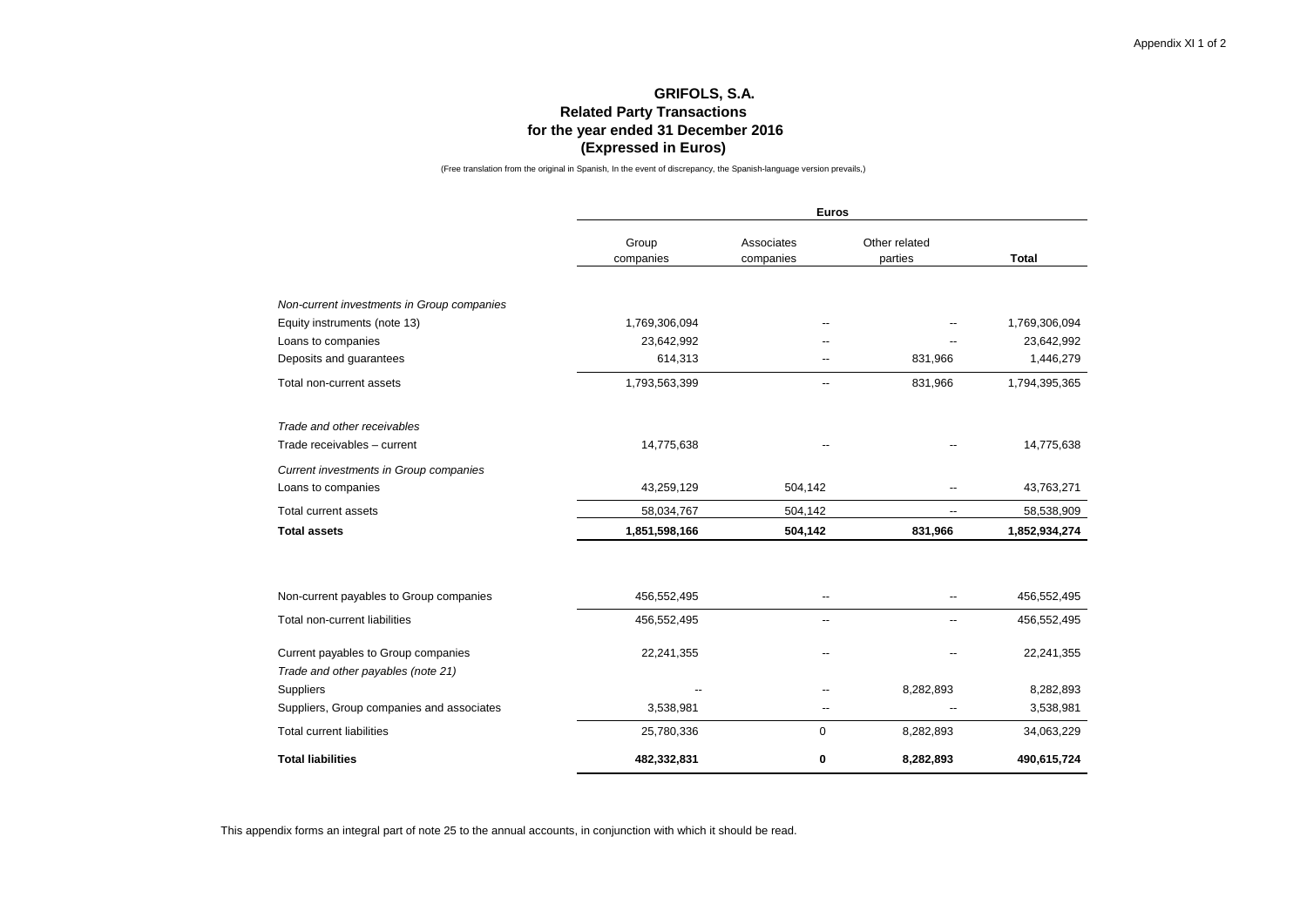Appendix XI 1 of 2

# GRIFOLS, S.A.
## Related Party Transactions
## for the year ended 31 December 2016
## (Expressed in Euros)

(Free translation from the original in Spanish, In the event of discrepancy, the Spanish-language version prevails,)

| | Euros | | | |
|---|---|---|---|---|
| | Group companies | Associates companies | Other related parties | **Total** |
| *Non-current investments in Group companies* | | | | |
| Equity instruments (note 13) | 1,769,306,094 | -- | -- | 1,769,306,094 |
| Loans to companies | 23,642,992 | -- | -- | 23,642,992 |
| Deposits and guarantees | 614,313 | -- | 831,966 | 1,446,279 |
| Total non-current assets | 1,793,563,399 | -- | 831,966 | 1,794,395,365 |
| *Trade and other receivables* | | | | |
| Trade receivables – current | 14,775,638 | -- | -- | 14,775,638 |
| *Current investments in Group companies* | | | | |
| Loans to companies | 43,259,129 | 504,142 | -- | 43,763,271 |
| Total current assets | 58,034,767 | 504,142 | -- | 58,538,909 |
| **Total assets** | **1,851,598,166** | **504,142** | **831,966** | **1,852,934,274** |
| | | | | |
| Non-current payables to Group companies | 456,552,495 | -- | -- | 456,552,495 |
| Total non-current liabilities | 456,552,495 | -- | -- | 456,552,495 |
| Current payables to Group companies | 22,241,355 | -- | -- | 22,241,355 |
| *Trade and other payables (note 21)* | | | | |
| Suppliers | -- | -- | 8,282,893 | 8,282,893 |
| Suppliers, Group companies and associates | 3,538,981 | -- | -- | 3,538,981 |
| Total current liabilities | 25,780,336 | 0 | 8,282,893 | 34,063,229 |
| **Total liabilities** | **482,332,831** | **0** | **8,282,893** | **490,615,724** |

This appendix forms an integral part of note 25 to the annual accounts, in conjunction with which it should be read.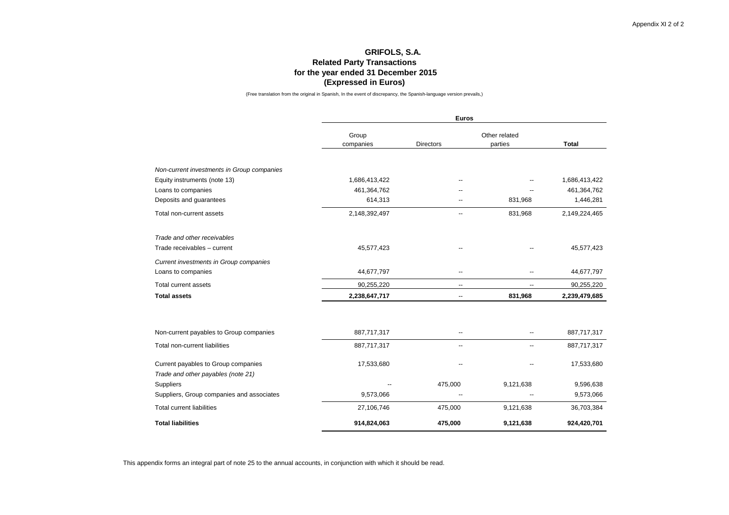# GRIFOLS, S.A.
## Related Party Transactions
## for the year ended 31 December 2015
## (Expressed in Euros)

(Free translation from the original in Spanish, In the event of discrepancy, the Spanish-language version prevails,)

| | Euros | | | |
|---|---|---|---|---|
| | Group companies | Directors | Other related parties | **Total** |
| *Non-current investments in Group companies* | | | | |
| Equity instruments (note 13) | 1,686,413,422 | -- | -- | 1,686,413,422 |
| Loans to companies | 461,364,762 | -- | -- | 461,364,762 |
| Deposits and guarantees | 614,313 | -- | 831,968 | 1,446,281 |
| Total non-current assets | 2,148,392,497 | -- | 831,968 | 2,149,224,465 |
| *Trade and other receivables* | | | | |
| Trade receivables – current | 45,577,423 | -- | -- | 45,577,423 |
| *Current investments in Group companies* | | | | |
| Loans to companies | 44,677,797 | -- | -- | 44,677,797 |
| Total current assets | 90,255,220 | -- | -- | 90,255,220 |
| **Total assets** | **2,238,647,717** | **--** | **831,968** | **2,239,479,685** |
| | | | | |
| Non-current payables to Group companies | 887,717,317 | -- | -- | 887,717,317 |
| Total non-current liabilities | 887,717,317 | -- | -- | 887,717,317 |
| Current payables to Group companies | 17,533,680 | -- | -- | 17,533,680 |
| *Trade and other payables (note 21)* | | | | |
| Suppliers | -- | 475,000 | 9,121,638 | 9,596,638 |
| Suppliers, Group companies and associates | 9,573,066 | -- | -- | 9,573,066 |
| Total current liabilities | 27,106,746 | 475,000 | 9,121,638 | 36,703,384 |
| **Total liabilities** | **914,824,063** | **475,000** | **9,121,638** | **924,420,701** |

This appendix forms an integral part of note 25 to the annual accounts, in conjunction with which it should be read.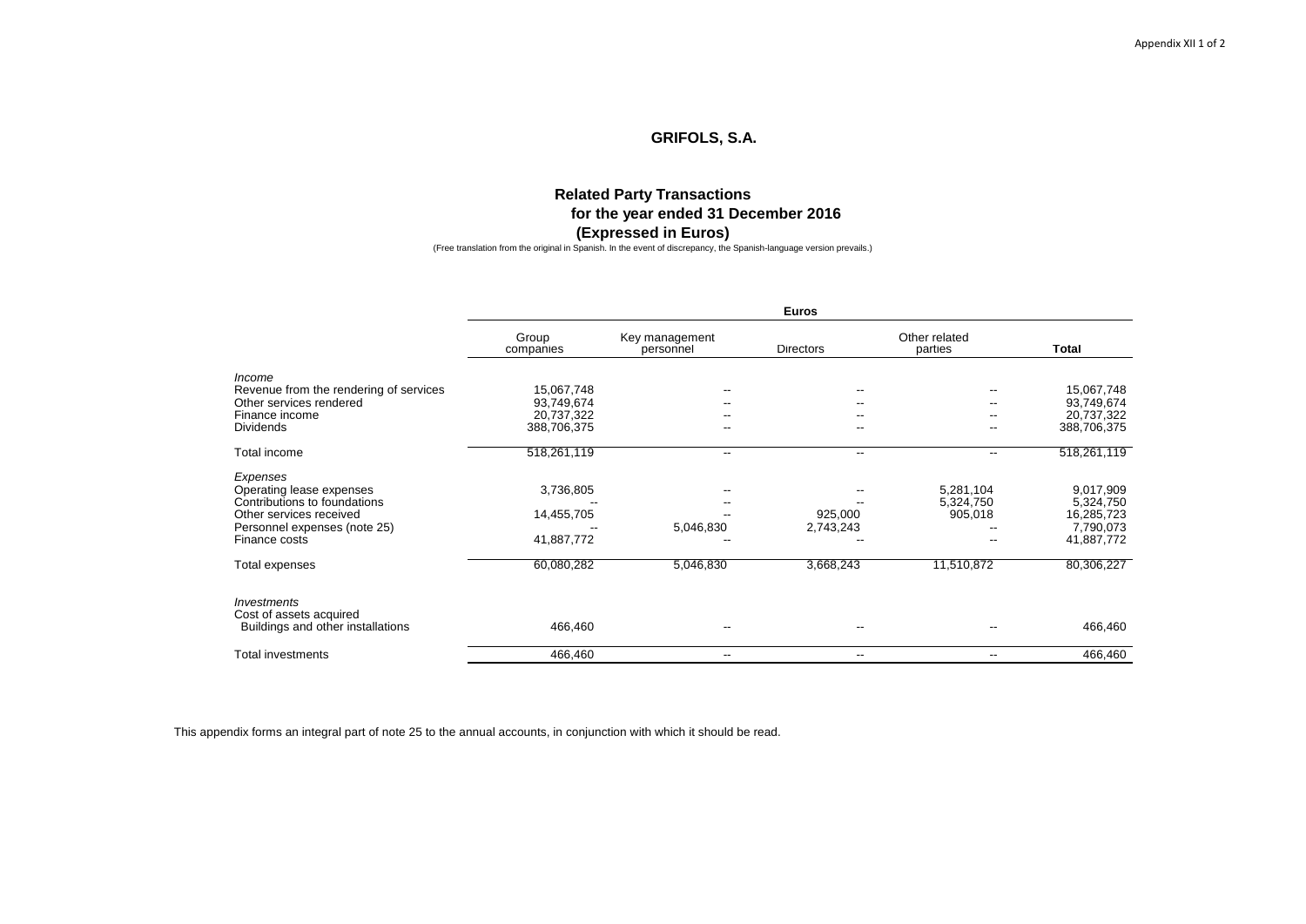# GRIFOLS, S.A.

## Related Party Transactions
## for the year ended 31 December 2016
## (Expressed in Euros)

(Free translation from the original in Spanish. In the event of discrepancy, the Spanish-language version prevails.)

| | Euros | | | | |
|---|---|---|---|---|---|
| | Group companies | Key management personnel | Directors | Other related parties | **Total** |
| *Income* | | | | | |
| Revenue from the rendering of services | 15,067,748 | -- | -- | -- | 15,067,748 |
| Other services rendered | 93,749,674 | -- | -- | -- | 93,749,674 |
| Finance income | 20,737,322 | -- | -- | -- | 20,737,322 |
| Dividends | 388,706,375 | -- | -- | -- | 388,706,375 |
| Total income | 518,261,119 | -- | -- | -- | 518,261,119 |
| *Expenses* | | | | | |
| Operating lease expenses | 3,736,805 | -- | -- | 5,281,104 | 9,017,909 |
| Contributions to foundations | -- | -- | -- | 5,324,750 | 5,324,750 |
| Other services received | 14,455,705 | -- | 925,000 | 905,018 | 16,285,723 |
| Personnel expenses (note 25) | -- | 5,046,830 | 2,743,243 | -- | 7,790,073 |
| Finance costs | 41,887,772 | -- | -- | -- | 41,887,772 |
| Total expenses | 60,080,282 | 5,046,830 | 3,668,243 | 11,510,872 | 80,306,227 |
| *Investments* | | | | | |
| Cost of assets acquired | | | | | |
| Buildings and other installations | 466,460 | -- | -- | -- | 466,460 |
| Total investments | 466,460 | -- | -- | -- | 466,460 |

This appendix forms an integral part of note 25 to the annual accounts, in conjunction with which it should be read.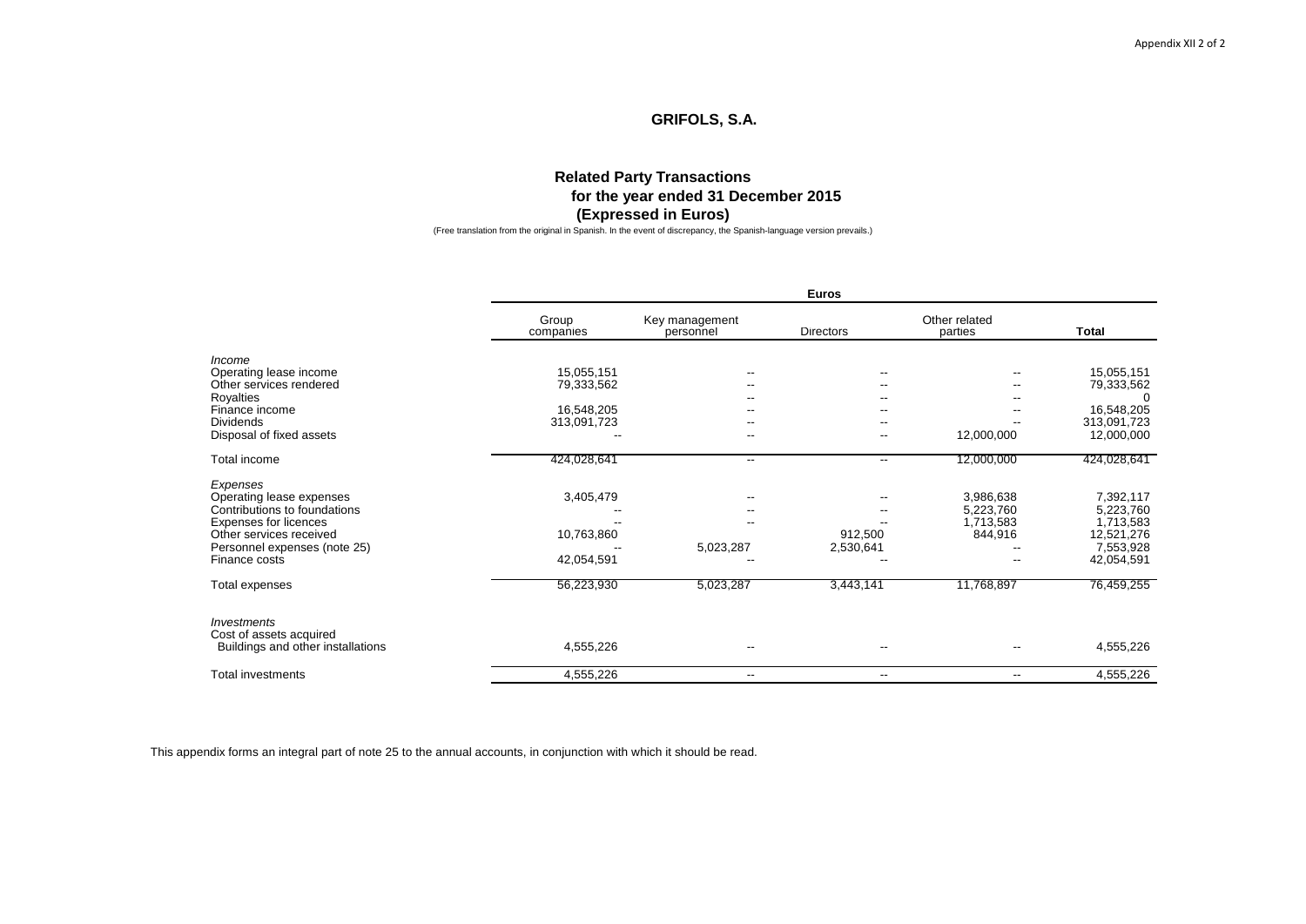# GRIFOLS, S.A.

## Related Party Transactions for the year ended 31 December 2015 (Expressed in Euros)

(Free translation from the original in Spanish. In the event of discrepancy, the Spanish-language version prevails.)

| | Euros | | | | |
|---|---|---|---|---|---|
| | Group companies | Key management personnel | Directors | Other related parties | **Total** |
| *Income* | | | | | |
| Operating lease income | 15,055,151 | -- | -- | -- | 15,055,151 |
| Other services rendered | 79,333,562 | -- | -- | -- | 79,333,562 |
| Royalties | | -- | -- | -- | 0 |
| Finance income | 16,548,205 | -- | -- | -- | 16,548,205 |
| Dividends | 313,091,723 | -- | -- | -- | 313,091,723 |
| Disposal of fixed assets | -- | -- | -- | 12,000,000 | 12,000,000 |
| Total income | 424,028,641 | -- | -- | 12,000,000 | 424,028,641 |
| *Expenses* | | | | | |
| Operating lease expenses | 3,405,479 | -- | -- | 3,986,638 | 7,392,117 |
| Contributions to foundations | -- | -- | -- | 5,223,760 | 5,223,760 |
| Expenses for licences | -- | -- | -- | 1,713,583 | 1,713,583 |
| Other services received | 10,763,860 | | 912,500 | 844,916 | 12,521,276 |
| Personnel expenses (note 25) | -- | 5,023,287 | 2,530,641 | -- | 7,553,928 |
| Finance costs | 42,054,591 | -- | -- | -- | 42,054,591 |
| Total expenses | 56,223,930 | 5,023,287 | 3,443,141 | 11,768,897 | 76,459,255 |
| *Investments* | | | | | |
| Cost of assets acquired | | | | | |
| Buildings and other installations | 4,555,226 | -- | -- | -- | 4,555,226 |
| Total investments | 4,555,226 | -- | -- | -- | 4,555,226 |

This appendix forms an integral part of note 25 to the annual accounts, in conjunction with which it should be read.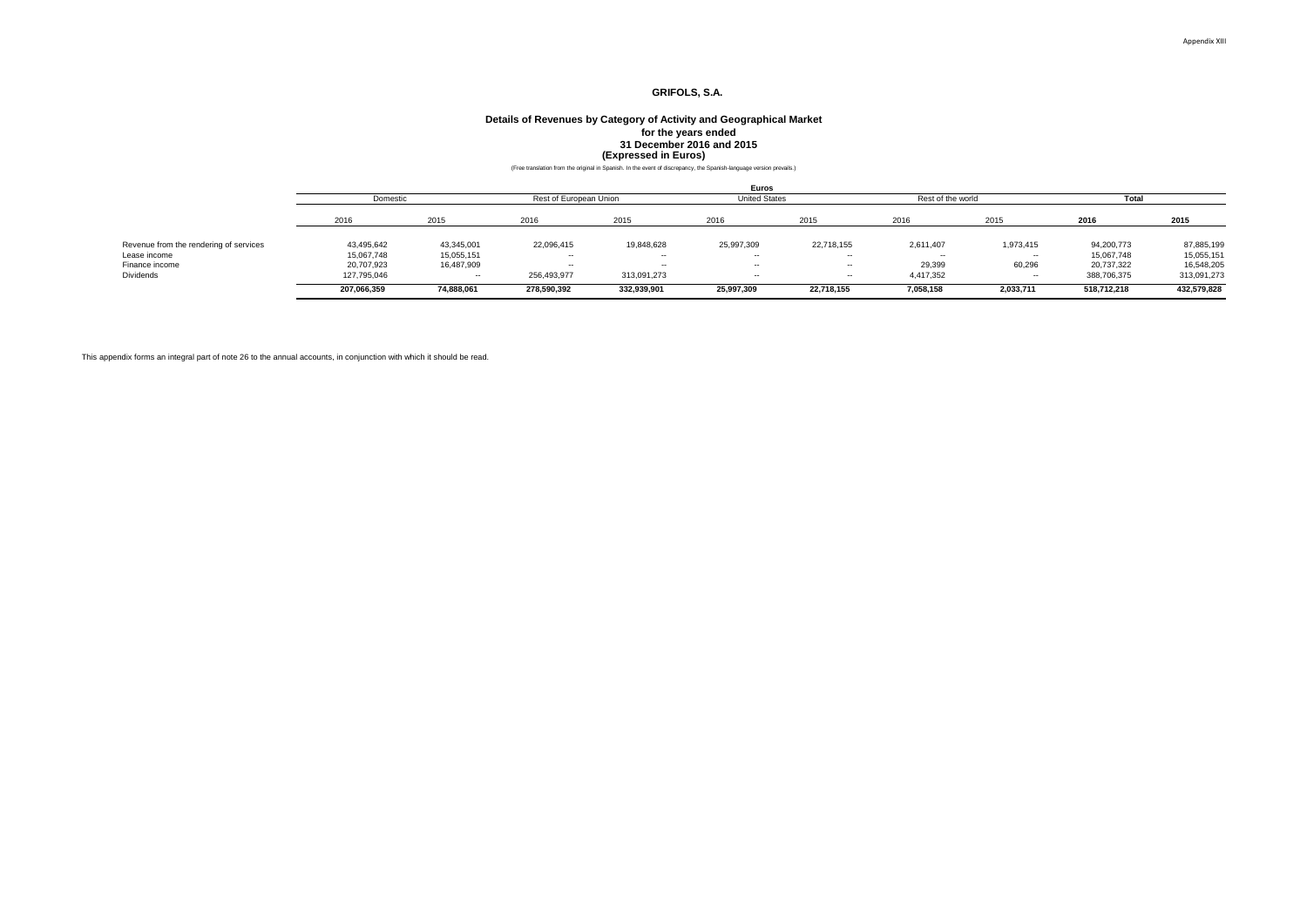Appendix XIII

# GRIFOLS, S.A.

## Details of Revenues by Category of Activity and Geographical Market for the years ended 31 December 2016 and 2015 (Expressed in Euros)

(Free translation from the original in Spanish. In the event of discrepancy, the Spanish-language version prevails.)

| | Euros | | | | | | | | | |
|---|---|---|---|---|---|---|---|---|---|---|
| | Domestic | | Rest of European Union | | United States | | Rest of the world | | **Total** | |
| | 2016 | 2015 | 2016 | 2015 | 2016 | 2015 | 2016 | 2015 | **2016** | **2015** |
| Revenue from the rendering of services | 43,495,642 | 43,345,001 | 22,096,415 | 19,848,628 | 25,997,309 | 22,718,155 | 2,611,407 | 1,973,415 | 94,200,773 | 87,885,199 |
| Lease income | 15,067,748 | 15,055,151 | -- | -- | -- | -- | -- | -- | 15,067,748 | 15,055,151 |
| Finance income | 20,707,923 | 16,487,909 | -- | -- | -- | -- | 29,399 | 60,296 | 20,737,322 | 16,548,205 |
| Dividends | 127,795,046 | -- | 256,493,977 | 313,091,273 | -- | -- | 4,417,352 | -- | 388,706,375 | 313,091,273 |
| | **207,066,359** | **74,888,061** | **278,590,392** | **332,939,901** | **25,997,309** | **22,718,155** | **7,058,158** | **2,033,711** | **518,712,218** | **432,579,828** |

This appendix forms an integral part of note 26 to the annual accounts, in conjunction with which it should be read.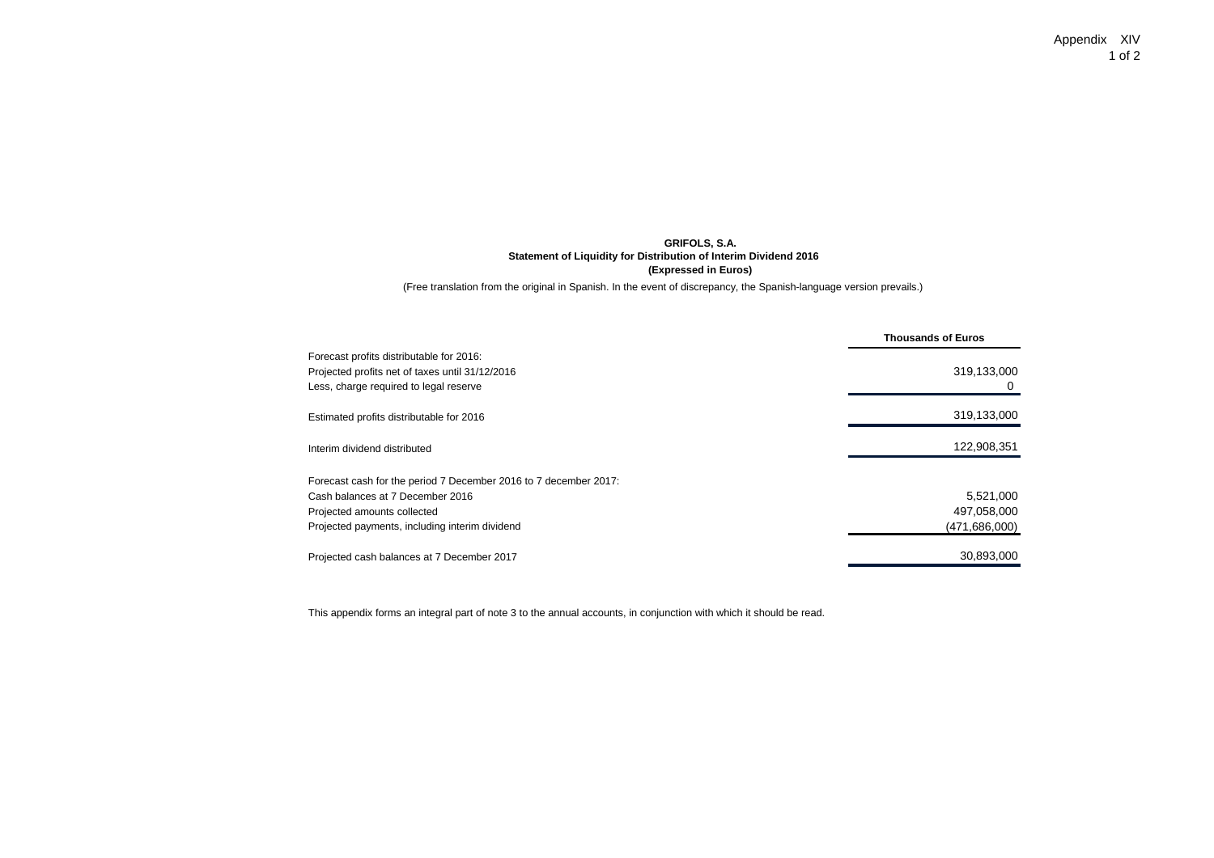Appendix XIV

**GRIFOLS, S.A.**
**Statement of Liquidity for Distribution of Interim Dividend 2016**
**(Expressed in Euros)**

(Free translation from the original in Spanish. In the event of discrepancy, the Spanish-language version prevails.)

| | **Thousands of Euros** |
|---|---|
| Forecast profits distributable for 2016: | |
| Projected profits net of taxes until 31/12/2016 | 319,133,000 |
| Less, charge required to legal reserve | 0 |
| Estimated profits distributable for 2016 | 319,133,000 |
| Interim dividend distributed | 122,908,351 |
| Forecast cash for the period 7 December 2016 to 7 december 2017: | |
| Cash balances at 7 December 2016 | 5,521,000 |
| Projected amounts collected | 497,058,000 |
| Projected payments, including interim dividend | (471,686,000) |
| Projected cash balances at 7 December 2017 | 30,893,000 |

This appendix forms an integral part of note 3 to the annual accounts, in conjunction with which it should be read.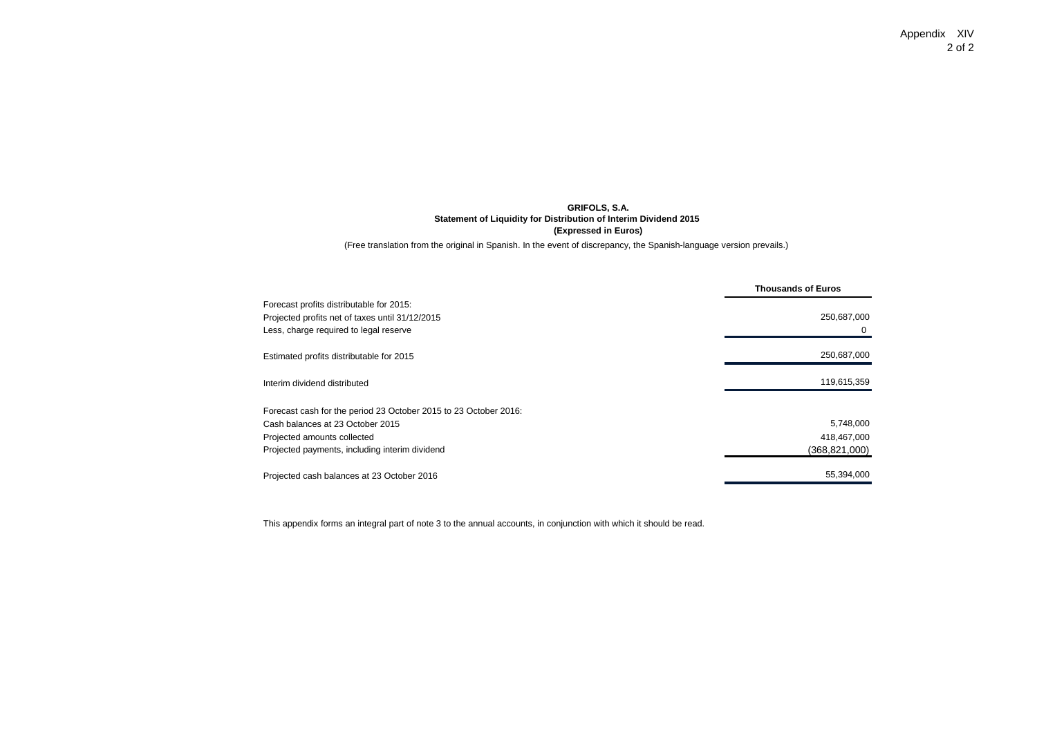Appendix XIV

**GRIFOLS, S.A.**
**Statement of Liquidity for Distribution of Interim Dividend 2015**
**(Expressed in Euros)**

(Free translation from the original in Spanish. In the event of discrepancy, the Spanish-language version prevails.)

| | **Thousands of Euros** |
|---|---:|
| Forecast profits distributable for 2015: | |
| Projected profits net of taxes until 31/12/2015 | 250,687,000 |
| Less, charge required to legal reserve | 0 |
| Estimated profits distributable for 2015 | 250,687,000 |
| Interim dividend distributed | 119,615,359 |
| Forecast cash for the period 23 October 2015 to 23 October 2016: | |
| Cash balances at 23 October 2015 | 5,748,000 |
| Projected amounts collected | 418,467,000 |
| Projected payments, including interim dividend | (368,821,000) |
| Projected cash balances at 23 October 2016 | 55,394,000 |

This appendix forms an integral part of note 3 to the annual accounts, in conjunction with which it should be read.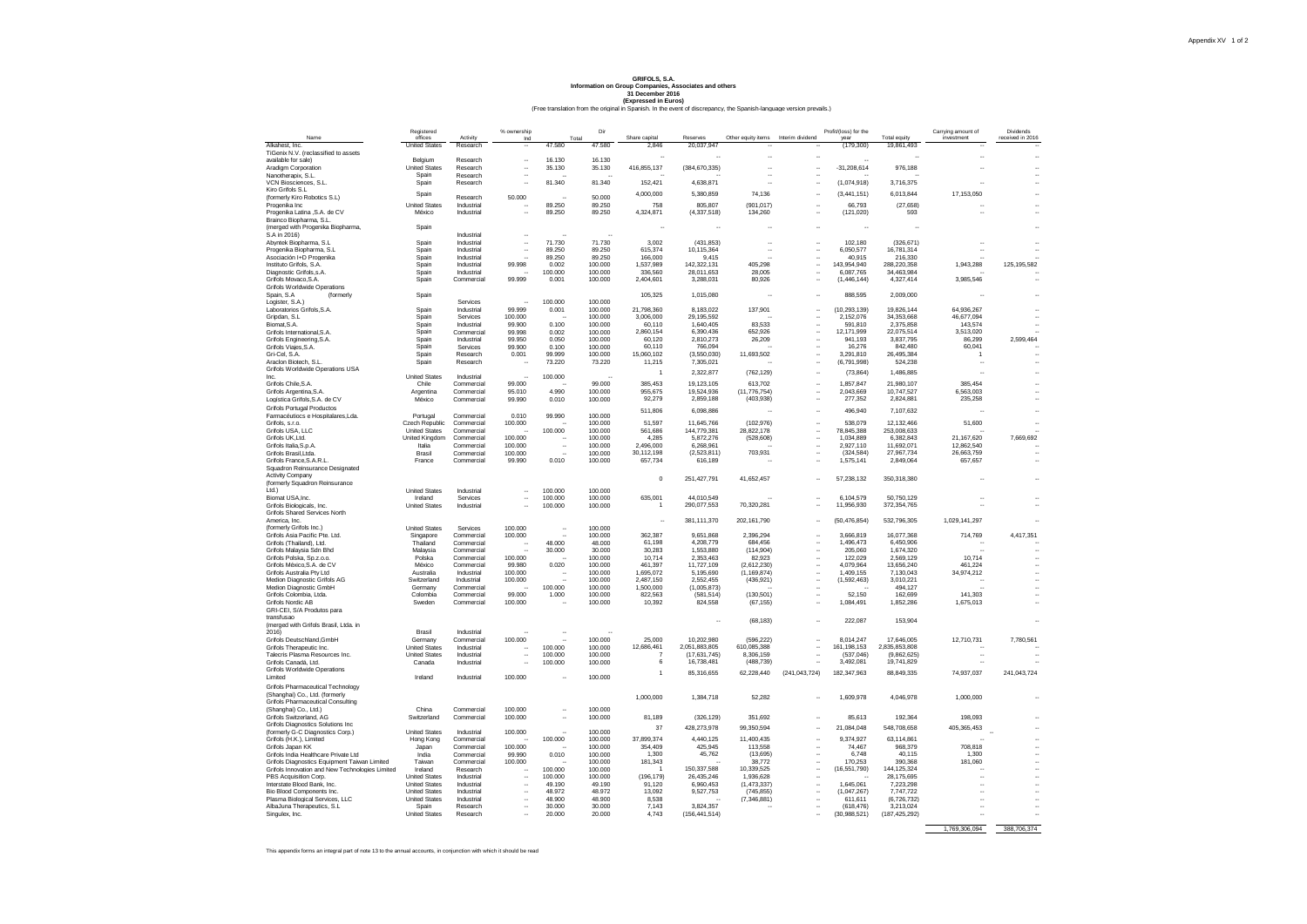Appendix XV 1 of 2

**GRIFOLS, S.A.**
**Information on Group Companies, Associates and others**
**31 December 2016**
**(Expressed in Euros)**
(Free translation from the original in Spanish. In the event of discrepancy, the Spanish-language version prevails.)

| Name | Registered offices | Activity | % ownership Ind | Dir | Total | Share capital | Reserves | Other equity items | Interim dividend | Profit/(loss) for the year | Total equity | Carrying amount of investment | Dividends received in 2016 |
|---|---|---|---|---|---|---|---|---|---|---|---|---|---|
| Alkahest, Inc. | United States | Research | -- | 47.580 | 47.580 | 2,846 | 20,037,947 | -- | -- | (179,300) | 19,861,493 | -- | -- |
| TiGenix N.V. (reclassified to assets available for sale) | Belgium | Research | -- | 16.130 | 16.130 | -- | -- | -- | -- | -- | -- | -- | -- |
| Aradigm Corporation | United States | Research | -- | 35.130 | 35.130 | 416,855,137 | (384,670,335) | -- | -- | -31,208,614 | 976,188 | -- | -- |
| Nanotherapix, S.L. | Spain | Research | -- | -- | -- | -- | -- | -- | -- | -- | -- | -- | -- |
| VCN Biosciences, S.L. | Spain | Research | -- | 81.340 | 81.340 | 152,421 | 4,638,871 | -- | -- | (1,074,918) | 3,716,375 | -- | -- |
| Kiro Grifols S.L (formerly Kiro Robotics S.L) | Spain | Research | 50.000 | -- | 50.000 | 4,000,000 | 5,380,859 | 74,136 | -- | (3,441,151) | 6,013,844 | 17,153,050 | -- |
| Progenika Inc | United States | Industrial | -- | 89.250 | 89.250 | 758 | 805,807 | (901,017) | -- | 66,793 | (27,658) | -- | -- |
| Progenika Latina ,S.A. de CV | México | Industrial | -- | 89.250 | 89.250 | 4,324,871 | (4,337,518) | 134,260 | -- | (121,020) | 593 | -- | -- |
| Brainco Biopharma, S.L. (merged with Progenika Biopharma, S.A in 2016) | Spain | Industrial | -- | -- | -- | -- | -- | -- | -- | -- | -- | -- | -- |
| Abyntek Biopharma, S.L | Spain | Industrial | -- | 71.730 | 71.730 | 3,002 | (431,853) | -- | -- | 102,180 | (326,671) | -- | -- |
| Progenika Biopharma, S.L | Spain | Industrial | -- | 89.250 | 89.250 | 615,374 | 10,115,364 | -- | -- | 6,050,577 | 16,781,314 | -- | -- |
| Asociación I+D Progenika | Spain | Industrial | -- | 89.250 | 89.250 | 166,000 | 9,415 | -- | -- | 40,915 | 216,330 | -- | -- |
| Instituto Grifols, S.A. | Spain | Industrial | 99.998 | 0.002 | 100.000 | 1,537,989 | 142,322,131 | 405,298 | -- | 143,954,940 | 288,220,358 | 1,943,288 | 125,195,582 |
| Diagnostic Grifols,s.A. | Spain | Industrial | -- | 100.000 | 100.000 | 336,560 | 28,011,653 | 28,005 | -- | 6,087,765 | 34,463,984 | -- | -- |
| Grifols Movaco,S.A. | Spain | Commercial | 99.999 | 0.001 | 100.000 | 2,404,601 | 3,288,031 | 80,926 | -- | (1,446,144) | 4,327,414 | 3,985,546 | -- |
| Grifols Worldwide Operations Spain, S.A (formerly Logister, S.A.) | Spain | Services | -- | 100.000 | 100.000 | 105,325 | 1,015,080 | -- | -- | 888,595 | 2,009,000 | -- | -- |
| Laboratorios Grifols,S.A. | Spain | Industrial | 99.999 | 0.001 | 100.000 | 21,798,360 | 8,183,022 | 137,901 | -- | (10,293,139) | 19,826,144 | 64,936,267 | -- |
| Gripdan, S.L | Spain | Services | 100.000 | -- | 100.000 | 3,006,000 | 29,195,592 | -- | -- | 2,152,076 | 34,353,668 | 46,677,094 | -- |
| Biomat,S.A. | Spain | Industrial | 99.900 | 0.100 | 100.000 | 60,110 | 1,640,405 | 83,533 | -- | 591,810 | 2,375,858 | 143,574 | -- |
| Grifols International,S.A. | Spain | Commercial | 99.998 | 0.002 | 100.000 | 2,860,154 | 6,390,436 | 652,926 | -- | 12,171,999 | 22,075,514 | 3,513,020 | -- |
| Grifols Engineering,S.A. | Spain | Industrial | 99.950 | 0.050 | 100.000 | 60,120 | 2,810,273 | 26,209 | -- | 941,193 | 3,837,795 | 86,299 | 2,599,464 |
| Grifols Viajes,S.A. | Spain | Services | 99.900 | 0.100 | 100.000 | 60,110 | 766,094 | -- | -- | 16,276 | 842,480 | 60,041 | -- |
| Gri-Cel, S.A. | Spain | Research | 0.001 | 99.999 | 100.000 | 15,060,102 | (3,550,030) | 11,693,502 | -- | 3,291,810 | 26,495,384 | 1 | -- |
| Araclon Biotech, S.L. | Spain | Research | -- | 73.220 | 73.220 | 11,215 | 7,305,021 | -- | -- | (6,791,998) | 524,238 | -- | -- |
| Grifols Worldwide Operations USA Inc. | United States | Industrial | -- | 100.000 | -- | 1 | 2,322,877 | (762,129) | -- | (73,864) | 1,486,885 | -- | -- |
| Grifols Chile,S.A. | Chile | Commercial | 99.000 | -- | 99.000 | 385,453 | 19,123,105 | 613,702 | -- | 1,857,847 | 21,980,107 | 385,454 | -- |
| Grifols Argentina,S.A. | Argentina | Commercial | 95.010 | 4.990 | 100.000 | 955,675 | 19,524,936 | (11,776,754) | -- | 2,043,669 | 10,747,527 | 6,563,003 | -- |
| Logística Grifols,S.A. de CV | México | Commercial | 99.990 | 0.010 | 100.000 | 92,279 | 2,859,188 | (403,938) | -- | 277,352 | 2,824,881 | 235,258 | -- |
| Grifols Portugal Productos Farmacéuticos e Hospitalares,Lda. | Portugal | Commercial | 0.010 | 99.990 | 100.000 | 511,806 | 6,098,886 | -- | -- | 496,940 | 7,107,632 | -- | -- |
| Grifols, s.r.o. | Czech Republic | Commercial | 100.000 | -- | 100.000 | 51,597 | 11,645,766 | (102,976) | -- | 538,079 | 12,132,466 | 51,600 | -- |
| Grifols USA, LLC | United States | Commercial | -- | 100.000 | 100.000 | 561,686 | 144,779,381 | 28,822,178 | -- | 78,845,388 | 253,008,633 | -- | -- |
| Grifols UK,Ltd. | United Kingdom | Commercial | 100.000 | -- | 100.000 | 4,285 | 5,872,276 | (528,608) | -- | 1,034,889 | 6,382,843 | 21,167,620 | 7,669,692 |
| Grifols Italia,S.p.A. | Italia | Commercial | 100.000 | -- | 100.000 | 2,496,000 | 6,268,961 | -- | -- | 2,927,110 | 11,692,071 | 12,862,540 | -- |
| Grifols Brasil,Ltda. | Brasil | Commercial | 100.000 | -- | 100.000 | 30,112,198 | (2,523,811) | 703,931 | -- | (324,584) | 27,967,734 | 26,663,759 | -- |
| Grifols France,S.A.R.L. | France | Commercial | 99.990 | 0.010 | 100.000 | 657,734 | 616,189 | -- | -- | 1,575,141 | 2,849,064 | 657,657 | -- |
| Squadron Reinsurance Designated Activity Company (formerly Squadron Reinsurance Ltd.) | United States | Industrial | -- | 100.000 | 100.000 | 0 | 251,427,791 | 41,652,457 | -- | 57,238,132 | 350,318,380 | -- | -- |
| Biomat USA,Inc. | Ireland | Services | -- | 100.000 | 100.000 | 635,001 | 44,010,549 | -- | -- | 6,104,579 | 50,750,129 | -- | -- |
| Grifols Biologicals, Inc. | United States | Industrial | -- | 100.000 | 100.000 | 1 | 290,077,553 | 70,320,281 | -- | 11,956,930 | 372,354,765 | -- | -- |
| Grifols Shared Services North America, Inc. (formerly Grifols Inc.) | United States | Services | 100.000 | -- | 100.000 | -- | 381,111,370 | 202,161,790 | -- | (50,476,854) | 532,796,305 | 1,029,141,297 | -- |
| Grifols Asia Pacific Pte. Ltd. | Singapore | Commercial | 100.000 | -- | 100.000 | 362,387 | 9,651,868 | 2,396,294 | -- | 3,666,819 | 16,077,368 | 714,769 | 4,417,351 |
| Grifols (Thailand), Ltd. | Thailand | Commercial | -- | 48.000 | 48.000 | 61,198 | 4,208,779 | 684,456 | -- | 1,496,473 | 6,450,906 | -- | -- |
| Grifols Malaysia Sdn Bhd | Malaysia | Commercial | -- | 30.000 | 30.000 | 30,283 | 1,553,880 | (114,904) | -- | 205,060 | 1,674,320 | -- | -- |
| Grifols Polska, Sp.z.o.o. | Polska | Commercial | 100.000 | -- | 100.000 | 10,714 | 2,353,463 | 82,923 | -- | 122,029 | 2,569,129 | 10,714 | -- |
| Grifols México,S.A. de CV | México | Commercial | 99.980 | 0.020 | 100.000 | 461,397 | 11,727,109 | (2,612,230) | -- | 4,079,964 | 13,656,240 | 461,224 | -- |
| Grifols Australia Pty Ltd | Australia | Industrial | 100.000 | -- | 100.000 | 1,695,072 | 5,195,690 | (1,169,874) | -- | 1,409,155 | 7,130,043 | 34,974,212 | -- |
| Medion Diagnostic Grifols AG | Switzerland | Industrial | 100.000 | -- | 100.000 | 2,487,150 | 2,552,455 | (436,921) | -- | (1,592,463) | 3,010,221 | -- | -- |
| Medion Diagnostic GmbH | Germany | Commercial | -- | 100.000 | 100.000 | 1,500,000 | (1,005,873) | -- | -- | -- | 494,127 | -- | -- |
| Grifols Colombia, Ltda. | Colombia | Commercial | 99.000 | 1.000 | 100.000 | 822,563 | (581,514) | (130,501) | -- | 52,150 | 162,699 | 141,303 | -- |
| Grifols Nordic AB | Sweden | Commercial | 100.000 | -- | 100.000 | 10,392 | 824,558 | (67,155) | -- | 1,084,491 | 1,852,286 | 1,675,013 | -- |
| GRI-CEI, S/A Produtos para transfusao (merged with Grifols Brasil, Ltda. in 2016) | Brasil | Industrial | -- | -- | -- | -- | -- | (68,183) | -- | 222,087 | 153,904 | -- | -- |
| Grifols Deutschland,GmbH | Germany | Commercial | 100.000 | -- | 100.000 | 25,000 | 10,202,980 | (596,222) | -- | 8,014,247 | 17,646,005 | 12,710,731 | 7,780,561 |
| Grifols Therapeutic Inc. | United States | Industrial | -- | 100.000 | 100.000 | 12,686,461 | 2,051,883,805 | 610,085,388 | -- | 161,198,153 | 2,835,853,808 | -- | -- |
| Talecris Plasma Resources Inc. | United States | Industrial | -- | 100.000 | 100.000 | 7 | (17,631,745) | 8,306,159 | -- | (537,046) | (9,862,625) | -- | -- |
| Grifols Canadá, Ltd. | Canada | Industrial | -- | 100.000 | 100.000 | 6 | 16,738,481 | (488,739) | -- | 3,492,081 | 19,741,829 | -- | -- |
| Grifols Worldwide Operations Limited | Ireland | Industrial | 100.000 | -- | 100.000 | 1 | 85,316,655 | 62,228,440 | (241,043,724) | 182,347,963 | 88,849,335 | 74,937,037 | 241,043,724 |
| Grifols Pharmaceutical Technology (Shanghai) Co., Ltd. (formerly Grifols Pharmaceutical Consulting (Shanghai) Co., Ltd.) | China | Commercial | 100.000 | -- | 100.000 | 1,000,000 | 1,384,718 | 52,282 | -- | 1,609,978 | 4,046,978 | 1,000,000 | -- |
| Grifols Switzerland, AG | Switzerland | Commercial | 100.000 | -- | 100.000 | 81,189 | (326,129) | 351,692 | -- | 85,613 | 192,364 | 198,093 | -- |
| Grifols Diagnostics Solutions Inc (formerly G-C Diagnostics Corp.) | United States | Industrial | 100.000 | -- | 100.000 | 37 | 428,273,978 | 99,350,594 | -- | 21,084,048 | 548,708,658 | 405,365,453 | -- |
| Grifols (H.K.), Limited | Hong Kong | Commercial | -- | 100.000 | 100.000 | 37,899,374 | 4,440,125 | 11,400,435 | -- | 9,374,927 | 63,114,861 | -- | -- |
| Grifols Japan KK | Japan | Commercial | 100.000 | -- | 100.000 | 354,409 | 425,945 | 113,558 | -- | 74,467 | 968,379 | 708,818 | -- |
| Grifols India Healthcare Private Ltd | India | Commercial | 99.990 | 0.010 | 100.000 | 1,300 | 45,762 | (13,695) | -- | 6,748 | 40,115 | 1,300 | -- |
| Grifols Diagnostics Equipment Taiwan Limited | Taiwan | Commercial | 100.000 | -- | 100.000 | 181,343 | -- | 38,772 | -- | 170,253 | 390,368 | 181,060 | -- |
| Grifols Innovation and New Technologies Limited | Ireland | Research | -- | 100.000 | 100.000 | 1 | 150,337,588 | 10,339,525 | -- | (16,551,790) | 144,125,324 | -- | -- |
| PBS Acquisition Corp. | United States | Industrial | -- | 100.000 | 100.000 | (196,179) | 26,435,246 | 1,936,628 | -- | -- | 28,175,695 | -- | -- |
| Interstate Blood Bank, Inc. | United States | Industrial | -- | 49.190 | 49.190 | 91,120 | 6,960,453 | (1,473,337) | -- | 1,645,061 | 7,223,298 | -- | -- |
| Bio Blood Components Inc. | United States | Industrial | -- | 48.972 | 48.972 | 13,092 | 9,527,753 | (745,855) | -- | (1,047,267) | 7,747,722 | -- | -- |
| Plasma Biological Services, LLC | United States | Industrial | -- | 48.900 | 48.900 | 8,538 | -- | (7,346,881) | -- | 611,611 | (6,726,732) | -- | -- |
| AlbaJuna Therapeutics, S.L | Spain | Research | -- | 30.000 | 30.000 | 7,143 | 3,824,357 | -- | -- | (618,476) | 3,213,024 | -- | -- |
| Singulex, Inc. | United States | Research | -- | 20.000 | 20.000 | 4,743 | (156,441,514) | -- | -- | (30,988,521) | (187,425,292) | -- | -- |
| | | | | | | | | | | | | 1,769,306,094 | 388,706,374 |

This appendix forms an integral part of note 13 to the annual accounts, in conjunction with which it should be read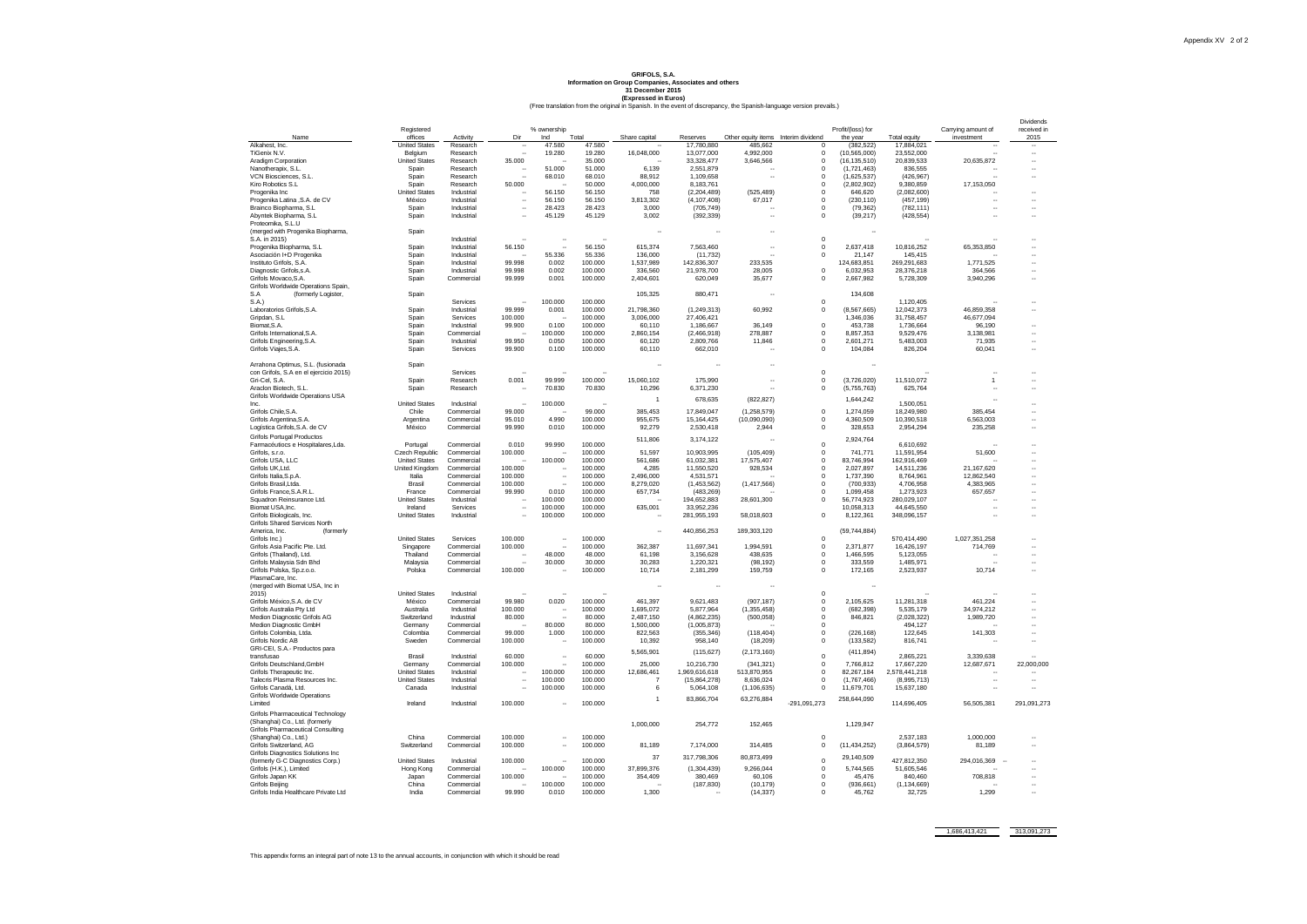# GRIFOLS, S.A.

**Information on Group Companies, Associates and others**

**31 December 2015**

**(Expressed in Euros)**

(Free translation from the original in Spanish. In the event of discrepancy, the Spanish-language version prevails.)

| Name | Registered offices | Activity | % ownership Dir | Ind | Total | Share capital | Reserves | Other equity items | Interim dividend | Profit/(loss) for the year | Total equity | Carrying amount of investment | Dividends received in 2015 |
|---|---|---|---|---|---|---|---|---|---|---|---|---|---|
| Alkahest, Inc. | United States | Research | -- | 47.580 | 47.580 | -- | 17,780,880 | 485,662 | 0 | (382,522) | 17,884,021 | -- | -- |
| TiGenix N.V. | Belgium | Research | -- | 19.280 | 19.280 | 16,048,000 | 13,077,000 | 4,992,000 | 0 | (10,565,000) | 23,552,000 | -- | -- |
| Aradigm Corporation | United States | Research | 35.000 | -- | 35.000 | -- | 33,328,477 | 3,646,566 | 0 | (16,135,510) | 20,839,533 | 20,635,872 | -- |
| Nanotherapix, S.L. | Spain | Research | -- | 51.000 | 51.000 | 6,139 | 2,551,879 | -- | 0 | (1,721,463) | 836,555 | -- | -- |
| VCN Biosciences, S.L. | Spain | Research | -- | 68.010 | 68.010 | 88,912 | 1,109,658 | -- | 0 | (1,625,537) | (426,967) | -- | -- |
| Kiro Robotics S.L | Spain | Research | 50.000 | -- | 50.000 | 4,000,000 | 8,183,761 | | 0 | (2,802,902) | 9,380,859 | 17,153,050 | |
| Progenika Inc | United States | Industrial | -- | 56.150 | 56.150 | 758 | (2,204,489) | (525,489) | 0 | 646,620 | (2,082,600) | -- | -- |
| Progenika Latina ,S.A. de CV | México | Industrial | -- | 56.150 | 56.150 | 3,813,302 | (4,107,408) | 67,017 | 0 | (230,110) | (457,199) | -- | -- |
| Brainco Biopharma, S.L | Spain | Industrial | -- | 28.423 | 28.423 | 3,000 | (705,749) | -- | 0 | (79,362) | (782,111) | -- | -- |
| Abyntek Biopharma, S.L | Spain | Industrial | -- | 45.129 | 45.129 | 3,002 | (392,339) | -- | 0 | (39,217) | (428,554) | -- | -- |
| Proteomika, S.L.U (merged with Progenika Biopharma, S.A. in 2015) | Spain | Industrial | -- | -- | -- | -- | -- | -- | 0 | -- | -- | -- | -- |
| Progenika Biopharma, S.L | Spain | Industrial | 56.150 | -- | 56.150 | 615,374 | 7,563,460 | -- | 0 | 2,637,418 | 10,816,252 | 65,353,850 | -- |
| Asociación I+D Progenika | Spain | Industrial | -- | 55.336 | 55.336 | 136,000 | (11,732) | -- | 0 | 21,147 | 145,415 | -- | -- |
| Instituto Grifols, S.A. | Spain | Industrial | 99.998 | 0.002 | 100.000 | 1,537,989 | 142,836,307 | 233,535 | | 124,683,851 | 269,291,683 | 1,771,525 | -- |
| Diagnostic Grifols,s.A. | Spain | Industrial | 99.998 | 0.002 | 100.000 | 336,560 | 21,978,700 | 28,005 | 0 | 6,032,953 | 28,376,218 | 364,566 | -- |
| Grifols Movaco,S.A. | Spain | Commercial | 99.999 | 0.001 | 100.000 | 2,404,601 | 620,049 | 35,677 | 0 | 2,667,982 | 5,728,309 | 3,940,296 | -- |
| Grifols Worldwide Operations Spain, S.A (formerly Logister, S.A.) | Spain | Services | -- | 100.000 | 100.000 | 105,325 | 880,471 | -- | 0 | 134,608 | 1,120,405 | -- | -- |
| Laboratorios Grifols,S.A. | Spain | Industrial | 99.999 | 0.001 | 100.000 | 21,798,360 | (1,249,313) | 60,992 | 0 | (8,567,665) | 12,042,373 | 46,859,358 | -- |
| Gripdan, S.L | Spain | Services | 100.000 | -- | 100.000 | 3,006,000 | 27,406,421 | | | 1,346,036 | 31,758,457 | 46,677,094 | |
| Biomat,S.A. | Spain | Industrial | 99.900 | 0.100 | 100.000 | 60,110 | 1,186,667 | 36,149 | 0 | 453,738 | 1,736,664 | 96,190 | -- |
| Grifols International,S.A. | Spain | Commercial | -- | 100.000 | 100.000 | 2,860,154 | (2,466,918) | 278,887 | 0 | 8,857,353 | 9,529,476 | 3,138,981 | -- |
| Grifols Engineering,S.A. | Spain | Industrial | 99.950 | 0.050 | 100.000 | 60,120 | 2,809,766 | 11,846 | 0 | 2,601,271 | 5,483,003 | 71,935 | -- |
| Grifols Viajes,S.A. | Spain | Services | 99.900 | 0.100 | 100.000 | 60,110 | 662,010 | -- | 0 | 104,084 | 826,204 | 60,041 | -- |
| Arrahona Optimus, S.L. (fusionada con Grifols, S.A en el ejercicio 2015) | Spain | Services | -- | -- | -- | -- | -- | -- | 0 | -- | -- | -- | -- |
| Gri-Cel, S.A. | Spain | Research | 0.001 | 99.999 | 100.000 | 15,060,102 | 175,990 | -- | 0 | (3,726,020) | 11,510,072 | 1 | -- |
| Araclon Biotech, S.L. | Spain | Research | -- | 70.830 | 70.830 | 10,296 | 6,371,230 | -- | 0 | (5,755,763) | 625,764 | -- | -- |
| Grifols Worldwide Operations USA Inc. | United States | Industrial | -- | 100.000 | | 1 | 678,635 | (822,827) | | 1,644,242 | 1,500,051 | -- | -- |
| Grifols Chile,S.A. | Chile | Commercial | 99.000 | -- | 99.000 | 385,453 | 17,849,047 | (1,258,579) | 0 | 1,274,059 | 18,249,980 | 385,454 | -- |
| Grifols Argentina,S.A. | Argentina | Commercial | 95.010 | 4.990 | 100.000 | 955,675 | 15,164,425 | (10,090,090) | 0 | 4,360,509 | 10,390,518 | 6,563,003 | -- |
| Logística Grifols,S.A. de CV | México | Commercial | 99.990 | 0.010 | 100.000 | 92,279 | 2,530,418 | 2,944 | 0 | 328,653 | 2,954,294 | 235,258 | -- |
| Grifols Portugal Productos Farmacéuticos e Hospitalares,Lda. | Portugal | Commercial | 0.010 | 99.990 | 100.000 | 511,806 | 3,174,122 | -- | 0 | 2,924,764 | 6,610,692 | -- | -- |
| Grifols, s.r.o. | Czech Republic | Commercial | 100.000 | -- | 100.000 | 51,597 | 10,903,995 | (105,409) | 0 | 741,771 | 11,591,954 | 51,600 | -- |
| Grifols USA, LLC | United States | Commercial | -- | 100.000 | 100.000 | 561,686 | 61,032,381 | 17,575,407 | 0 | 83,746,994 | 162,916,469 | -- | -- |
| Grifols UK,Ltd. | United Kingdom | Commercial | 100.000 | -- | 100.000 | 4,285 | 11,550,520 | 928,534 | 0 | 2,027,897 | 14,511,236 | 21,167,620 | -- |
| Grifols Italia,S.p.A. | Italia | Commercial | 100.000 | -- | 100.000 | 2,496,000 | 4,531,571 | -- | 0 | 1,737,390 | 8,764,961 | 12,862,540 | -- |
| Grifols Brasil,Ltda. | Brasil | Commercial | 100.000 | -- | 100.000 | 8,279,020 | (1,453,562) | (1,417,566) | 0 | (700,933) | 4,706,958 | 4,383,965 | -- |
| Grifols France,S.A.R.L. | France | Commercial | 99.990 | 0.010 | 100.000 | 657,734 | (483,269) | -- | 0 | 1,099,458 | 1,273,923 | 657,657 | -- |
| Squadron Reinsurance Ltd. | Ireland | Industrial | -- | 100.000 | 100.000 | -- | 194,652,883 | 28,601,300 | 0 | 56,774,923 | 280,029,107 | -- | -- |
| Biomat USA,Inc. | United States | Services | -- | 100.000 | 100.000 | 635,001 | 33,952,236 | -- | | 10,058,313 | 44,645,550 | -- | -- |
| Grifols Biologicals, Inc. | United States | Industrial | -- | 100.000 | 100.000 | -- | 281,955,193 | 58,018,603 | 0 | 8,122,361 | 348,096,157 | -- | -- |
| Grifols Shared Services North America, Inc. (formerly Grifols Inc.) | United States | Services | 100.000 | -- | 100.000 | -- | 440,856,253 | 189,303,120 | 0 | (59,744,884) | 570,414,490 | 1,027,351,258 | -- |
| Grifols Asia Pacific Pte. Ltd. | Singapore | Commercial | 100.000 | -- | 100.000 | 362,387 | 11,697,341 | 1,994,591 | 0 | 2,371,877 | 16,426,197 | 714,769 | -- |
| Grifols (Thailand), Ltd. | Thailand | Commercial | -- | 48.000 | 48.000 | 61,198 | 3,156,628 | 438,635 | 0 | 1,466,595 | 5,123,055 | -- | -- |
| Grifols Malaysia Sdn Bhd | Malaysia | Commercial | -- | 30.000 | 30.000 | 30,283 | 1,220,321 | (98,192) | 0 | 333,559 | 1,485,971 | -- | -- |
| Grifols Polska, Sp.z.o.o. | Polska | Commercial | 100.000 | -- | 100.000 | 10,714 | 2,181,299 | 159,759 | 0 | 172,165 | 2,523,937 | 10,714 | -- |
| PlasmaCare, Inc. (merged with Biomat USA, Inc in 2015) | United States | Industrial | -- | -- | -- | -- | -- | -- | 0 | -- | -- | -- | -- |
| Grifols México,S.A. de CV | México | Commercial | 99.980 | 0.020 | 100.000 | 461,397 | 9,621,483 | (907,187) | 0 | 2,105,625 | 11,281,318 | 461,224 | -- |
| Grifols Australia Pty Ltd | Australia | Industrial | 100.000 | -- | 100.000 | 1,695,072 | 5,877,964 | (1,355,458) | 0 | (682,398) | 5,535,179 | 34,974,212 | -- |
| Medion Diagnostic Grifols AG | Switzerland | Industrial | 80.000 | -- | 80.000 | 2,487,150 | (4,862,235) | (500,058) | 0 | 846,821 | (2,028,322) | 1,989,720 | -- |
| Medion Diagnostic GmbH | Germany | Commercial | -- | 80.000 | 80.000 | 1,500,000 | (1,005,873) | | 0 | | 494,127 | | -- |
| Grifols Colombia, Ltda. | Colombia | Commercial | 99.000 | 1.000 | 100.000 | 822,563 | (355,346) | (118,404) | 0 | (226,168) | 122,645 | 141,303 | -- |
| Grifols Nordic AB | Sweden | Commercial | 100.000 | -- | 100.000 | 10,392 | 958,140 | (18,209) | 0 | (133,582) | 816,741 | -- | -- |
| GRI-CEI, S.A.- Productos para transfusao | Brasil | Industrial | 60.000 | -- | 60.000 | 5,565,901 | (115,627) | (2,173,160) | 0 | (411,894) | 2,865,221 | 3,339,638 | -- |
| Grifols Deutschland,GmbH | Germany | Commercial | 100.000 | -- | 100.000 | 25,000 | 10,216,730 | (341,321) | 0 | 7,766,812 | 17,667,220 | 12,687,671 | 22,000,000 |
| Grifols Therapeutic Inc. | United States | Industrial | -- | 100.000 | 100.000 | 12,686,461 | 1,969,616,618 | 513,870,955 | 0 | 82,267,184 | 2,578,441,218 | -- | -- |
| Talecris Plasma Resources Inc. | United States | Industrial | -- | 100.000 | 100.000 | 7 | (15,864,278) | 8,636,024 | 0 | (1,767,466) | (8,995,713) | -- | -- |
| Grifols Canadá, Ltd. | Canada | Industrial | -- | 100.000 | 100.000 | 6 | 5,064,108 | (1,106,635) | 0 | 11,679,701 | 15,637,180 | -- | -- |
| Grifols Worldwide Operations Limited | Ireland | Industrial | 100.000 | -- | 100.000 | 1 | 83,866,704 | 63,276,884 | -291,091,273 | 258,644,090 | 114,696,405 | 56,505,381 | 291,091,273 |
| Grifols Pharmaceutical Technology (Shanghai) Co., Ltd. (formerly Grifols Pharmaceutical Consulting (Shanghai) Co., Ltd.) | China | Commercial | 100.000 | -- | 100.000 | 1,000,000 | 254,772 | 152,465 | 0 | 1,129,947 | 2,537,183 | 1,000,000 | -- |
| Grifols Switzerland, AG | Switzerland | Commercial | 100.000 | -- | 100.000 | 81,189 | 7,174,000 | 314,485 | 0 | (11,434,252) | (3,864,579) | 81,189 | -- |
| Grifols Diagnostics Solutions Inc (formerly G-C Diagnostics Corp.) | United States | Industrial | 100.000 | -- | 100.000 | 37 | 317,798,306 | 80,873,499 | 0 | 29,140,509 | 427,812,350 | 294,016,369 | -- |
| Grifols (H.K.), Limited | Hong Kong | Commercial | -- | 100.000 | 100.000 | 37,899,376 | (1,304,439) | 9,266,044 | 0 | 5,744,565 | 51,605,546 | -- | -- |
| Grifols Japan KK | Japan | Commercial | 100.000 | -- | 100.000 | 354,409 | 380,469 | 60,106 | 0 | 45,476 | 840,460 | 708,818 | -- |
| Grifols Beijing | China | Commercial | -- | 100.000 | 100.000 | -- | (187,830) | (10,179) | 0 | (936,661) | (1,134,669) | -- | -- |
| Grifols India Healthcare Private Ltd | India | Commercial | 99.990 | 0.010 | 100.000 | 1,300 | -- | (14,337) | 0 | 45,762 | 32,725 | 1,299 | -- |
| | | | | | | | | | | | | 1,686,413,421 | 313,091,273 |

This appendix forms an integral part of note 13 to the annual accounts, in conjunction with which it should be read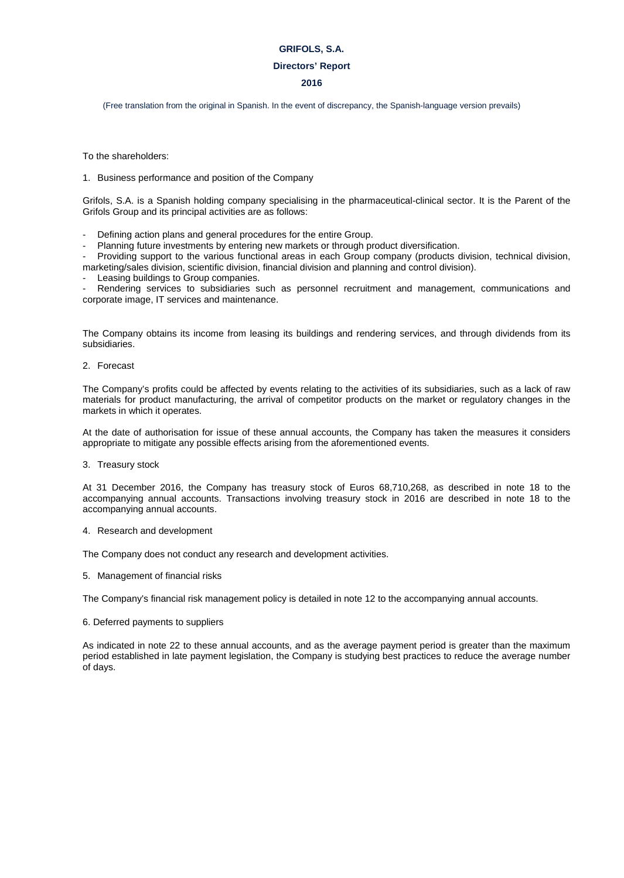**GRIFOLS, S.A.**

**Directors' Report**

**2016**

(Free translation from the original in Spanish. In the event of discrepancy, the Spanish-language version prevails)

To the shareholders:

1. Business performance and position of the Company

Grifols, S.A. is a Spanish holding company specialising in the pharmaceutical-clinical sector. It is the Parent of the Grifols Group and its principal activities are as follows:

- Defining action plans and general procedures for the entire Group.
- Planning future investments by entering new markets or through product diversification.
- Providing support to the various functional areas in each Group company (products division, technical division, marketing/sales division, scientific division, financial division and planning and control division).
- Leasing buildings to Group companies.
- Rendering services to subsidiaries such as personnel recruitment and management, communications and corporate image, IT services and maintenance.

The Company obtains its income from leasing its buildings and rendering services, and through dividends from its subsidiaries.

2. Forecast

The Company's profits could be affected by events relating to the activities of its subsidiaries, such as a lack of raw materials for product manufacturing, the arrival of competitor products on the market or regulatory changes in the markets in which it operates.

At the date of authorisation for issue of these annual accounts, the Company has taken the measures it considers appropriate to mitigate any possible effects arising from the aforementioned events.

3. Treasury stock

At 31 December 2016, the Company has treasury stock of Euros 68,710,268, as described in note 18 to the accompanying annual accounts. Transactions involving treasury stock in 2016 are described in note 18 to the accompanying annual accounts.

4. Research and development

The Company does not conduct any research and development activities.

5. Management of financial risks

The Company's financial risk management policy is detailed in note 12 to the accompanying annual accounts.

6. Deferred payments to suppliers

As indicated in note 22 to these annual accounts, and as the average payment period is greater than the maximum period established in late payment legislation, the Company is studying best practices to reduce the average number of days.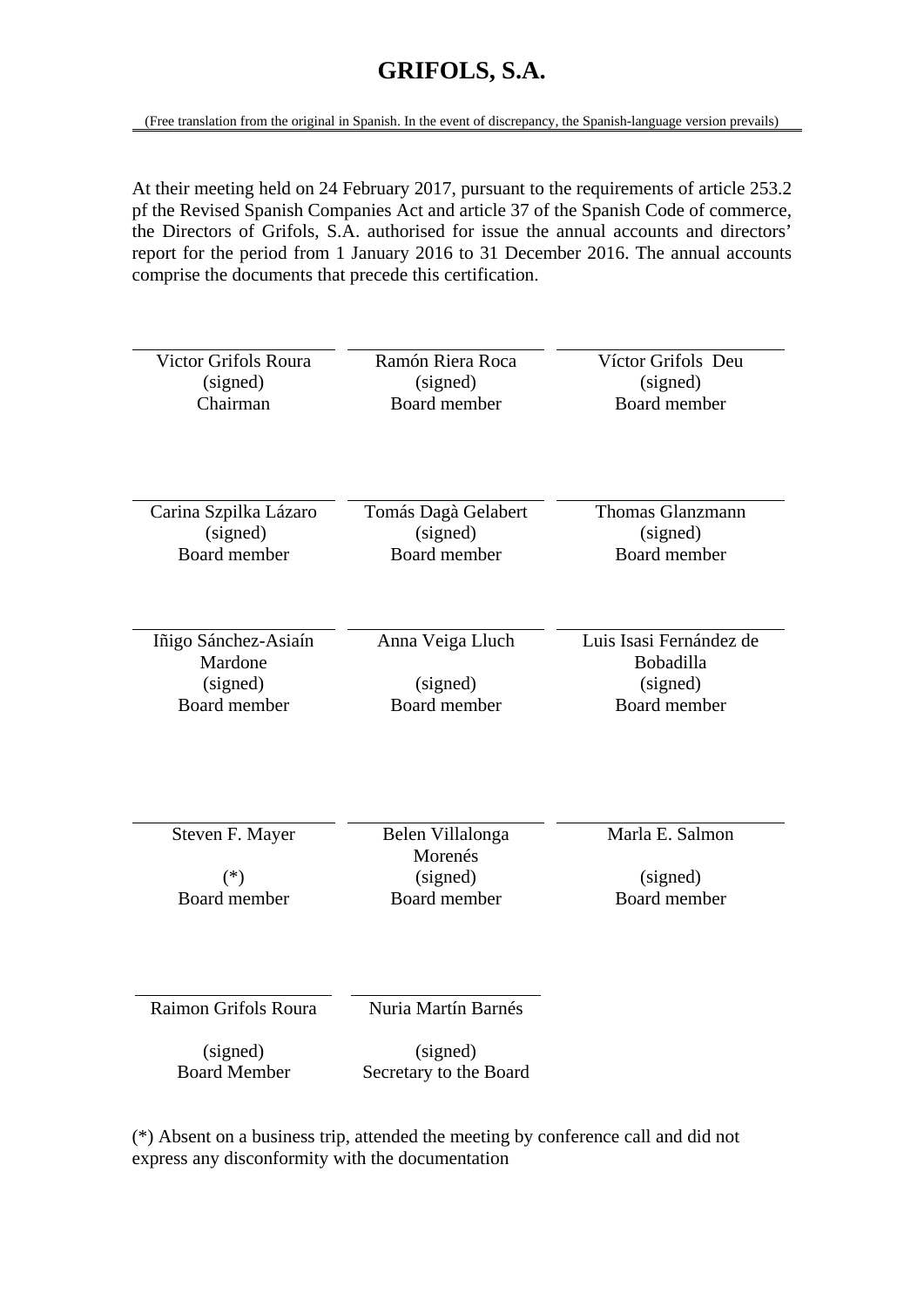# GRIFOLS, S.A.

(Free translation from the original in Spanish. In the event of discrepancy, the Spanish-language version prevails)

At their meeting held on 24 February 2017, pursuant to the requirements of article 253.2 pf the Revised Spanish Companies Act and article 37 of the Spanish Code of commerce, the Directors of Grifols, S.A. authorised for issue the annual accounts and directors' report for the period from 1 January 2016 to 31 December 2016. The annual accounts comprise the documents that precede this certification.

| | | |
|---|---|---|
| Victor Grifols Roura<br>(signed)<br>Chairman | Ramón Riera Roca<br>(signed)<br>Board member | Víctor Grifols Deu<br>(signed)<br>Board member |
| Carina Szpilka Lázaro<br>(signed)<br>Board member | Tomás Dagà Gelabert<br>(signed)<br>Board member | Thomas Glanzmann<br>(signed)<br>Board member |
| Iñigo Sánchez-Asiaín Mardone<br>(signed)<br>Board member | Anna Veiga Lluch<br>(signed)<br>Board member | Luis Isasi Fernández de Bobadilla<br>(signed)<br>Board member |
| Steven F. Mayer<br>(*)<br>Board member | Belen Villalonga Morenés<br>(signed)<br>Board member | Marla E. Salmon<br>(signed)<br>Board member |
| Raimon Grifols Roura<br>(signed)<br>Board Member | Nuria Martín Barnés<br>(signed)<br>Secretary to the Board | |

(*) Absent on a business trip, attended the meeting by conference call and did not express any disconformity with the documentation